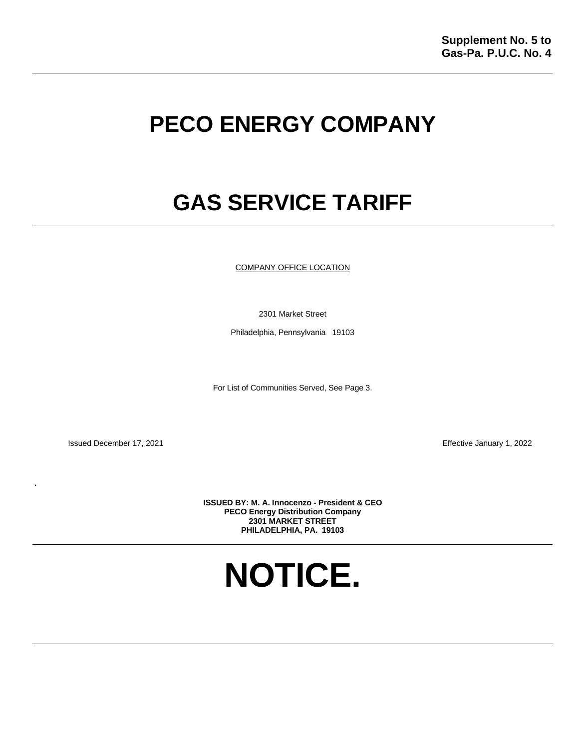**Supplement No. 5 to**
**Gas-Pa. P.U.C. No. 4**

# PECO ENERGY COMPANY

# GAS SERVICE TARIFF

COMPANY OFFICE LOCATION

2301 Market Street

Philadelphia, Pennsylvania 19103

For List of Communities Served, See Page 3.

Issued December 17, 2021

Effective January 1, 2022

.

**ISSUED BY: M. A. Innocenzo - President & CEO**
**PECO Energy Distribution Company**
**2301 MARKET STREET**
**PHILADELPHIA, PA. 19103**

# NOTICE.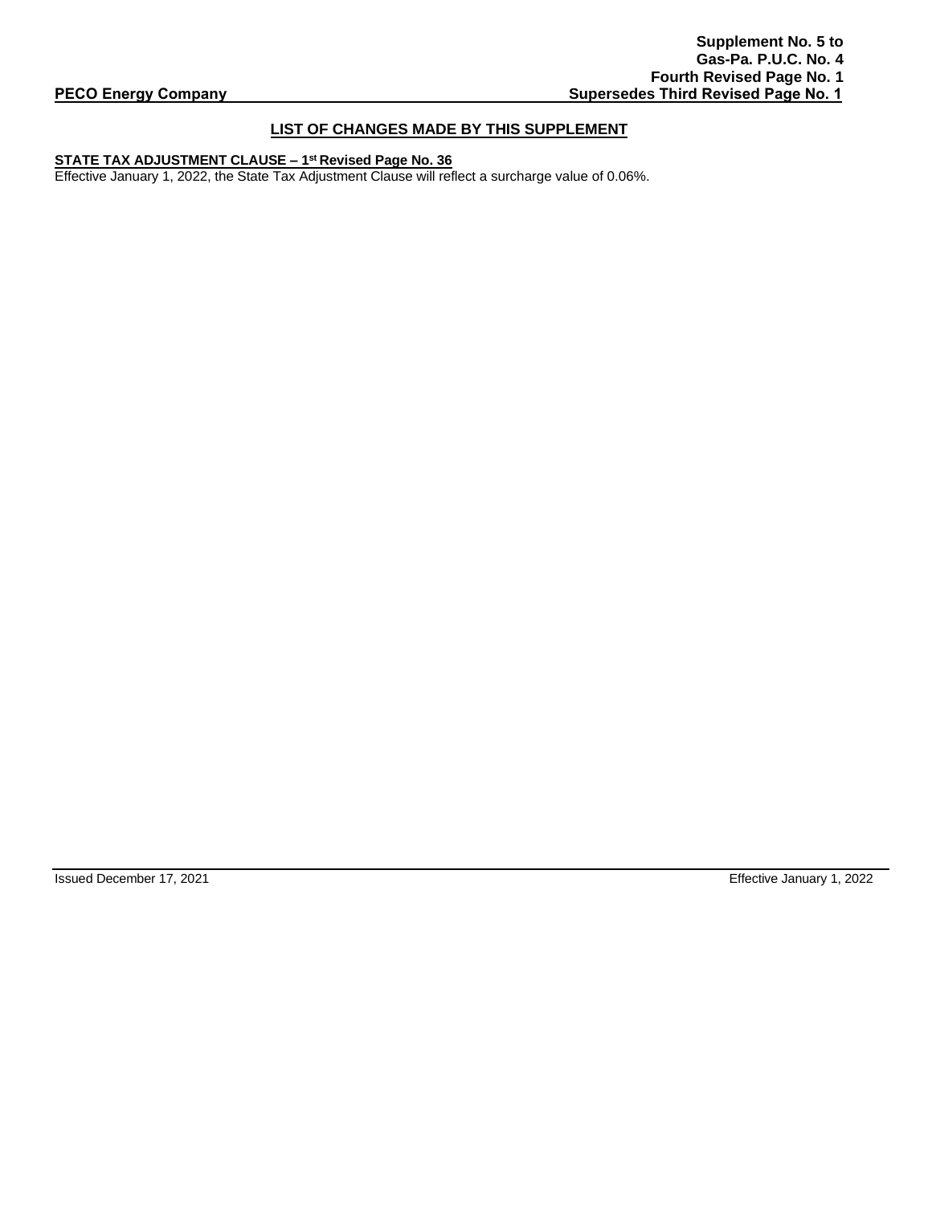**Supplement No. 5 to**
**Gas-Pa. P.U.C. No. 4**
**Fourth Revised Page No. 1**
**PECO Energy Company** **Supersedes Third Revised Page No. 1**

## LIST OF CHANGES MADE BY THIS SUPPLEMENT

**STATE TAX ADJUSTMENT CLAUSE – 1st Revised Page No. 36**

Effective January 1, 2022, the State Tax Adjustment Clause will reflect a surcharge value of 0.06%.

Issued December 17, 2021 Effective January 1, 2022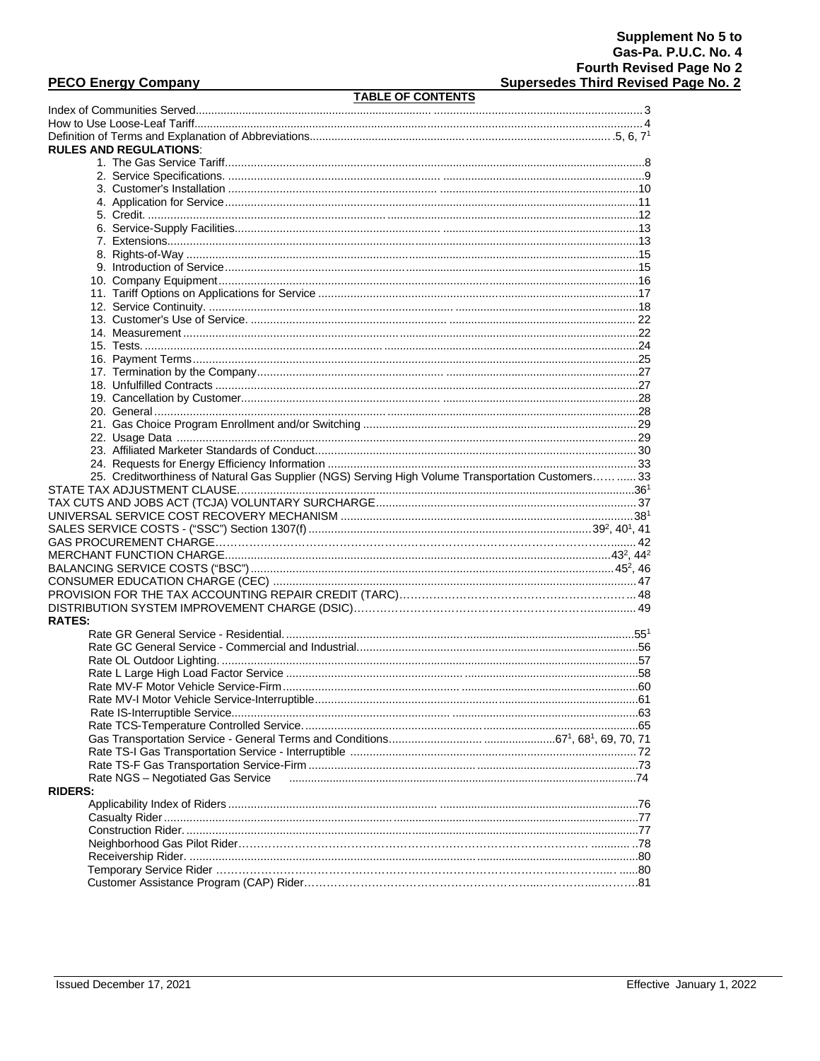Supplement No 5 to
Gas-Pa. P.U.C. No. 4
Fourth Revised Page No 2
Supersedes Third Revised Page No. 2

**PECO Energy Company**

## TABLE OF CONTENTS

| | |
|---|---|
| Index of Communities Served | 3 |
| How to Use Loose-Leaf Tariff | 4 |
| Definition of Terms and Explanation of Abbreviations | 5, 6, 7[1] |
| **RULES AND REGULATIONS**: | |
| 1. The Gas Service Tariff | 8 |
| 2. Service Specifications. | 9 |
| 3. Customer's Installation | 10 |
| 4. Application for Service | 11 |
| 5. Credit. | 12 |
| 6. Service-Supply Facilities | 13 |
| 7. Extensions | 13 |
| 8. Rights-of-Way | 15 |
| 9. Introduction of Service | 15 |
| 10. Company Equipment | 16 |
| 11. Tariff Options on Applications for Service | 17 |
| 12. Service Continuity. | 18 |
| 13. Customer's Use of Service. | 22 |
| 14. Measurement | 22 |
| 15. Tests. | 24 |
| 16. Payment Terms | 25 |
| 17. Termination by the Company | 27 |
| 18. Unfulfilled Contracts | 27 |
| 19. Cancellation by Customer | 28 |
| 20. General | 28 |
| 21. Gas Choice Program Enrollment and/or Switching | 29 |
| 22. Usage Data | 29 |
| 23. Affiliated Marketer Standards of Conduct | 30 |
| 24. Requests for Energy Efficiency Information | 33 |
| 25. Creditworthiness of Natural Gas Supplier (NGS) Serving High Volume Transportation Customers | 33 |
| STATE TAX ADJUSTMENT CLAUSE. | 36[1] |
| TAX CUTS AND JOBS ACT (TCJA) VOLUNTARY SURCHARGE | 37 |
| UNIVERSAL SERVICE COST RECOVERY MECHANISM | 38[1] |
| SALES SERVICE COSTS - ("SSC") Section 1307(f) | 39[2], 40[1], 41 |
| GAS PROCUREMENT CHARGE | 42 |
| MERCHANT FUNCTION CHARGE | 43[2], 44[2] |
| BALANCING SERVICE COSTS ("BSC") | 45[2], 46 |
| CONSUMER EDUCATION CHARGE (CEC) | 47 |
| PROVISION FOR THE TAX ACCOUNTING REPAIR CREDIT (TARC) | 48 |
| DISTRIBUTION SYSTEM IMPROVEMENT CHARGE (DSIC) | 49 |
| **RATES:** | |
| Rate GR General Service - Residential. | 55[1] |
| Rate GC General Service - Commercial and Industrial | 56 |
| Rate OL Outdoor Lighting. | 57 |
| Rate L Large High Load Factor Service | 58 |
| Rate MV-F Motor Vehicle Service-Firm | 60 |
| Rate MV-I Motor Vehicle Service-Interruptible | 61 |
| Rate IS-Interruptible Service. | 63 |
| Rate TCS-Temperature Controlled Service. | 65 |
| Gas Transportation Service - General Terms and Conditions | 67[1], 68[1], 69, 70, 71 |
| Rate TS-I Gas Transportation Service - Interruptible | 72 |
| Rate TS-F Gas Transportation Service-Firm | 73 |
| Rate NGS – Negotiated Gas Service | 74 |
| **RIDERS:** | |
| Applicability Index of Riders | 76 |
| Casualty Rider | 77 |
| Construction Rider. | 77 |
| Neighborhood Gas Pilot Rider | 78 |
| Receivership Rider. | 80 |
| Temporary Service Rider | 80 |
| Customer Assistance Program (CAP) Rider | 81 |

Issued December 17, 2021 Effective January 1, 2022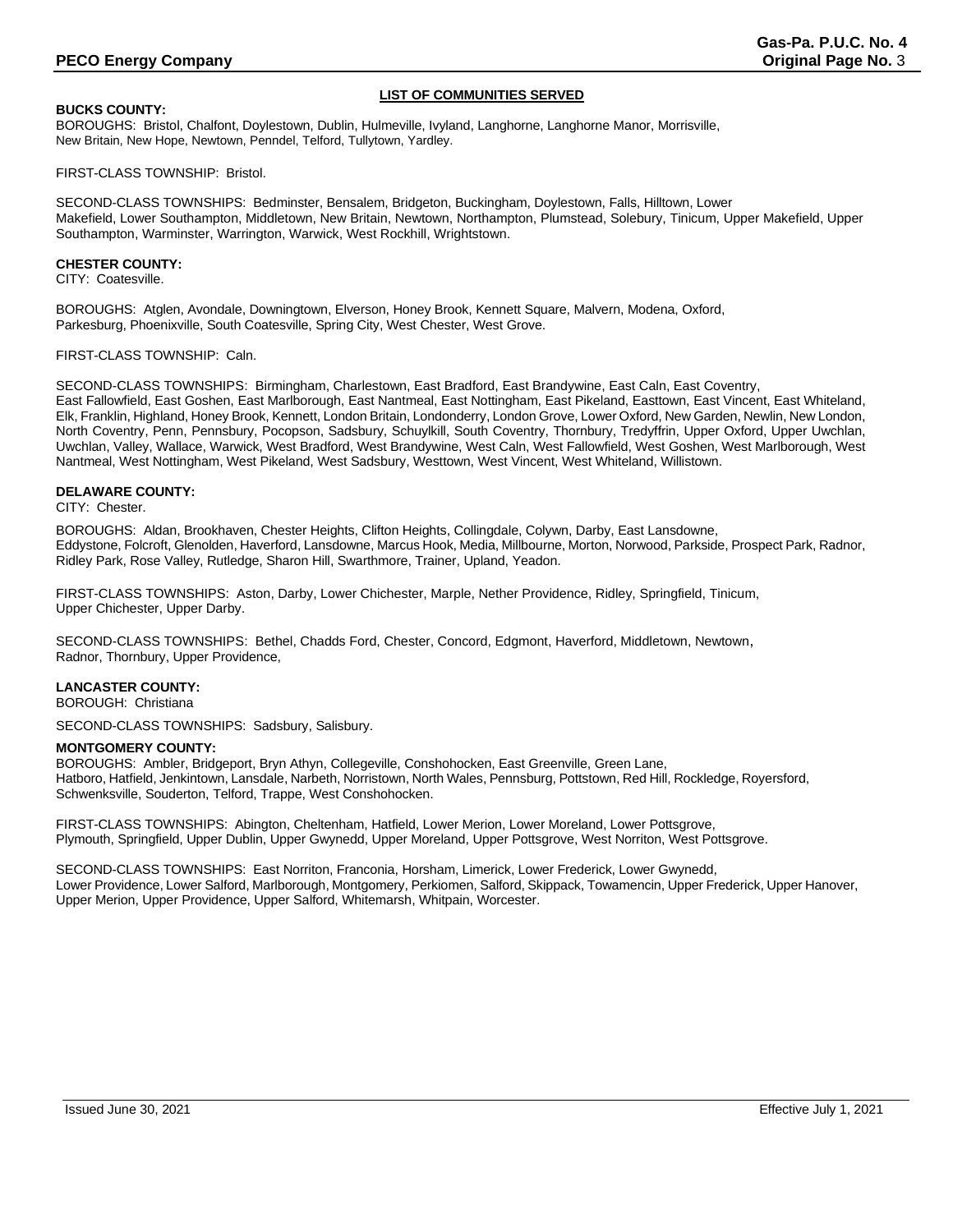## LIST OF COMMUNITIES SERVED

**BUCKS COUNTY:**

BOROUGHS: Bristol, Chalfont, Doylestown, Dublin, Hulmeville, Ivyland, Langhorne, Langhorne Manor, Morrisville, New Britain, New Hope, Newtown, Penndel, Telford, Tullytown, Yardley.

FIRST-CLASS TOWNSHIP: Bristol.

SECOND-CLASS TOWNSHIPS: Bedminster, Bensalem, Bridgeton, Buckingham, Doylestown, Falls, Hilltown, Lower Makefield, Lower Southampton, Middletown, New Britain, Newtown, Northampton, Plumstead, Solebury, Tinicum, Upper Makefield, Upper Southampton, Warminster, Warrington, Warwick, West Rockhill, Wrightstown.

**CHESTER COUNTY:**

CITY: Coatesville.

BOROUGHS: Atglen, Avondale, Downingtown, Elverson, Honey Brook, Kennett Square, Malvern, Modena, Oxford, Parkesburg, Phoenixville, South Coatesville, Spring City, West Chester, West Grove.

FIRST-CLASS TOWNSHIP: Caln.

SECOND-CLASS TOWNSHIPS: Birmingham, Charlestown, East Bradford, East Brandywine, East Caln, East Coventry, East Fallowfield, East Goshen, East Marlborough, East Nantmeal, East Nottingham, East Pikeland, Easttown, East Vincent, East Whiteland, Elk, Franklin, Highland, Honey Brook, Kennett, London Britain, Londonderry, London Grove, Lower Oxford, New Garden, Newlin, New London, North Coventry, Penn, Pennsbury, Pocopson, Sadsbury, Schuylkill, South Coventry, Thornbury, Tredyffrin, Upper Oxford, Upper Uwchlan, Uwchlan, Valley, Wallace, Warwick, West Bradford, West Brandywine, West Caln, West Fallowfield, West Goshen, West Marlborough, West Nantmeal, West Nottingham, West Pikeland, West Sadsbury, Westtown, West Vincent, West Whiteland, Willistown.

**DELAWARE COUNTY:**

CITY: Chester.

BOROUGHS: Aldan, Brookhaven, Chester Heights, Clifton Heights, Collingdale, Colywn, Darby, East Lansdowne, Eddystone, Folcroft, Glenolden, Haverford, Lansdowne, Marcus Hook, Media, Millbourne, Morton, Norwood, Parkside, Prospect Park, Radnor, Ridley Park, Rose Valley, Rutledge, Sharon Hill, Swarthmore, Trainer, Upland, Yeadon.

FIRST-CLASS TOWNSHIPS: Aston, Darby, Lower Chichester, Marple, Nether Providence, Ridley, Springfield, Tinicum, Upper Chichester, Upper Darby.

SECOND-CLASS TOWNSHIPS: Bethel, Chadds Ford, Chester, Concord, Edgmont, Haverford, Middletown, Newtown, Radnor, Thornbury, Upper Providence,

**LANCASTER COUNTY:**

BOROUGH: Christiana

SECOND-CLASS TOWNSHIPS: Sadsbury, Salisbury.

**MONTGOMERY COUNTY:**

BOROUGHS: Ambler, Bridgeport, Bryn Athyn, Collegeville, Conshohocken, East Greenville, Green Lane, Hatboro, Hatfield, Jenkintown, Lansdale, Narbeth, Norristown, North Wales, Pennsburg, Pottstown, Red Hill, Rockledge, Royersford, Schwenksville, Souderton, Telford, Trappe, West Conshohocken.

FIRST-CLASS TOWNSHIPS: Abington, Cheltenham, Hatfield, Lower Merion, Lower Moreland, Lower Pottsgrove, Plymouth, Springfield, Upper Dublin, Upper Gwynedd, Upper Moreland, Upper Pottsgrove, West Norriton, West Pottsgrove.

SECOND-CLASS TOWNSHIPS: East Norriton, Franconia, Horsham, Limerick, Lower Frederick, Lower Gwynedd, Lower Providence, Lower Salford, Marlborough, Montgomery, Perkiomen, Salford, Skippack, Towamencin, Upper Frederick, Upper Hanover, Upper Merion, Upper Providence, Upper Salford, Whitemarsh, Whitpain, Worcester.

Issued June 30, 2021 Effective July 1, 2021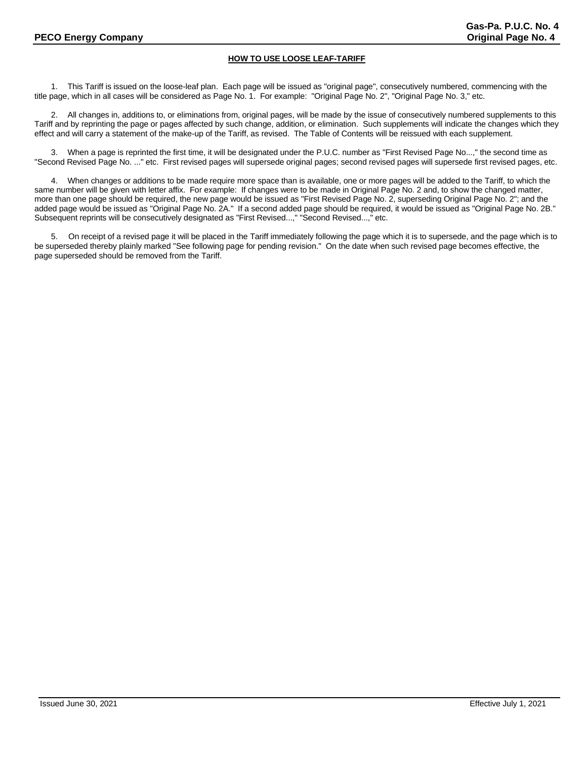## HOW TO USE LOOSE LEAF-TARIFF

1. This Tariff is issued on the loose-leaf plan. Each page will be issued as "original page", consecutively numbered, commencing with the title page, which in all cases will be considered as Page No. 1. For example: "Original Page No. 2", "Original Page No. 3," etc.

2. All changes in, additions to, or eliminations from, original pages, will be made by the issue of consecutively numbered supplements to this Tariff and by reprinting the page or pages affected by such change, addition, or elimination. Such supplements will indicate the changes which they effect and will carry a statement of the make-up of the Tariff, as revised. The Table of Contents will be reissued with each supplement.

3. When a page is reprinted the first time, it will be designated under the P.U.C. number as "First Revised Page No...," the second time as "Second Revised Page No. ..." etc. First revised pages will supersede original pages; second revised pages will supersede first revised pages, etc.

4. When changes or additions to be made require more space than is available, one or more pages will be added to the Tariff, to which the same number will be given with letter affix. For example: If changes were to be made in Original Page No. 2 and, to show the changed matter, more than one page should be required, the new page would be issued as "First Revised Page No. 2, superseding Original Page No. 2"; and the added page would be issued as "Original Page No. 2A." If a second added page should be required, it would be issued as "Original Page No. 2B." Subsequent reprints will be consecutively designated as "First Revised...," "Second Revised...," etc.

5. On receipt of a revised page it will be placed in the Tariff immediately following the page which it is to supersede, and the page which is to be superseded thereby plainly marked "See following page for pending revision." On the date when such revised page becomes effective, the page superseded should be removed from the Tariff.

Issued June 30, 2021 Effective July 1, 2021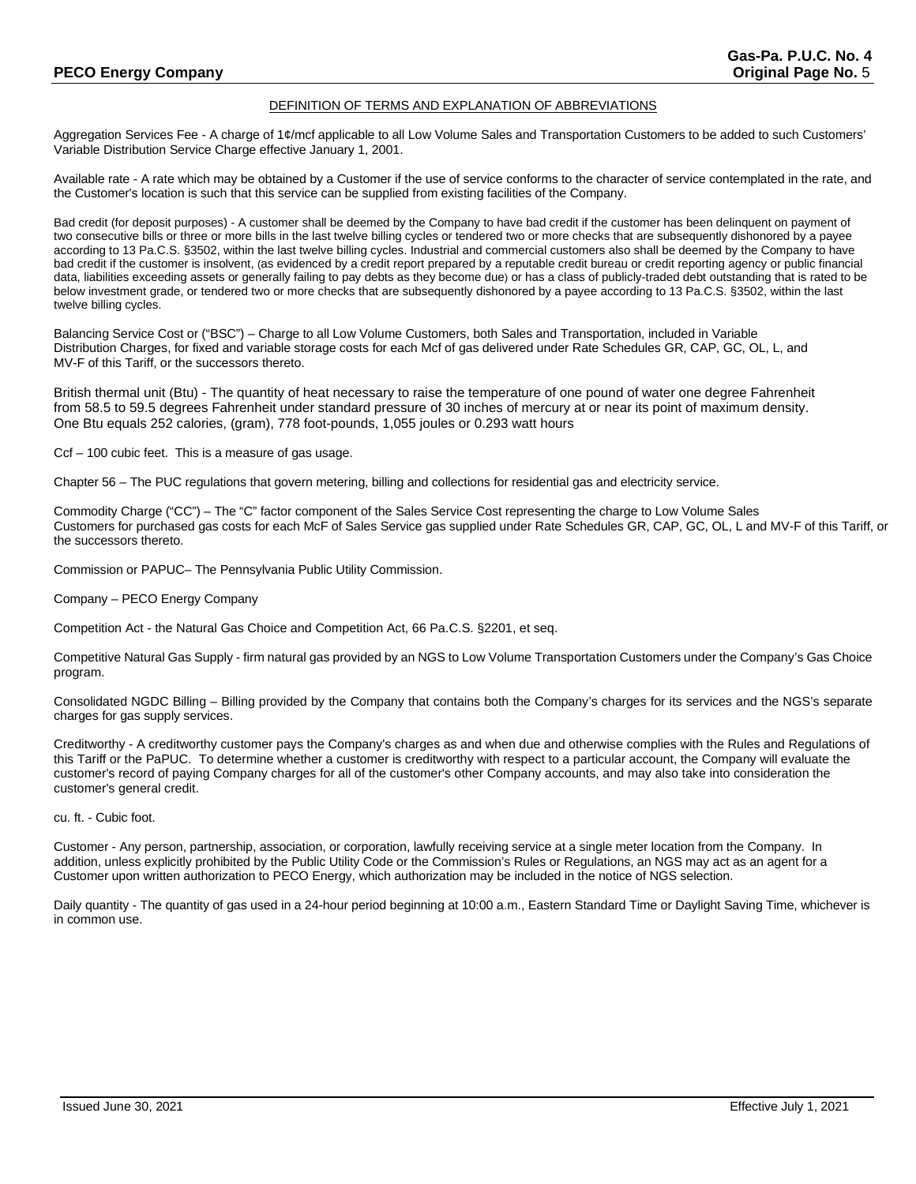## DEFINITION OF TERMS AND EXPLANATION OF ABBREVIATIONS

Aggregation Services Fee - A charge of 1¢/mcf applicable to all Low Volume Sales and Transportation Customers to be added to such Customers' Variable Distribution Service Charge effective January 1, 2001.

Available rate - A rate which may be obtained by a Customer if the use of service conforms to the character of service contemplated in the rate, and the Customer's location is such that this service can be supplied from existing facilities of the Company.

Bad credit (for deposit purposes) - A customer shall be deemed by the Company to have bad credit if the customer has been delinquent on payment of two consecutive bills or three or more bills in the last twelve billing cycles or tendered two or more checks that are subsequently dishonored by a payee according to 13 Pa.C.S. §3502, within the last twelve billing cycles. Industrial and commercial customers also shall be deemed by the Company to have bad credit if the customer is insolvent, (as evidenced by a credit report prepared by a reputable credit bureau or credit reporting agency or public financial data, liabilities exceeding assets or generally failing to pay debts as they become due) or has a class of publicly-traded debt outstanding that is rated to be below investment grade, or tendered two or more checks that are subsequently dishonored by a payee according to 13 Pa.C.S. §3502, within the last twelve billing cycles.

Balancing Service Cost or ("BSC") – Charge to all Low Volume Customers, both Sales and Transportation, included in Variable Distribution Charges, for fixed and variable storage costs for each Mcf of gas delivered under Rate Schedules GR, CAP, GC, OL, L, and MV-F of this Tariff, or the successors thereto.

British thermal unit (Btu) - The quantity of heat necessary to raise the temperature of one pound of water one degree Fahrenheit from 58.5 to 59.5 degrees Fahrenheit under standard pressure of 30 inches of mercury at or near its point of maximum density. One Btu equals 252 calories, (gram), 778 foot-pounds, 1,055 joules or 0.293 watt hours

Ccf – 100 cubic feet. This is a measure of gas usage.

Chapter 56 – The PUC regulations that govern metering, billing and collections for residential gas and electricity service.

Commodity Charge ("CC") – The "C" factor component of the Sales Service Cost representing the charge to Low Volume Sales Customers for purchased gas costs for each McF of Sales Service gas supplied under Rate Schedules GR, CAP, GC, OL, L and MV-F of this Tariff, or the successors thereto.

Commission or PAPUC– The Pennsylvania Public Utility Commission.

Company – PECO Energy Company

Competition Act - the Natural Gas Choice and Competition Act, 66 Pa.C.S. §2201, et seq.

Competitive Natural Gas Supply - firm natural gas provided by an NGS to Low Volume Transportation Customers under the Company's Gas Choice program.

Consolidated NGDC Billing – Billing provided by the Company that contains both the Company's charges for its services and the NGS's separate charges for gas supply services.

Creditworthy - A creditworthy customer pays the Company's charges as and when due and otherwise complies with the Rules and Regulations of this Tariff or the PaPUC. To determine whether a customer is creditworthy with respect to a particular account, the Company will evaluate the customer's record of paying Company charges for all of the customer's other Company accounts, and may also take into consideration the customer's general credit.

cu. ft. - Cubic foot.

Customer - Any person, partnership, association, or corporation, lawfully receiving service at a single meter location from the Company. In addition, unless explicitly prohibited by the Public Utility Code or the Commission's Rules or Regulations, an NGS may act as an agent for a Customer upon written authorization to PECO Energy, which authorization may be included in the notice of NGS selection.

Daily quantity - The quantity of gas used in a 24-hour period beginning at 10:00 a.m., Eastern Standard Time or Daylight Saving Time, whichever is in common use.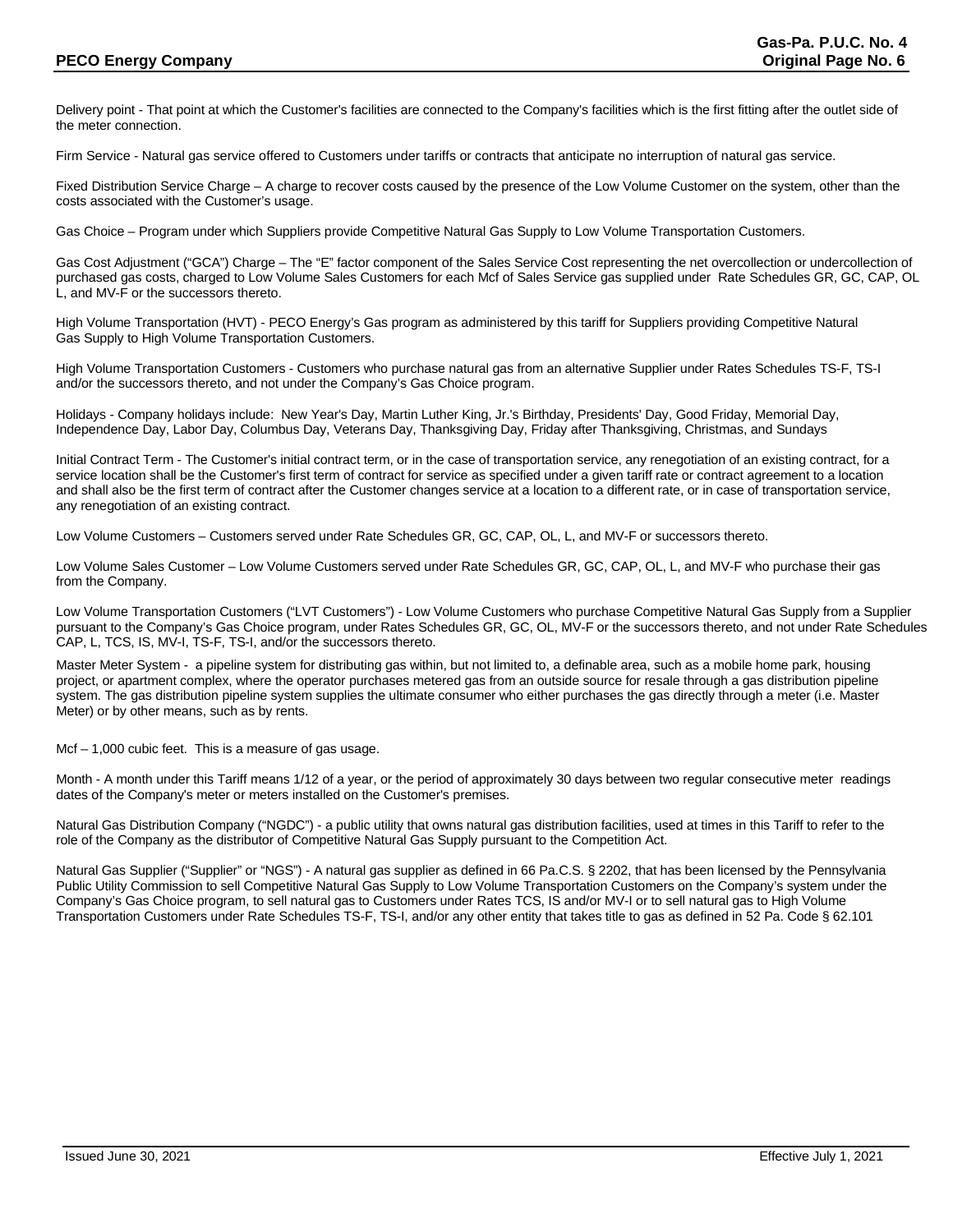Delivery point - That point at which the Customer's facilities are connected to the Company's facilities which is the first fitting after the outlet side of the meter connection.

Firm Service - Natural gas service offered to Customers under tariffs or contracts that anticipate no interruption of natural gas service.

Fixed Distribution Service Charge – A charge to recover costs caused by the presence of the Low Volume Customer on the system, other than the costs associated with the Customer's usage.

Gas Choice – Program under which Suppliers provide Competitive Natural Gas Supply to Low Volume Transportation Customers.

Gas Cost Adjustment ("GCA") Charge – The "E" factor component of the Sales Service Cost representing the net overcollection or undercollection of purchased gas costs, charged to Low Volume Sales Customers for each Mcf of Sales Service gas supplied under Rate Schedules GR, GC, CAP, OL L, and MV-F or the successors thereto.

High Volume Transportation (HVT) - PECO Energy's Gas program as administered by this tariff for Suppliers providing Competitive Natural Gas Supply to High Volume Transportation Customers.

High Volume Transportation Customers - Customers who purchase natural gas from an alternative Supplier under Rates Schedules TS-F, TS-I and/or the successors thereto, and not under the Company's Gas Choice program.

Holidays - Company holidays include: New Year's Day, Martin Luther King, Jr.'s Birthday, Presidents' Day, Good Friday, Memorial Day, Independence Day, Labor Day, Columbus Day, Veterans Day, Thanksgiving Day, Friday after Thanksgiving, Christmas, and Sundays

Initial Contract Term - The Customer's initial contract term, or in the case of transportation service, any renegotiation of an existing contract, for a service location shall be the Customer's first term of contract for service as specified under a given tariff rate or contract agreement to a location and shall also be the first term of contract after the Customer changes service at a location to a different rate, or in case of transportation service, any renegotiation of an existing contract.

Low Volume Customers – Customers served under Rate Schedules GR, GC, CAP, OL, L, and MV-F or successors thereto.

Low Volume Sales Customer – Low Volume Customers served under Rate Schedules GR, GC, CAP, OL, L, and MV-F who purchase their gas from the Company.

Low Volume Transportation Customers ("LVT Customers") - Low Volume Customers who purchase Competitive Natural Gas Supply from a Supplier pursuant to the Company's Gas Choice program, under Rates Schedules GR, GC, OL, MV-F or the successors thereto, and not under Rate Schedules CAP, L, TCS, IS, MV-I, TS-F, TS-I, and/or the successors thereto.

Master Meter System - a pipeline system for distributing gas within, but not limited to, a definable area, such as a mobile home park, housing project, or apartment complex, where the operator purchases metered gas from an outside source for resale through a gas distribution pipeline system. The gas distribution pipeline system supplies the ultimate consumer who either purchases the gas directly through a meter (i.e. Master Meter) or by other means, such as by rents.

Mcf – 1,000 cubic feet. This is a measure of gas usage.

Month - A month under this Tariff means 1/12 of a year, or the period of approximately 30 days between two regular consecutive meter readings dates of the Company's meter or meters installed on the Customer's premises.

Natural Gas Distribution Company ("NGDC") - a public utility that owns natural gas distribution facilities, used at times in this Tariff to refer to the role of the Company as the distributor of Competitive Natural Gas Supply pursuant to the Competition Act.

Natural Gas Supplier ("Supplier" or "NGS") - A natural gas supplier as defined in 66 Pa.C.S. § 2202, that has been licensed by the Pennsylvania Public Utility Commission to sell Competitive Natural Gas Supply to Low Volume Transportation Customers on the Company's system under the Company's Gas Choice program, to sell natural gas to Customers under Rates TCS, IS and/or MV-I or to sell natural gas to High Volume Transportation Customers under Rate Schedules TS-F, TS-I, and/or any other entity that takes title to gas as defined in 52 Pa. Code § 62.101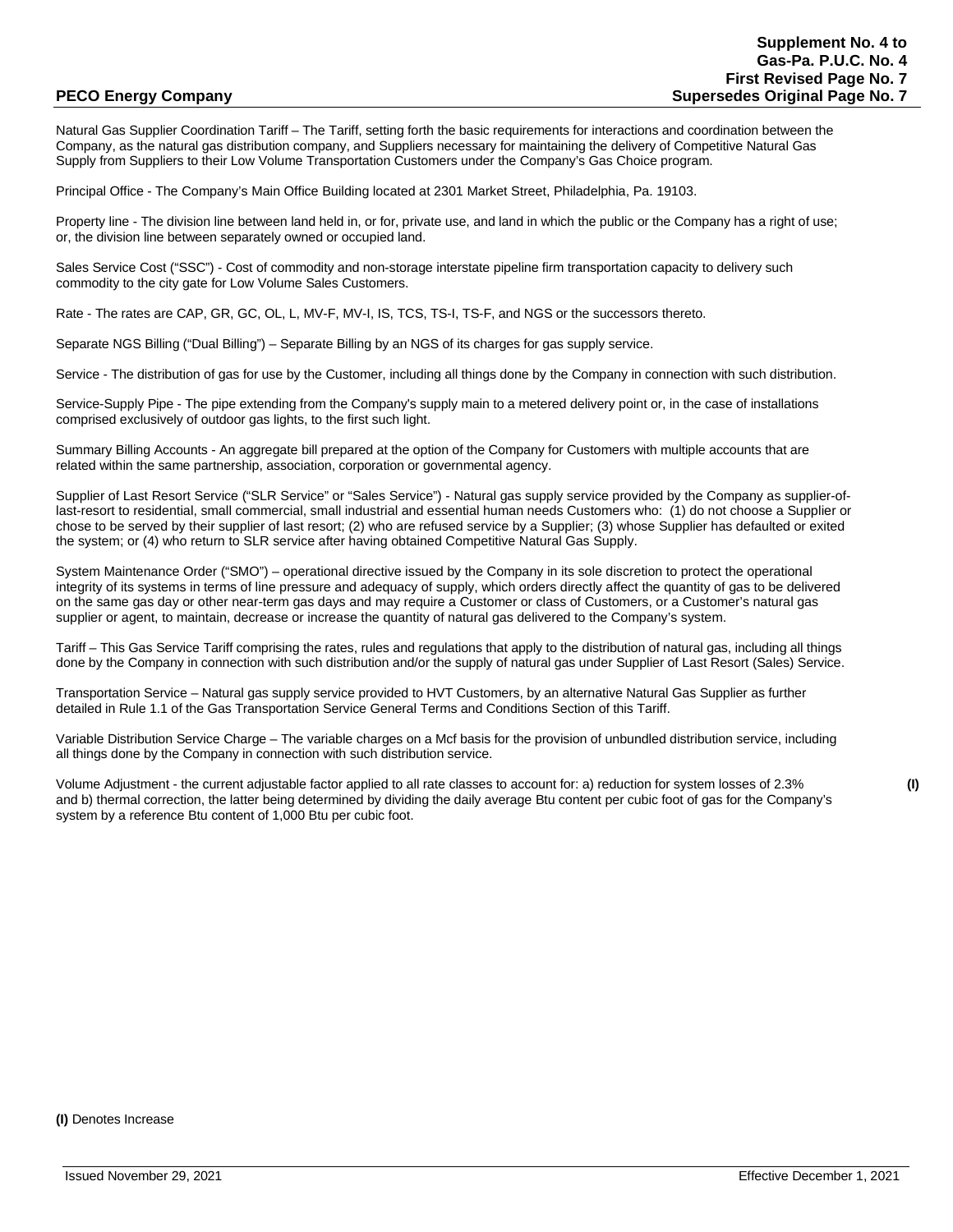Natural Gas Supplier Coordination Tariff – The Tariff, setting forth the basic requirements for interactions and coordination between the Company, as the natural gas distribution company, and Suppliers necessary for maintaining the delivery of Competitive Natural Gas Supply from Suppliers to their Low Volume Transportation Customers under the Company's Gas Choice program.

Principal Office - The Company's Main Office Building located at 2301 Market Street, Philadelphia, Pa. 19103.

Property line - The division line between land held in, or for, private use, and land in which the public or the Company has a right of use; or, the division line between separately owned or occupied land.

Sales Service Cost ("SSC") - Cost of commodity and non-storage interstate pipeline firm transportation capacity to delivery such commodity to the city gate for Low Volume Sales Customers.

Rate - The rates are CAP, GR, GC, OL, L, MV-F, MV-I, IS, TCS, TS-I, TS-F, and NGS or the successors thereto.

Separate NGS Billing ("Dual Billing") – Separate Billing by an NGS of its charges for gas supply service.

Service - The distribution of gas for use by the Customer, including all things done by the Company in connection with such distribution.

Service-Supply Pipe - The pipe extending from the Company's supply main to a metered delivery point or, in the case of installations comprised exclusively of outdoor gas lights, to the first such light.

Summary Billing Accounts - An aggregate bill prepared at the option of the Company for Customers with multiple accounts that are related within the same partnership, association, corporation or governmental agency.

Supplier of Last Resort Service ("SLR Service" or "Sales Service") - Natural gas supply service provided by the Company as supplier-of-last-resort to residential, small commercial, small industrial and essential human needs Customers who: (1) do not choose a Supplier or chose to be served by their supplier of last resort; (2) who are refused service by a Supplier; (3) whose Supplier has defaulted or exited the system; or (4) who return to SLR service after having obtained Competitive Natural Gas Supply.

System Maintenance Order ("SMO") – operational directive issued by the Company in its sole discretion to protect the operational integrity of its systems in terms of line pressure and adequacy of supply, which orders directly affect the quantity of gas to be delivered on the same gas day or other near-term gas days and may require a Customer or class of Customers, or a Customer's natural gas supplier or agent, to maintain, decrease or increase the quantity of natural gas delivered to the Company's system.

Tariff – This Gas Service Tariff comprising the rates, rules and regulations that apply to the distribution of natural gas, including all things done by the Company in connection with such distribution and/or the supply of natural gas under Supplier of Last Resort (Sales) Service.

Transportation Service – Natural gas supply service provided to HVT Customers, by an alternative Natural Gas Supplier as further detailed in Rule 1.1 of the Gas Transportation Service General Terms and Conditions Section of this Tariff.

Variable Distribution Service Charge – The variable charges on a Mcf basis for the provision of unbundled distribution service, including all things done by the Company in connection with such distribution service.

Volume Adjustment - the current adjustable factor applied to all rate classes to account for: a) reduction for system losses of 2.3% **(I)** and b) thermal correction, the latter being determined by dividing the daily average Btu content per cubic foot of gas for the Company's system by a reference Btu content of 1,000 Btu per cubic foot.

**(I)** Denotes Increase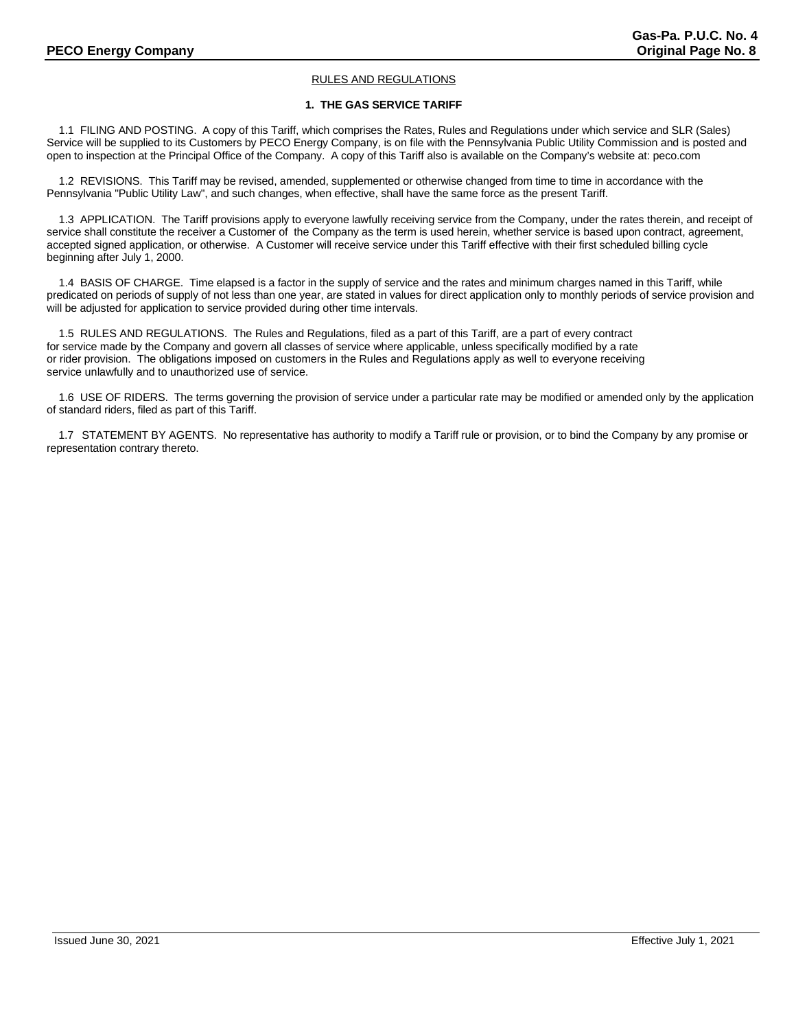## RULES AND REGULATIONS

### 1. THE GAS SERVICE TARIFF

1.1 FILING AND POSTING. A copy of this Tariff, which comprises the Rates, Rules and Regulations under which service and SLR (Sales) Service will be supplied to its Customers by PECO Energy Company, is on file with the Pennsylvania Public Utility Commission and is posted and open to inspection at the Principal Office of the Company. A copy of this Tariff also is available on the Company's website at: peco.com

1.2 REVISIONS. This Tariff may be revised, amended, supplemented or otherwise changed from time to time in accordance with the Pennsylvania "Public Utility Law", and such changes, when effective, shall have the same force as the present Tariff.

1.3 APPLICATION. The Tariff provisions apply to everyone lawfully receiving service from the Company, under the rates therein, and receipt of service shall constitute the receiver a Customer of the Company as the term is used herein, whether service is based upon contract, agreement, accepted signed application, or otherwise. A Customer will receive service under this Tariff effective with their first scheduled billing cycle beginning after July 1, 2000.

1.4 BASIS OF CHARGE. Time elapsed is a factor in the supply of service and the rates and minimum charges named in this Tariff, while predicated on periods of supply of not less than one year, are stated in values for direct application only to monthly periods of service provision and will be adjusted for application to service provided during other time intervals.

1.5 RULES AND REGULATIONS. The Rules and Regulations, filed as a part of this Tariff, are a part of every contract for service made by the Company and govern all classes of service where applicable, unless specifically modified by a rate or rider provision. The obligations imposed on customers in the Rules and Regulations apply as well to everyone receiving service unlawfully and to unauthorized use of service.

1.6 USE OF RIDERS. The terms governing the provision of service under a particular rate may be modified or amended only by the application of standard riders, filed as part of this Tariff.

1.7 STATEMENT BY AGENTS. No representative has authority to modify a Tariff rule or provision, or to bind the Company by any promise or representation contrary thereto.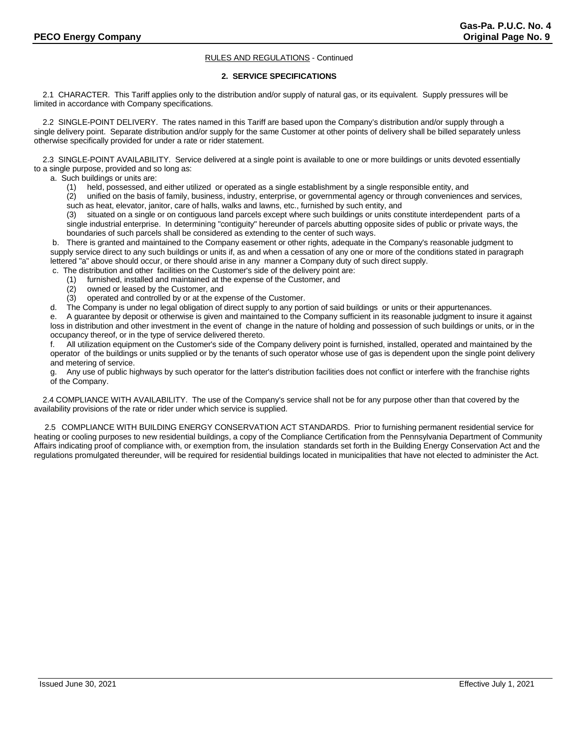RULES AND REGULATIONS - Continued

## 2. SERVICE SPECIFICATIONS

2.1 CHARACTER. This Tariff applies only to the distribution and/or supply of natural gas, or its equivalent. Supply pressures will be limited in accordance with Company specifications.

2.2 SINGLE-POINT DELIVERY. The rates named in this Tariff are based upon the Company's distribution and/or supply through a single delivery point. Separate distribution and/or supply for the same Customer at other points of delivery shall be billed separately unless otherwise specifically provided for under a rate or rider statement.

2.3 SINGLE-POINT AVAILABILITY. Service delivered at a single point is available to one or more buildings or units devoted essentially to a single purpose, provided and so long as:

a. Such buildings or units are:

(1) held, possessed, and either utilized or operated as a single establishment by a single responsible entity, and

(2) unified on the basis of family, business, industry, enterprise, or governmental agency or through conveniences and services, such as heat, elevator, janitor, care of halls, walks and lawns, etc., furnished by such entity, and

(3) situated on a single or on contiguous land parcels except where such buildings or units constitute interdependent parts of a single industrial enterprise. In determining "contiguity" hereunder of parcels abutting opposite sides of public or private ways, the boundaries of such parcels shall be considered as extending to the center of such ways.

b. There is granted and maintained to the Company easement or other rights, adequate in the Company's reasonable judgment to supply service direct to any such buildings or units if, as and when a cessation of any one or more of the conditions stated in paragraph lettered "a" above should occur, or there should arise in any manner a Company duty of such direct supply.

c. The distribution and other facilities on the Customer's side of the delivery point are:

(1) furnished, installed and maintained at the expense of the Customer, and

(2) owned or leased by the Customer, and

(3) operated and controlled by or at the expense of the Customer.

d. The Company is under no legal obligation of direct supply to any portion of said buildings or units or their appurtenances.

e. A guarantee by deposit or otherwise is given and maintained to the Company sufficient in its reasonable judgment to insure it against loss in distribution and other investment in the event of change in the nature of holding and possession of such buildings or units, or in the occupancy thereof, or in the type of service delivered thereto.

f. All utilization equipment on the Customer's side of the Company delivery point is furnished, installed, operated and maintained by the operator of the buildings or units supplied or by the tenants of such operator whose use of gas is dependent upon the single point delivery and metering of service.

g. Any use of public highways by such operator for the latter's distribution facilities does not conflict or interfere with the franchise rights of the Company.

2.4 COMPLIANCE WITH AVAILABILITY. The use of the Company's service shall not be for any purpose other than that covered by the availability provisions of the rate or rider under which service is supplied.

2.5 COMPLIANCE WITH BUILDING ENERGY CONSERVATION ACT STANDARDS. Prior to furnishing permanent residential service for heating or cooling purposes to new residential buildings, a copy of the Compliance Certification from the Pennsylvania Department of Community Affairs indicating proof of compliance with, or exemption from, the insulation standards set forth in the Building Energy Conservation Act and the regulations promulgated thereunder, will be required for residential buildings located in municipalities that have not elected to administer the Act.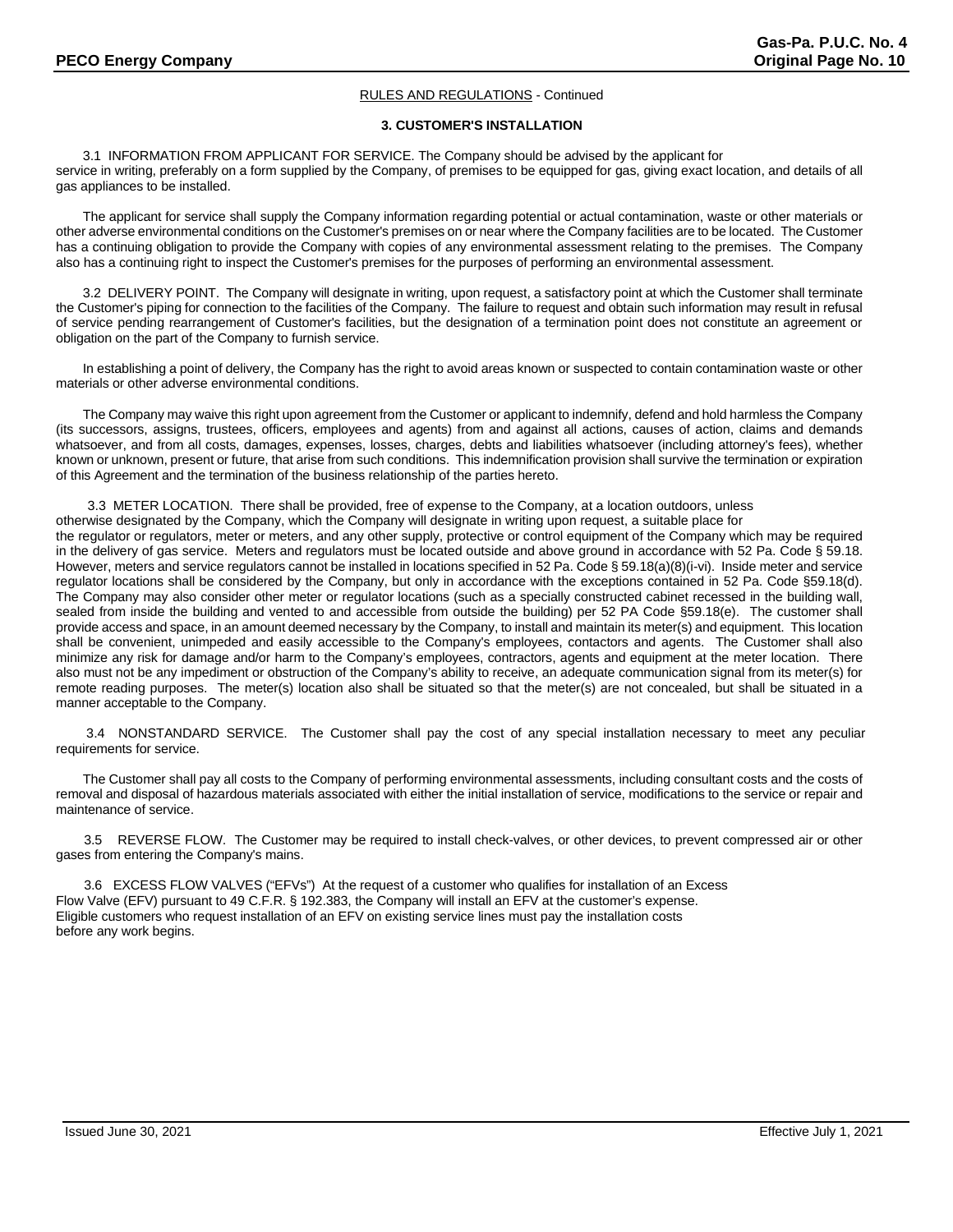RULES AND REGULATIONS - Continued

### 3. CUSTOMER'S INSTALLATION

3.1 INFORMATION FROM APPLICANT FOR SERVICE. The Company should be advised by the applicant for service in writing, preferably on a form supplied by the Company, of premises to be equipped for gas, giving exact location, and details of all gas appliances to be installed.

The applicant for service shall supply the Company information regarding potential or actual contamination, waste or other materials or other adverse environmental conditions on the Customer's premises on or near where the Company facilities are to be located. The Customer has a continuing obligation to provide the Company with copies of any environmental assessment relating to the premises. The Company also has a continuing right to inspect the Customer's premises for the purposes of performing an environmental assessment.

3.2 DELIVERY POINT. The Company will designate in writing, upon request, a satisfactory point at which the Customer shall terminate the Customer's piping for connection to the facilities of the Company. The failure to request and obtain such information may result in refusal of service pending rearrangement of Customer's facilities, but the designation of a termination point does not constitute an agreement or obligation on the part of the Company to furnish service.

In establishing a point of delivery, the Company has the right to avoid areas known or suspected to contain contamination waste or other materials or other adverse environmental conditions.

The Company may waive this right upon agreement from the Customer or applicant to indemnify, defend and hold harmless the Company (its successors, assigns, trustees, officers, employees and agents) from and against all actions, causes of action, claims and demands whatsoever, and from all costs, damages, expenses, losses, charges, debts and liabilities whatsoever (including attorney's fees), whether known or unknown, present or future, that arise from such conditions. This indemnification provision shall survive the termination or expiration of this Agreement and the termination of the business relationship of the parties hereto.

3.3 METER LOCATION. There shall be provided, free of expense to the Company, at a location outdoors, unless otherwise designated by the Company, which the Company will designate in writing upon request, a suitable place for the regulator or regulators, meter or meters, and any other supply, protective or control equipment of the Company which may be required in the delivery of gas service. Meters and regulators must be located outside and above ground in accordance with 52 Pa. Code § 59.18. However, meters and service regulators cannot be installed in locations specified in 52 Pa. Code § 59.18(a)(8)(i-vi). Inside meter and service regulator locations shall be considered by the Company, but only in accordance with the exceptions contained in 52 Pa. Code §59.18(d). The Company may also consider other meter or regulator locations (such as a specially constructed cabinet recessed in the building wall, sealed from inside the building and vented to and accessible from outside the building) per 52 PA Code §59.18(e). The customer shall provide access and space, in an amount deemed necessary by the Company, to install and maintain its meter(s) and equipment. This location shall be convenient, unimpeded and easily accessible to the Company's employees, contactors and agents. The Customer shall also minimize any risk for damage and/or harm to the Company's employees, contractors, agents and equipment at the meter location. There also must not be any impediment or obstruction of the Company's ability to receive, an adequate communication signal from its meter(s) for remote reading purposes. The meter(s) location also shall be situated so that the meter(s) are not concealed, but shall be situated in a manner acceptable to the Company.

3.4 NONSTANDARD SERVICE. The Customer shall pay the cost of any special installation necessary to meet any peculiar requirements for service.

The Customer shall pay all costs to the Company of performing environmental assessments, including consultant costs and the costs of removal and disposal of hazardous materials associated with either the initial installation of service, modifications to the service or repair and maintenance of service.

3.5 REVERSE FLOW. The Customer may be required to install check-valves, or other devices, to prevent compressed air or other gases from entering the Company's mains.

3.6 EXCESS FLOW VALVES ("EFVs") At the request of a customer who qualifies for installation of an Excess Flow Valve (EFV) pursuant to 49 C.F.R. § 192.383, the Company will install an EFV at the customer's expense. Eligible customers who request installation of an EFV on existing service lines must pay the installation costs before any work begins.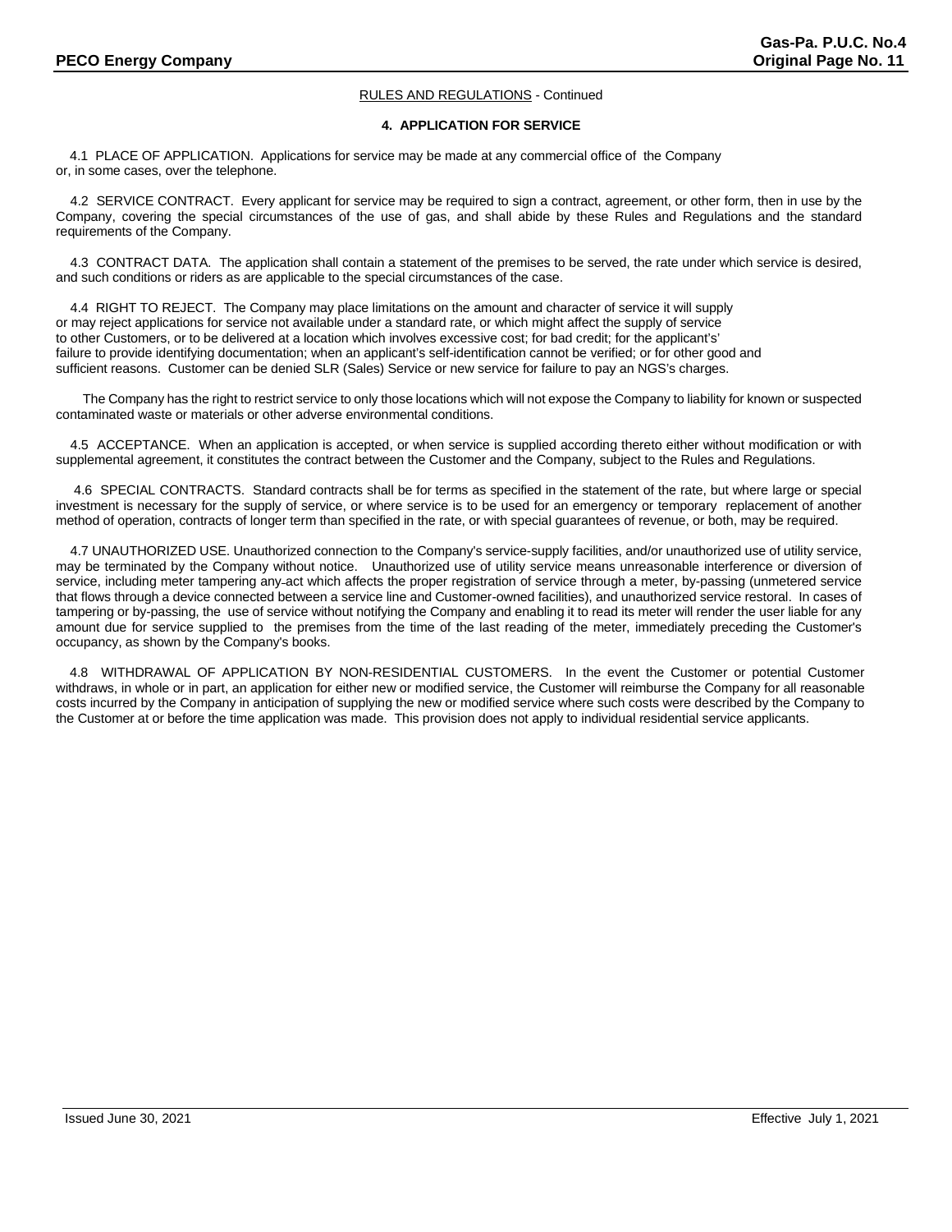RULES AND REGULATIONS - Continued

## 4. APPLICATION FOR SERVICE

4.1 PLACE OF APPLICATION. Applications for service may be made at any commercial office of the Company or, in some cases, over the telephone.

4.2 SERVICE CONTRACT. Every applicant for service may be required to sign a contract, agreement, or other form, then in use by the Company, covering the special circumstances of the use of gas, and shall abide by these Rules and Regulations and the standard requirements of the Company.

4.3 CONTRACT DATA. The application shall contain a statement of the premises to be served, the rate under which service is desired, and such conditions or riders as are applicable to the special circumstances of the case.

4.4 RIGHT TO REJECT. The Company may place limitations on the amount and character of service it will supply or may reject applications for service not available under a standard rate, or which might affect the supply of service to other Customers, or to be delivered at a location which involves excessive cost; for bad credit; for the applicant's' failure to provide identifying documentation; when an applicant's self-identification cannot be verified; or for other good and sufficient reasons. Customer can be denied SLR (Sales) Service or new service for failure to pay an NGS's charges.

The Company has the right to restrict service to only those locations which will not expose the Company to liability for known or suspected contaminated waste or materials or other adverse environmental conditions.

4.5 ACCEPTANCE. When an application is accepted, or when service is supplied according thereto either without modification or with supplemental agreement, it constitutes the contract between the Customer and the Company, subject to the Rules and Regulations.

4.6 SPECIAL CONTRACTS. Standard contracts shall be for terms as specified in the statement of the rate, but where large or special investment is necessary for the supply of service, or where service is to be used for an emergency or temporary replacement of another method of operation, contracts of longer term than specified in the rate, or with special guarantees of revenue, or both, may be required.

4.7 UNAUTHORIZED USE. Unauthorized connection to the Company's service-supply facilities, and/or unauthorized use of utility service, may be terminated by the Company without notice. Unauthorized use of utility service means unreasonable interference or diversion of service, including meter tampering any act which affects the proper registration of service through a meter, by-passing (unmetered service that flows through a device connected between a service line and Customer-owned facilities), and unauthorized service restoral. In cases of tampering or by-passing, the use of service without notifying the Company and enabling it to read its meter will render the user liable for any amount due for service supplied to the premises from the time of the last reading of the meter, immediately preceding the Customer's occupancy, as shown by the Company's books.

4.8 WITHDRAWAL OF APPLICATION BY NON-RESIDENTIAL CUSTOMERS. In the event the Customer or potential Customer withdraws, in whole or in part, an application for either new or modified service, the Customer will reimburse the Company for all reasonable costs incurred by the Company in anticipation of supplying the new or modified service where such costs were described by the Company to the Customer at or before the time application was made. This provision does not apply to individual residential service applicants.

Issued June 30, 2021 Effective July 1, 2021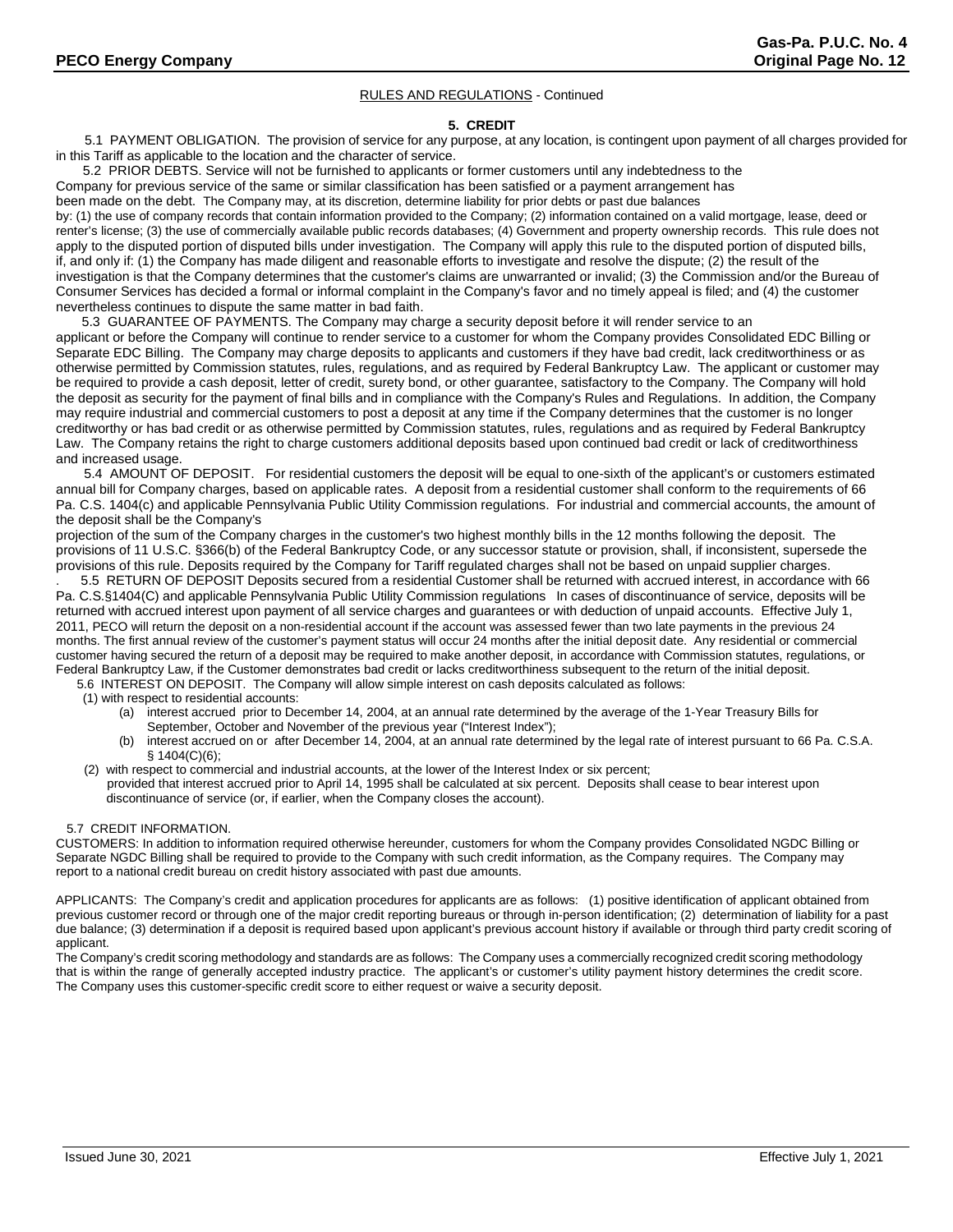RULES AND REGULATIONS - Continued

**5. CREDIT**

5.1 PAYMENT OBLIGATION. The provision of service for any purpose, at any location, is contingent upon payment of all charges provided for in this Tariff as applicable to the location and the character of service.

5.2 PRIOR DEBTS. Service will not be furnished to applicants or former customers until any indebtedness to the Company for previous service of the same or similar classification has been satisfied or a payment arrangement has been made on the debt. The Company may, at its discretion, determine liability for prior debts or past due balances by: (1) the use of company records that contain information provided to the Company; (2) information contained on a valid mortgage, lease, deed or renter's license; (3) the use of commercially available public records databases; (4) Government and property ownership records. This rule does not apply to the disputed portion of disputed bills under investigation. The Company will apply this rule to the disputed portion of disputed bills, if, and only if: (1) the Company has made diligent and reasonable efforts to investigate and resolve the dispute; (2) the result of the investigation is that the Company determines that the customer's claims are unwarranted or invalid; (3) the Commission and/or the Bureau of Consumer Services has decided a formal or informal complaint in the Company's favor and no timely appeal is filed; and (4) the customer nevertheless continues to dispute the same matter in bad faith.

5.3 GUARANTEE OF PAYMENTS. The Company may charge a security deposit before it will render service to an applicant or before the Company will continue to render service to a customer for whom the Company provides Consolidated EDC Billing or Separate EDC Billing. The Company may charge deposits to applicants and customers if they have bad credit, lack creditworthiness or as otherwise permitted by Commission statutes, rules, regulations, and as required by Federal Bankruptcy Law. The applicant or customer may be required to provide a cash deposit, letter of credit, surety bond, or other guarantee, satisfactory to the Company. The Company will hold the deposit as security for the payment of final bills and in compliance with the Company's Rules and Regulations. In addition, the Company may require industrial and commercial customers to post a deposit at any time if the Company determines that the customer is no longer creditworthy or has bad credit or as otherwise permitted by Commission statutes, rules, regulations and as required by Federal Bankruptcy Law. The Company retains the right to charge customers additional deposits based upon continued bad credit or lack of creditworthiness and increased usage.

5.4 AMOUNT OF DEPOSIT. For residential customers the deposit will be equal to one-sixth of the applicant's or customers estimated annual bill for Company charges, based on applicable rates. A deposit from a residential customer shall conform to the requirements of 66 Pa. C.S. 1404(c) and applicable Pennsylvania Public Utility Commission regulations. For industrial and commercial accounts, the amount of the deposit shall be the Company's projection of the sum of the Company charges in the customer's two highest monthly bills in the 12 months following the deposit. The provisions of 11 U.S.C. §366(b) of the Federal Bankruptcy Code, or any successor statute or provision, shall, if inconsistent, supersede the provisions of this rule. Deposits required by the Company for Tariff regulated charges shall not be based on unpaid supplier charges.

5.5 RETURN OF DEPOSIT Deposits secured from a residential Customer shall be returned with accrued interest, in accordance with 66 Pa. C.S.§1404(C) and applicable Pennsylvania Public Utility Commission regulations In cases of discontinuance of service, deposits will be returned with accrued interest upon payment of all service charges and guarantees or with deduction of unpaid accounts. Effective July 1, 2011, PECO will return the deposit on a non-residential account if the account was assessed fewer than two late payments in the previous 24 months. The first annual review of the customer's payment status will occur 24 months after the initial deposit date. Any residential or commercial customer having secured the return of a deposit may be required to make another deposit, in accordance with Commission statutes, regulations, or Federal Bankruptcy Law, if the Customer demonstrates bad credit or lacks creditworthiness subsequent to the return of the initial deposit.

5.6 INTEREST ON DEPOSIT. The Company will allow simple interest on cash deposits calculated as follows:

(1) with respect to residential accounts:
  - (a) interest accrued prior to December 14, 2004, at an annual rate determined by the average of the 1-Year Treasury Bills for September, October and November of the previous year ("Interest Index");
  - (b) interest accrued on or after December 14, 2004, at an annual rate determined by the legal rate of interest pursuant to 66 Pa. C.S.A. § 1404(C)(6);

(2) with respect to commercial and industrial accounts, at the lower of the Interest Index or six percent; provided that interest accrued prior to April 14, 1995 shall be calculated at six percent. Deposits shall cease to bear interest upon discontinuance of service (or, if earlier, when the Company closes the account).

5.7 CREDIT INFORMATION.

CUSTOMERS: In addition to information required otherwise hereunder, customers for whom the Company provides Consolidated NGDC Billing or Separate NGDC Billing shall be required to provide to the Company with such credit information, as the Company requires. The Company may report to a national credit bureau on credit history associated with past due amounts.

APPLICANTS: The Company's credit and application procedures for applicants are as follows: (1) positive identification of applicant obtained from previous customer record or through one of the major credit reporting bureaus or through in-person identification; (2) determination of liability for a past due balance; (3) determination if a deposit is required based upon applicant's previous account history if available or through third party credit scoring of applicant.

The Company's credit scoring methodology and standards are as follows: The Company uses a commercially recognized credit scoring methodology that is within the range of generally accepted industry practice. The applicant's or customer's utility payment history determines the credit score. The Company uses this customer-specific credit score to either request or waive a security deposit.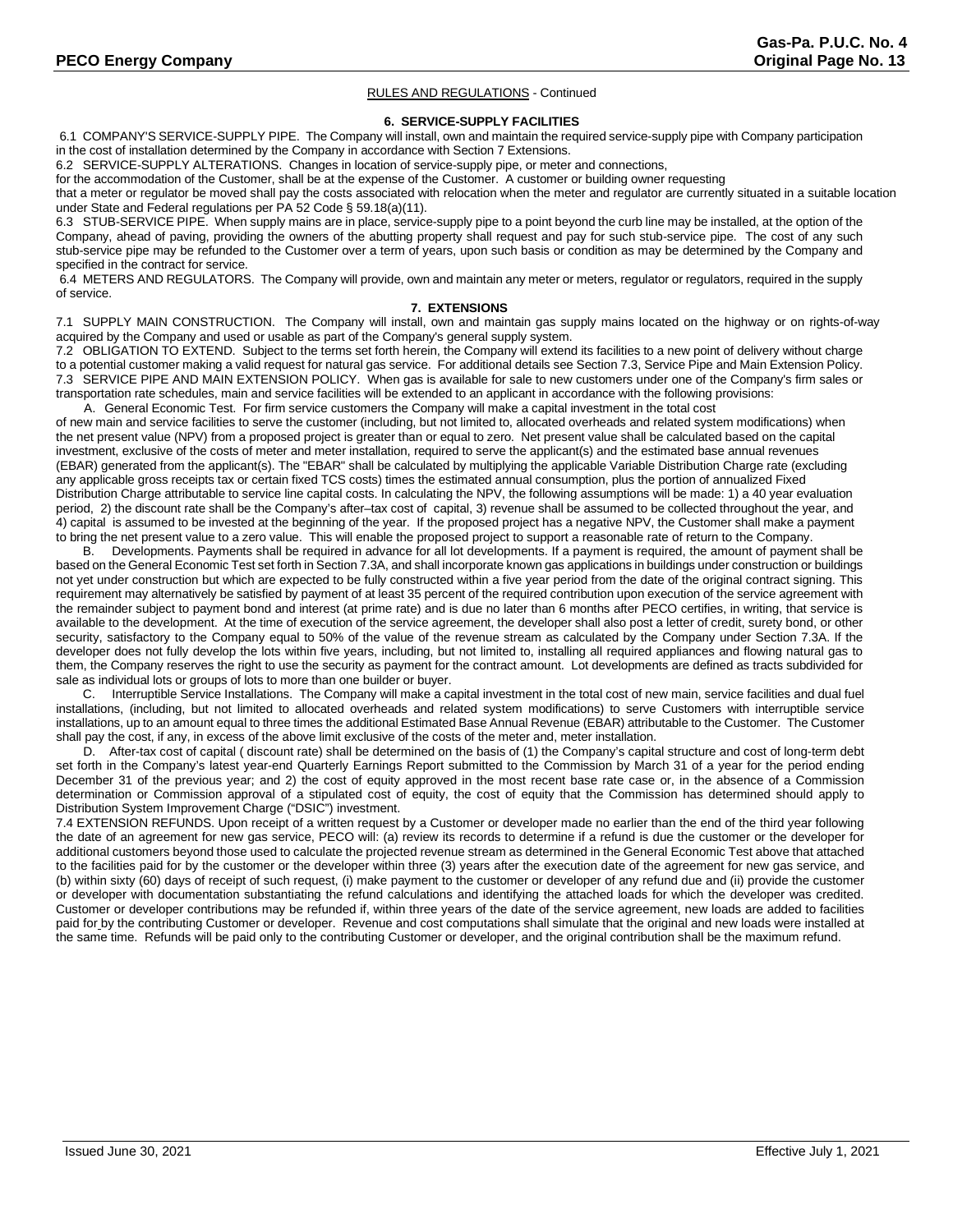RULES AND REGULATIONS - Continued

## 6. SERVICE-SUPPLY FACILITIES

6.1 COMPANY'S SERVICE-SUPPLY PIPE. The Company will install, own and maintain the required service-supply pipe with Company participation in the cost of installation determined by the Company in accordance with Section 7 Extensions.

6.2 SERVICE-SUPPLY ALTERATIONS. Changes in location of service-supply pipe, or meter and connections, for the accommodation of the Customer, shall be at the expense of the Customer. A customer or building owner requesting that a meter or regulator be moved shall pay the costs associated with relocation when the meter and regulator are currently situated in a suitable location under State and Federal regulations per PA 52 Code § 59.18(a)(11).

6.3 STUB-SERVICE PIPE. When supply mains are in place, service-supply pipe to a point beyond the curb line may be installed, at the option of the Company, ahead of paving, providing the owners of the abutting property shall request and pay for such stub-service pipe. The cost of any such stub-service pipe may be refunded to the Customer over a term of years, upon such basis or condition as may be determined by the Company and specified in the contract for service.

6.4 METERS AND REGULATORS. The Company will provide, own and maintain any meter or meters, regulator or regulators, required in the supply of service.

## 7. EXTENSIONS

7.1 SUPPLY MAIN CONSTRUCTION. The Company will install, own and maintain gas supply mains located on the highway or on rights-of-way acquired by the Company and used or usable as part of the Company's general supply system.

7.2 OBLIGATION TO EXTEND. Subject to the terms set forth herein, the Company will extend its facilities to a new point of delivery without charge to a potential customer making a valid request for natural gas service. For additional details see Section 7.3, Service Pipe and Main Extension Policy.

7.3 SERVICE PIPE AND MAIN EXTENSION POLICY. When gas is available for sale to new customers under one of the Company's firm sales or transportation rate schedules, main and service facilities will be extended to an applicant in accordance with the following provisions:

A. General Economic Test. For firm service customers the Company will make a capital investment in the total cost of new main and service facilities to serve the customer (including, but not limited to, allocated overheads and related system modifications) when the net present value (NPV) from a proposed project is greater than or equal to zero. Net present value shall be calculated based on the capital investment, exclusive of the costs of meter and meter installation, required to serve the applicant(s) and the estimated base annual revenues (EBAR) generated from the applicant(s). The "EBAR" shall be calculated by multiplying the applicable Variable Distribution Charge rate (excluding any applicable gross receipts tax or certain fixed TCS costs) times the estimated annual consumption, plus the portion of annualized Fixed Distribution Charge attributable to service line capital costs. In calculating the NPV, the following assumptions will be made: 1) a 40 year evaluation period, 2) the discount rate shall be the Company's after–tax cost of capital, 3) revenue shall be assumed to be collected throughout the year, and 4) capital is assumed to be invested at the beginning of the year. If the proposed project has a negative NPV, the Customer shall make a payment to bring the net present value to a zero value. This will enable the proposed project to support a reasonable rate of return to the Company.

B. Developments. Payments shall be required in advance for all lot developments. If a payment is required, the amount of payment shall be based on the General Economic Test set forth in Section 7.3A, and shall incorporate known gas applications in buildings under construction or buildings not yet under construction but which are expected to be fully constructed within a five year period from the date of the original contract signing. This requirement may alternatively be satisfied by payment of at least 35 percent of the required contribution upon execution of the service agreement with the remainder subject to payment bond and interest (at prime rate) and is due no later than 6 months after PECO certifies, in writing, that service is available to the development. At the time of execution of the service agreement, the developer shall also post a letter of credit, surety bond, or other security, satisfactory to the Company equal to 50% of the value of the revenue stream as calculated by the Company under Section 7.3A. If the developer does not fully develop the lots within five years, including, but not limited to, installing all required appliances and flowing natural gas to them, the Company reserves the right to use the security as payment for the contract amount. Lot developments are defined as tracts subdivided for sale as individual lots or groups of lots to more than one builder or buyer.

C. Interruptible Service Installations. The Company will make a capital investment in the total cost of new main, service facilities and dual fuel installations, (including, but not limited to allocated overheads and related system modifications) to serve Customers with interruptible service installations, up to an amount equal to three times the additional Estimated Base Annual Revenue (EBAR) attributable to the Customer. The Customer shall pay the cost, if any, in excess of the above limit exclusive of the costs of the meter and, meter installation.

D. After-tax cost of capital ( discount rate) shall be determined on the basis of (1) the Company's capital structure and cost of long-term debt set forth in the Company's latest year-end Quarterly Earnings Report submitted to the Commission by March 31 of a year for the period ending December 31 of the previous year; and 2) the cost of equity approved in the most recent base rate case or, in the absence of a Commission determination or Commission approval of a stipulated cost of equity, the cost of equity that the Commission has determined should apply to Distribution System Improvement Charge ("DSIC") investment.

7.4 EXTENSION REFUNDS. Upon receipt of a written request by a Customer or developer made no earlier than the end of the third year following the date of an agreement for new gas service, PECO will: (a) review its records to determine if a refund is due the customer or the developer for additional customers beyond those used to calculate the projected revenue stream as determined in the General Economic Test above that attached to the facilities paid for by the customer or the developer within three (3) years after the execution date of the agreement for new gas service, and (b) within sixty (60) days of receipt of such request, (i) make payment to the customer or developer of any refund due and (ii) provide the customer or developer with documentation substantiating the refund calculations and identifying the attached loads for which the developer was credited. Customer or developer contributions may be refunded if, within three years of the date of the service agreement, new loads are added to facilities paid for by the contributing Customer or developer. Revenue and cost computations shall simulate that the original and new loads were installed at the same time. Refunds will be paid only to the contributing Customer or developer, and the original contribution shall be the maximum refund.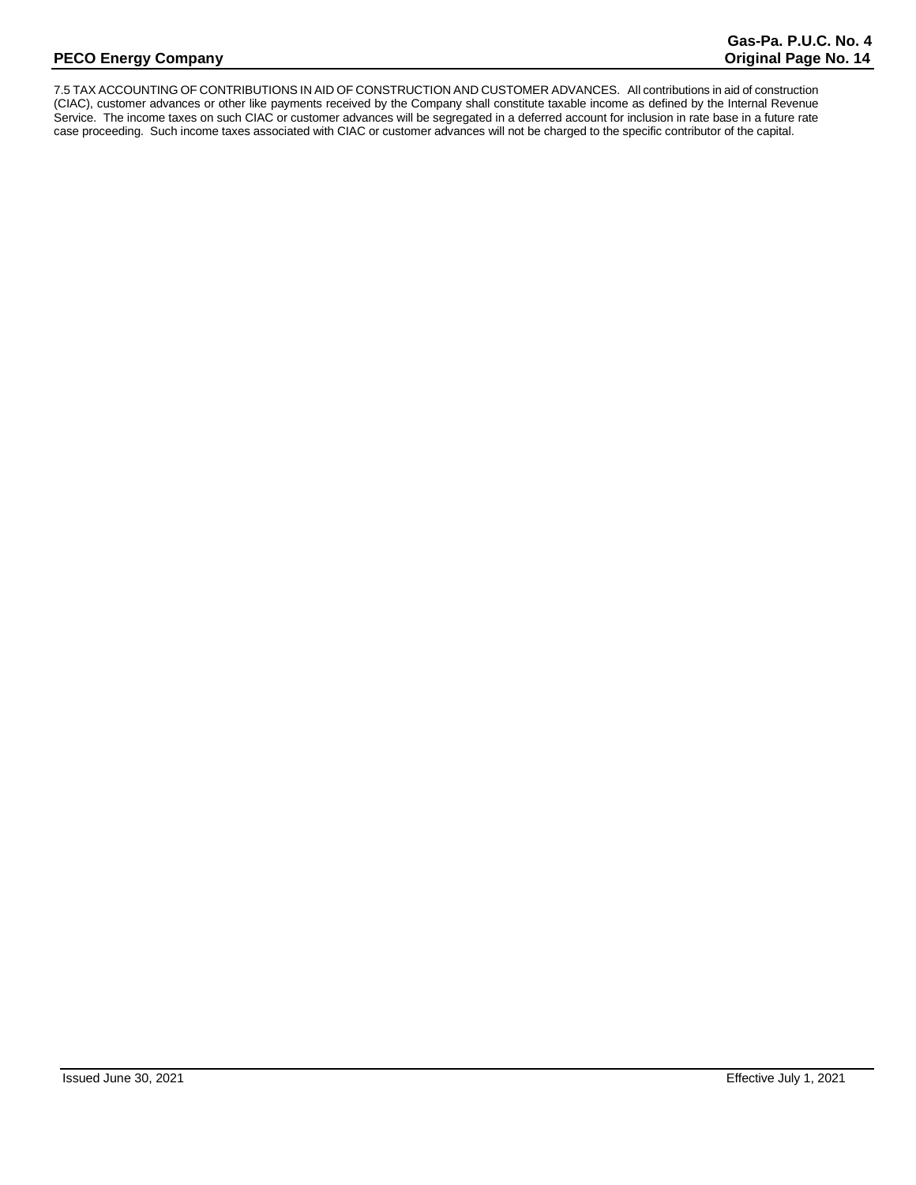7.5 TAX ACCOUNTING OF CONTRIBUTIONS IN AID OF CONSTRUCTION AND CUSTOMER ADVANCES. All contributions in aid of construction (CIAC), customer advances or other like payments received by the Company shall constitute taxable income as defined by the Internal Revenue Service. The income taxes on such CIAC or customer advances will be segregated in a deferred account for inclusion in rate base in a future rate case proceeding. Such income taxes associated with CIAC or customer advances will not be charged to the specific contributor of the capital.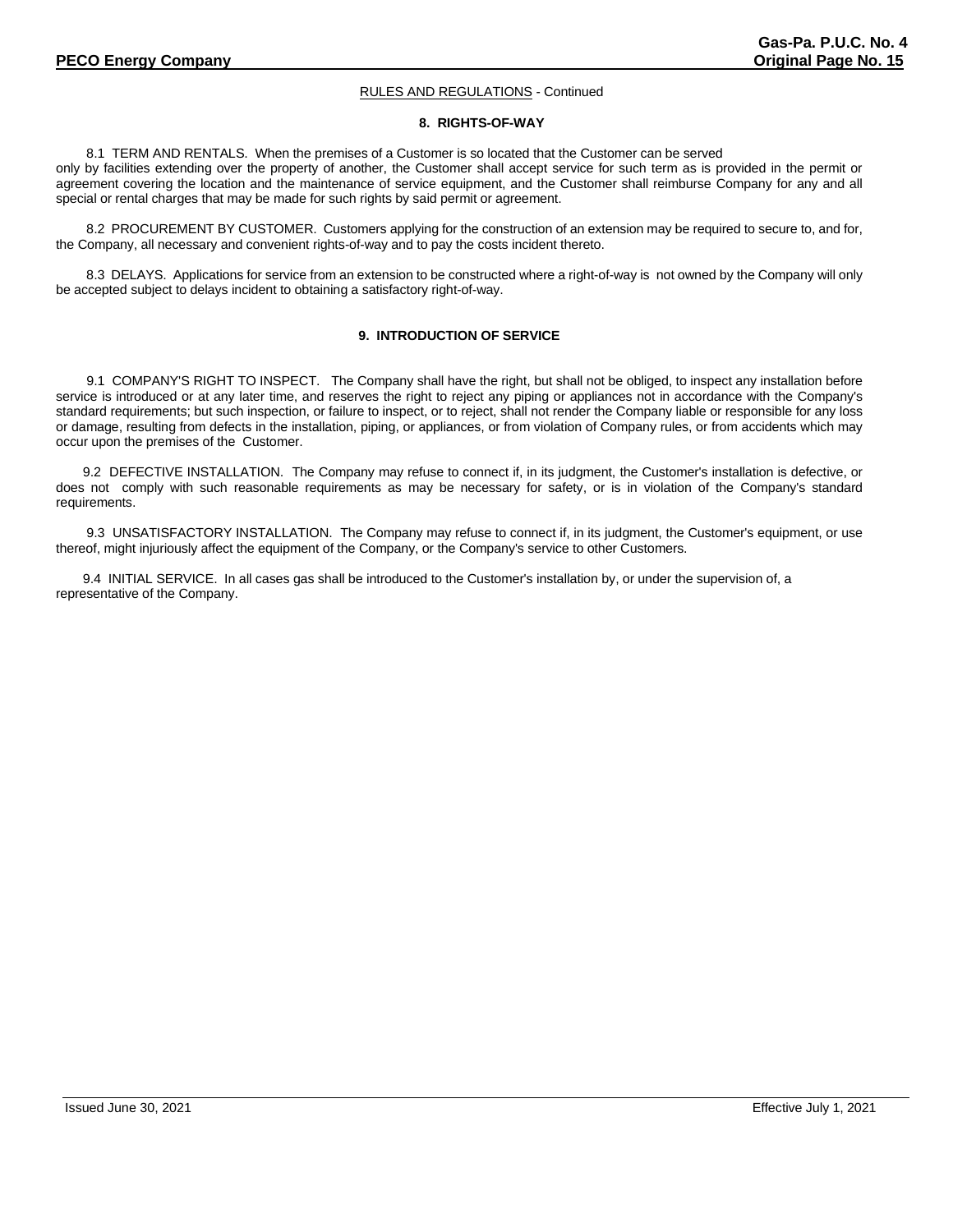RULES AND REGULATIONS - Continued

## 8. RIGHTS-OF-WAY

8.1 TERM AND RENTALS. When the premises of a Customer is so located that the Customer can be served only by facilities extending over the property of another, the Customer shall accept service for such term as is provided in the permit or agreement covering the location and the maintenance of service equipment, and the Customer shall reimburse Company for any and all special or rental charges that may be made for such rights by said permit or agreement.

8.2 PROCUREMENT BY CUSTOMER. Customers applying for the construction of an extension may be required to secure to, and for, the Company, all necessary and convenient rights-of-way and to pay the costs incident thereto.

8.3 DELAYS. Applications for service from an extension to be constructed where a right-of-way is not owned by the Company will only be accepted subject to delays incident to obtaining a satisfactory right-of-way.

## 9. INTRODUCTION OF SERVICE

9.1 COMPANY'S RIGHT TO INSPECT. The Company shall have the right, but shall not be obliged, to inspect any installation before service is introduced or at any later time, and reserves the right to reject any piping or appliances not in accordance with the Company's standard requirements; but such inspection, or failure to inspect, or to reject, shall not render the Company liable or responsible for any loss or damage, resulting from defects in the installation, piping, or appliances, or from violation of Company rules, or from accidents which may occur upon the premises of the Customer.

9.2 DEFECTIVE INSTALLATION. The Company may refuse to connect if, in its judgment, the Customer's installation is defective, or does not comply with such reasonable requirements as may be necessary for safety, or is in violation of the Company's standard requirements.

9.3 UNSATISFACTORY INSTALLATION. The Company may refuse to connect if, in its judgment, the Customer's equipment, or use thereof, might injuriously affect the equipment of the Company, or the Company's service to other Customers.

9.4 INITIAL SERVICE. In all cases gas shall be introduced to the Customer's installation by, or under the supervision of, a representative of the Company.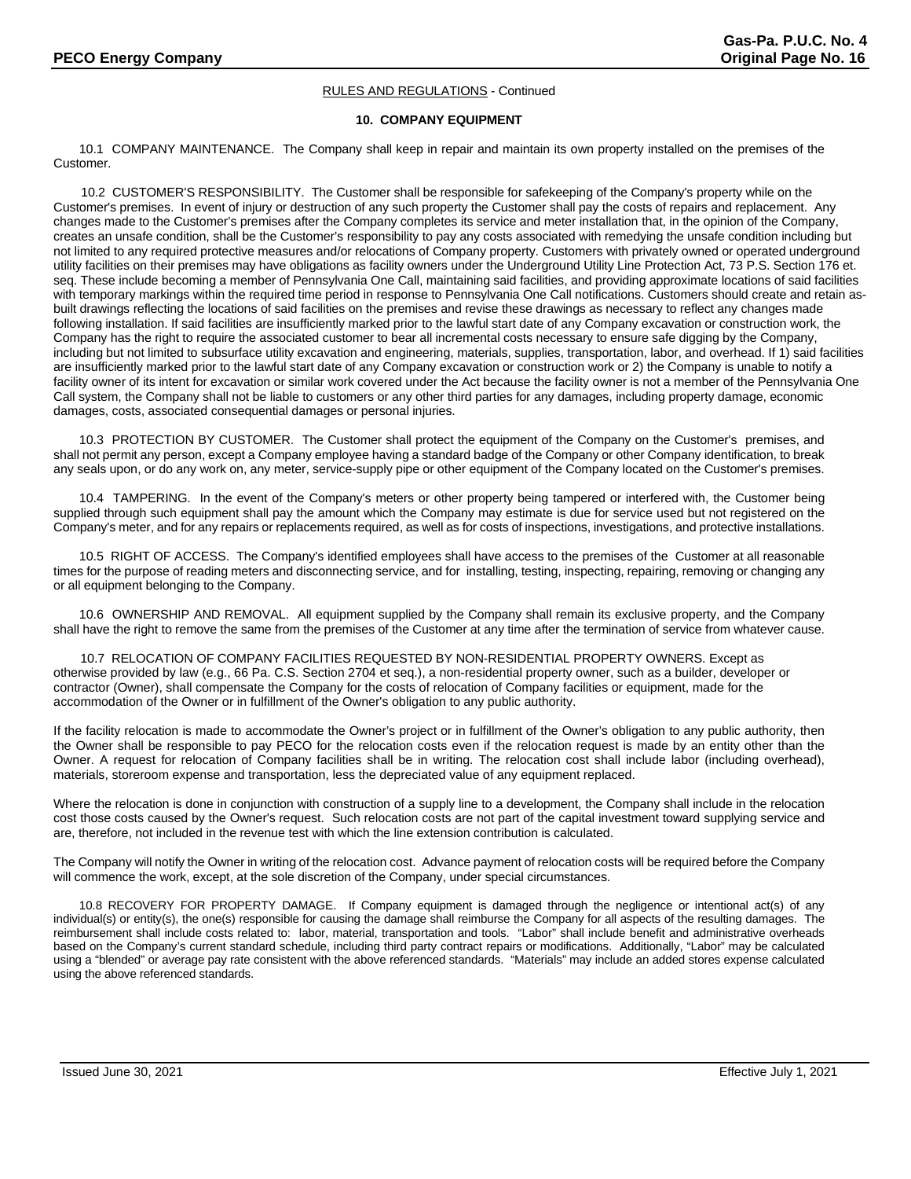RULES AND REGULATIONS - Continued

## 10. COMPANY EQUIPMENT

10.1 COMPANY MAINTENANCE. The Company shall keep in repair and maintain its own property installed on the premises of the Customer.

10.2 CUSTOMER'S RESPONSIBILITY. The Customer shall be responsible for safekeeping of the Company's property while on the Customer's premises. In event of injury or destruction of any such property the Customer shall pay the costs of repairs and replacement. Any changes made to the Customer's premises after the Company completes its service and meter installation that, in the opinion of the Company, creates an unsafe condition, shall be the Customer's responsibility to pay any costs associated with remedying the unsafe condition including but not limited to any required protective measures and/or relocations of Company property. Customers with privately owned or operated underground utility facilities on their premises may have obligations as facility owners under the Underground Utility Line Protection Act, 73 P.S. Section 176 et. seq. These include becoming a member of Pennsylvania One Call, maintaining said facilities, and providing approximate locations of said facilities with temporary markings within the required time period in response to Pennsylvania One Call notifications. Customers should create and retain as-built drawings reflecting the locations of said facilities on the premises and revise these drawings as necessary to reflect any changes made following installation. If said facilities are insufficiently marked prior to the lawful start date of any Company excavation or construction work, the Company has the right to require the associated customer to bear all incremental costs necessary to ensure safe digging by the Company, including but not limited to subsurface utility excavation and engineering, materials, supplies, transportation, labor, and overhead. If 1) said facilities are insufficiently marked prior to the lawful start date of any Company excavation or construction work or 2) the Company is unable to notify a facility owner of its intent for excavation or similar work covered under the Act because the facility owner is not a member of the Pennsylvania One Call system, the Company shall not be liable to customers or any other third parties for any damages, including property damage, economic damages, costs, associated consequential damages or personal injuries.

10.3 PROTECTION BY CUSTOMER. The Customer shall protect the equipment of the Company on the Customer's premises, and shall not permit any person, except a Company employee having a standard badge of the Company or other Company identification, to break any seals upon, or do any work on, any meter, service-supply pipe or other equipment of the Company located on the Customer's premises.

10.4 TAMPERING. In the event of the Company's meters or other property being tampered or interfered with, the Customer being supplied through such equipment shall pay the amount which the Company may estimate is due for service used but not registered on the Company's meter, and for any repairs or replacements required, as well as for costs of inspections, investigations, and protective installations.

10.5 RIGHT OF ACCESS. The Company's identified employees shall have access to the premises of the Customer at all reasonable times for the purpose of reading meters and disconnecting service, and for installing, testing, inspecting, repairing, removing or changing any or all equipment belonging to the Company.

10.6 OWNERSHIP AND REMOVAL. All equipment supplied by the Company shall remain its exclusive property, and the Company shall have the right to remove the same from the premises of the Customer at any time after the termination of service from whatever cause.

10.7 RELOCATION OF COMPANY FACILITIES REQUESTED BY NON-RESIDENTIAL PROPERTY OWNERS. Except as otherwise provided by law (e.g., 66 Pa. C.S. Section 2704 et seq.), a non-residential property owner, such as a builder, developer or contractor (Owner), shall compensate the Company for the costs of relocation of Company facilities or equipment, made for the accommodation of the Owner or in fulfillment of the Owner's obligation to any public authority.

If the facility relocation is made to accommodate the Owner's project or in fulfillment of the Owner's obligation to any public authority, then the Owner shall be responsible to pay PECO for the relocation costs even if the relocation request is made by an entity other than the Owner. A request for relocation of Company facilities shall be in writing. The relocation cost shall include labor (including overhead), materials, storeroom expense and transportation, less the depreciated value of any equipment replaced.

Where the relocation is done in conjunction with construction of a supply line to a development, the Company shall include in the relocation cost those costs caused by the Owner's request. Such relocation costs are not part of the capital investment toward supplying service and are, therefore, not included in the revenue test with which the line extension contribution is calculated.

The Company will notify the Owner in writing of the relocation cost. Advance payment of relocation costs will be required before the Company will commence the work, except, at the sole discretion of the Company, under special circumstances.

10.8 RECOVERY FOR PROPERTY DAMAGE. If Company equipment is damaged through the negligence or intentional act(s) of any individual(s) or entity(s), the one(s) responsible for causing the damage shall reimburse the Company for all aspects of the resulting damages. The reimbursement shall include costs related to: labor, material, transportation and tools. "Labor" shall include benefit and administrative overheads based on the Company's current standard schedule, including third party contract repairs or modifications. Additionally, "Labor" may be calculated using a "blended" or average pay rate consistent with the above referenced standards. "Materials" may include an added stores expense calculated using the above referenced standards.

Issued June 30, 2021 Effective July 1, 2021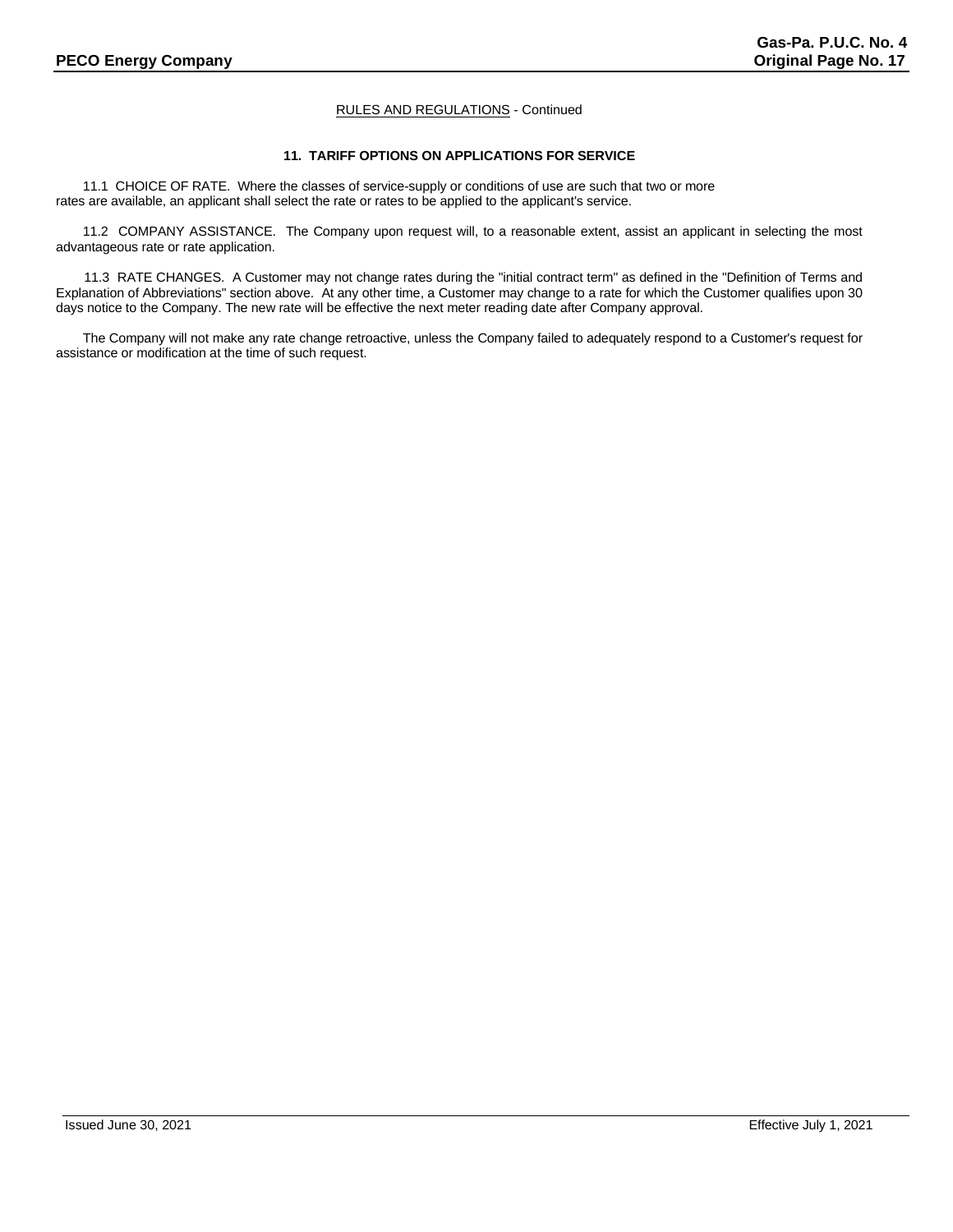RULES AND REGULATIONS - Continued

### 11. TARIFF OPTIONS ON APPLICATIONS FOR SERVICE

11.1 CHOICE OF RATE. Where the classes of service-supply or conditions of use are such that two or more rates are available, an applicant shall select the rate or rates to be applied to the applicant's service.

11.2 COMPANY ASSISTANCE. The Company upon request will, to a reasonable extent, assist an applicant in selecting the most advantageous rate or rate application.

11.3 RATE CHANGES. A Customer may not change rates during the "initial contract term" as defined in the "Definition of Terms and Explanation of Abbreviations" section above. At any other time, a Customer may change to a rate for which the Customer qualifies upon 30 days notice to the Company. The new rate will be effective the next meter reading date after Company approval.

The Company will not make any rate change retroactive, unless the Company failed to adequately respond to a Customer's request for assistance or modification at the time of such request.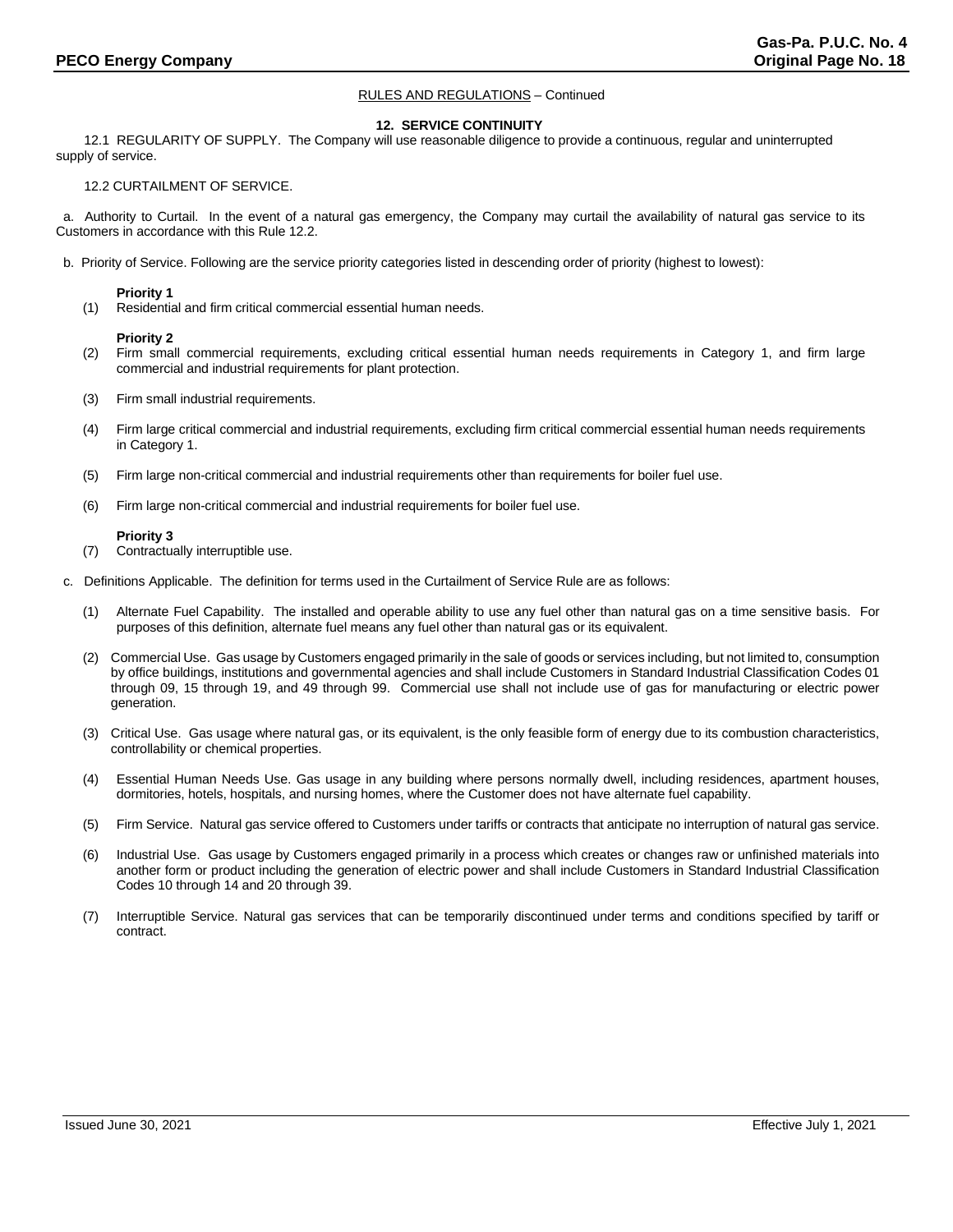RULES AND REGULATIONS – Continued

## 12. SERVICE CONTINUITY

12.1 REGULARITY OF SUPPLY. The Company will use reasonable diligence to provide a continuous, regular and uninterrupted supply of service.

12.2 CURTAILMENT OF SERVICE.

a. Authority to Curtail. In the event of a natural gas emergency, the Company may curtail the availability of natural gas service to its Customers in accordance with this Rule 12.2.

b. Priority of Service. Following are the service priority categories listed in descending order of priority (highest to lowest):

**Priority 1**

(1) Residential and firm critical commercial essential human needs.

**Priority 2**

(2) Firm small commercial requirements, excluding critical essential human needs requirements in Category 1, and firm large commercial and industrial requirements for plant protection.

(3) Firm small industrial requirements.

(4) Firm large critical commercial and industrial requirements, excluding firm critical commercial essential human needs requirements in Category 1.

(5) Firm large non-critical commercial and industrial requirements other than requirements for boiler fuel use.

(6) Firm large non-critical commercial and industrial requirements for boiler fuel use.

**Priority 3**

(7) Contractually interruptible use.

c. Definitions Applicable. The definition for terms used in the Curtailment of Service Rule are as follows:

(1) Alternate Fuel Capability. The installed and operable ability to use any fuel other than natural gas on a time sensitive basis. For purposes of this definition, alternate fuel means any fuel other than natural gas or its equivalent.

(2) Commercial Use. Gas usage by Customers engaged primarily in the sale of goods or services including, but not limited to, consumption by office buildings, institutions and governmental agencies and shall include Customers in Standard Industrial Classification Codes 01 through 09, 15 through 19, and 49 through 99. Commercial use shall not include use of gas for manufacturing or electric power generation.

(3) Critical Use. Gas usage where natural gas, or its equivalent, is the only feasible form of energy due to its combustion characteristics, controllability or chemical properties.

(4) Essential Human Needs Use. Gas usage in any building where persons normally dwell, including residences, apartment houses, dormitories, hotels, hospitals, and nursing homes, where the Customer does not have alternate fuel capability.

(5) Firm Service. Natural gas service offered to Customers under tariffs or contracts that anticipate no interruption of natural gas service.

(6) Industrial Use. Gas usage by Customers engaged primarily in a process which creates or changes raw or unfinished materials into another form or product including the generation of electric power and shall include Customers in Standard Industrial Classification Codes 10 through 14 and 20 through 39.

(7) Interruptible Service. Natural gas services that can be temporarily discontinued under terms and conditions specified by tariff or contract.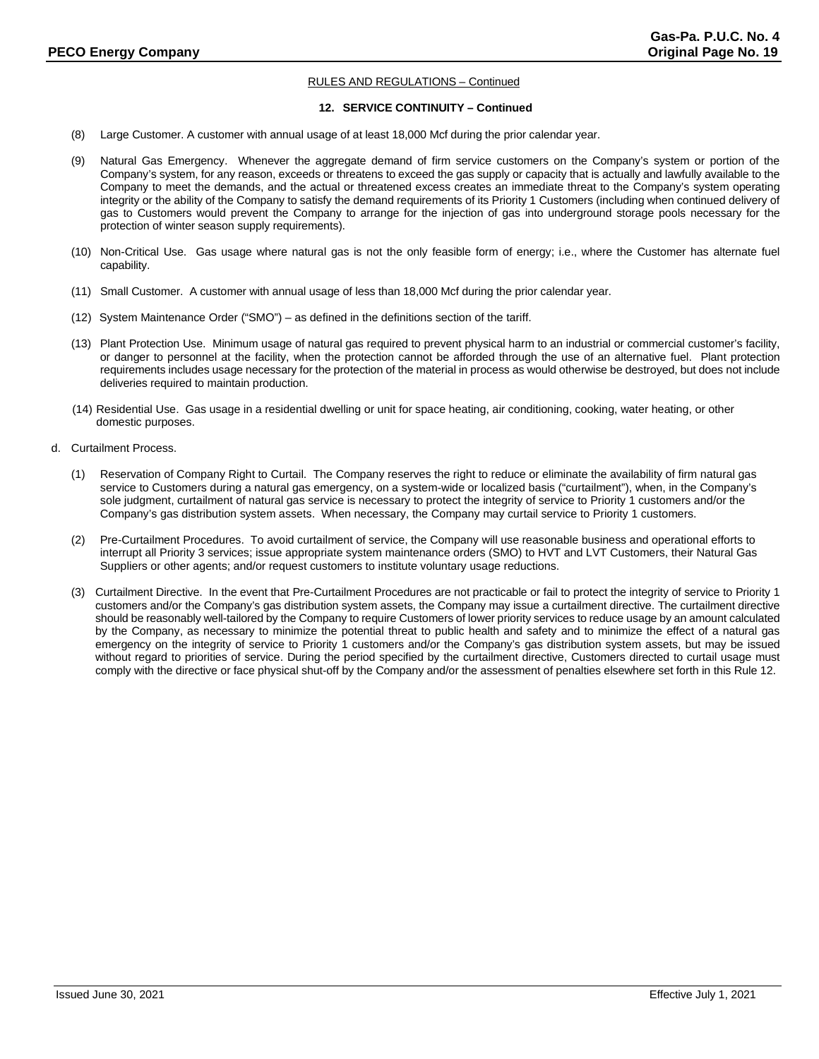RULES AND REGULATIONS – Continued

**12. SERVICE CONTINUITY – Continued**

(8) Large Customer. A customer with annual usage of at least 18,000 Mcf during the prior calendar year.

(9) Natural Gas Emergency. Whenever the aggregate demand of firm service customers on the Company's system or portion of the Company's system, for any reason, exceeds or threatens to exceed the gas supply or capacity that is actually and lawfully available to the Company to meet the demands, and the actual or threatened excess creates an immediate threat to the Company's system operating integrity or the ability of the Company to satisfy the demand requirements of its Priority 1 Customers (including when continued delivery of gas to Customers would prevent the Company to arrange for the injection of gas into underground storage pools necessary for the protection of winter season supply requirements).

(10) Non-Critical Use. Gas usage where natural gas is not the only feasible form of energy; i.e., where the Customer has alternate fuel capability.

(11) Small Customer. A customer with annual usage of less than 18,000 Mcf during the prior calendar year.

(12) System Maintenance Order ("SMO") – as defined in the definitions section of the tariff.

(13) Plant Protection Use. Minimum usage of natural gas required to prevent physical harm to an industrial or commercial customer's facility, or danger to personnel at the facility, when the protection cannot be afforded through the use of an alternative fuel. Plant protection requirements includes usage necessary for the protection of the material in process as would otherwise be destroyed, but does not include deliveries required to maintain production.

(14) Residential Use. Gas usage in a residential dwelling or unit for space heating, air conditioning, cooking, water heating, or other domestic purposes.

d. Curtailment Process.

(1) Reservation of Company Right to Curtail. The Company reserves the right to reduce or eliminate the availability of firm natural gas service to Customers during a natural gas emergency, on a system-wide or localized basis ("curtailment"), when, in the Company's sole judgment, curtailment of natural gas service is necessary to protect the integrity of service to Priority 1 customers and/or the Company's gas distribution system assets. When necessary, the Company may curtail service to Priority 1 customers.

(2) Pre-Curtailment Procedures. To avoid curtailment of service, the Company will use reasonable business and operational efforts to interrupt all Priority 3 services; issue appropriate system maintenance orders (SMO) to HVT and LVT Customers, their Natural Gas Suppliers or other agents; and/or request customers to institute voluntary usage reductions.

(3) Curtailment Directive. In the event that Pre-Curtailment Procedures are not practicable or fail to protect the integrity of service to Priority 1 customers and/or the Company's gas distribution system assets, the Company may issue a curtailment directive. The curtailment directive should be reasonably well-tailored by the Company to require Customers of lower priority services to reduce usage by an amount calculated by the Company, as necessary to minimize the potential threat to public health and safety and to minimize the effect of a natural gas emergency on the integrity of service to Priority 1 customers and/or the Company's gas distribution system assets, but may be issued without regard to priorities of service. During the period specified by the curtailment directive, Customers directed to curtail usage must comply with the directive or face physical shut-off by the Company and/or the assessment of penalties elsewhere set forth in this Rule 12.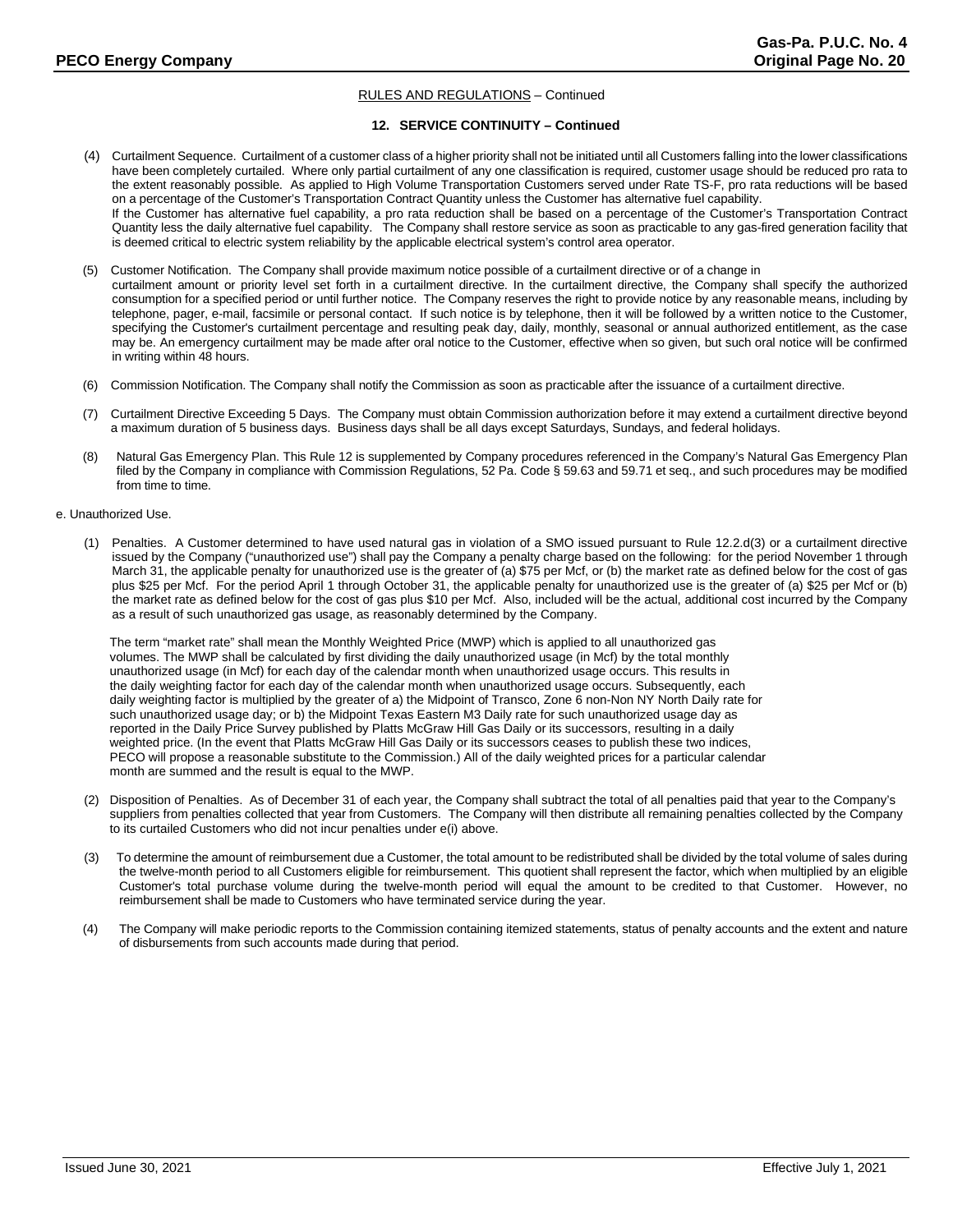RULES AND REGULATIONS – Continued

**12. SERVICE CONTINUITY – Continued**

(4) Curtailment Sequence. Curtailment of a customer class of a higher priority shall not be initiated until all Customers falling into the lower classifications have been completely curtailed. Where only partial curtailment of any one classification is required, customer usage should be reduced pro rata to the extent reasonably possible. As applied to High Volume Transportation Customers served under Rate TS-F, pro rata reductions will be based on a percentage of the Customer's Transportation Contract Quantity unless the Customer has alternative fuel capability.
If the Customer has alternative fuel capability, a pro rata reduction shall be based on a percentage of the Customer's Transportation Contract Quantity less the daily alternative fuel capability. The Company shall restore service as soon as practicable to any gas-fired generation facility that is deemed critical to electric system reliability by the applicable electrical system's control area operator.

(5) Customer Notification. The Company shall provide maximum notice possible of a curtailment directive or of a change in curtailment amount or priority level set forth in a curtailment directive. In the curtailment directive, the Company shall specify the authorized consumption for a specified period or until further notice. The Company reserves the right to provide notice by any reasonable means, including by telephone, pager, e-mail, facsimile or personal contact. If such notice is by telephone, then it will be followed by a written notice to the Customer, specifying the Customer's curtailment percentage and resulting peak day, daily, monthly, seasonal or annual authorized entitlement, as the case may be. An emergency curtailment may be made after oral notice to the Customer, effective when so given, but such oral notice will be confirmed in writing within 48 hours.

(6) Commission Notification. The Company shall notify the Commission as soon as practicable after the issuance of a curtailment directive.

(7) Curtailment Directive Exceeding 5 Days. The Company must obtain Commission authorization before it may extend a curtailment directive beyond a maximum duration of 5 business days. Business days shall be all days except Saturdays, Sundays, and federal holidays.

(8) Natural Gas Emergency Plan. This Rule 12 is supplemented by Company procedures referenced in the Company's Natural Gas Emergency Plan filed by the Company in compliance with Commission Regulations, 52 Pa. Code § 59.63 and 59.71 et seq., and such procedures may be modified from time to time.

e. Unauthorized Use.

(1) Penalties. A Customer determined to have used natural gas in violation of a SMO issued pursuant to Rule 12.2.d(3) or a curtailment directive issued by the Company ("unauthorized use") shall pay the Company a penalty charge based on the following: for the period November 1 through March 31, the applicable penalty for unauthorized use is the greater of (a) $75 per Mcf, or (b) the market rate as defined below for the cost of gas plus $25 per Mcf. For the period April 1 through October 31, the applicable penalty for unauthorized use is the greater of (a) $25 per Mcf or (b) the market rate as defined below for the cost of gas plus $10 per Mcf. Also, included will be the actual, additional cost incurred by the Company as a result of such unauthorized gas usage, as reasonably determined by the Company.

The term "market rate" shall mean the Monthly Weighted Price (MWP) which is applied to all unauthorized gas volumes. The MWP shall be calculated by first dividing the daily unauthorized usage (in Mcf) by the total monthly unauthorized usage (in Mcf) for each day of the calendar month when unauthorized usage occurs. This results in the daily weighting factor for each day of the calendar month when unauthorized usage occurs. Subsequently, each daily weighting factor is multiplied by the greater of a) the Midpoint of Transco, Zone 6 non-Non NY North Daily rate for such unauthorized usage day; or b) the Midpoint Texas Eastern M3 Daily rate for such unauthorized usage day as reported in the Daily Price Survey published by Platts McGraw Hill Gas Daily or its successors, resulting in a daily weighted price. (In the event that Platts McGraw Hill Gas Daily or its successors ceases to publish these two indices, PECO will propose a reasonable substitute to the Commission.) All of the daily weighted prices for a particular calendar month are summed and the result is equal to the MWP.

(2) Disposition of Penalties. As of December 31 of each year, the Company shall subtract the total of all penalties paid that year to the Company's suppliers from penalties collected that year from Customers. The Company will then distribute all remaining penalties collected by the Company to its curtailed Customers who did not incur penalties under e(i) above.

(3) To determine the amount of reimbursement due a Customer, the total amount to be redistributed shall be divided by the total volume of sales during the twelve-month period to all Customers eligible for reimbursement. This quotient shall represent the factor, which when multiplied by an eligible Customer's total purchase volume during the twelve-month period will equal the amount to be credited to that Customer. However, no reimbursement shall be made to Customers who have terminated service during the year.

(4) The Company will make periodic reports to the Commission containing itemized statements, status of penalty accounts and the extent and nature of disbursements from such accounts made during that period.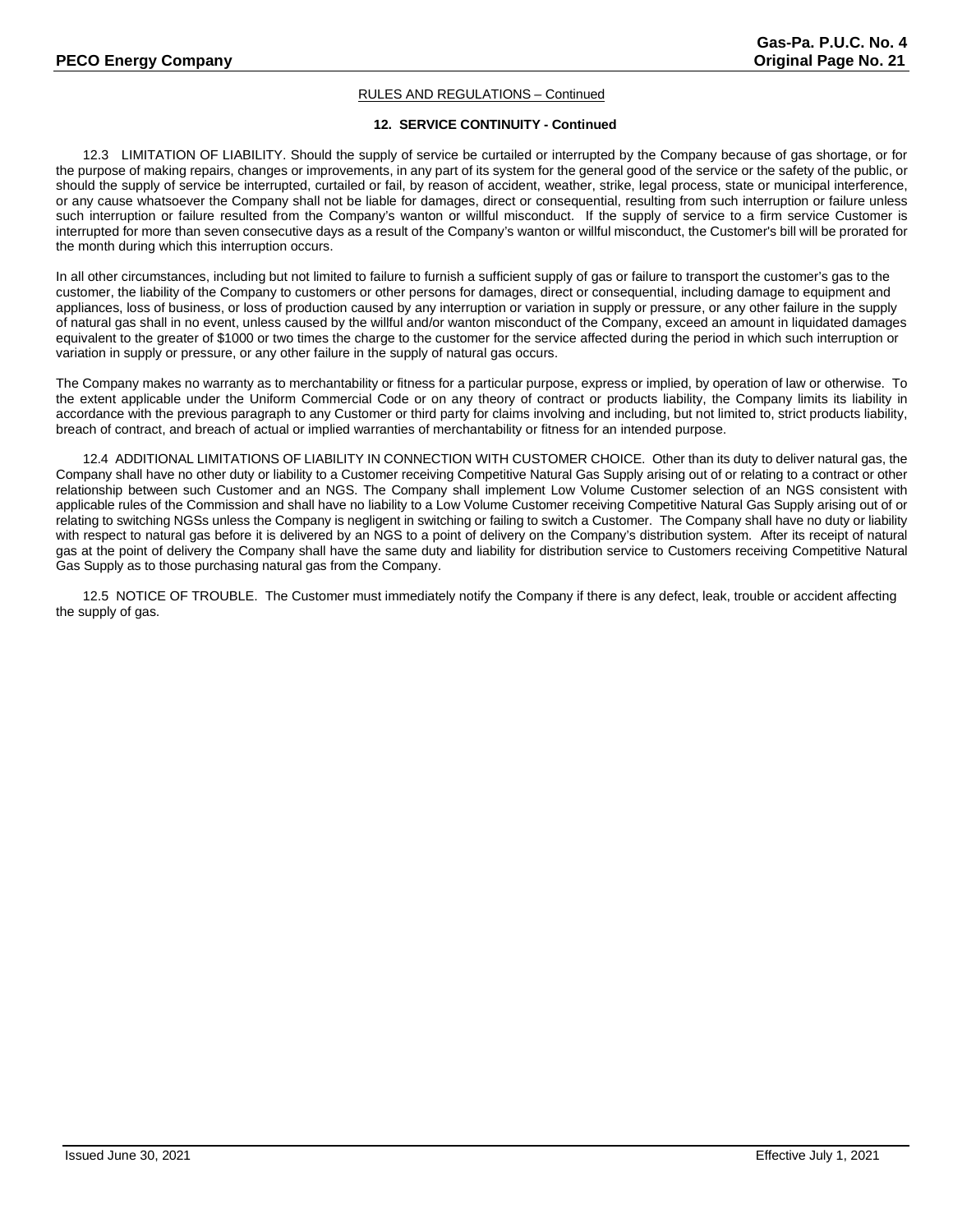RULES AND REGULATIONS – Continued

**12. SERVICE CONTINUITY - Continued**

12.3 LIMITATION OF LIABILITY. Should the supply of service be curtailed or interrupted by the Company because of gas shortage, or for the purpose of making repairs, changes or improvements, in any part of its system for the general good of the service or the safety of the public, or should the supply of service be interrupted, curtailed or fail, by reason of accident, weather, strike, legal process, state or municipal interference, or any cause whatsoever the Company shall not be liable for damages, direct or consequential, resulting from such interruption or failure unless such interruption or failure resulted from the Company's wanton or willful misconduct. If the supply of service to a firm service Customer is interrupted for more than seven consecutive days as a result of the Company's wanton or willful misconduct, the Customer's bill will be prorated for the month during which this interruption occurs.

In all other circumstances, including but not limited to failure to furnish a sufficient supply of gas or failure to transport the customer's gas to the customer, the liability of the Company to customers or other persons for damages, direct or consequential, including damage to equipment and appliances, loss of business, or loss of production caused by any interruption or variation in supply or pressure, or any other failure in the supply of natural gas shall in no event, unless caused by the willful and/or wanton misconduct of the Company, exceed an amount in liquidated damages equivalent to the greater of $1000 or two times the charge to the customer for the service affected during the period in which such interruption or variation in supply or pressure, or any other failure in the supply of natural gas occurs.

The Company makes no warranty as to merchantability or fitness for a particular purpose, express or implied, by operation of law or otherwise. To the extent applicable under the Uniform Commercial Code or on any theory of contract or products liability, the Company limits its liability in accordance with the previous paragraph to any Customer or third party for claims involving and including, but not limited to, strict products liability, breach of contract, and breach of actual or implied warranties of merchantability or fitness for an intended purpose.

12.4 ADDITIONAL LIMITATIONS OF LIABILITY IN CONNECTION WITH CUSTOMER CHOICE. Other than its duty to deliver natural gas, the Company shall have no other duty or liability to a Customer receiving Competitive Natural Gas Supply arising out of or relating to a contract or other relationship between such Customer and an NGS. The Company shall implement Low Volume Customer selection of an NGS consistent with applicable rules of the Commission and shall have no liability to a Low Volume Customer receiving Competitive Natural Gas Supply arising out of or relating to switching NGSs unless the Company is negligent in switching or failing to switch a Customer. The Company shall have no duty or liability with respect to natural gas before it is delivered by an NGS to a point of delivery on the Company's distribution system. After its receipt of natural gas at the point of delivery the Company shall have the same duty and liability for distribution service to Customers receiving Competitive Natural Gas Supply as to those purchasing natural gas from the Company.

12.5 NOTICE OF TROUBLE. The Customer must immediately notify the Company if there is any defect, leak, trouble or accident affecting the supply of gas.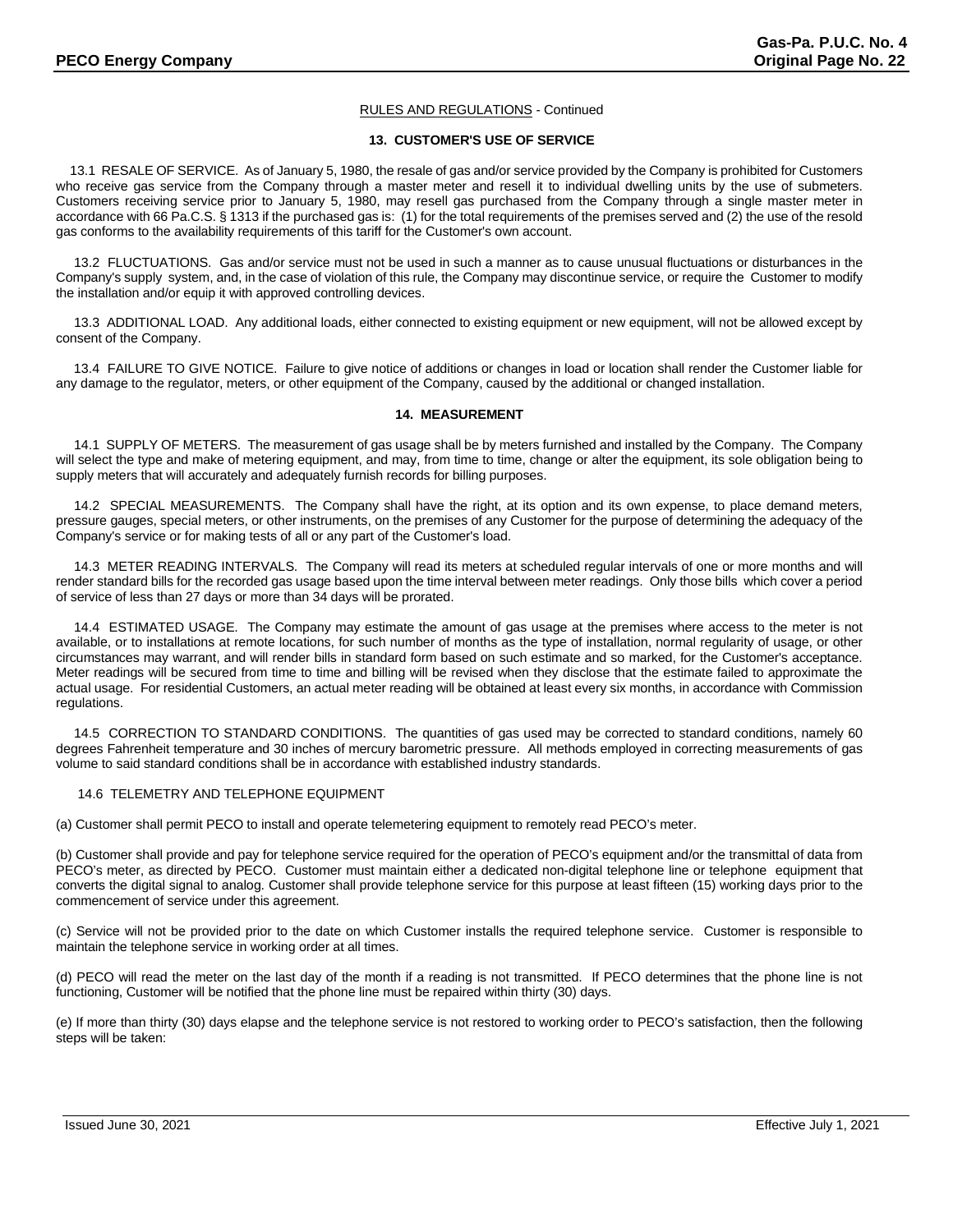RULES AND REGULATIONS - Continued

### 13. CUSTOMER'S USE OF SERVICE

13.1 RESALE OF SERVICE. As of January 5, 1980, the resale of gas and/or service provided by the Company is prohibited for Customers who receive gas service from the Company through a master meter and resell it to individual dwelling units by the use of submeters. Customers receiving service prior to January 5, 1980, may resell gas purchased from the Company through a single master meter in accordance with 66 Pa.C.S. § 1313 if the purchased gas is: (1) for the total requirements of the premises served and (2) the use of the resold gas conforms to the availability requirements of this tariff for the Customer's own account.

13.2 FLUCTUATIONS. Gas and/or service must not be used in such a manner as to cause unusual fluctuations or disturbances in the Company's supply system, and, in the case of violation of this rule, the Company may discontinue service, or require the Customer to modify the installation and/or equip it with approved controlling devices.

13.3 ADDITIONAL LOAD. Any additional loads, either connected to existing equipment or new equipment, will not be allowed except by consent of the Company.

13.4 FAILURE TO GIVE NOTICE. Failure to give notice of additions or changes in load or location shall render the Customer liable for any damage to the regulator, meters, or other equipment of the Company, caused by the additional or changed installation.

### 14. MEASUREMENT

14.1 SUPPLY OF METERS. The measurement of gas usage shall be by meters furnished and installed by the Company. The Company will select the type and make of metering equipment, and may, from time to time, change or alter the equipment, its sole obligation being to supply meters that will accurately and adequately furnish records for billing purposes.

14.2 SPECIAL MEASUREMENTS. The Company shall have the right, at its option and its own expense, to place demand meters, pressure gauges, special meters, or other instruments, on the premises of any Customer for the purpose of determining the adequacy of the Company's service or for making tests of all or any part of the Customer's load.

14.3 METER READING INTERVALS. The Company will read its meters at scheduled regular intervals of one or more months and will render standard bills for the recorded gas usage based upon the time interval between meter readings. Only those bills which cover a period of service of less than 27 days or more than 34 days will be prorated.

14.4 ESTIMATED USAGE. The Company may estimate the amount of gas usage at the premises where access to the meter is not available, or to installations at remote locations, for such number of months as the type of installation, normal regularity of usage, or other circumstances may warrant, and will render bills in standard form based on such estimate and so marked, for the Customer's acceptance. Meter readings will be secured from time to time and billing will be revised when they disclose that the estimate failed to approximate the actual usage. For residential Customers, an actual meter reading will be obtained at least every six months, in accordance with Commission regulations.

14.5 CORRECTION TO STANDARD CONDITIONS. The quantities of gas used may be corrected to standard conditions, namely 60 degrees Fahrenheit temperature and 30 inches of mercury barometric pressure. All methods employed in correcting measurements of gas volume to said standard conditions shall be in accordance with established industry standards.

14.6 TELEMETRY AND TELEPHONE EQUIPMENT

(a) Customer shall permit PECO to install and operate telemetering equipment to remotely read PECO's meter.

(b) Customer shall provide and pay for telephone service required for the operation of PECO's equipment and/or the transmittal of data from PECO's meter, as directed by PECO. Customer must maintain either a dedicated non-digital telephone line or telephone equipment that converts the digital signal to analog. Customer shall provide telephone service for this purpose at least fifteen (15) working days prior to the commencement of service under this agreement.

(c) Service will not be provided prior to the date on which Customer installs the required telephone service. Customer is responsible to maintain the telephone service in working order at all times.

(d) PECO will read the meter on the last day of the month if a reading is not transmitted. If PECO determines that the phone line is not functioning, Customer will be notified that the phone line must be repaired within thirty (30) days.

(e) If more than thirty (30) days elapse and the telephone service is not restored to working order to PECO's satisfaction, then the following steps will be taken: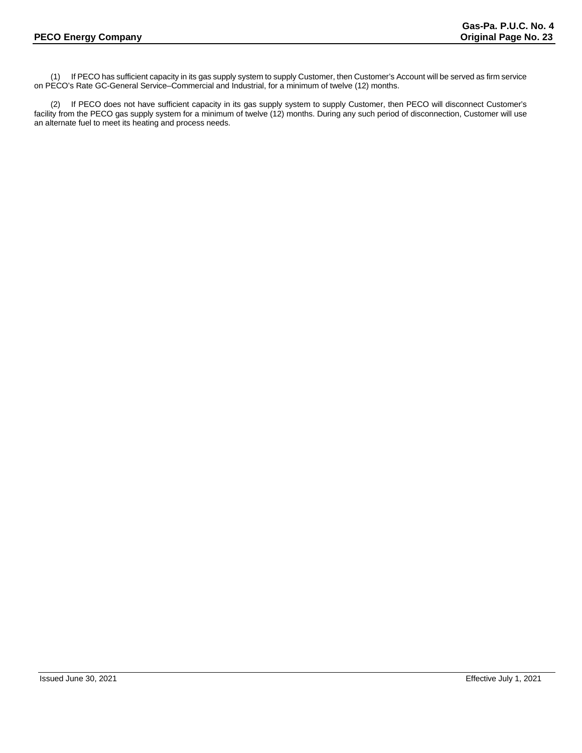(1) If PECO has sufficient capacity in its gas supply system to supply Customer, then Customer's Account will be served as firm service on PECO's Rate GC-General Service–Commercial and Industrial, for a minimum of twelve (12) months.

(2) If PECO does not have sufficient capacity in its gas supply system to supply Customer, then PECO will disconnect Customer's facility from the PECO gas supply system for a minimum of twelve (12) months. During any such period of disconnection, Customer will use an alternate fuel to meet its heating and process needs.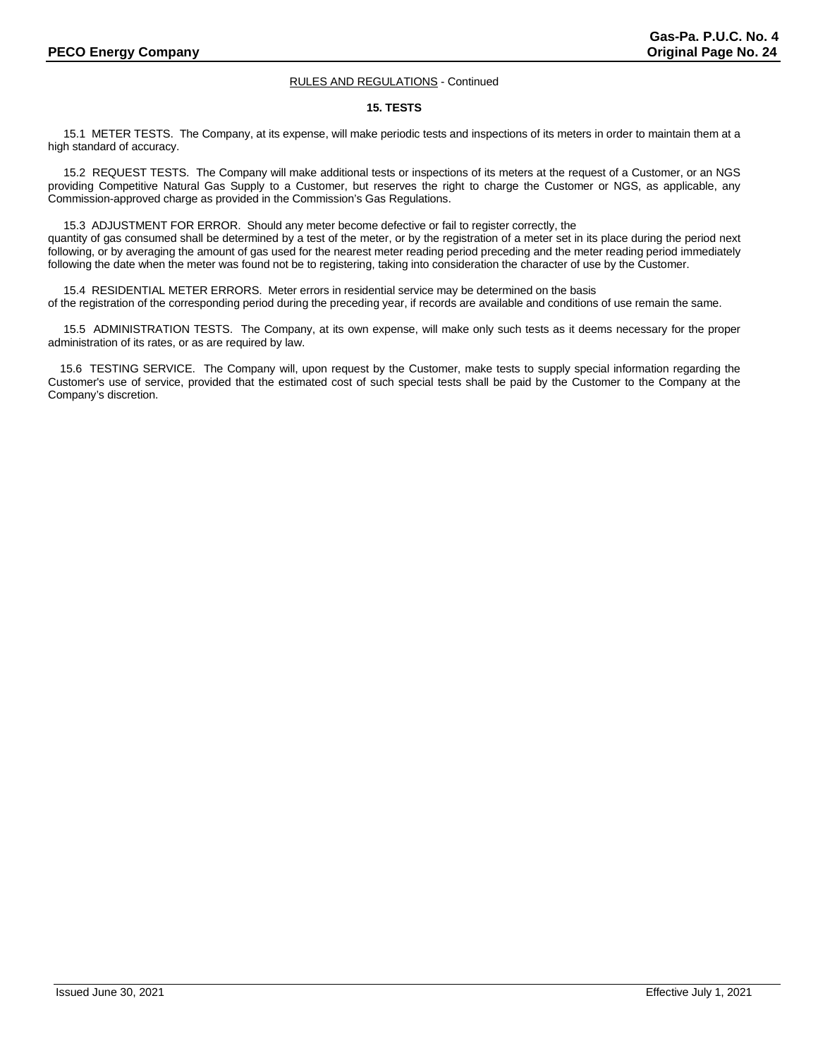RULES AND REGULATIONS - Continued

## 15. TESTS

15.1 METER TESTS. The Company, at its expense, will make periodic tests and inspections of its meters in order to maintain them at a high standard of accuracy.

15.2 REQUEST TESTS. The Company will make additional tests or inspections of its meters at the request of a Customer, or an NGS providing Competitive Natural Gas Supply to a Customer, but reserves the right to charge the Customer or NGS, as applicable, any Commission-approved charge as provided in the Commission's Gas Regulations.

15.3 ADJUSTMENT FOR ERROR. Should any meter become defective or fail to register correctly, the quantity of gas consumed shall be determined by a test of the meter, or by the registration of a meter set in its place during the period next following, or by averaging the amount of gas used for the nearest meter reading period preceding and the meter reading period immediately following the date when the meter was found not be to registering, taking into consideration the character of use by the Customer.

15.4 RESIDENTIAL METER ERRORS. Meter errors in residential service may be determined on the basis of the registration of the corresponding period during the preceding year, if records are available and conditions of use remain the same.

15.5 ADMINISTRATION TESTS. The Company, at its own expense, will make only such tests as it deems necessary for the proper administration of its rates, or as are required by law.

15.6 TESTING SERVICE. The Company will, upon request by the Customer, make tests to supply special information regarding the Customer's use of service, provided that the estimated cost of such special tests shall be paid by the Customer to the Company at the Company's discretion.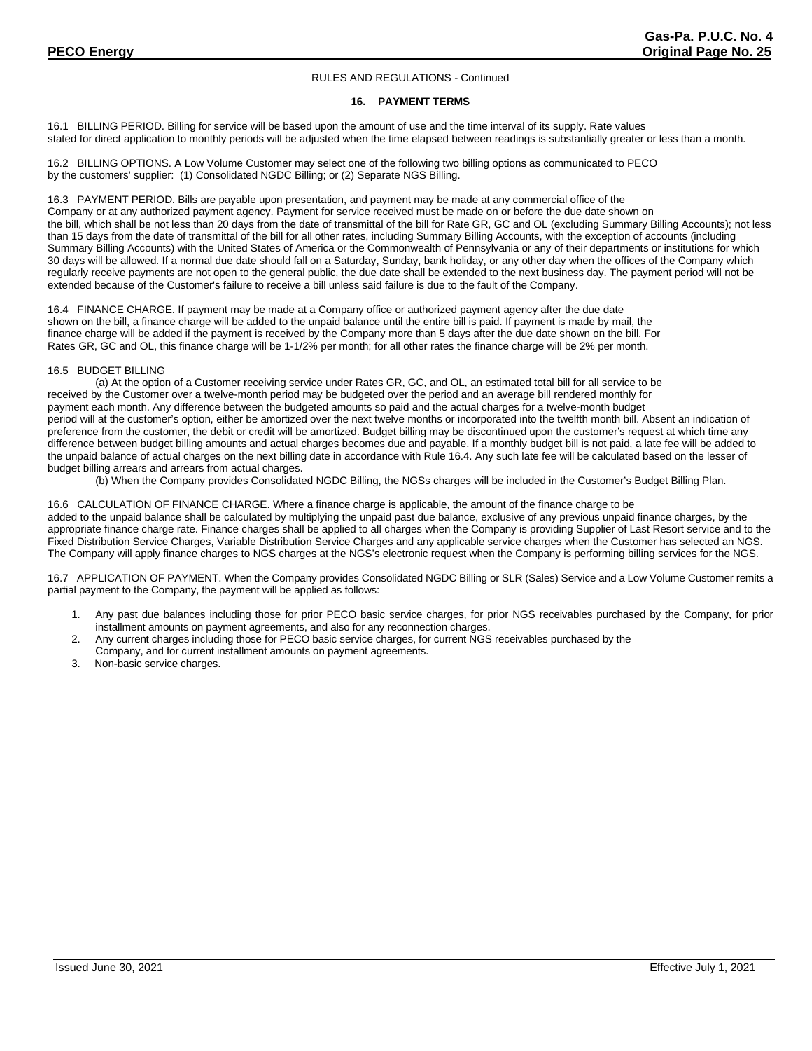RULES AND REGULATIONS - Continued

## 16. PAYMENT TERMS

16.1 BILLING PERIOD. Billing for service will be based upon the amount of use and the time interval of its supply. Rate values stated for direct application to monthly periods will be adjusted when the time elapsed between readings is substantially greater or less than a month.

16.2 BILLING OPTIONS. A Low Volume Customer may select one of the following two billing options as communicated to PECO by the customers' supplier: (1) Consolidated NGDC Billing; or (2) Separate NGS Billing.

16.3 PAYMENT PERIOD. Bills are payable upon presentation, and payment may be made at any commercial office of the Company or at any authorized payment agency. Payment for service received must be made on or before the due date shown on the bill, which shall be not less than 20 days from the date of transmittal of the bill for Rate GR, GC and OL (excluding Summary Billing Accounts); not less than 15 days from the date of transmittal of the bill for all other rates, including Summary Billing Accounts, with the exception of accounts (including Summary Billing Accounts) with the United States of America or the Commonwealth of Pennsylvania or any of their departments or institutions for which 30 days will be allowed. If a normal due date should fall on a Saturday, Sunday, bank holiday, or any other day when the offices of the Company which regularly receive payments are not open to the general public, the due date shall be extended to the next business day. The payment period will not be extended because of the Customer's failure to receive a bill unless said failure is due to the fault of the Company.

16.4 FINANCE CHARGE. If payment may be made at a Company office or authorized payment agency after the due date shown on the bill, a finance charge will be added to the unpaid balance until the entire bill is paid. If payment is made by mail, the finance charge will be added if the payment is received by the Company more than 5 days after the due date shown on the bill. For Rates GR, GC and OL, this finance charge will be 1-1/2% per month; for all other rates the finance charge will be 2% per month.

16.5 BUDGET BILLING

(a) At the option of a Customer receiving service under Rates GR, GC, and OL, an estimated total bill for all service to be received by the Customer over a twelve-month period may be budgeted over the period and an average bill rendered monthly for payment each month. Any difference between the budgeted amounts so paid and the actual charges for a twelve-month budget period will at the customer's option, either be amortized over the next twelve months or incorporated into the twelfth month bill. Absent an indication of preference from the customer, the debit or credit will be amortized. Budget billing may be discontinued upon the customer's request at which time any difference between budget billing amounts and actual charges becomes due and payable. If a monthly budget bill is not paid, a late fee will be added to the unpaid balance of actual charges on the next billing date in accordance with Rule 16.4. Any such late fee will be calculated based on the lesser of budget billing arrears and arrears from actual charges.

(b) When the Company provides Consolidated NGDC Billing, the NGSs charges will be included in the Customer's Budget Billing Plan.

16.6 CALCULATION OF FINANCE CHARGE. Where a finance charge is applicable, the amount of the finance charge to be added to the unpaid balance shall be calculated by multiplying the unpaid past due balance, exclusive of any previous unpaid finance charges, by the appropriate finance charge rate. Finance charges shall be applied to all charges when the Company is providing Supplier of Last Resort service and to the Fixed Distribution Service Charges, Variable Distribution Service Charges and any applicable service charges when the Customer has selected an NGS. The Company will apply finance charges to NGS charges at the NGS's electronic request when the Company is performing billing services for the NGS.

16.7 APPLICATION OF PAYMENT. When the Company provides Consolidated NGDC Billing or SLR (Sales) Service and a Low Volume Customer remits a partial payment to the Company, the payment will be applied as follows:

1. Any past due balances including those for prior PECO basic service charges, for prior NGS receivables purchased by the Company, for prior installment amounts on payment agreements, and also for any reconnection charges.
2. Any current charges including those for PECO basic service charges, for current NGS receivables purchased by the Company, and for current installment amounts on payment agreements.
3. Non-basic service charges.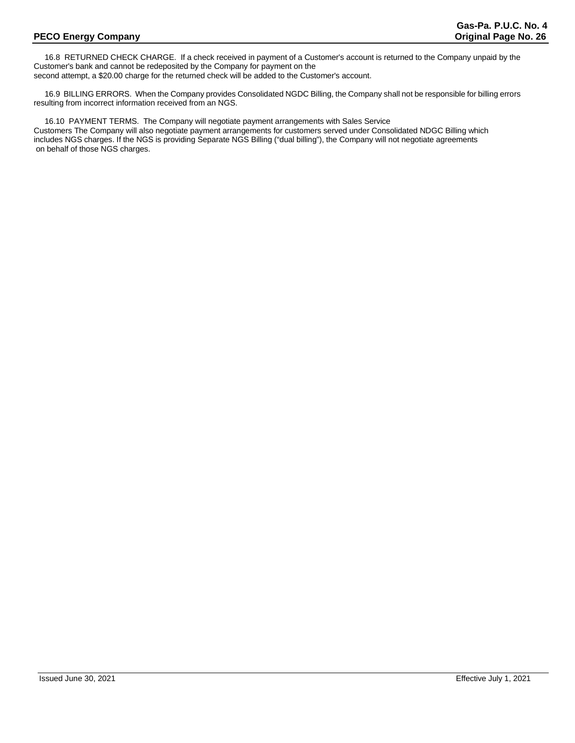16.8 RETURNED CHECK CHARGE. If a check received in payment of a Customer's account is returned to the Company unpaid by the Customer's bank and cannot be redeposited by the Company for payment on the second attempt, a $20.00 charge for the returned check will be added to the Customer's account.

16.9 BILLING ERRORS. When the Company provides Consolidated NGDC Billing, the Company shall not be responsible for billing errors resulting from incorrect information received from an NGS.

16.10 PAYMENT TERMS. The Company will negotiate payment arrangements with Sales Service Customers The Company will also negotiate payment arrangements for customers served under Consolidated NDGC Billing which includes NGS charges. If the NGS is providing Separate NGS Billing ("dual billing"), the Company will not negotiate agreements on behalf of those NGS charges.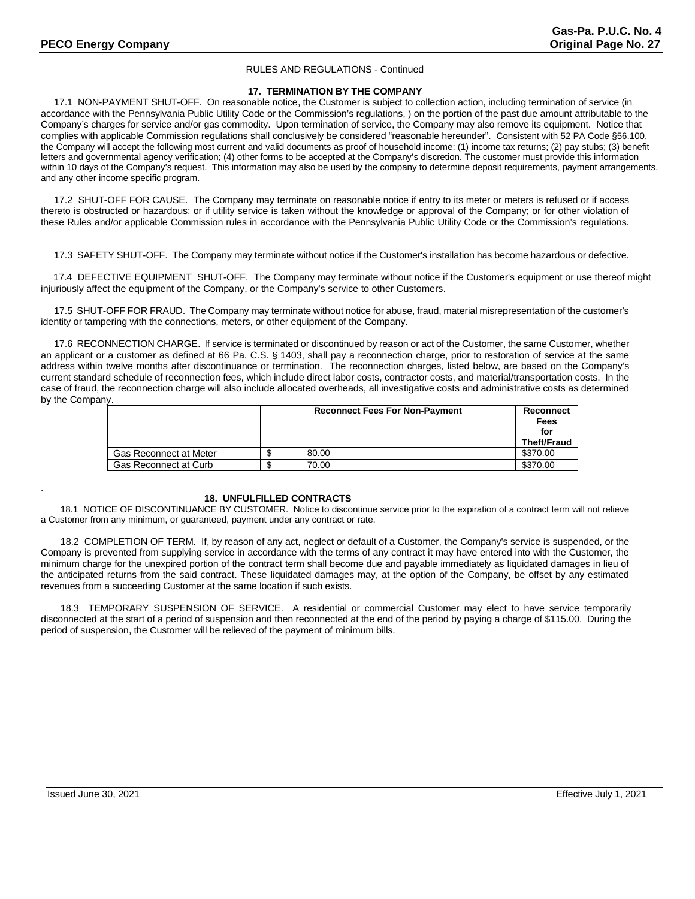RULES AND REGULATIONS - Continued

## 17. TERMINATION BY THE COMPANY

17.1 NON-PAYMENT SHUT-OFF. On reasonable notice, the Customer is subject to collection action, including termination of service (in accordance with the Pennsylvania Public Utility Code or the Commission's regulations, ) on the portion of the past due amount attributable to the Company's charges for service and/or gas commodity. Upon termination of service, the Company may also remove its equipment. Notice that complies with applicable Commission regulations shall conclusively be considered "reasonable hereunder". Consistent with 52 PA Code §56.100, the Company will accept the following most current and valid documents as proof of household income: (1) income tax returns; (2) pay stubs; (3) benefit letters and governmental agency verification; (4) other forms to be accepted at the Company's discretion. The customer must provide this information within 10 days of the Company's request. This information may also be used by the company to determine deposit requirements, payment arrangements, and any other income specific program.

17.2 SHUT-OFF FOR CAUSE. The Company may terminate on reasonable notice if entry to its meter or meters is refused or if access thereto is obstructed or hazardous; or if utility service is taken without the knowledge or approval of the Company; or for other violation of these Rules and/or applicable Commission rules in accordance with the Pennsylvania Public Utility Code or the Commission's regulations.

17.3 SAFETY SHUT-OFF. The Company may terminate without notice if the Customer's installation has become hazardous or defective.

17.4 DEFECTIVE EQUIPMENT SHUT-OFF. The Company may terminate without notice if the Customer's equipment or use thereof might injuriously affect the equipment of the Company, or the Company's service to other Customers.

17.5 SHUT-OFF FOR FRAUD. The Company may terminate without notice for abuse, fraud, material misrepresentation of the customer's identity or tampering with the connections, meters, or other equipment of the Company.

17.6 RECONNECTION CHARGE. If service is terminated or discontinued by reason or act of the Customer, the same Customer, whether an applicant or a customer as defined at 66 Pa. C.S. § 1403, shall pay a reconnection charge, prior to restoration of service at the same address within twelve months after discontinuance or termination. The reconnection charges, listed below, are based on the Company's current standard schedule of reconnection fees, which include direct labor costs, contractor costs, and material/transportation costs. In the case of fraud, the reconnection charge will also include allocated overheads, all investigative costs and administrative costs as determined by the Company.

| | Reconnect Fees For Non-Payment | Reconnect Fees for Theft/Fraud |
|---|---|---|
| Gas Reconnect at Meter | $ 80.00 | $370.00 |
| Gas Reconnect at Curb | $ 70.00 | $370.00 |

## 18. UNFULFILLED CONTRACTS

18.1 NOTICE OF DISCONTINUANCE BY CUSTOMER. Notice to discontinue service prior to the expiration of a contract term will not relieve a Customer from any minimum, or guaranteed, payment under any contract or rate.

18.2 COMPLETION OF TERM. If, by reason of any act, neglect or default of a Customer, the Company's service is suspended, or the Company is prevented from supplying service in accordance with the terms of any contract it may have entered into with the Customer, the minimum charge for the unexpired portion of the contract term shall become due and payable immediately as liquidated damages in lieu of the anticipated returns from the said contract. These liquidated damages may, at the option of the Company, be offset by any estimated revenues from a succeeding Customer at the same location if such exists.

18.3 TEMPORARY SUSPENSION OF SERVICE. A residential or commercial Customer may elect to have service temporarily disconnected at the start of a period of suspension and then reconnected at the end of the period by paying a charge of $115.00. During the period of suspension, the Customer will be relieved of the payment of minimum bills.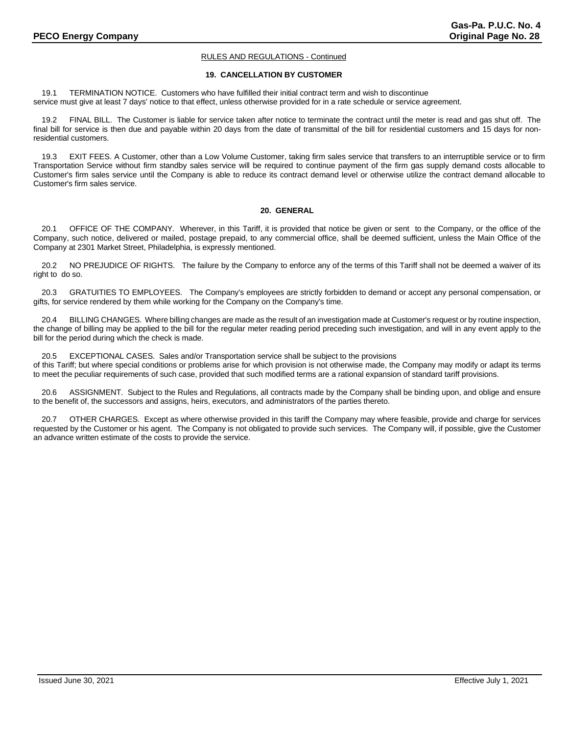RULES AND REGULATIONS - Continued

## 19. CANCELLATION BY CUSTOMER

19.1 TERMINATION NOTICE. Customers who have fulfilled their initial contract term and wish to discontinue service must give at least 7 days' notice to that effect, unless otherwise provided for in a rate schedule or service agreement.

19.2 FINAL BILL. The Customer is liable for service taken after notice to terminate the contract until the meter is read and gas shut off. The final bill for service is then due and payable within 20 days from the date of transmittal of the bill for residential customers and 15 days for non-residential customers.

19.3 EXIT FEES. A Customer, other than a Low Volume Customer, taking firm sales service that transfers to an interruptible service or to firm Transportation Service without firm standby sales service will be required to continue payment of the firm gas supply demand costs allocable to Customer's firm sales service until the Company is able to reduce its contract demand level or otherwise utilize the contract demand allocable to Customer's firm sales service.

## 20. GENERAL

20.1 OFFICE OF THE COMPANY. Wherever, in this Tariff, it is provided that notice be given or sent to the Company, or the office of the Company, such notice, delivered or mailed, postage prepaid, to any commercial office, shall be deemed sufficient, unless the Main Office of the Company at 2301 Market Street, Philadelphia, is expressly mentioned.

20.2 NO PREJUDICE OF RIGHTS. The failure by the Company to enforce any of the terms of this Tariff shall not be deemed a waiver of its right to do so.

20.3 GRATUITIES TO EMPLOYEES. The Company's employees are strictly forbidden to demand or accept any personal compensation, or gifts, for service rendered by them while working for the Company on the Company's time.

20.4 BILLING CHANGES. Where billing changes are made as the result of an investigation made at Customer's request or by routine inspection, the change of billing may be applied to the bill for the regular meter reading period preceding such investigation, and will in any event apply to the bill for the period during which the check is made.

20.5 EXCEPTIONAL CASES. Sales and/or Transportation service shall be subject to the provisions of this Tariff; but where special conditions or problems arise for which provision is not otherwise made, the Company may modify or adapt its terms to meet the peculiar requirements of such case, provided that such modified terms are a rational expansion of standard tariff provisions.

20.6 ASSIGNMENT. Subject to the Rules and Regulations, all contracts made by the Company shall be binding upon, and oblige and ensure to the benefit of, the successors and assigns, heirs, executors, and administrators of the parties thereto.

20.7 OTHER CHARGES. Except as where otherwise provided in this tariff the Company may where feasible, provide and charge for services requested by the Customer or his agent. The Company is not obligated to provide such services. The Company will, if possible, give the Customer an advance written estimate of the costs to provide the service.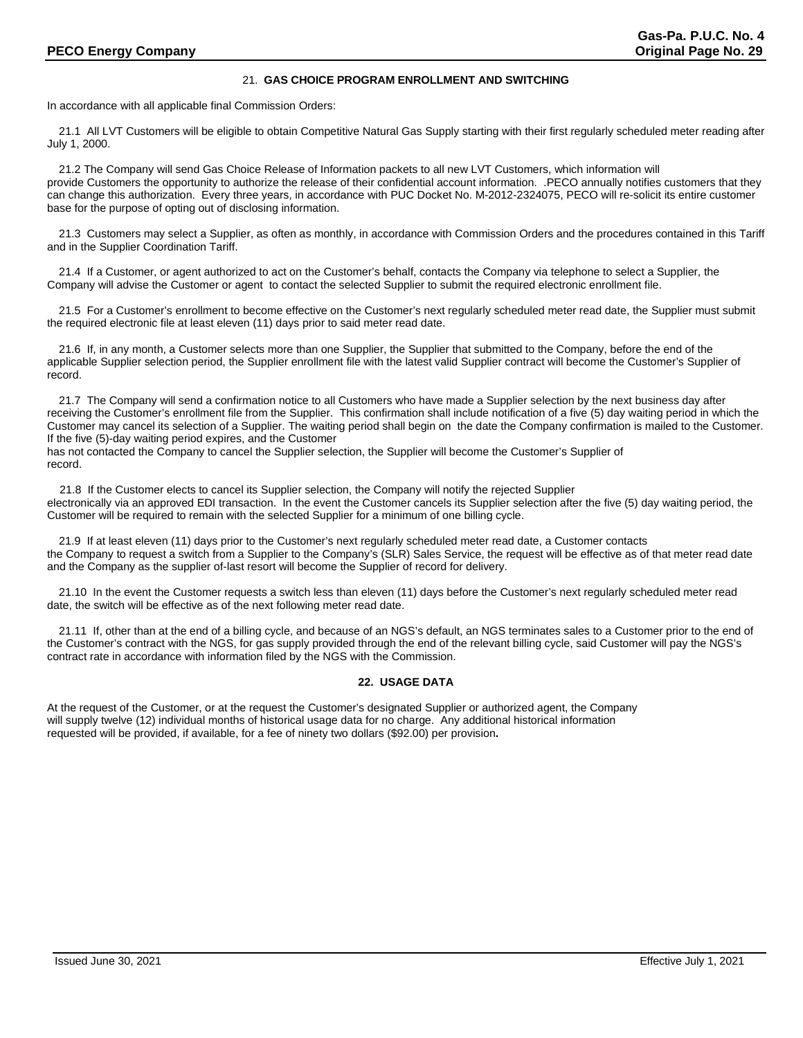## 21. GAS CHOICE PROGRAM ENROLLMENT AND SWITCHING

In accordance with all applicable final Commission Orders:

21.1 All LVT Customers will be eligible to obtain Competitive Natural Gas Supply starting with their first regularly scheduled meter reading after July 1, 2000.

21.2 The Company will send Gas Choice Release of Information packets to all new LVT Customers, which information will provide Customers the opportunity to authorize the release of their confidential account information. .PECO annually notifies customers that they can change this authorization. Every three years, in accordance with PUC Docket No. M-2012-2324075, PECO will re-solicit its entire customer base for the purpose of opting out of disclosing information.

21.3 Customers may select a Supplier, as often as monthly, in accordance with Commission Orders and the procedures contained in this Tariff and in the Supplier Coordination Tariff.

21.4 If a Customer, or agent authorized to act on the Customer's behalf, contacts the Company via telephone to select a Supplier, the Company will advise the Customer or agent to contact the selected Supplier to submit the required electronic enrollment file.

21.5 For a Customer's enrollment to become effective on the Customer's next regularly scheduled meter read date, the Supplier must submit the required electronic file at least eleven (11) days prior to said meter read date.

21.6 If, in any month, a Customer selects more than one Supplier, the Supplier that submitted to the Company, before the end of the applicable Supplier selection period, the Supplier enrollment file with the latest valid Supplier contract will become the Customer's Supplier of record.

21.7 The Company will send a confirmation notice to all Customers who have made a Supplier selection by the next business day after receiving the Customer's enrollment file from the Supplier. This confirmation shall include notification of a five (5) day waiting period in which the Customer may cancel its selection of a Supplier. The waiting period shall begin on the date the Company confirmation is mailed to the Customer. If the five (5)-day waiting period expires, and the Customer has not contacted the Company to cancel the Supplier selection, the Supplier will become the Customer's Supplier of record.

21.8 If the Customer elects to cancel its Supplier selection, the Company will notify the rejected Supplier electronically via an approved EDI transaction. In the event the Customer cancels its Supplier selection after the five (5) day waiting period, the Customer will be required to remain with the selected Supplier for a minimum of one billing cycle.

21.9 If at least eleven (11) days prior to the Customer's next regularly scheduled meter read date, a Customer contacts the Company to request a switch from a Supplier to the Company's (SLR) Sales Service, the request will be effective as of that meter read date and the Company as the supplier of-last resort will become the Supplier of record for delivery.

21.10 In the event the Customer requests a switch less than eleven (11) days before the Customer's next regularly scheduled meter read date, the switch will be effective as of the next following meter read date.

21.11 If, other than at the end of a billing cycle, and because of an NGS's default, an NGS terminates sales to a Customer prior to the end of the Customer's contract with the NGS, for gas supply provided through the end of the relevant billing cycle, said Customer will pay the NGS's contract rate in accordance with information filed by the NGS with the Commission.

## 22. USAGE DATA

At the request of the Customer, or at the request the Customer's designated Supplier or authorized agent, the Company will supply twelve (12) individual months of historical usage data for no charge. Any additional historical information requested will be provided, if available, for a fee of ninety two dollars ($92.00) per provision.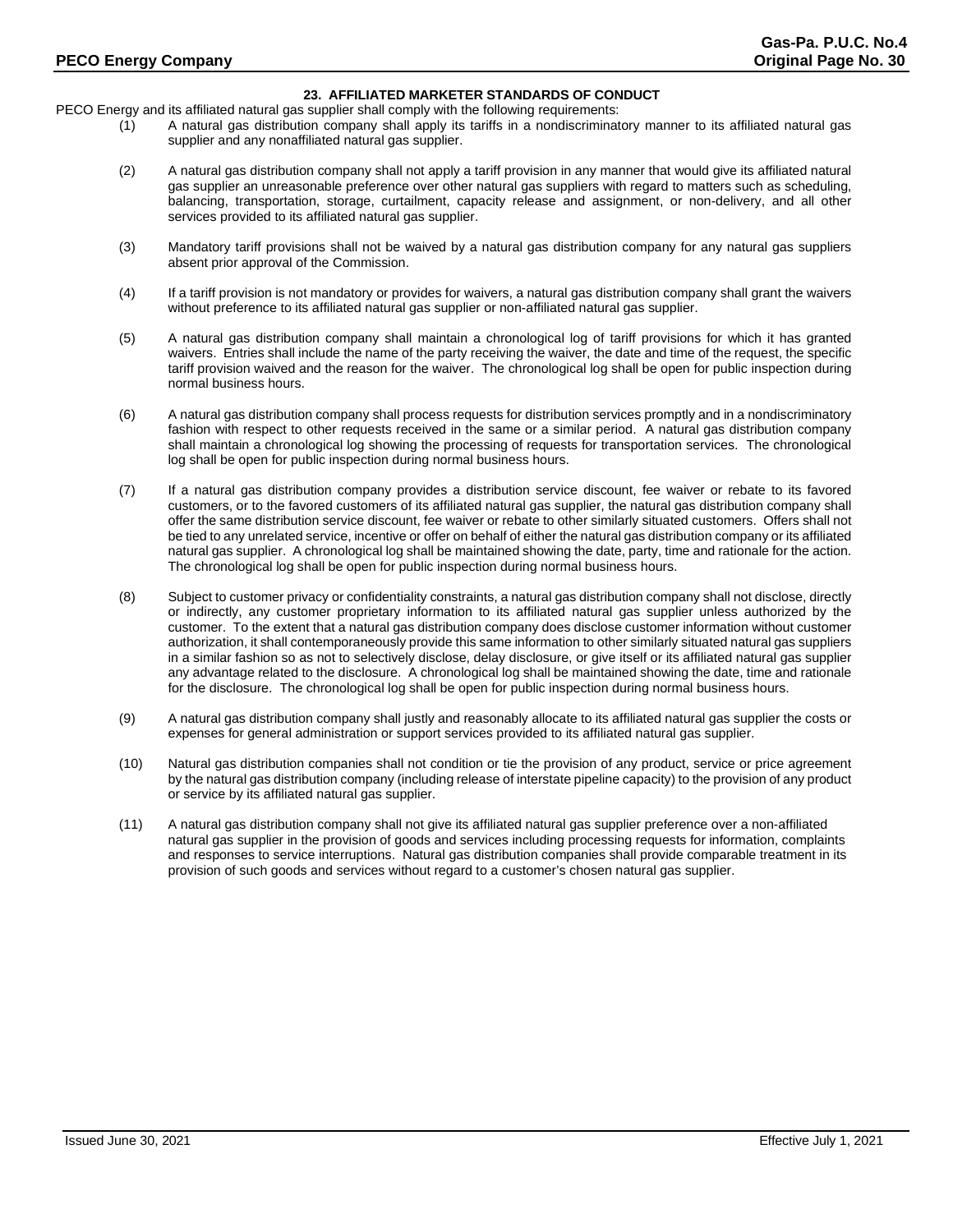## 23. AFFILIATED MARKETER STANDARDS OF CONDUCT

PECO Energy and its affiliated natural gas supplier shall comply with the following requirements:

(1) A natural gas distribution company shall apply its tariffs in a nondiscriminatory manner to its affiliated natural gas supplier and any nonaffiliated natural gas supplier.

(2) A natural gas distribution company shall not apply a tariff provision in any manner that would give its affiliated natural gas supplier an unreasonable preference over other natural gas suppliers with regard to matters such as scheduling, balancing, transportation, storage, curtailment, capacity release and assignment, or non-delivery, and all other services provided to its affiliated natural gas supplier.

(3) Mandatory tariff provisions shall not be waived by a natural gas distribution company for any natural gas suppliers absent prior approval of the Commission.

(4) If a tariff provision is not mandatory or provides for waivers, a natural gas distribution company shall grant the waivers without preference to its affiliated natural gas supplier or non-affiliated natural gas supplier.

(5) A natural gas distribution company shall maintain a chronological log of tariff provisions for which it has granted waivers. Entries shall include the name of the party receiving the waiver, the date and time of the request, the specific tariff provision waived and the reason for the waiver. The chronological log shall be open for public inspection during normal business hours.

(6) A natural gas distribution company shall process requests for distribution services promptly and in a nondiscriminatory fashion with respect to other requests received in the same or a similar period. A natural gas distribution company shall maintain a chronological log showing the processing of requests for transportation services. The chronological log shall be open for public inspection during normal business hours.

(7) If a natural gas distribution company provides a distribution service discount, fee waiver or rebate to its favored customers, or to the favored customers of its affiliated natural gas supplier, the natural gas distribution company shall offer the same distribution service discount, fee waiver or rebate to other similarly situated customers. Offers shall not be tied to any unrelated service, incentive or offer on behalf of either the natural gas distribution company or its affiliated natural gas supplier. A chronological log shall be maintained showing the date, party, time and rationale for the action. The chronological log shall be open for public inspection during normal business hours.

(8) Subject to customer privacy or confidentiality constraints, a natural gas distribution company shall not disclose, directly or indirectly, any customer proprietary information to its affiliated natural gas supplier unless authorized by the customer. To the extent that a natural gas distribution company does disclose customer information without customer authorization, it shall contemporaneously provide this same information to other similarly situated natural gas suppliers in a similar fashion so as not to selectively disclose, delay disclosure, or give itself or its affiliated natural gas supplier any advantage related to the disclosure. A chronological log shall be maintained showing the date, time and rationale for the disclosure. The chronological log shall be open for public inspection during normal business hours.

(9) A natural gas distribution company shall justly and reasonably allocate to its affiliated natural gas supplier the costs or expenses for general administration or support services provided to its affiliated natural gas supplier.

(10) Natural gas distribution companies shall not condition or tie the provision of any product, service or price agreement by the natural gas distribution company (including release of interstate pipeline capacity) to the provision of any product or service by its affiliated natural gas supplier.

(11) A natural gas distribution company shall not give its affiliated natural gas supplier preference over a non-affiliated natural gas supplier in the provision of goods and services including processing requests for information, complaints and responses to service interruptions. Natural gas distribution companies shall provide comparable treatment in its provision of such goods and services without regard to a customer's chosen natural gas supplier.

Issued June 30, 2021 Effective July 1, 2021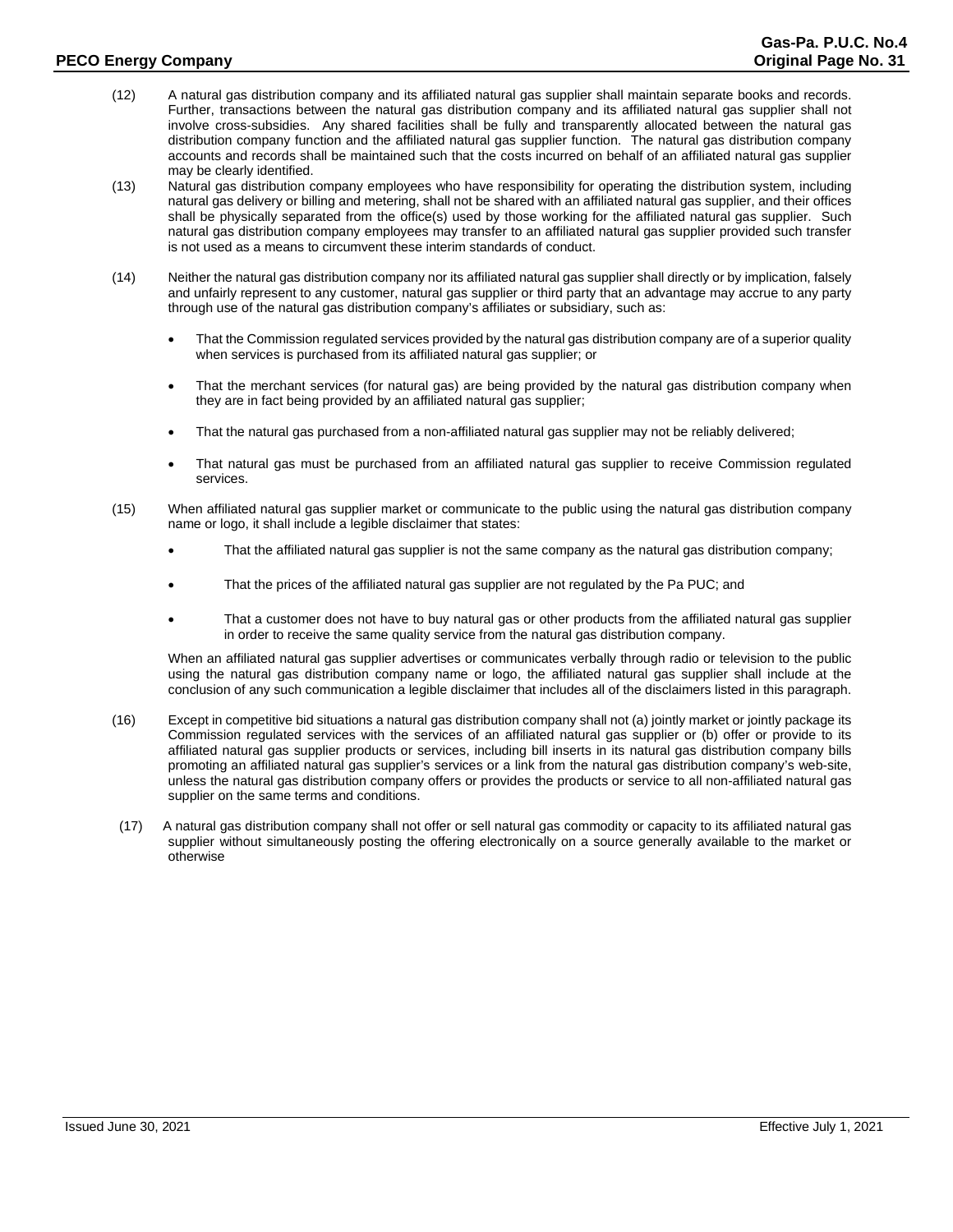(12) A natural gas distribution company and its affiliated natural gas supplier shall maintain separate books and records. Further, transactions between the natural gas distribution company and its affiliated natural gas supplier shall not involve cross-subsidies. Any shared facilities shall be fully and transparently allocated between the natural gas distribution company function and the affiliated natural gas supplier function. The natural gas distribution company accounts and records shall be maintained such that the costs incurred on behalf of an affiliated natural gas supplier may be clearly identified.

(13) Natural gas distribution company employees who have responsibility for operating the distribution system, including natural gas delivery or billing and metering, shall not be shared with an affiliated natural gas supplier, and their offices shall be physically separated from the office(s) used by those working for the affiliated natural gas supplier. Such natural gas distribution company employees may transfer to an affiliated natural gas supplier provided such transfer is not used as a means to circumvent these interim standards of conduct.

(14) Neither the natural gas distribution company nor its affiliated natural gas supplier shall directly or by implication, falsely and unfairly represent to any customer, natural gas supplier or third party that an advantage may accrue to any party through use of the natural gas distribution company's affiliates or subsidiary, such as:

- That the Commission regulated services provided by the natural gas distribution company are of a superior quality when services is purchased from its affiliated natural gas supplier; or
- That the merchant services (for natural gas) are being provided by the natural gas distribution company when they are in fact being provided by an affiliated natural gas supplier;
- That the natural gas purchased from a non-affiliated natural gas supplier may not be reliably delivered;
- That natural gas must be purchased from an affiliated natural gas supplier to receive Commission regulated services.

(15) When affiliated natural gas supplier market or communicate to the public using the natural gas distribution company name or logo, it shall include a legible disclaimer that states:

- That the affiliated natural gas supplier is not the same company as the natural gas distribution company;
- That the prices of the affiliated natural gas supplier are not regulated by the Pa PUC; and
- That a customer does not have to buy natural gas or other products from the affiliated natural gas supplier in order to receive the same quality service from the natural gas distribution company.

When an affiliated natural gas supplier advertises or communicates verbally through radio or television to the public using the natural gas distribution company name or logo, the affiliated natural gas supplier shall include at the conclusion of any such communication a legible disclaimer that includes all of the disclaimers listed in this paragraph.

(16) Except in competitive bid situations a natural gas distribution company shall not (a) jointly market or jointly package its Commission regulated services with the services of an affiliated natural gas supplier or (b) offer or provide to its affiliated natural gas supplier products or services, including bill inserts in its natural gas distribution company bills promoting an affiliated natural gas supplier's services or a link from the natural gas distribution company's web-site, unless the natural gas distribution company offers or provides the products or service to all non-affiliated natural gas supplier on the same terms and conditions.

(17) A natural gas distribution company shall not offer or sell natural gas commodity or capacity to its affiliated natural gas supplier without simultaneously posting the offering electronically on a source generally available to the market or otherwise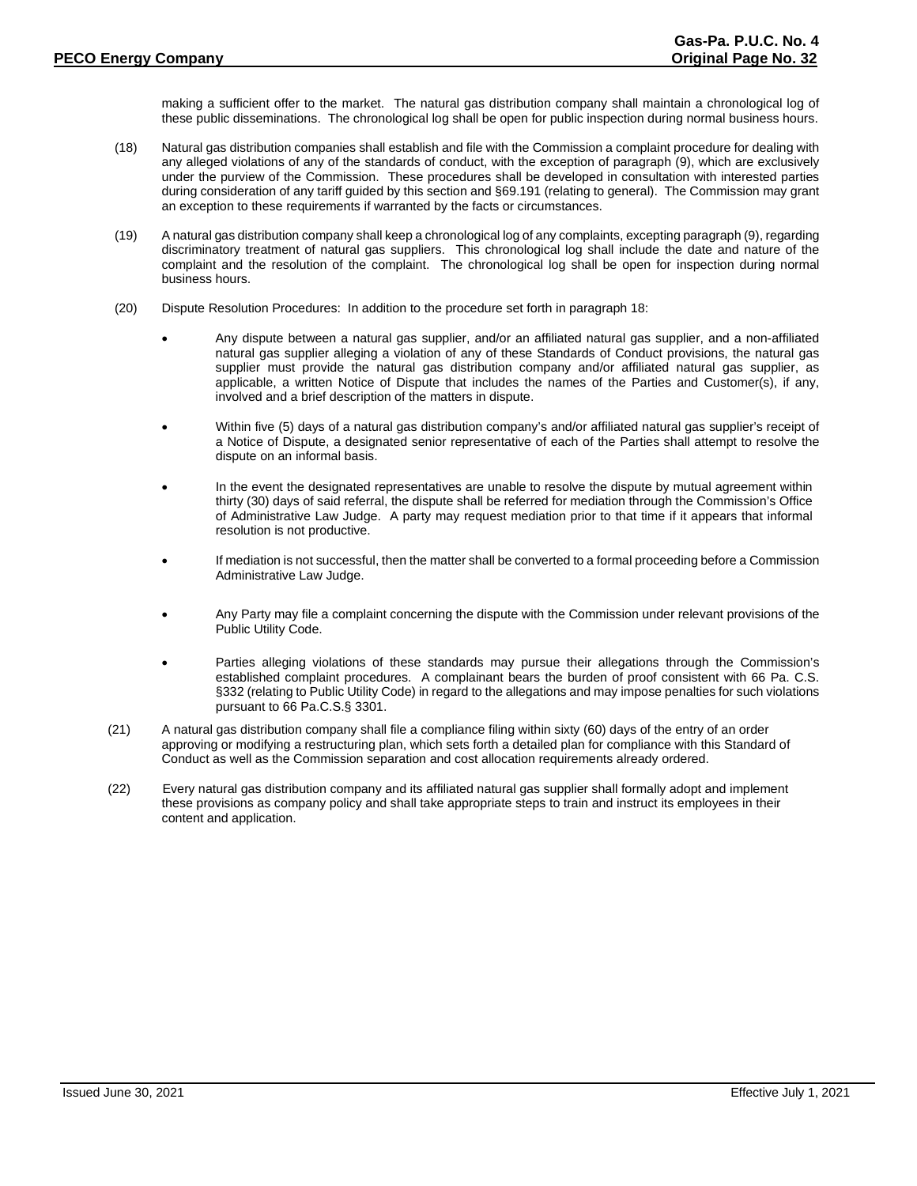making a sufficient offer to the market. The natural gas distribution company shall maintain a chronological log of these public disseminations. The chronological log shall be open for public inspection during normal business hours.

(18) Natural gas distribution companies shall establish and file with the Commission a complaint procedure for dealing with any alleged violations of any of the standards of conduct, with the exception of paragraph (9), which are exclusively under the purview of the Commission. These procedures shall be developed in consultation with interested parties during consideration of any tariff guided by this section and §69.191 (relating to general). The Commission may grant an exception to these requirements if warranted by the facts or circumstances.

(19) A natural gas distribution company shall keep a chronological log of any complaints, excepting paragraph (9), regarding discriminatory treatment of natural gas suppliers. This chronological log shall include the date and nature of the complaint and the resolution of the complaint. The chronological log shall be open for inspection during normal business hours.

(20) Dispute Resolution Procedures: In addition to the procedure set forth in paragraph 18:

- Any dispute between a natural gas supplier, and/or an affiliated natural gas supplier, and a non-affiliated natural gas supplier alleging a violation of any of these Standards of Conduct provisions, the natural gas supplier must provide the natural gas distribution company and/or affiliated natural gas supplier, as applicable, a written Notice of Dispute that includes the names of the Parties and Customer(s), if any, involved and a brief description of the matters in dispute.

- Within five (5) days of a natural gas distribution company's and/or affiliated natural gas supplier's receipt of a Notice of Dispute, a designated senior representative of each of the Parties shall attempt to resolve the dispute on an informal basis.

- In the event the designated representatives are unable to resolve the dispute by mutual agreement within thirty (30) days of said referral, the dispute shall be referred for mediation through the Commission's Office of Administrative Law Judge. A party may request mediation prior to that time if it appears that informal resolution is not productive.

- If mediation is not successful, then the matter shall be converted to a formal proceeding before a Commission Administrative Law Judge.

- Any Party may file a complaint concerning the dispute with the Commission under relevant provisions of the Public Utility Code.

- Parties alleging violations of these standards may pursue their allegations through the Commission's established complaint procedures. A complainant bears the burden of proof consistent with 66 Pa. C.S. §332 (relating to Public Utility Code) in regard to the allegations and may impose penalties for such violations pursuant to 66 Pa.C.S.§ 3301.

(21) A natural gas distribution company shall file a compliance filing within sixty (60) days of the entry of an order approving or modifying a restructuring plan, which sets forth a detailed plan for compliance with this Standard of Conduct as well as the Commission separation and cost allocation requirements already ordered.

(22) Every natural gas distribution company and its affiliated natural gas supplier shall formally adopt and implement these provisions as company policy and shall take appropriate steps to train and instruct its employees in their content and application.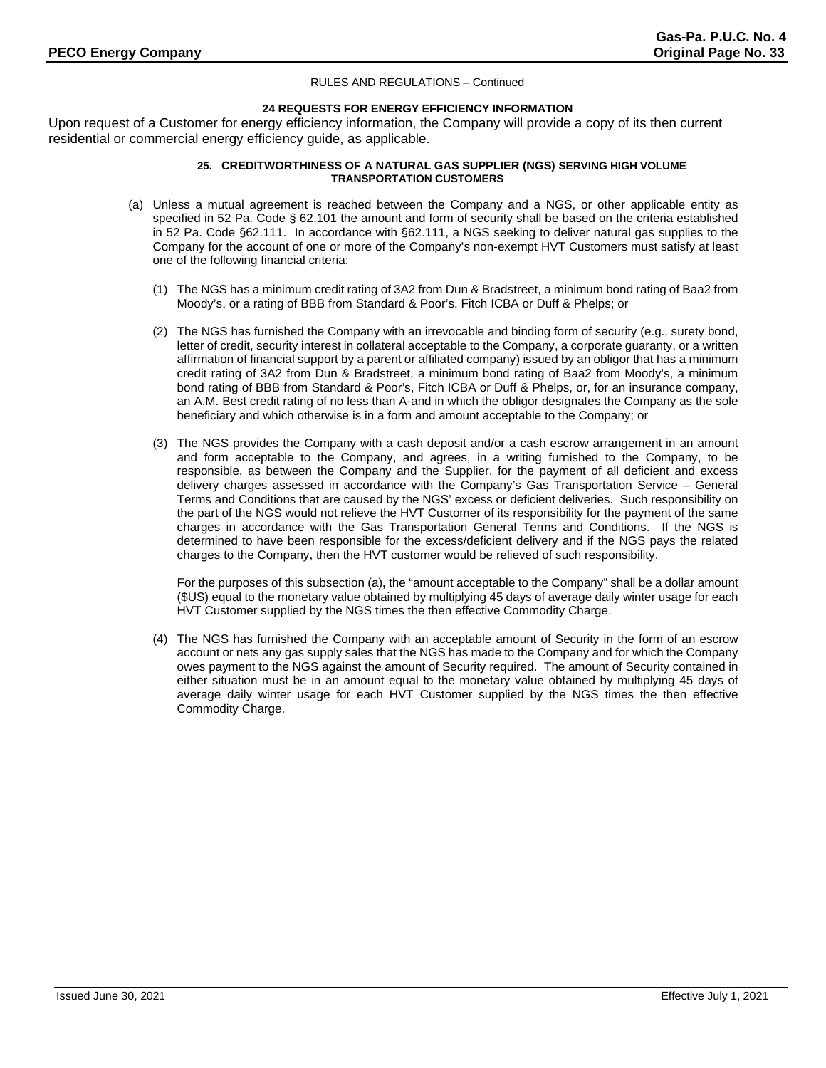RULES AND REGULATIONS – Continued

### 24 REQUESTS FOR ENERGY EFFICIENCY INFORMATION

Upon request of a Customer for energy efficiency information, the Company will provide a copy of its then current residential or commercial energy efficiency guide, as applicable.

### 25. CREDITWORTHINESS OF A NATURAL GAS SUPPLIER (NGS) SERVING HIGH VOLUME TRANSPORTATION CUSTOMERS

(a) Unless a mutual agreement is reached between the Company and a NGS, or other applicable entity as specified in 52 Pa. Code § 62.101 the amount and form of security shall be based on the criteria established in 52 Pa. Code §62.111. In accordance with §62.111, a NGS seeking to deliver natural gas supplies to the Company for the account of one or more of the Company's non-exempt HVT Customers must satisfy at least one of the following financial criteria:

(1) The NGS has a minimum credit rating of 3A2 from Dun & Bradstreet, a minimum bond rating of Baa2 from Moody's, or a rating of BBB from Standard & Poor's, Fitch ICBA or Duff & Phelps; or

(2) The NGS has furnished the Company with an irrevocable and binding form of security (e.g., surety bond, letter of credit, security interest in collateral acceptable to the Company, a corporate guaranty, or a written affirmation of financial support by a parent or affiliated company) issued by an obligor that has a minimum credit rating of 3A2 from Dun & Bradstreet, a minimum bond rating of Baa2 from Moody's, a minimum bond rating of BBB from Standard & Poor's, Fitch ICBA or Duff & Phelps, or, for an insurance company, an A.M. Best credit rating of no less than A-and in which the obligor designates the Company as the sole beneficiary and which otherwise is in a form and amount acceptable to the Company; or

(3) The NGS provides the Company with a cash deposit and/or a cash escrow arrangement in an amount and form acceptable to the Company, and agrees, in a writing furnished to the Company, to be responsible, as between the Company and the Supplier, for the payment of all deficient and excess delivery charges assessed in accordance with the Company's Gas Transportation Service – General Terms and Conditions that are caused by the NGS' excess or deficient deliveries. Such responsibility on the part of the NGS would not relieve the HVT Customer of its responsibility for the payment of the same charges in accordance with the Gas Transportation General Terms and Conditions. If the NGS is determined to have been responsible for the excess/deficient delivery and if the NGS pays the related charges to the Company, then the HVT customer would be relieved of such responsibility.

For the purposes of this subsection (a)**,** the "amount acceptable to the Company" shall be a dollar amount ($US) equal to the monetary value obtained by multiplying 45 days of average daily winter usage for each HVT Customer supplied by the NGS times the then effective Commodity Charge.

(4) The NGS has furnished the Company with an acceptable amount of Security in the form of an escrow account or nets any gas supply sales that the NGS has made to the Company and for which the Company owes payment to the NGS against the amount of Security required. The amount of Security contained in either situation must be in an amount equal to the monetary value obtained by multiplying 45 days of average daily winter usage for each HVT Customer supplied by the NGS times the then effective Commodity Charge.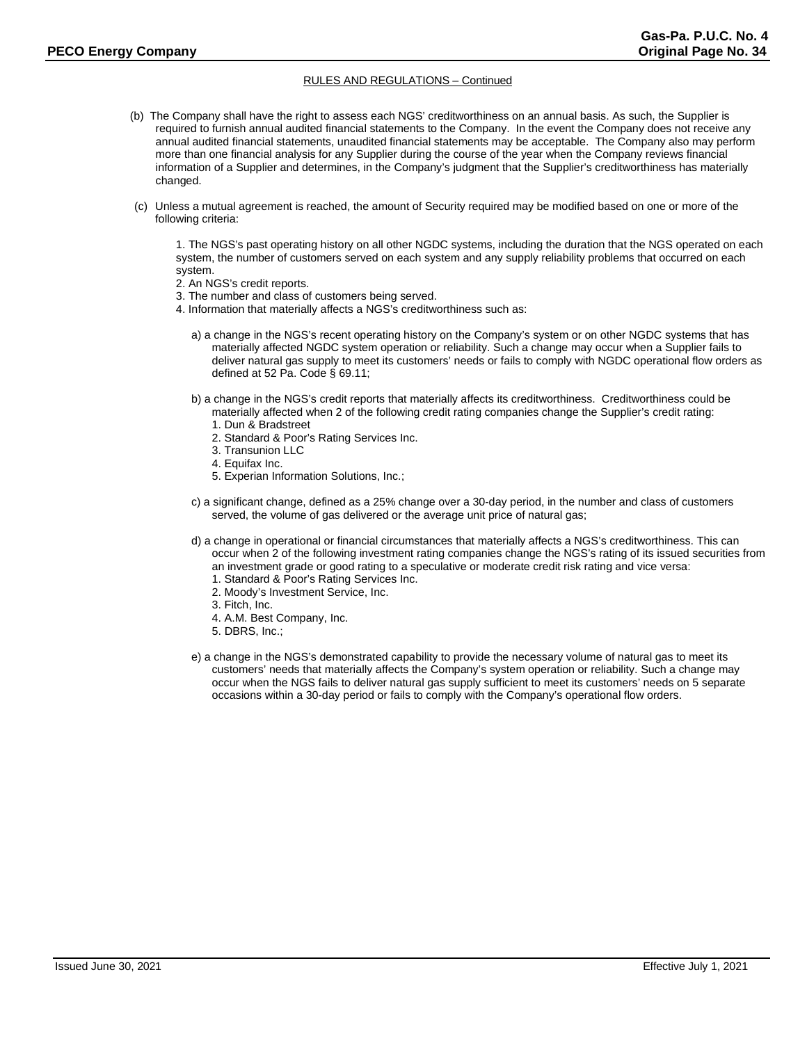RULES AND REGULATIONS – Continued

(b) The Company shall have the right to assess each NGS' creditworthiness on an annual basis. As such, the Supplier is required to furnish annual audited financial statements to the Company. In the event the Company does not receive any annual audited financial statements, unaudited financial statements may be acceptable. The Company also may perform more than one financial analysis for any Supplier during the course of the year when the Company reviews financial information of a Supplier and determines, in the Company's judgment that the Supplier's creditworthiness has materially changed.

(c) Unless a mutual agreement is reached, the amount of Security required may be modified based on one or more of the following criteria:

1. The NGS's past operating history on all other NGDC systems, including the duration that the NGS operated on each system, the number of customers served on each system and any supply reliability problems that occurred on each system.
2. An NGS's credit reports.
3. The number and class of customers being served.
4. Information that materially affects a NGS's creditworthiness such as:

a) a change in the NGS's recent operating history on the Company's system or on other NGDC systems that has materially affected NGDC system operation or reliability. Such a change may occur when a Supplier fails to deliver natural gas supply to meet its customers' needs or fails to comply with NGDC operational flow orders as defined at 52 Pa. Code § 69.11;

b) a change in the NGS's credit reports that materially affects its creditworthiness. Creditworthiness could be materially affected when 2 of the following credit rating companies change the Supplier's credit rating:
1. Dun & Bradstreet
2. Standard & Poor's Rating Services Inc.
3. Transunion LLC
4. Equifax Inc.
5. Experian Information Solutions, Inc.;

c) a significant change, defined as a 25% change over a 30-day period, in the number and class of customers served, the volume of gas delivered or the average unit price of natural gas;

d) a change in operational or financial circumstances that materially affects a NGS's creditworthiness. This can occur when 2 of the following investment rating companies change the NGS's rating of its issued securities from an investment grade or good rating to a speculative or moderate credit risk rating and vice versa:
1. Standard & Poor's Rating Services Inc.
2. Moody's Investment Service, Inc.
3. Fitch, Inc.
4. A.M. Best Company, Inc.
5. DBRS, Inc.;

e) a change in the NGS's demonstrated capability to provide the necessary volume of natural gas to meet its customers' needs that materially affects the Company's system operation or reliability. Such a change may occur when the NGS fails to deliver natural gas supply sufficient to meet its customers' needs on 5 separate occasions within a 30-day period or fails to comply with the Company's operational flow orders.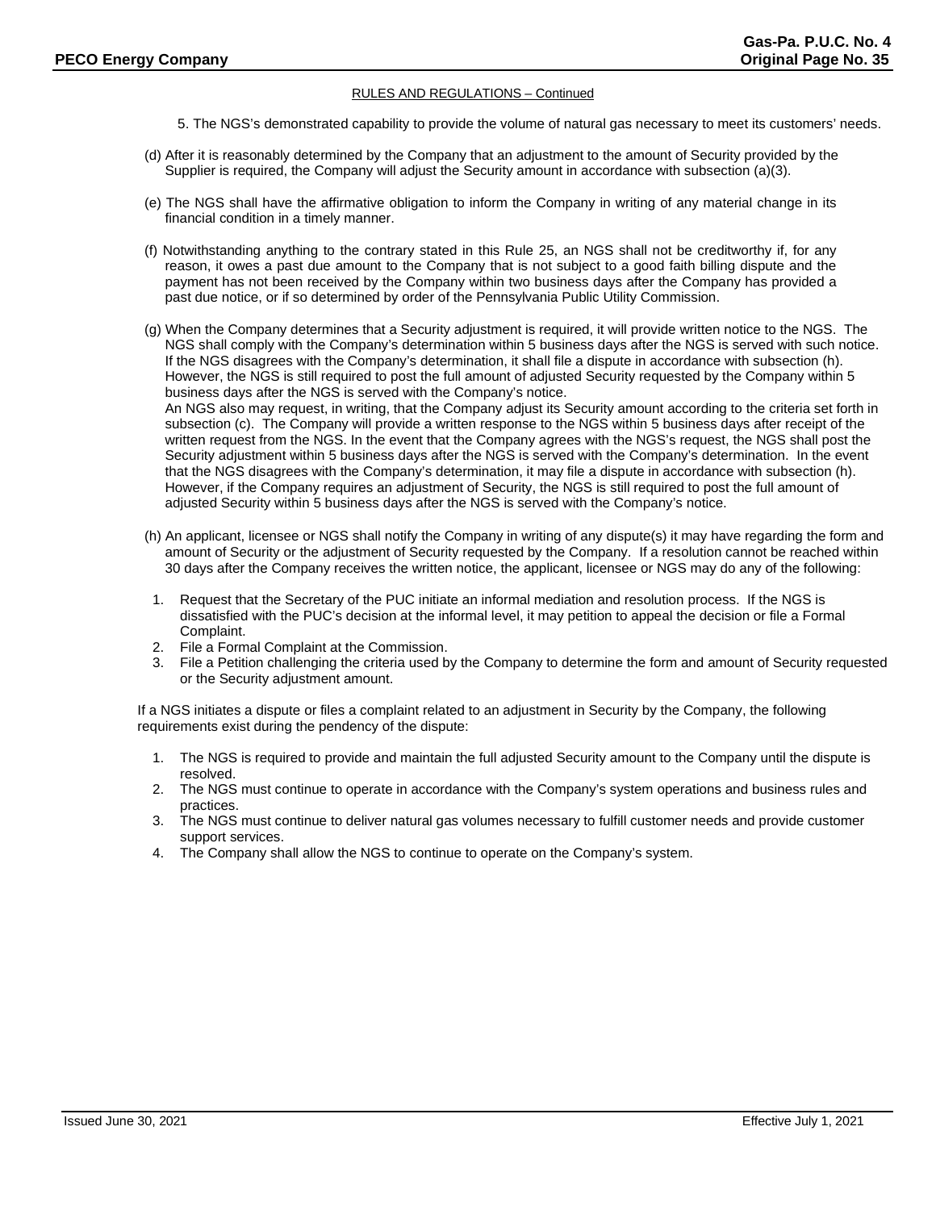RULES AND REGULATIONS – Continued

5. The NGS's demonstrated capability to provide the volume of natural gas necessary to meet its customers' needs.

(d) After it is reasonably determined by the Company that an adjustment to the amount of Security provided by the Supplier is required, the Company will adjust the Security amount in accordance with subsection (a)(3).

(e) The NGS shall have the affirmative obligation to inform the Company in writing of any material change in its financial condition in a timely manner.

(f) Notwithstanding anything to the contrary stated in this Rule 25, an NGS shall not be creditworthy if, for any reason, it owes a past due amount to the Company that is not subject to a good faith billing dispute and the payment has not been received by the Company within two business days after the Company has provided a past due notice, or if so determined by order of the Pennsylvania Public Utility Commission.

(g) When the Company determines that a Security adjustment is required, it will provide written notice to the NGS. The NGS shall comply with the Company's determination within 5 business days after the NGS is served with such notice. If the NGS disagrees with the Company's determination, it shall file a dispute in accordance with subsection (h). However, the NGS is still required to post the full amount of adjusted Security requested by the Company within 5 business days after the NGS is served with the Company's notice.
An NGS also may request, in writing, that the Company adjust its Security amount according to the criteria set forth in subsection (c). The Company will provide a written response to the NGS within 5 business days after receipt of the written request from the NGS. In the event that the Company agrees with the NGS's request, the NGS shall post the Security adjustment within 5 business days after the NGS is served with the Company's determination. In the event that the NGS disagrees with the Company's determination, it may file a dispute in accordance with subsection (h). However, if the Company requires an adjustment of Security, the NGS is still required to post the full amount of adjusted Security within 5 business days after the NGS is served with the Company's notice.

(h) An applicant, licensee or NGS shall notify the Company in writing of any dispute(s) it may have regarding the form and amount of Security or the adjustment of Security requested by the Company. If a resolution cannot be reached within 30 days after the Company receives the written notice, the applicant, licensee or NGS may do any of the following:

1. Request that the Secretary of the PUC initiate an informal mediation and resolution process. If the NGS is dissatisfied with the PUC's decision at the informal level, it may petition to appeal the decision or file a Formal Complaint.
2. File a Formal Complaint at the Commission.
3. File a Petition challenging the criteria used by the Company to determine the form and amount of Security requested or the Security adjustment amount.

If a NGS initiates a dispute or files a complaint related to an adjustment in Security by the Company, the following requirements exist during the pendency of the dispute:

1. The NGS is required to provide and maintain the full adjusted Security amount to the Company until the dispute is resolved.
2. The NGS must continue to operate in accordance with the Company's system operations and business rules and practices.
3. The NGS must continue to deliver natural gas volumes necessary to fulfill customer needs and provide customer support services.
4. The Company shall allow the NGS to continue to operate on the Company's system.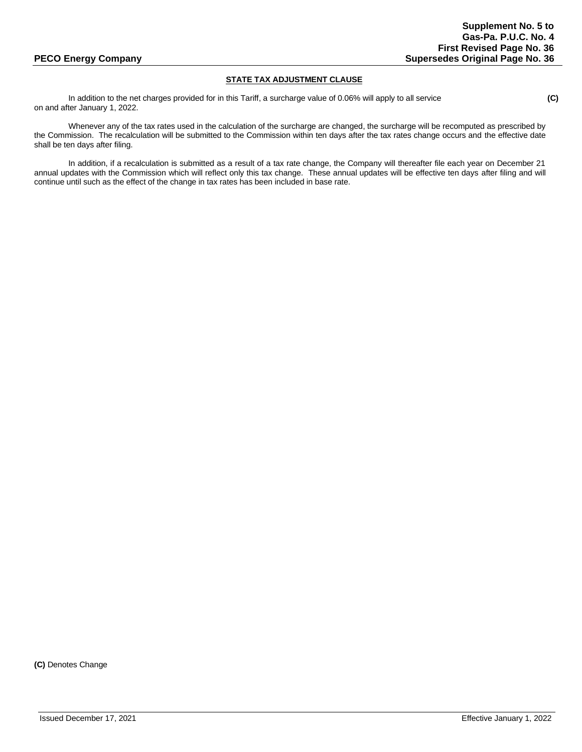## STATE TAX ADJUSTMENT CLAUSE

In addition to the net charges provided for in this Tariff, a surcharge value of 0.06% will apply to all service on and after January 1, 2022. **(C)**

Whenever any of the tax rates used in the calculation of the surcharge are changed, the surcharge will be recomputed as prescribed by the Commission. The recalculation will be submitted to the Commission within ten days after the tax rates change occurs and the effective date shall be ten days after filing.

In addition, if a recalculation is submitted as a result of a tax rate change, the Company will thereafter file each year on December 21 annual updates with the Commission which will reflect only this tax change. These annual updates will be effective ten days after filing and will continue until such as the effect of the change in tax rates has been included in base rate.

**(C)** Denotes Change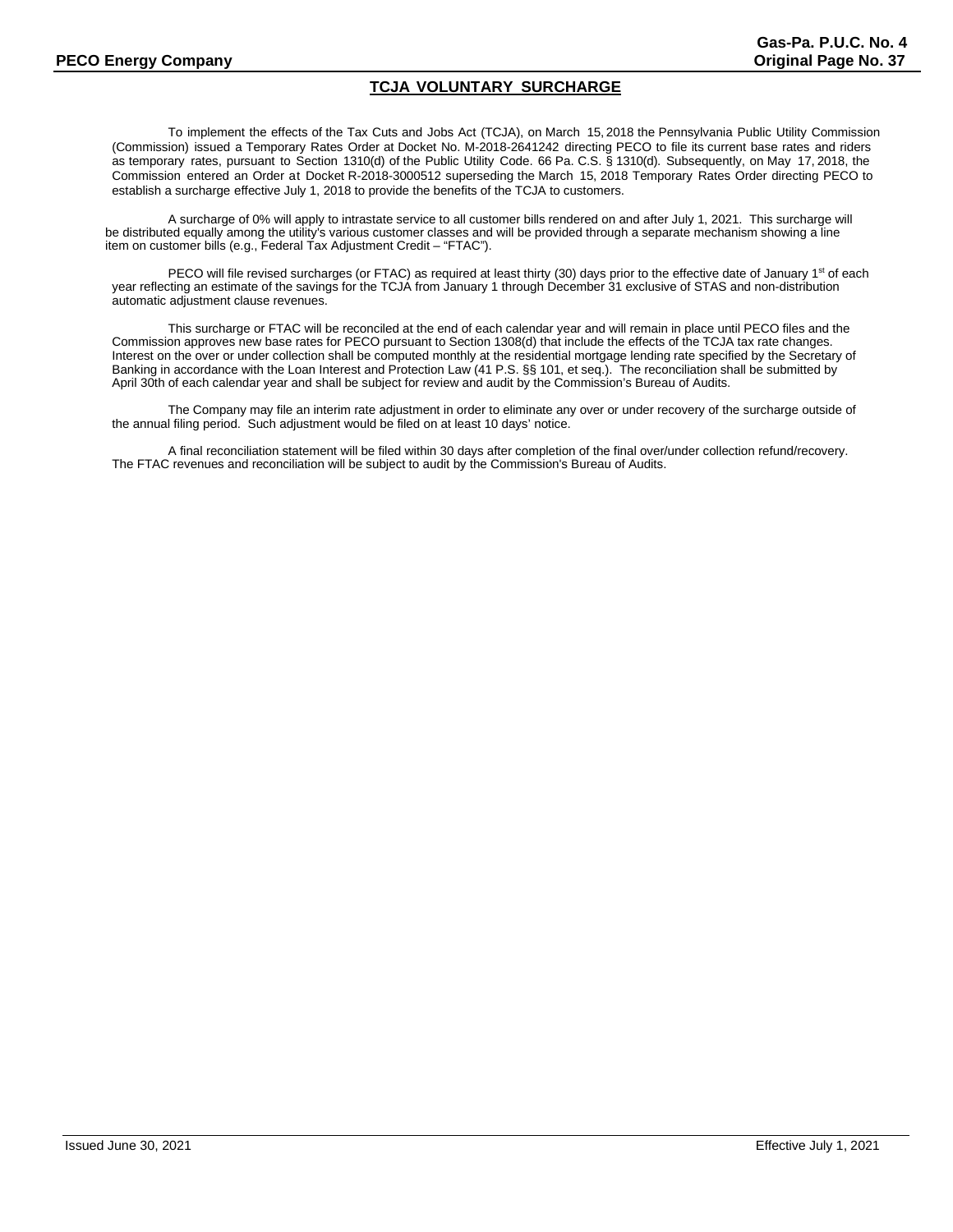## TCJA VOLUNTARY SURCHARGE

To implement the effects of the Tax Cuts and Jobs Act (TCJA), on March 15, 2018 the Pennsylvania Public Utility Commission (Commission) issued a Temporary Rates Order at Docket No. M-2018-2641242 directing PECO to file its current base rates and riders as temporary rates, pursuant to Section 1310(d) of the Public Utility Code. 66 Pa. C.S. § 1310(d). Subsequently, on May 17, 2018, the Commission entered an Order at Docket R-2018-3000512 superseding the March 15, 2018 Temporary Rates Order directing PECO to establish a surcharge effective July 1, 2018 to provide the benefits of the TCJA to customers.

A surcharge of 0% will apply to intrastate service to all customer bills rendered on and after July 1, 2021. This surcharge will be distributed equally among the utility's various customer classes and will be provided through a separate mechanism showing a line item on customer bills (e.g., Federal Tax Adjustment Credit – "FTAC").

PECO will file revised surcharges (or FTAC) as required at least thirty (30) days prior to the effective date of January 1st of each year reflecting an estimate of the savings for the TCJA from January 1 through December 31 exclusive of STAS and non-distribution automatic adjustment clause revenues.

This surcharge or FTAC will be reconciled at the end of each calendar year and will remain in place until PECO files and the Commission approves new base rates for PECO pursuant to Section 1308(d) that include the effects of the TCJA tax rate changes. Interest on the over or under collection shall be computed monthly at the residential mortgage lending rate specified by the Secretary of Banking in accordance with the Loan Interest and Protection Law (41 P.S. §§ 101, et seq.). The reconciliation shall be submitted by April 30th of each calendar year and shall be subject for review and audit by the Commission's Bureau of Audits.

The Company may file an interim rate adjustment in order to eliminate any over or under recovery of the surcharge outside of the annual filing period. Such adjustment would be filed on at least 10 days' notice.

A final reconciliation statement will be filed within 30 days after completion of the final over/under collection refund/recovery. The FTAC revenues and reconciliation will be subject to audit by the Commission's Bureau of Audits.

Issued June 30, 2021 Effective July 1, 2021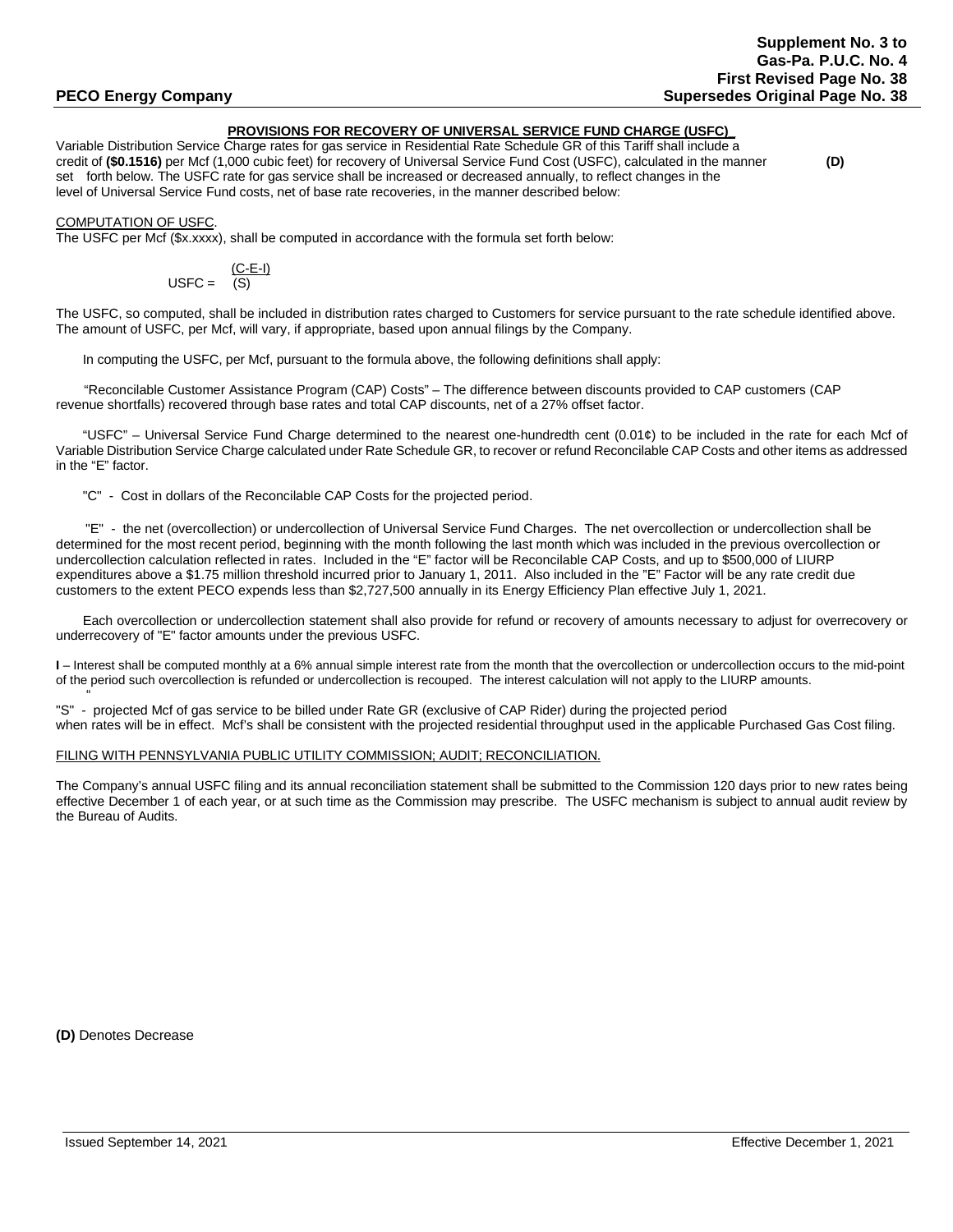## PROVISIONS FOR RECOVERY OF UNIVERSAL SERVICE FUND CHARGE (USFC)

Variable Distribution Service Charge rates for gas service in Residential Rate Schedule GR of this Tariff shall include a credit of **($0.1516)** per Mcf (1,000 cubic feet) for recovery of Universal Service Fund Cost (USFC), calculated in the manner set forth below. The USFC rate for gas service shall be increased or decreased annually, to reflect changes in the level of Universal Service Fund costs, net of base rate recoveries, in the manner described below: **(D)**

COMPUTATION OF USFC.

The USFC per Mcf ($x.xxxx), shall be computed in accordance with the formula set forth below:

$$USFC = \frac{(C-E-I)}{(S)}$$

The USFC, so computed, shall be included in distribution rates charged to Customers for service pursuant to the rate schedule identified above. The amount of USFC, per Mcf, will vary, if appropriate, based upon annual filings by the Company.

In computing the USFC, per Mcf, pursuant to the formula above, the following definitions shall apply:

"Reconcilable Customer Assistance Program (CAP) Costs" – The difference between discounts provided to CAP customers (CAP revenue shortfalls) recovered through base rates and total CAP discounts, net of a 27% offset factor.

"USFC" – Universal Service Fund Charge determined to the nearest one-hundredth cent (0.01¢) to be included in the rate for each Mcf of Variable Distribution Service Charge calculated under Rate Schedule GR, to recover or refund Reconcilable CAP Costs and other items as addressed in the "E" factor.

"C" - Cost in dollars of the Reconcilable CAP Costs for the projected period.

"E" - the net (overcollection) or undercollection of Universal Service Fund Charges. The net overcollection or undercollection shall be determined for the most recent period, beginning with the month following the last month which was included in the previous overcollection or undercollection calculation reflected in rates. Included in the "E" factor will be Reconcilable CAP Costs, and up to $500,000 of LIURP expenditures above a $1.75 million threshold incurred prior to January 1, 2011. Also included in the "E" Factor will be any rate credit due customers to the extent PECO expends less than $2,727,500 annually in its Energy Efficiency Plan effective July 1, 2021.

Each overcollection or undercollection statement shall also provide for refund or recovery of amounts necessary to adjust for overrecovery or underrecovery of "E" factor amounts under the previous USFC.

**I** – Interest shall be computed monthly at a 6% annual simple interest rate from the month that the overcollection or undercollection occurs to the mid-point of the period such overcollection is refunded or undercollection is recouped. The interest calculation will not apply to the LIURP amounts.

"S" - projected Mcf of gas service to be billed under Rate GR (exclusive of CAP Rider) during the projected period when rates will be in effect. Mcf's shall be consistent with the projected residential throughput used in the applicable Purchased Gas Cost filing.

FILING WITH PENNSYLVANIA PUBLIC UTILITY COMMISSION; AUDIT; RECONCILIATION.

The Company's annual USFC filing and its annual reconciliation statement shall be submitted to the Commission 120 days prior to new rates being effective December 1 of each year, or at such time as the Commission may prescribe. The USFC mechanism is subject to annual audit review by the Bureau of Audits.

**(D)** Denotes Decrease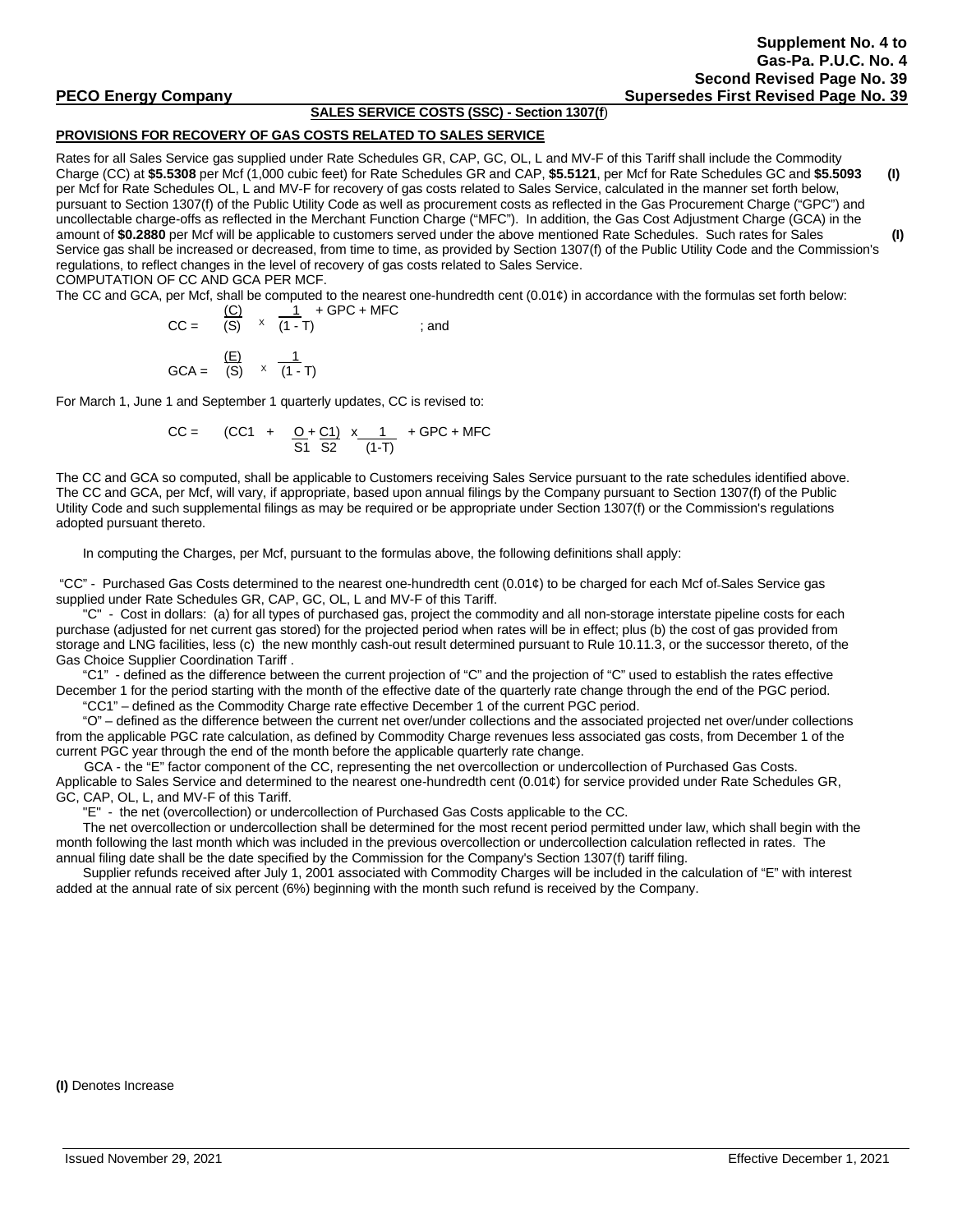Supplement No. 4 to
Gas-Pa. P.U.C. No. 4
Second Revised Page No. 39
**PECO Energy Company** Supersedes First Revised Page No. 39

**SALES SERVICE COSTS (SSC) - Section 1307(f)**

**PROVISIONS FOR RECOVERY OF GAS COSTS RELATED TO SALES SERVICE**

Rates for all Sales Service gas supplied under Rate Schedules GR, CAP, GC, OL, L and MV-F of this Tariff shall include the Commodity Charge (CC) at **$5.5308** per Mcf (1,000 cubic feet) for Rate Schedules GR and CAP, **$5.5121**, per Mcf for Rate Schedules GC and **$5.5093** per Mcf for Rate Schedules OL, L and MV-F for recovery of gas costs related to Sales Service, calculated in the manner set forth below, pursuant to Section 1307(f) of the Public Utility Code as well as procurement costs as reflected in the Gas Procurement Charge ("GPC") and uncollectable charge-offs as reflected in the Merchant Function Charge ("MFC"). In addition, the Gas Cost Adjustment Charge (GCA) in the amount of **$0.2880** per Mcf will be applicable to customers served under the above mentioned Rate Schedules. Such rates for Sales Service gas shall be increased or decreased, from time to time, as provided by Section 1307(f) of the Public Utility Code and the Commission's regulations, to reflect changes in the level of recovery of gas costs related to Sales Service. **(I)** **(I)**

COMPUTATION OF CC AND GCA PER MCF.

The CC and GCA, per Mcf, shall be computed to the nearest one-hundredth cent (0.01¢) in accordance with the formulas set forth below:

$$CC = \frac{(C)}{(S)} \times \frac{1}{(1 - T)} + GPC + MFC \quad ; \text{and}$$

$$GCA = \frac{(E)}{(S)} \times \frac{1}{(1 - T)}$$

For March 1, June 1 and September 1 quarterly updates, CC is revised to:

$$CC = \left(CC1 + \frac{O}{S1} + \frac{C1}{S2}\right) \times \frac{1}{(1-T)} + GPC + MFC$$

The CC and GCA so computed, shall be applicable to Customers receiving Sales Service pursuant to the rate schedules identified above. The CC and GCA, per Mcf, will vary, if appropriate, based upon annual filings by the Company pursuant to Section 1307(f) of the Public Utility Code and such supplemental filings as may be required or be appropriate under Section 1307(f) or the Commission's regulations adopted pursuant thereto.

In computing the Charges, per Mcf, pursuant to the formulas above, the following definitions shall apply:

"CC" - Purchased Gas Costs determined to the nearest one-hundredth cent (0.01¢) to be charged for each Mcf of Sales Service gas supplied under Rate Schedules GR, CAP, GC, OL, L and MV-F of this Tariff.

"C" - Cost in dollars: (a) for all types of purchased gas, project the commodity and all non-storage interstate pipeline costs for each purchase (adjusted for net current gas stored) for the projected period when rates will be in effect; plus (b) the cost of gas provided from storage and LNG facilities, less (c) the new monthly cash-out result determined pursuant to Rule 10.11.3, or the successor thereto, of the Gas Choice Supplier Coordination Tariff .

"C1" - defined as the difference between the current projection of "C" and the projection of "C" used to establish the rates effective December 1 for the period starting with the month of the effective date of the quarterly rate change through the end of the PGC period.

"CC1" – defined as the Commodity Charge rate effective December 1 of the current PGC period.

"O" – defined as the difference between the current net over/under collections and the associated projected net over/under collections from the applicable PGC rate calculation, as defined by Commodity Charge revenues less associated gas costs, from December 1 of the current PGC year through the end of the month before the applicable quarterly rate change.

GCA - the "E" factor component of the CC, representing the net overcollection or undercollection of Purchased Gas Costs. Applicable to Sales Service and determined to the nearest one-hundredth cent (0.01¢) for service provided under Rate Schedules GR, GC, CAP, OL, L, and MV-F of this Tariff.

"E" - the net (overcollection) or undercollection of Purchased Gas Costs applicable to the CC.

The net overcollection or undercollection shall be determined for the most recent period permitted under law, which shall begin with the month following the last month which was included in the previous overcollection or undercollection calculation reflected in rates. The annual filing date shall be the date specified by the Commission for the Company's Section 1307(f) tariff filing.

Supplier refunds received after July 1, 2001 associated with Commodity Charges will be included in the calculation of "E" with interest added at the annual rate of six percent (6%) beginning with the month such refund is received by the Company.

**(I)** Denotes Increase

Issued November 29, 2021 Effective December 1, 2021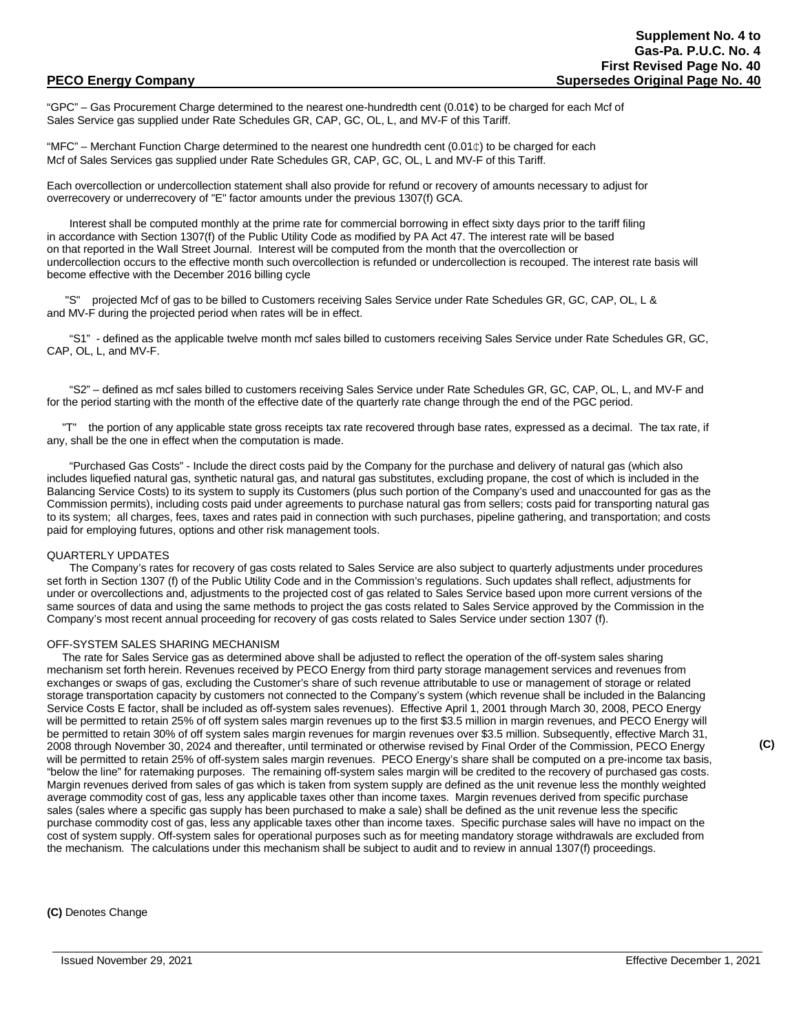"GPC" – Gas Procurement Charge determined to the nearest one-hundredth cent (0.01¢) to be charged for each Mcf of Sales Service gas supplied under Rate Schedules GR, CAP, GC, OL, L, and MV-F of this Tariff.

"MFC" – Merchant Function Charge determined to the nearest one hundredth cent (0.01¢) to be charged for each Mcf of Sales Services gas supplied under Rate Schedules GR, CAP, GC, OL, L and MV-F of this Tariff.

Each overcollection or undercollection statement shall also provide for refund or recovery of amounts necessary to adjust for overrecovery or underrecovery of "E" factor amounts under the previous 1307(f) GCA.

Interest shall be computed monthly at the prime rate for commercial borrowing in effect sixty days prior to the tariff filing in accordance with Section 1307(f) of the Public Utility Code as modified by PA Act 47. The interest rate will be based on that reported in the Wall Street Journal. Interest will be computed from the month that the overcollection or undercollection occurs to the effective month such overcollection is refunded or undercollection is recouped. The interest rate basis will become effective with the December 2016 billing cycle

"S" projected Mcf of gas to be billed to Customers receiving Sales Service under Rate Schedules GR, GC, CAP, OL, L & and MV-F during the projected period when rates will be in effect.

"S1" - defined as the applicable twelve month mcf sales billed to customers receiving Sales Service under Rate Schedules GR, GC, CAP, OL, L, and MV-F.

"S2" – defined as mcf sales billed to customers receiving Sales Service under Rate Schedules GR, GC, CAP, OL, L, and MV-F and for the period starting with the month of the effective date of the quarterly rate change through the end of the PGC period.

"T" the portion of any applicable state gross receipts tax rate recovered through base rates, expressed as a decimal. The tax rate, if any, shall be the one in effect when the computation is made.

"Purchased Gas Costs" - Include the direct costs paid by the Company for the purchase and delivery of natural gas (which also includes liquefied natural gas, synthetic natural gas, and natural gas substitutes, excluding propane, the cost of which is included in the Balancing Service Costs) to its system to supply its Customers (plus such portion of the Company's used and unaccounted for gas as the Commission permits), including costs paid under agreements to purchase natural gas from sellers; costs paid for transporting natural gas to its system; all charges, fees, taxes and rates paid in connection with such purchases, pipeline gathering, and transportation; and costs paid for employing futures, options and other risk management tools.

QUARTERLY UPDATES

The Company's rates for recovery of gas costs related to Sales Service are also subject to quarterly adjustments under procedures set forth in Section 1307 (f) of the Public Utility Code and in the Commission's regulations. Such updates shall reflect, adjustments for under or overcollections and, adjustments to the projected cost of gas related to Sales Service based upon more current versions of the same sources of data and using the same methods to project the gas costs related to Sales Service approved by the Commission in the Company's most recent annual proceeding for recovery of gas costs related to Sales Service under section 1307 (f).

OFF-SYSTEM SALES SHARING MECHANISM

The rate for Sales Service gas as determined above shall be adjusted to reflect the operation of the off-system sales sharing mechanism set forth herein. Revenues received by PECO Energy from third party storage management services and revenues from exchanges or swaps of gas, excluding the Customer's share of such revenue attributable to use or management of storage or related storage transportation capacity by customers not connected to the Company's system (which revenue shall be included in the Balancing Service Costs E factor, shall be included as off-system sales revenues). Effective April 1, 2001 through March 30, 2008, PECO Energy will be permitted to retain 25% of off system sales margin revenues up to the first $3.5 million in margin revenues, and PECO Energy will be permitted to retain 30% of off system sales margin revenues for margin revenues over $3.5 million. Subsequently, effective March 31, 2008 through November 30, 2024 and thereafter, until terminated or otherwise revised by Final Order of the Commission, PECO Energy will be permitted to retain 25% of off-system sales margin revenues. PECO Energy's share shall be computed on a pre-income tax basis, "below the line" for ratemaking purposes. The remaining off-system sales margin will be credited to the recovery of purchased gas costs. Margin revenues derived from sales of gas which is taken from system supply are defined as the unit revenue less the monthly weighted average commodity cost of gas, less any applicable taxes other than income taxes. Margin revenues derived from specific purchase sales (sales where a specific gas supply has been purchased to make a sale) shall be defined as the unit revenue less the specific purchase commodity cost of gas, less any applicable taxes other than income taxes. Specific purchase sales will have no impact on the cost of system supply. Off-system sales for operational purposes such as for meeting mandatory storage withdrawals are excluded from the mechanism. The calculations under this mechanism shall be subject to audit and to review in annual 1307(f) proceedings. **(C)**

**(C)** Denotes Change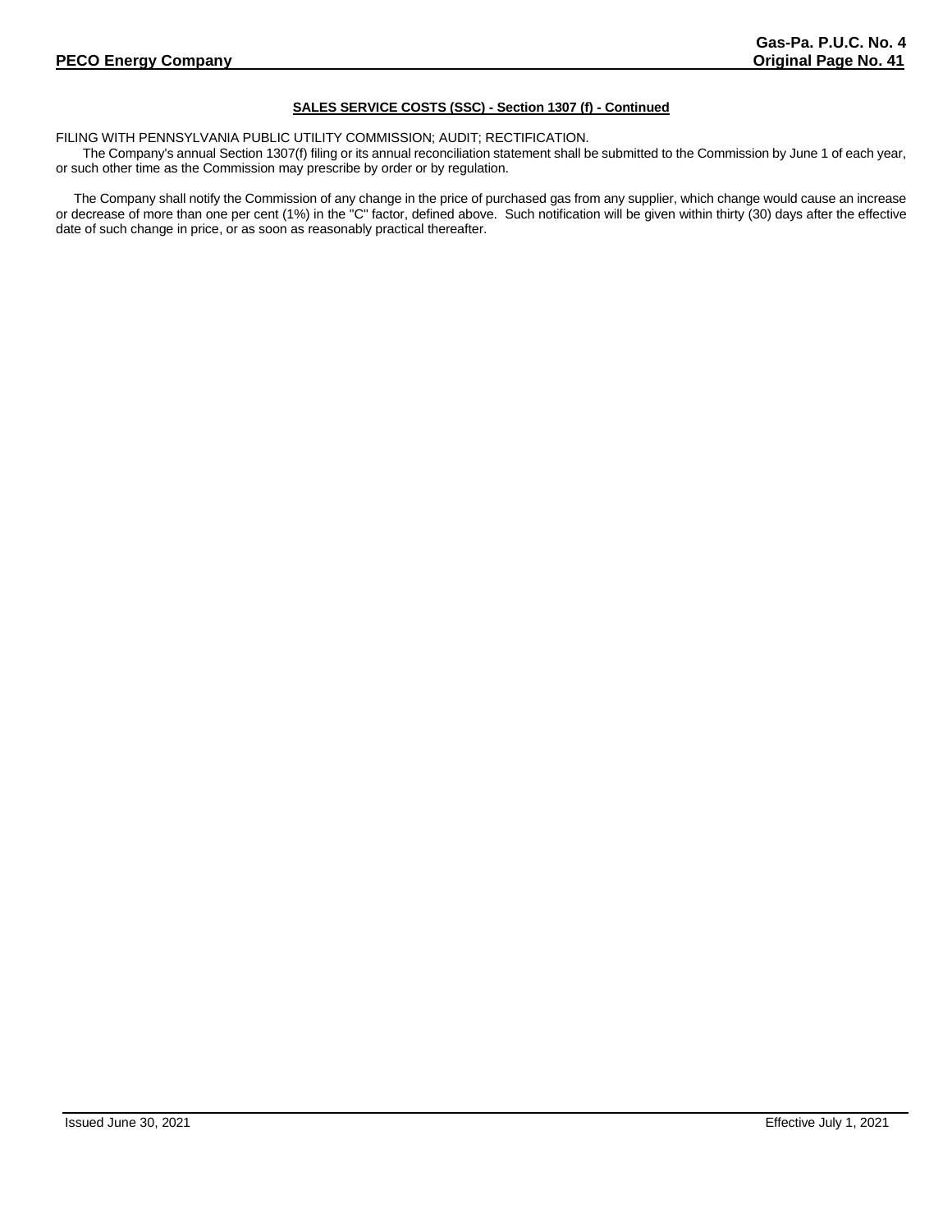**SALES SERVICE COSTS (SSC) - Section 1307 (f) - Continued**

FILING WITH PENNSYLVANIA PUBLIC UTILITY COMMISSION; AUDIT; RECTIFICATION.

The Company's annual Section 1307(f) filing or its annual reconciliation statement shall be submitted to the Commission by June 1 of each year, or such other time as the Commission may prescribe by order or by regulation.

The Company shall notify the Commission of any change in the price of purchased gas from any supplier, which change would cause an increase or decrease of more than one per cent (1%) in the "C" factor, defined above. Such notification will be given within thirty (30) days after the effective date of such change in price, or as soon as reasonably practical thereafter.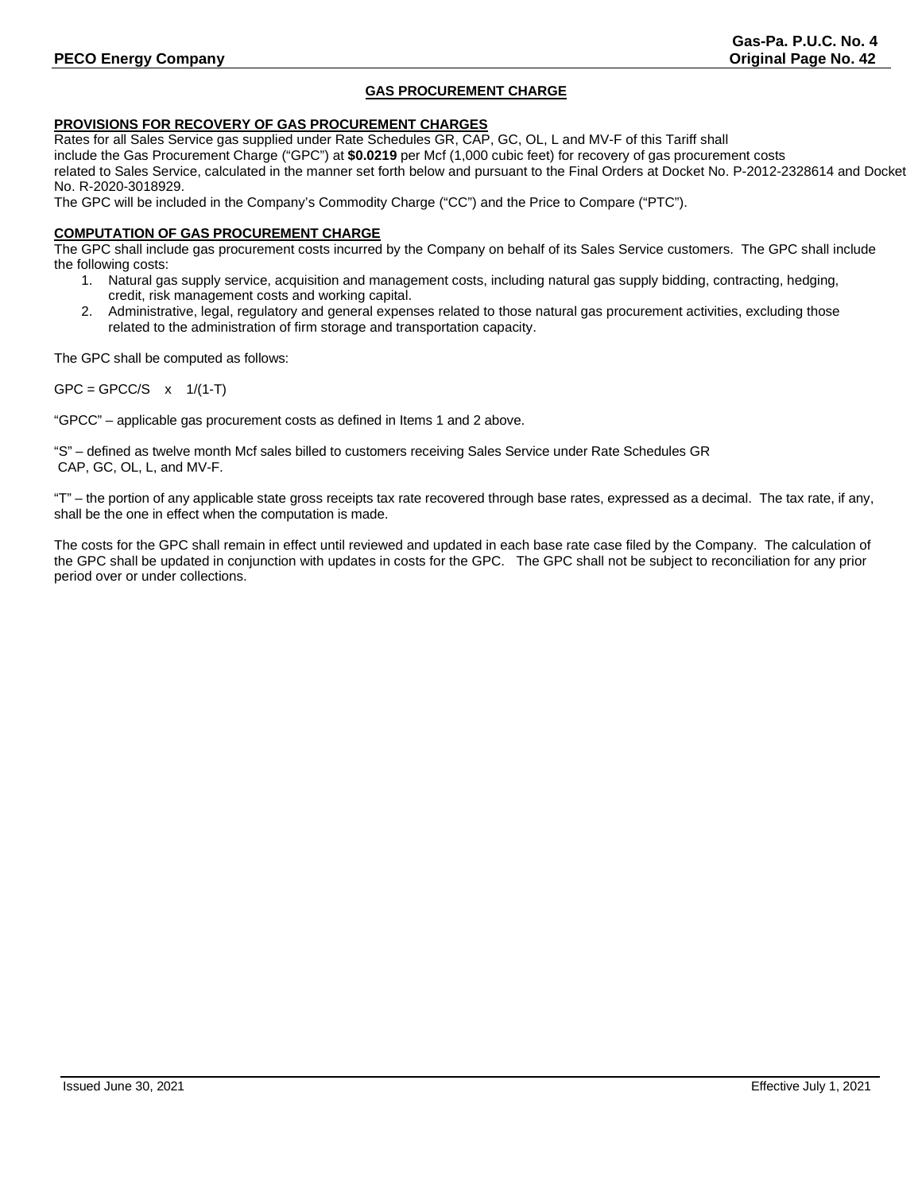## GAS PROCUREMENT CHARGE

### PROVISIONS FOR RECOVERY OF GAS PROCUREMENT CHARGES

Rates for all Sales Service gas supplied under Rate Schedules GR, CAP, GC, OL, L and MV-F of this Tariff shall include the Gas Procurement Charge ("GPC") at **$0.0219** per Mcf (1,000 cubic feet) for recovery of gas procurement costs related to Sales Service, calculated in the manner set forth below and pursuant to the Final Orders at Docket No. P-2012-2328614 and Docket No. R-2020-3018929.

The GPC will be included in the Company's Commodity Charge ("CC") and the Price to Compare ("PTC").

### COMPUTATION OF GAS PROCUREMENT CHARGE

The GPC shall include gas procurement costs incurred by the Company on behalf of its Sales Service customers. The GPC shall include the following costs:

1. Natural gas supply service, acquisition and management costs, including natural gas supply bidding, contracting, hedging, credit, risk management costs and working capital.
2. Administrative, legal, regulatory and general expenses related to those natural gas procurement activities, excluding those related to the administration of firm storage and transportation capacity.

The GPC shall be computed as follows:

$$GPC = GPCC/S \quad x \quad 1/(1-T)$$

"GPCC" – applicable gas procurement costs as defined in Items 1 and 2 above.

"S" – defined as twelve month Mcf sales billed to customers receiving Sales Service under Rate Schedules GR CAP, GC, OL, L, and MV-F.

"T" – the portion of any applicable state gross receipts tax rate recovered through base rates, expressed as a decimal. The tax rate, if any, shall be the one in effect when the computation is made.

The costs for the GPC shall remain in effect until reviewed and updated in each base rate case filed by the Company. The calculation of the GPC shall be updated in conjunction with updates in costs for the GPC. The GPC shall not be subject to reconciliation for any prior period over or under collections.

Issued June 30, 2021 Effective July 1, 2021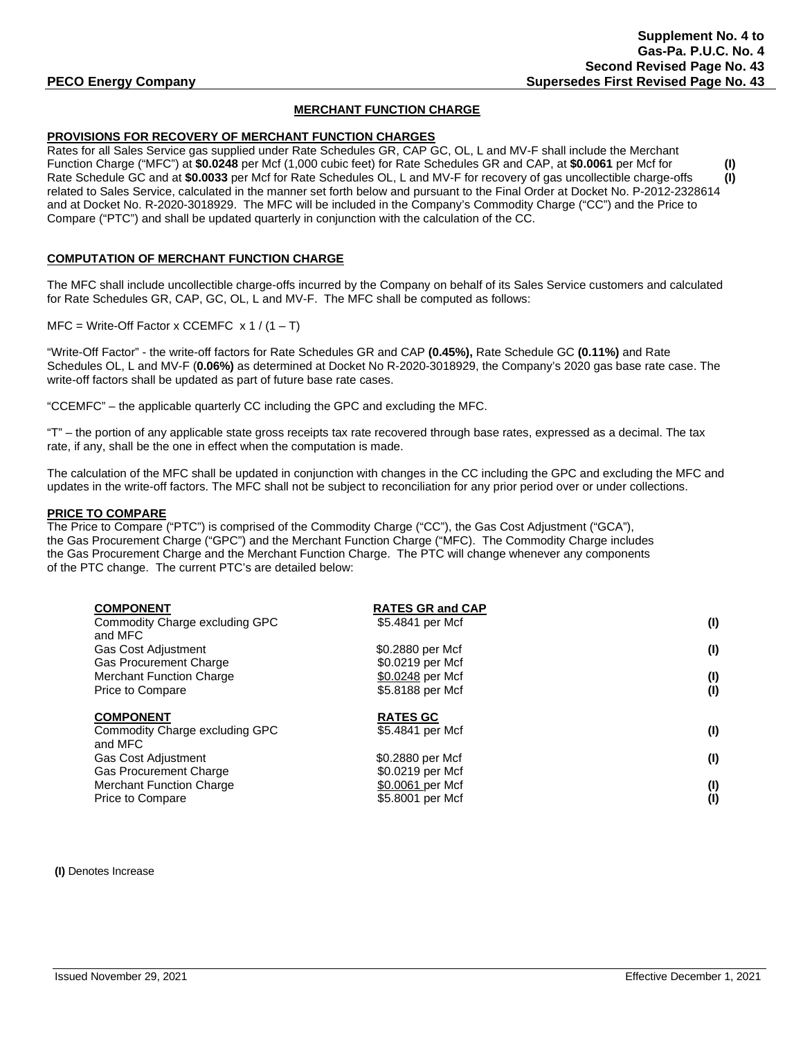Supplement No. 4 to
Gas-Pa. P.U.C. No. 4
Second Revised Page No. 43
**PECO Energy Company** Supersedes First Revised Page No. 43

## MERCHANT FUNCTION CHARGE

### PROVISIONS FOR RECOVERY OF MERCHANT FUNCTION CHARGES

Rates for all Sales Service gas supplied under Rate Schedules GR, CAP GC, OL, L and MV-F shall include the Merchant Function Charge ("MFC") at **$0.0248** per Mcf (1,000 cubic feet) for Rate Schedules GR and CAP, at **$0.0061** per Mcf for Rate Schedule GC and at **$0.0033** per Mcf for Rate Schedules OL, L and MV-F for recovery of gas uncollectible charge-offs related to Sales Service, calculated in the manner set forth below and pursuant to the Final Order at Docket No. P-2012-2328614 and at Docket No. R-2020-3018929. The MFC will be included in the Company's Commodity Charge ("CC") and the Price to Compare ("PTC") and shall be updated quarterly in conjunction with the calculation of the CC. **(I)** **(I)**

### COMPUTATION OF MERCHANT FUNCTION CHARGE

The MFC shall include uncollectible charge-offs incurred by the Company on behalf of its Sales Service customers and calculated for Rate Schedules GR, CAP, GC, OL, L and MV-F. The MFC shall be computed as follows:

MFC = Write-Off Factor x CCEMFC x 1 / (1 – T)

"Write-Off Factor" - the write-off factors for Rate Schedules GR and CAP **(0.45%),** Rate Schedule GC **(0.11%)** and Rate Schedules OL, L and MV-F (**0.06%)** as determined at Docket No R-2020-3018929, the Company's 2020 gas base rate case. The write-off factors shall be updated as part of future base rate cases.

"CCEMFC" – the applicable quarterly CC including the GPC and excluding the MFC.

"T" – the portion of any applicable state gross receipts tax rate recovered through base rates, expressed as a decimal. The tax rate, if any, shall be the one in effect when the computation is made.

The calculation of the MFC shall be updated in conjunction with changes in the CC including the GPC and excluding the MFC and updates in the write-off factors. The MFC shall not be subject to reconciliation for any prior period over or under collections.

### PRICE TO COMPARE

The Price to Compare ("PTC") is comprised of the Commodity Charge ("CC"), the Gas Cost Adjustment ("GCA"), the Gas Procurement Charge ("GPC") and the Merchant Function Charge ("MFC). The Commodity Charge includes the Gas Procurement Charge and the Merchant Function Charge. The PTC will change whenever any components of the PTC change. The current PTC's are detailed below:

| COMPONENT | RATES GR and CAP | |
|---|---|---|
| Commodity Charge excluding GPC and MFC | $5.4841 per Mcf | (I) |
| Gas Cost Adjustment | $0.2880 per Mcf | (I) |
| Gas Procurement Charge | $0.0219 per Mcf | |
| Merchant Function Charge | $0.0248 per Mcf | (I) |
| Price to Compare | $5.8188 per Mcf | (I) |

| COMPONENT | RATES GC | |
|---|---|---|
| Commodity Charge excluding GPC and MFC | $5.4841 per Mcf | (I) |
| Gas Cost Adjustment | $0.2880 per Mcf | (I) |
| Gas Procurement Charge | $0.0219 per Mcf | |
| Merchant Function Charge | $0.0061 per Mcf | (I) |
| Price to Compare | $5.8001 per Mcf | (I) |

**(I)** Denotes Increase

Issued November 29, 2021 Effective December 1, 2021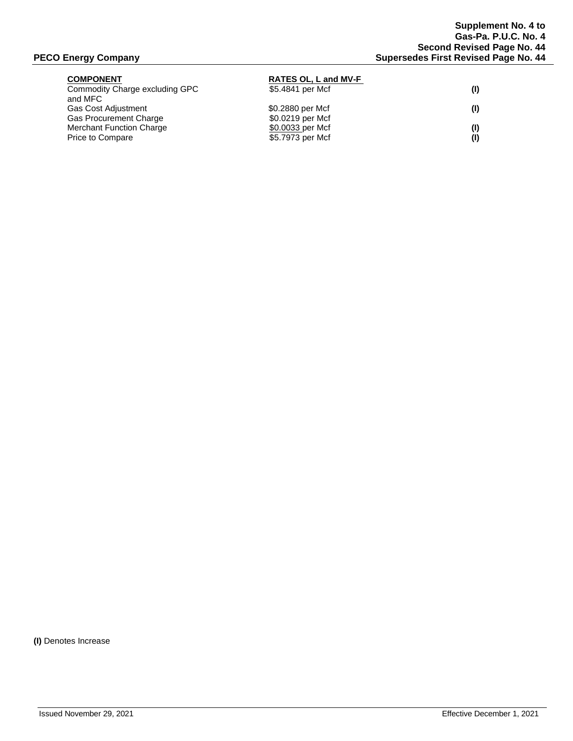| COMPONENT | RATES OL, L and MV-F | |
|---|---|---|
| Commodity Charge excluding GPC and MFC | $5.4841 per Mcf | **(I)** |
| Gas Cost Adjustment | $0.2880 per Mcf | **(I)** |
| Gas Procurement Charge | $0.0219 per Mcf | |
| Merchant Function Charge | $0.0033 per Mcf | **(I)** |
| Price to Compare | $5.7973 per Mcf | **(I)** |

**(I)** Denotes Increase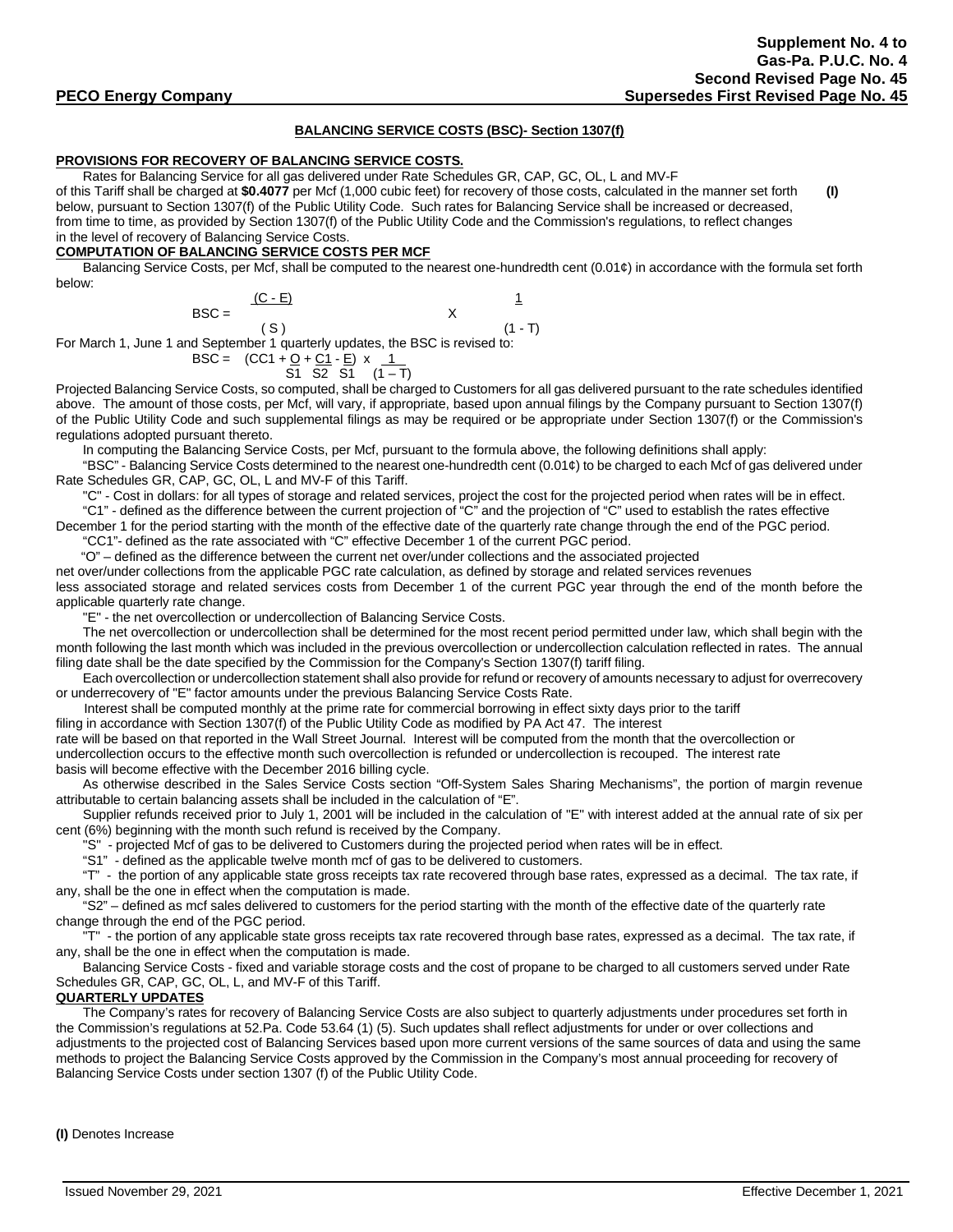**Supplement No. 4 to**
**Gas-Pa. P.U.C. No. 4**
**Second Revised Page No. 45**
**PECO Energy Company** **Supersedes First Revised Page No. 45**

## BALANCING SERVICE COSTS (BSC)- Section 1307(f)

**PROVISIONS FOR RECOVERY OF BALANCING SERVICE COSTS.**

Rates for Balancing Service for all gas delivered under Rate Schedules GR, CAP, GC, OL, L and MV-F of this Tariff shall be charged at **$0.4077** per Mcf (1,000 cubic feet) for recovery of those costs, calculated in the manner set forth below, pursuant to Section 1307(f) of the Public Utility Code. Such rates for Balancing Service shall be increased or decreased, from time to time, as provided by Section 1307(f) of the Public Utility Code and the Commission's regulations, to reflect changes in the level of recovery of Balancing Service Costs. **(I)**

**COMPUTATION OF BALANCING SERVICE COSTS PER MCF**

Balancing Service Costs, per Mcf, shall be computed to the nearest one-hundredth cent (0.01¢) in accordance with the formula set forth below:

$$BSC = \frac{(C - E)}{(S)} \times \frac{1}{(1 - T)}$$

For March 1, June 1 and September 1 quarterly updates, the BSC is revised to:

$$BSC = \left(CC1 + \frac{O}{S1} + \frac{C1}{S2} - \frac{E}{S1}\right) \times \frac{1}{(1-T)}$$

Projected Balancing Service Costs, so computed, shall be charged to Customers for all gas delivered pursuant to the rate schedules identified above. The amount of those costs, per Mcf, will vary, if appropriate, based upon annual filings by the Company pursuant to Section 1307(f) of the Public Utility Code and such supplemental filings as may be required or be appropriate under Section 1307(f) or the Commission's regulations adopted pursuant thereto.

In computing the Balancing Service Costs, per Mcf, pursuant to the formula above, the following definitions shall apply:

"BSC" - Balancing Service Costs determined to the nearest one-hundredth cent (0.01¢) to be charged to each Mcf of gas delivered under Rate Schedules GR, CAP, GC, OL, L and MV-F of this Tariff.

"C" - Cost in dollars: for all types of storage and related services, project the cost for the projected period when rates will be in effect.

"C1" - defined as the difference between the current projection of "C" and the projection of "C" used to establish the rates effective December 1 for the period starting with the month of the effective date of the quarterly rate change through the end of the PGC period.

"CC1"- defined as the rate associated with "C" effective December 1 of the current PGC period.

"O" – defined as the difference between the current net over/under collections and the associated projected net over/under collections from the applicable PGC rate calculation, as defined by storage and related services revenues less associated storage and related services costs from December 1 of the current PGC year through the end of the month before the applicable quarterly rate change.

"E" - the net overcollection or undercollection of Balancing Service Costs.

The net overcollection or undercollection shall be determined for the most recent period permitted under law, which shall begin with the month following the last month which was included in the previous overcollection or undercollection calculation reflected in rates. The annual filing date shall be the date specified by the Commission for the Company's Section 1307(f) tariff filing.

Each overcollection or undercollection statement shall also provide for refund or recovery of amounts necessary to adjust for overrecovery or underrecovery of "E" factor amounts under the previous Balancing Service Costs Rate.

Interest shall be computed monthly at the prime rate for commercial borrowing in effect sixty days prior to the tariff filing in accordance with Section 1307(f) of the Public Utility Code as modified by PA Act 47. The interest rate will be based on that reported in the Wall Street Journal. Interest will be computed from the month that the overcollection or undercollection occurs to the effective month such overcollection is refunded or undercollection is recouped. The interest rate basis will become effective with the December 2016 billing cycle.

As otherwise described in the Sales Service Costs section "Off-System Sales Sharing Mechanisms", the portion of margin revenue attributable to certain balancing assets shall be included in the calculation of "E".

Supplier refunds received prior to July 1, 2001 will be included in the calculation of "E" with interest added at the annual rate of six per cent (6%) beginning with the month such refund is received by the Company.

"S" - projected Mcf of gas to be delivered to Customers during the projected period when rates will be in effect.

"S1" - defined as the applicable twelve month mcf of gas to be delivered to customers.

"T" - the portion of any applicable state gross receipts tax rate recovered through base rates, expressed as a decimal. The tax rate, if any, shall be the one in effect when the computation is made.

"S2" – defined as mcf sales delivered to customers for the period starting with the month of the effective date of the quarterly rate change through the end of the PGC period.

"T" - the portion of any applicable state gross receipts tax rate recovered through base rates, expressed as a decimal. The tax rate, if any, shall be the one in effect when the computation is made.

Balancing Service Costs - fixed and variable storage costs and the cost of propane to be charged to all customers served under Rate Schedules GR, CAP, GC, OL, L, and MV-F of this Tariff.

**QUARTERLY UPDATES**

The Company's rates for recovery of Balancing Service Costs are also subject to quarterly adjustments under procedures set forth in the Commission's regulations at 52.Pa. Code 53.64 (1) (5). Such updates shall reflect adjustments for under or over collections and adjustments to the projected cost of Balancing Services based upon more current versions of the same sources of data and using the same methods to project the Balancing Service Costs approved by the Commission in the Company's most annual proceeding for recovery of Balancing Service Costs under section 1307 (f) of the Public Utility Code.

**(I)** Denotes Increase

Issued November 29, 2021 Effective December 1, 2021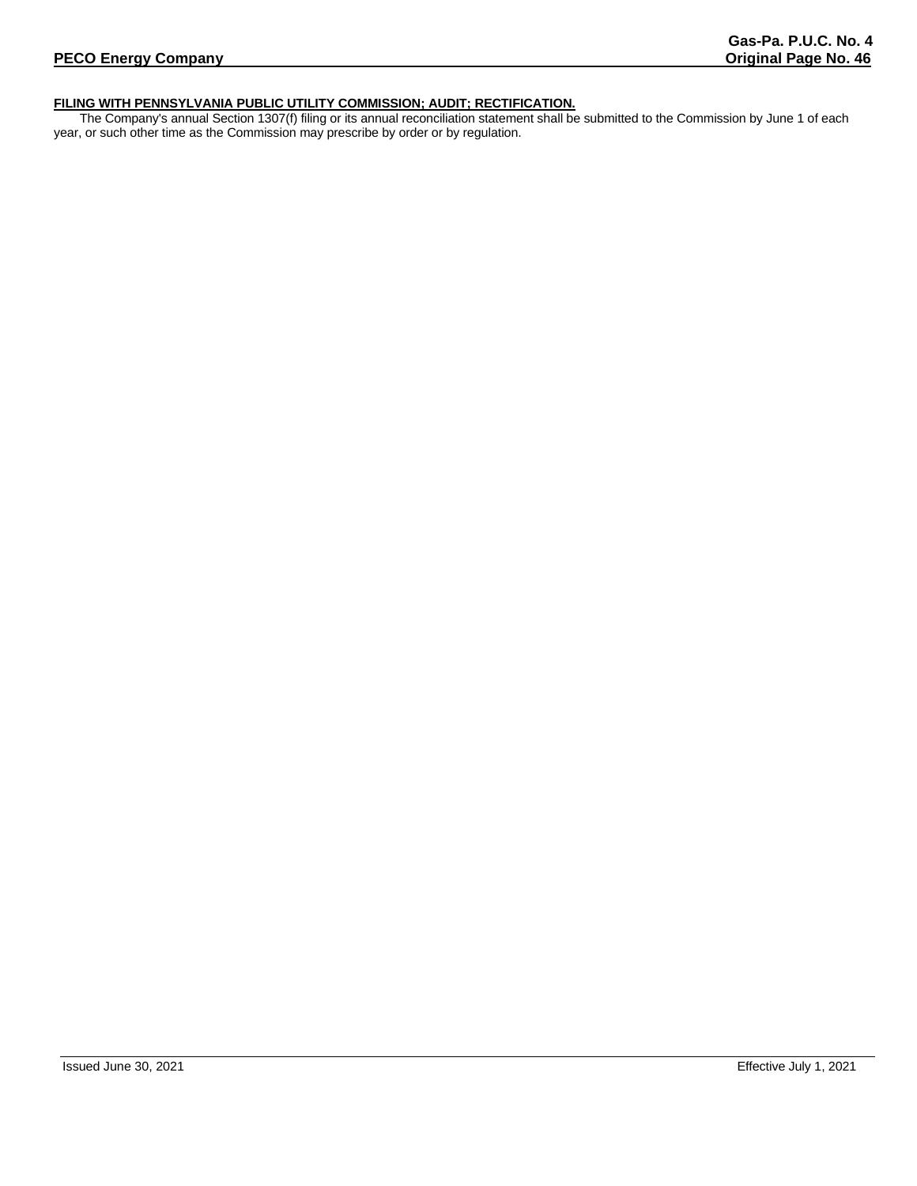**FILING WITH PENNSYLVANIA PUBLIC UTILITY COMMISSION; AUDIT; RECTIFICATION.**

The Company's annual Section 1307(f) filing or its annual reconciliation statement shall be submitted to the Commission by June 1 of each year, or such other time as the Commission may prescribe by order or by regulation.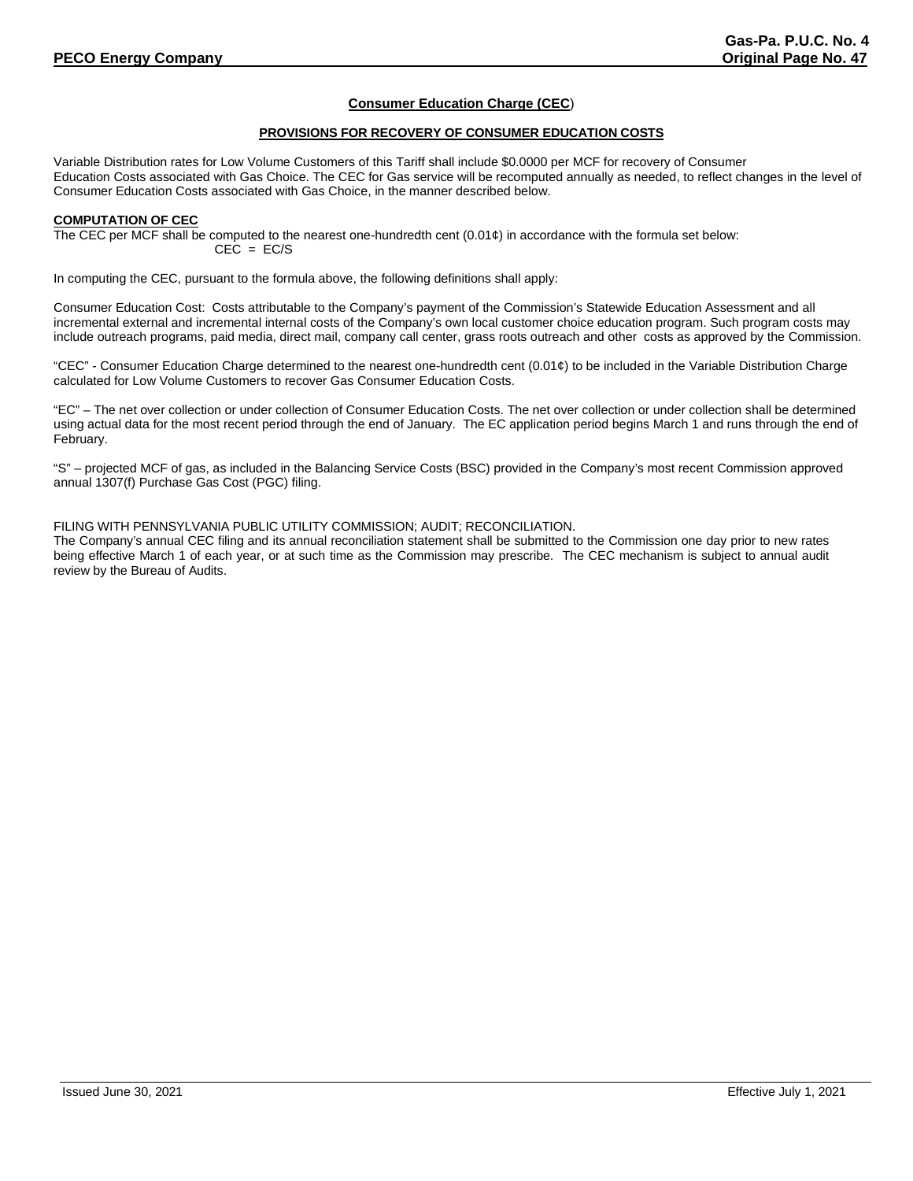## Consumer Education Charge (CEC)

### PROVISIONS FOR RECOVERY OF CONSUMER EDUCATION COSTS

Variable Distribution rates for Low Volume Customers of this Tariff shall include $0.0000 per MCF for recovery of Consumer Education Costs associated with Gas Choice. The CEC for Gas service will be recomputed annually as needed, to reflect changes in the level of Consumer Education Costs associated with Gas Choice, in the manner described below.

**COMPUTATION OF CEC**

The CEC per MCF shall be computed to the nearest one-hundredth cent (0.01¢) in accordance with the formula set below:

$$CEC = EC/S$$

In computing the CEC, pursuant to the formula above, the following definitions shall apply:

Consumer Education Cost: Costs attributable to the Company's payment of the Commission's Statewide Education Assessment and all incremental external and incremental internal costs of the Company's own local customer choice education program. Such program costs may include outreach programs, paid media, direct mail, company call center, grass roots outreach and other costs as approved by the Commission.

"CEC" - Consumer Education Charge determined to the nearest one-hundredth cent (0.01¢) to be included in the Variable Distribution Charge calculated for Low Volume Customers to recover Gas Consumer Education Costs.

"EC" – The net over collection or under collection of Consumer Education Costs. The net over collection or under collection shall be determined using actual data for the most recent period through the end of January. The EC application period begins March 1 and runs through the end of February.

"S" – projected MCF of gas, as included in the Balancing Service Costs (BSC) provided in the Company's most recent Commission approved annual 1307(f) Purchase Gas Cost (PGC) filing.

FILING WITH PENNSYLVANIA PUBLIC UTILITY COMMISSION; AUDIT; RECONCILIATION.

The Company's annual CEC filing and its annual reconciliation statement shall be submitted to the Commission one day prior to new rates being effective March 1 of each year, or at such time as the Commission may prescribe. The CEC mechanism is subject to annual audit review by the Bureau of Audits.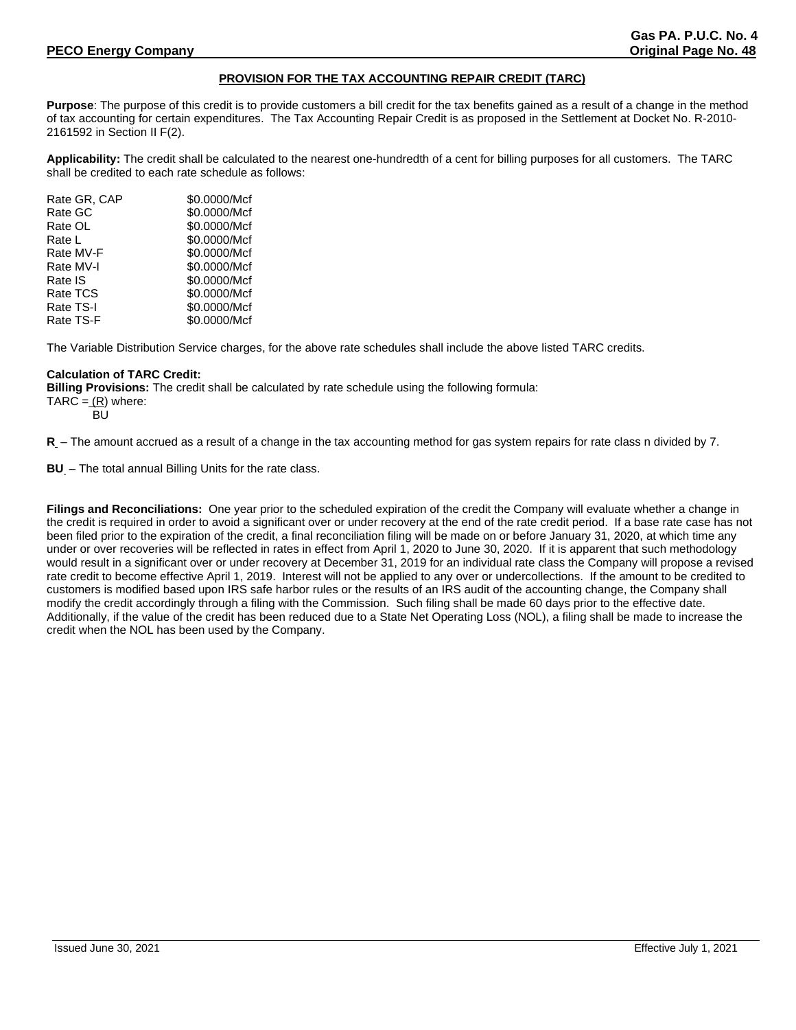## PROVISION FOR THE TAX ACCOUNTING REPAIR CREDIT (TARC)

**Purpose**: The purpose of this credit is to provide customers a bill credit for the tax benefits gained as a result of a change in the method of tax accounting for certain expenditures. The Tax Accounting Repair Credit is as proposed in the Settlement at Docket No. R-2010-2161592 in Section II F(2).

**Applicability:** The credit shall be calculated to the nearest one-hundredth of a cent for billing purposes for all customers. The TARC shall be credited to each rate schedule as follows:

| | |
|---|---|
| Rate GR, CAP | \$0.0000/Mcf |
| Rate GC | \$0.0000/Mcf |
| Rate OL | \$0.0000/Mcf |
| Rate L | \$0.0000/Mcf |
| Rate MV-F | \$0.0000/Mcf |
| Rate MV-I | \$0.0000/Mcf |
| Rate IS | \$0.0000/Mcf |
| Rate TCS | \$0.0000/Mcf |
| Rate TS-I | \$0.0000/Mcf |
| Rate TS-F | \$0.0000/Mcf |

The Variable Distribution Service charges, for the above rate schedules shall include the above listed TARC credits.

**Calculation of TARC Credit:**
**Billing Provisions:** The credit shall be calculated by rate schedule using the following formula:

$$TARC = \frac{(R)}{BU}$$ where:

**R** – The amount accrued as a result of a change in the tax accounting method for gas system repairs for rate class n divided by 7.

**BU** – The total annual Billing Units for the rate class.

**Filings and Reconciliations:** One year prior to the scheduled expiration of the credit the Company will evaluate whether a change in the credit is required in order to avoid a significant over or under recovery at the end of the rate credit period. If a base rate case has not been filed prior to the expiration of the credit, a final reconciliation filing will be made on or before January 31, 2020, at which time any under or over recoveries will be reflected in rates in effect from April 1, 2020 to June 30, 2020. If it is apparent that such methodology would result in a significant over or under recovery at December 31, 2019 for an individual rate class the Company will propose a revised rate credit to become effective April 1, 2019. Interest will not be applied to any over or undercollections. If the amount to be credited to customers is modified based upon IRS safe harbor rules or the results of an IRS audit of the accounting change, the Company shall modify the credit accordingly through a filing with the Commission. Such filing shall be made 60 days prior to the effective date. Additionally, if the value of the credit has been reduced due to a State Net Operating Loss (NOL), a filing shall be made to increase the credit when the NOL has been used by the Company.

Issued June 30, 2021 Effective July 1, 2021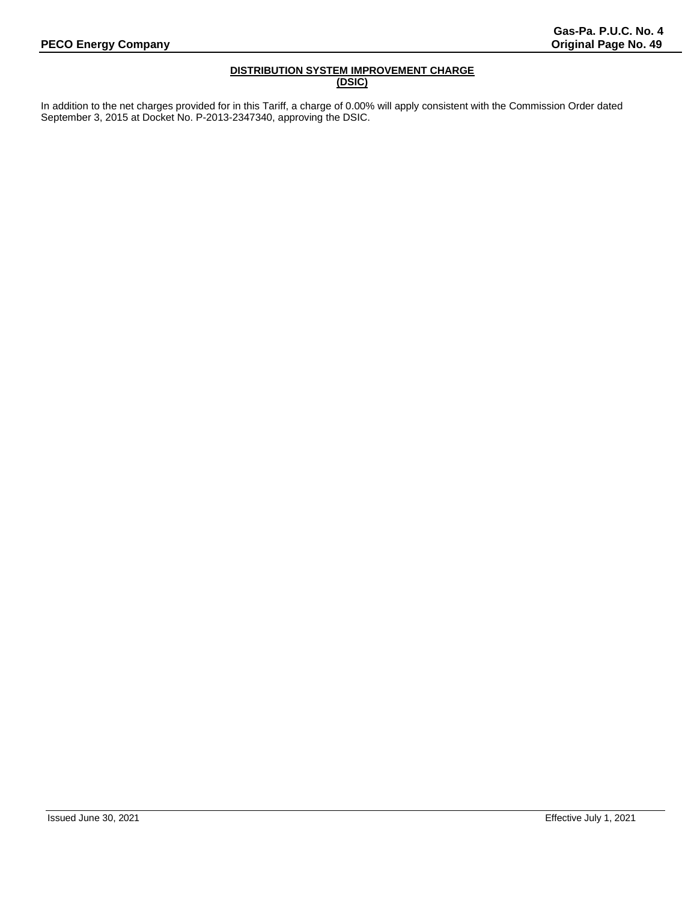## DISTRIBUTION SYSTEM IMPROVEMENT CHARGE (DSIC)

In addition to the net charges provided for in this Tariff, a charge of 0.00% will apply consistent with the Commission Order dated September 3, 2015 at Docket No. P-2013-2347340, approving the DSIC.

Issued June 30, 2021 Effective July 1, 2021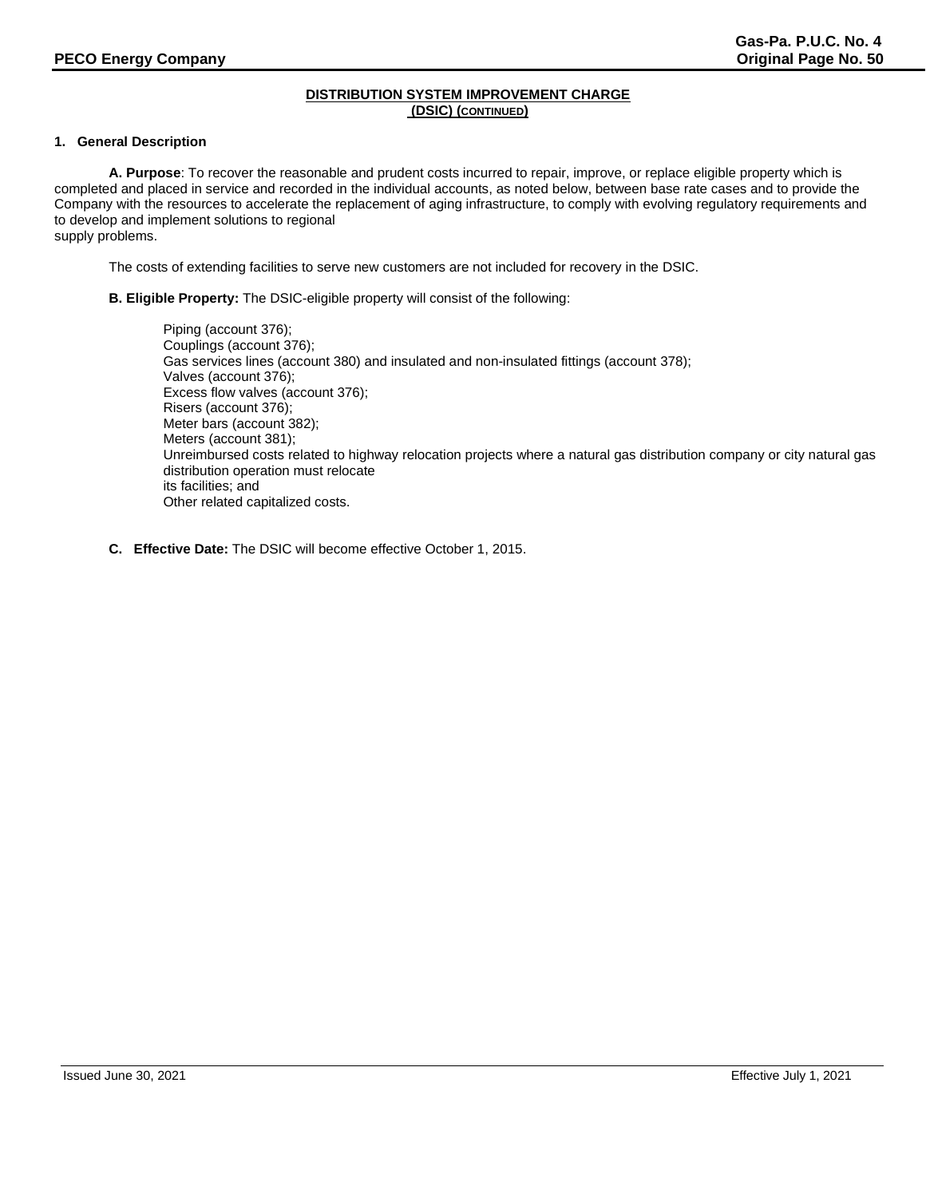## DISTRIBUTION SYSTEM IMPROVEMENT CHARGE (DSIC) (CONTINUED)

**1. General Description**

**A. Purpose**: To recover the reasonable and prudent costs incurred to repair, improve, or replace eligible property which is completed and placed in service and recorded in the individual accounts, as noted below, between base rate cases and to provide the Company with the resources to accelerate the replacement of aging infrastructure, to comply with evolving regulatory requirements and to develop and implement solutions to regional supply problems.

The costs of extending facilities to serve new customers are not included for recovery in the DSIC.

**B. Eligible Property:** The DSIC-eligible property will consist of the following:

Piping (account 376);
Couplings (account 376);
Gas services lines (account 380) and insulated and non-insulated fittings (account 378);
Valves (account 376);
Excess flow valves (account 376);
Risers (account 376);
Meter bars (account 382);
Meters (account 381);
Unreimbursed costs related to highway relocation projects where a natural gas distribution company or city natural gas distribution operation must relocate its facilities; and
Other related capitalized costs.

**C. Effective Date:** The DSIC will become effective October 1, 2015.

Issued June 30, 2021 Effective July 1, 2021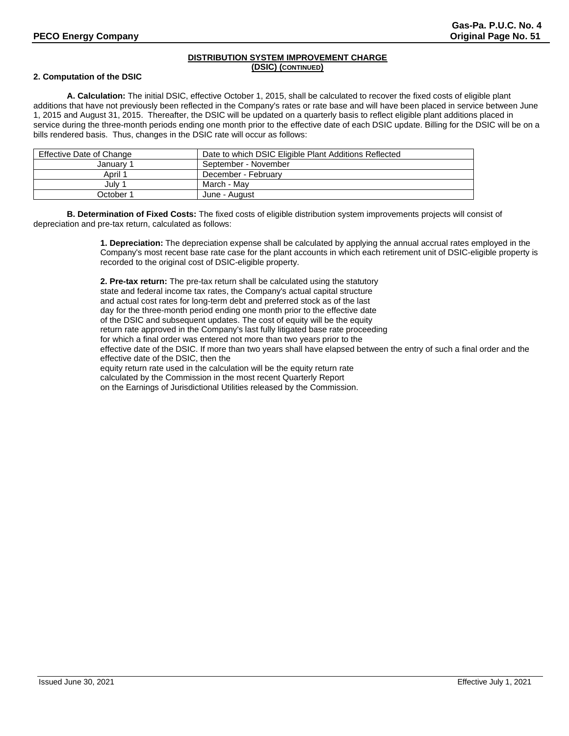## DISTRIBUTION SYSTEM IMPROVEMENT CHARGE (DSIC) (CONTINUED)

**2. Computation of the DSIC**

**A. Calculation:** The initial DSIC, effective October 1, 2015, shall be calculated to recover the fixed costs of eligible plant additions that have not previously been reflected in the Company's rates or rate base and will have been placed in service between June 1, 2015 and August 31, 2015. Thereafter, the DSIC will be updated on a quarterly basis to reflect eligible plant additions placed in service during the three-month periods ending one month prior to the effective date of each DSIC update. Billing for the DSIC will be on a bills rendered basis. Thus, changes in the DSIC rate will occur as follows:

| Effective Date of Change | Date to which DSIC Eligible Plant Additions Reflected |
|---|---|
| January 1 | September - November |
| April 1 | December - February |
| July 1 | March - May |
| October 1 | June - August |

**B. Determination of Fixed Costs:** The fixed costs of eligible distribution system improvements projects will consist of depreciation and pre-tax return, calculated as follows:

**1. Depreciation:** The depreciation expense shall be calculated by applying the annual accrual rates employed in the Company's most recent base rate case for the plant accounts in which each retirement unit of DSIC-eligible property is recorded to the original cost of DSIC-eligible property.

**2. Pre-tax return:** The pre-tax return shall be calculated using the statutory state and federal income tax rates, the Company's actual capital structure and actual cost rates for long-term debt and preferred stock as of the last day for the three-month period ending one month prior to the effective date of the DSIC and subsequent updates. The cost of equity will be the equity return rate approved in the Company's last fully litigated base rate proceeding for which a final order was entered not more than two years prior to the effective date of the DSIC. If more than two years shall have elapsed between the entry of such a final order and the effective date of the DSIC, then the equity return rate used in the calculation will be the equity return rate calculated by the Commission in the most recent Quarterly Report on the Earnings of Jurisdictional Utilities released by the Commission.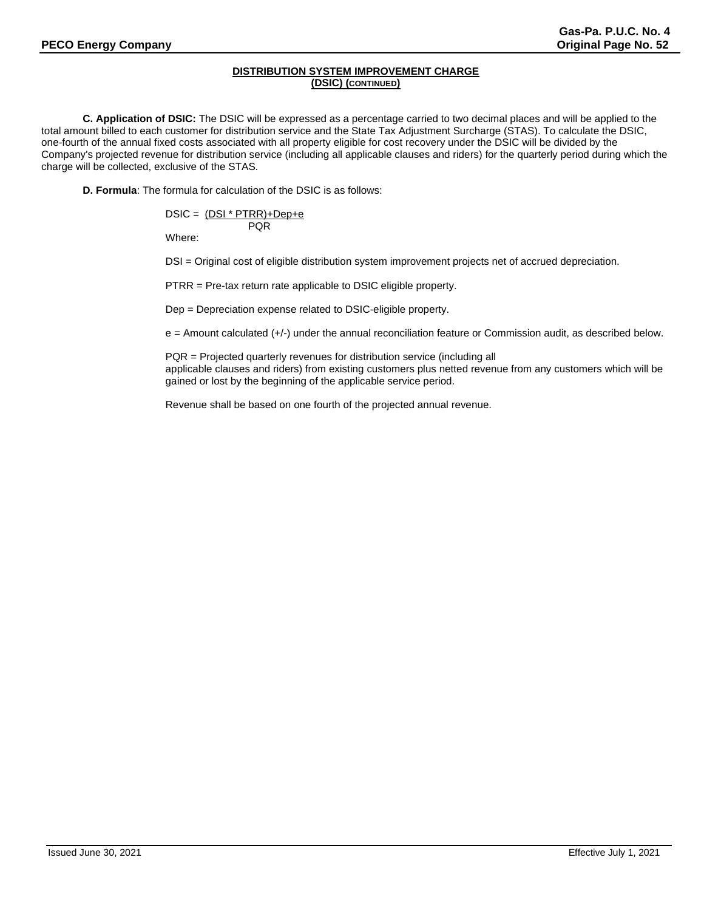## DISTRIBUTION SYSTEM IMPROVEMENT CHARGE (DSIC) (CONTINUED)

**C. Application of DSIC:** The DSIC will be expressed as a percentage carried to two decimal places and will be applied to the total amount billed to each customer for distribution service and the State Tax Adjustment Surcharge (STAS). To calculate the DSIC, one-fourth of the annual fixed costs associated with all property eligible for cost recovery under the DSIC will be divided by the Company's projected revenue for distribution service (including all applicable clauses and riders) for the quarterly period during which the charge will be collected, exclusive of the STAS.

**D. Formula**: The formula for calculation of the DSIC is as follows:

$$DSIC = \frac{(DSI * PTRR) + Dep + e}{PQR}$$

Where:

DSI = Original cost of eligible distribution system improvement projects net of accrued depreciation.

PTRR = Pre-tax return rate applicable to DSIC eligible property.

Dep = Depreciation expense related to DSIC-eligible property.

e = Amount calculated (+/-) under the annual reconciliation feature or Commission audit, as described below.

PQR = Projected quarterly revenues for distribution service (including all applicable clauses and riders) from existing customers plus netted revenue from any customers which will be gained or lost by the beginning of the applicable service period.

Revenue shall be based on one fourth of the projected annual revenue.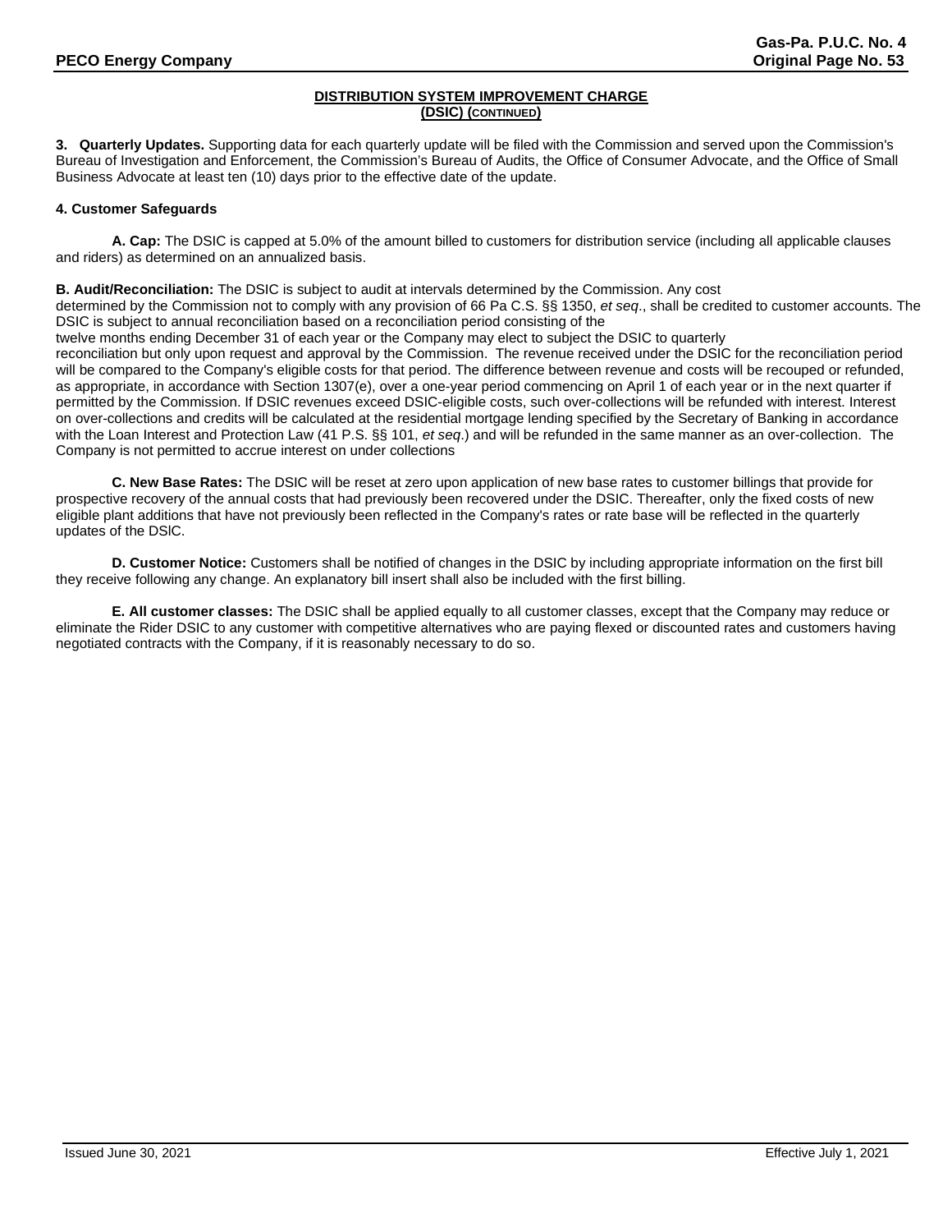## DISTRIBUTION SYSTEM IMPROVEMENT CHARGE
## (DSIC) (CONTINUED)

**3. Quarterly Updates.** Supporting data for each quarterly update will be filed with the Commission and served upon the Commission's Bureau of Investigation and Enforcement, the Commission's Bureau of Audits, the Office of Consumer Advocate, and the Office of Small Business Advocate at least ten (10) days prior to the effective date of the update.

**4. Customer Safeguards**

**A. Cap:** The DSIC is capped at 5.0% of the amount billed to customers for distribution service (including all applicable clauses and riders) as determined on an annualized basis.

**B. Audit/Reconciliation:** The DSIC is subject to audit at intervals determined by the Commission. Any cost determined by the Commission not to comply with any provision of 66 Pa C.S. §§ 1350, *et seq*., shall be credited to customer accounts. The DSIC is subject to annual reconciliation based on a reconciliation period consisting of the twelve months ending December 31 of each year or the Company may elect to subject the DSIC to quarterly reconciliation but only upon request and approval by the Commission. The revenue received under the DSIC for the reconciliation period will be compared to the Company's eligible costs for that period. The difference between revenue and costs will be recouped or refunded, as appropriate, in accordance with Section 1307(e), over a one-year period commencing on April 1 of each year or in the next quarter if permitted by the Commission. If DSIC revenues exceed DSIC-eligible costs, such over-collections will be refunded with interest. Interest on over-collections and credits will be calculated at the residential mortgage lending specified by the Secretary of Banking in accordance with the Loan Interest and Protection Law (41 P.S. §§ 101, *et seq*.) and will be refunded in the same manner as an over-collection. The Company is not permitted to accrue interest on under collections

**C. New Base Rates:** The DSIC will be reset at zero upon application of new base rates to customer billings that provide for prospective recovery of the annual costs that had previously been recovered under the DSIC. Thereafter, only the fixed costs of new eligible plant additions that have not previously been reflected in the Company's rates or rate base will be reflected in the quarterly updates of the DSlC.

**D. Customer Notice:** Customers shall be notified of changes in the DSIC by including appropriate information on the first bill they receive following any change. An explanatory bill insert shall also be included with the first billing.

**E. All customer classes:** The DSIC shall be applied equally to all customer classes, except that the Company may reduce or eliminate the Rider DSIC to any customer with competitive alternatives who are paying flexed or discounted rates and customers having negotiated contracts with the Company, if it is reasonably necessary to do so.

Issued June 30, 2021 Effective July 1, 2021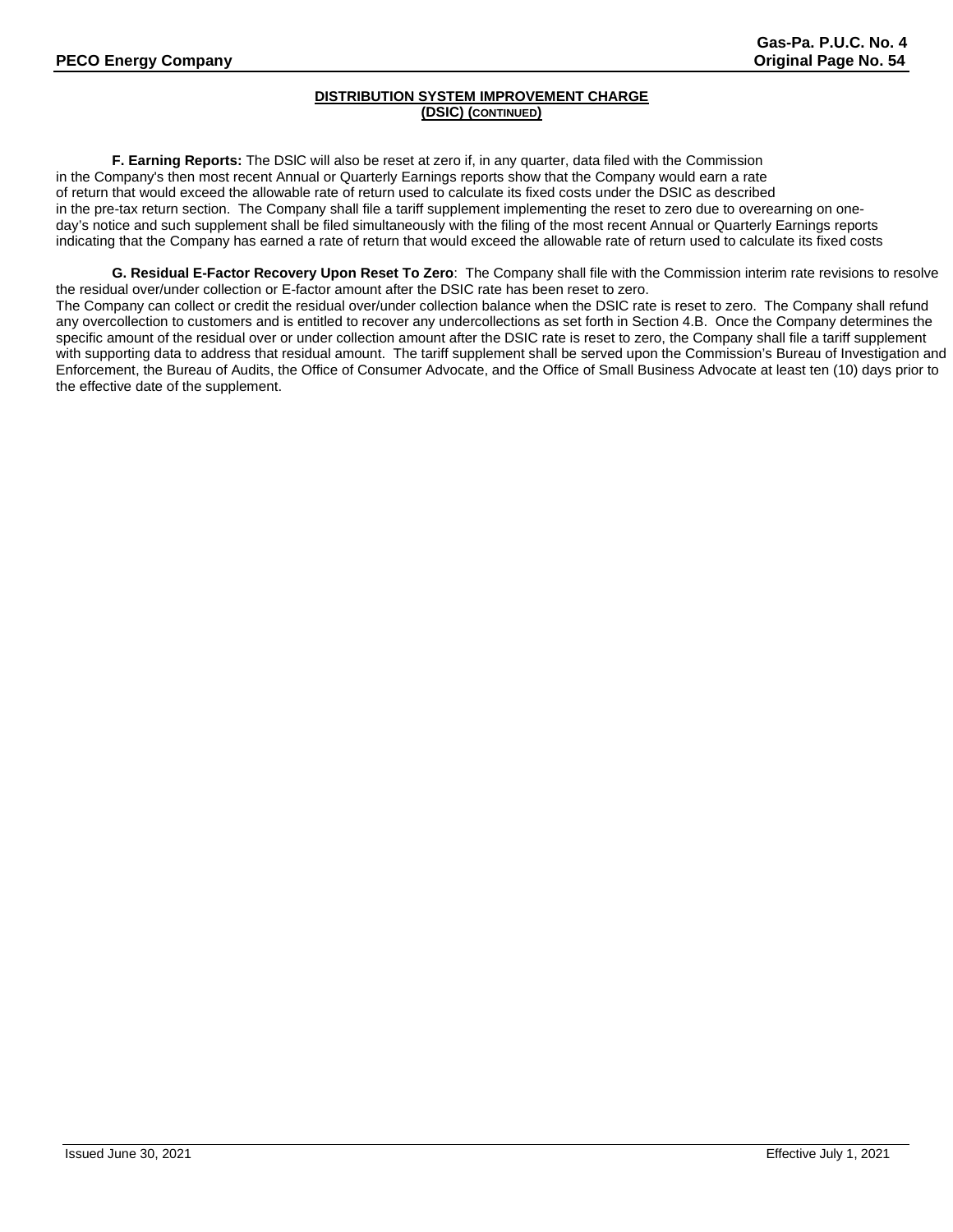## DISTRIBUTION SYSTEM IMPROVEMENT CHARGE (DSIC) (CONTINUED)

**F. Earning Reports:** The DSIC will also be reset at zero if, in any quarter, data filed with the Commission in the Company's then most recent Annual or Quarterly Earnings reports show that the Company would earn a rate of return that would exceed the allowable rate of return used to calculate its fixed costs under the DSIC as described in the pre-tax return section. The Company shall file a tariff supplement implementing the reset to zero due to overearning on one-day's notice and such supplement shall be filed simultaneously with the filing of the most recent Annual or Quarterly Earnings reports indicating that the Company has earned a rate of return that would exceed the allowable rate of return used to calculate its fixed costs

**G. Residual E-Factor Recovery Upon Reset To Zero**: The Company shall file with the Commission interim rate revisions to resolve the residual over/under collection or E-factor amount after the DSIC rate has been reset to zero.
The Company can collect or credit the residual over/under collection balance when the DSIC rate is reset to zero. The Company shall refund any overcollection to customers and is entitled to recover any undercollections as set forth in Section 4.B. Once the Company determines the specific amount of the residual over or under collection amount after the DSIC rate is reset to zero, the Company shall file a tariff supplement with supporting data to address that residual amount. The tariff supplement shall be served upon the Commission's Bureau of Investigation and Enforcement, the Bureau of Audits, the Office of Consumer Advocate, and the Office of Small Business Advocate at least ten (10) days prior to the effective date of the supplement.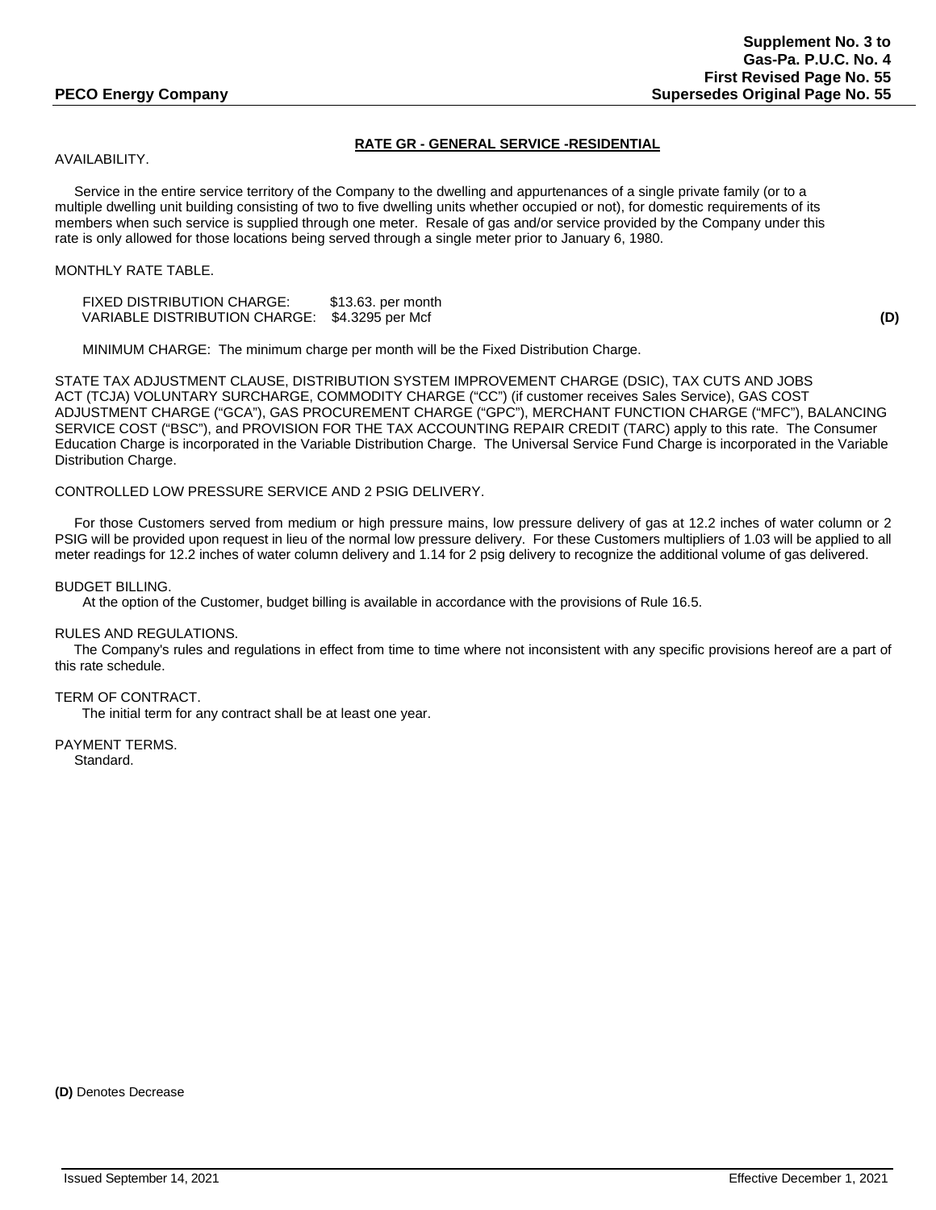**Supplement No. 3 to Gas-Pa. P.U.C. No. 4**
**First Revised Page No. 55**
**Supersedes Original Page No. 55**

**PECO Energy Company**

## RATE GR - GENERAL SERVICE -RESIDENTIAL

AVAILABILITY.

Service in the entire service territory of the Company to the dwelling and appurtenances of a single private family (or to a multiple dwelling unit building consisting of two to five dwelling units whether occupied or not), for domestic requirements of its members when such service is supplied through one meter. Resale of gas and/or service provided by the Company under this rate is only allowed for those locations being served through a single meter prior to January 6, 1980.

MONTHLY RATE TABLE.

FIXED DISTRIBUTION CHARGE: $13.63. per month
VARIABLE DISTRIBUTION CHARGE: $4.3295 per Mcf **(D)**

MINIMUM CHARGE: The minimum charge per month will be the Fixed Distribution Charge.

STATE TAX ADJUSTMENT CLAUSE, DISTRIBUTION SYSTEM IMPROVEMENT CHARGE (DSIC), TAX CUTS AND JOBS ACT (TCJA) VOLUNTARY SURCHARGE, COMMODITY CHARGE ("CC") (if customer receives Sales Service), GAS COST ADJUSTMENT CHARGE ("GCA"), GAS PROCUREMENT CHARGE ("GPC"), MERCHANT FUNCTION CHARGE ("MFC"), BALANCING SERVICE COST ("BSC"), and PROVISION FOR THE TAX ACCOUNTING REPAIR CREDIT (TARC) apply to this rate. The Consumer Education Charge is incorporated in the Variable Distribution Charge. The Universal Service Fund Charge is incorporated in the Variable Distribution Charge.

CONTROLLED LOW PRESSURE SERVICE AND 2 PSIG DELIVERY.

For those Customers served from medium or high pressure mains, low pressure delivery of gas at 12.2 inches of water column or 2 PSIG will be provided upon request in lieu of the normal low pressure delivery. For these Customers multipliers of 1.03 will be applied to all meter readings for 12.2 inches of water column delivery and 1.14 for 2 psig delivery to recognize the additional volume of gas delivered.

BUDGET BILLING.

At the option of the Customer, budget billing is available in accordance with the provisions of Rule 16.5.

RULES AND REGULATIONS.

The Company's rules and regulations in effect from time to time where not inconsistent with any specific provisions hereof are a part of this rate schedule.

TERM OF CONTRACT.

The initial term for any contract shall be at least one year.

PAYMENT TERMS.

Standard.

**(D)** Denotes Decrease

Issued September 14, 2021 Effective December 1, 2021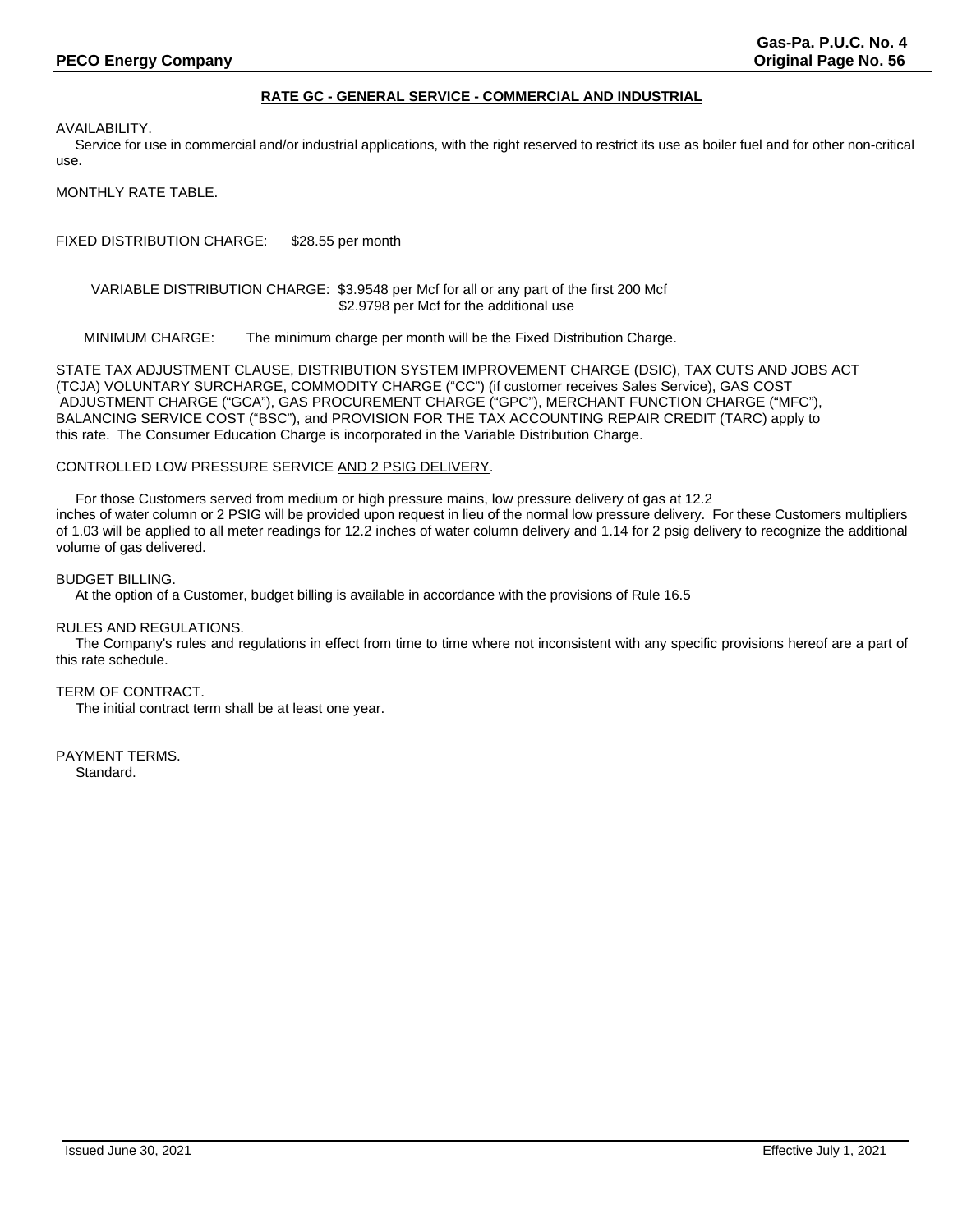## RATE GC - GENERAL SERVICE - COMMERCIAL AND INDUSTRIAL

AVAILABILITY.

Service for use in commercial and/or industrial applications, with the right reserved to restrict its use as boiler fuel and for other non-critical use.

MONTHLY RATE TABLE.

FIXED DISTRIBUTION CHARGE: $28.55 per month

VARIABLE DISTRIBUTION CHARGE: $3.9548 per Mcf for all or any part of the first 200 Mcf
$2.9798 per Mcf for the additional use

MINIMUM CHARGE: The minimum charge per month will be the Fixed Distribution Charge.

STATE TAX ADJUSTMENT CLAUSE, DISTRIBUTION SYSTEM IMPROVEMENT CHARGE (DSIC), TAX CUTS AND JOBS ACT (TCJA) VOLUNTARY SURCHARGE, COMMODITY CHARGE ("CC") (if customer receives Sales Service), GAS COST ADJUSTMENT CHARGE ("GCA"), GAS PROCUREMENT CHARGE ("GPC"), MERCHANT FUNCTION CHARGE ("MFC"), BALANCING SERVICE COST ("BSC"), and PROVISION FOR THE TAX ACCOUNTING REPAIR CREDIT (TARC) apply to this rate. The Consumer Education Charge is incorporated in the Variable Distribution Charge.

CONTROLLED LOW PRESSURE SERVICE AND 2 PSIG DELIVERY.

For those Customers served from medium or high pressure mains, low pressure delivery of gas at 12.2 inches of water column or 2 PSIG will be provided upon request in lieu of the normal low pressure delivery. For these Customers multipliers of 1.03 will be applied to all meter readings for 12.2 inches of water column delivery and 1.14 for 2 psig delivery to recognize the additional volume of gas delivered.

BUDGET BILLING.

At the option of a Customer, budget billing is available in accordance with the provisions of Rule 16.5

RULES AND REGULATIONS.

The Company's rules and regulations in effect from time to time where not inconsistent with any specific provisions hereof are a part of this rate schedule.

TERM OF CONTRACT.

The initial contract term shall be at least one year.

PAYMENT TERMS.

Standard.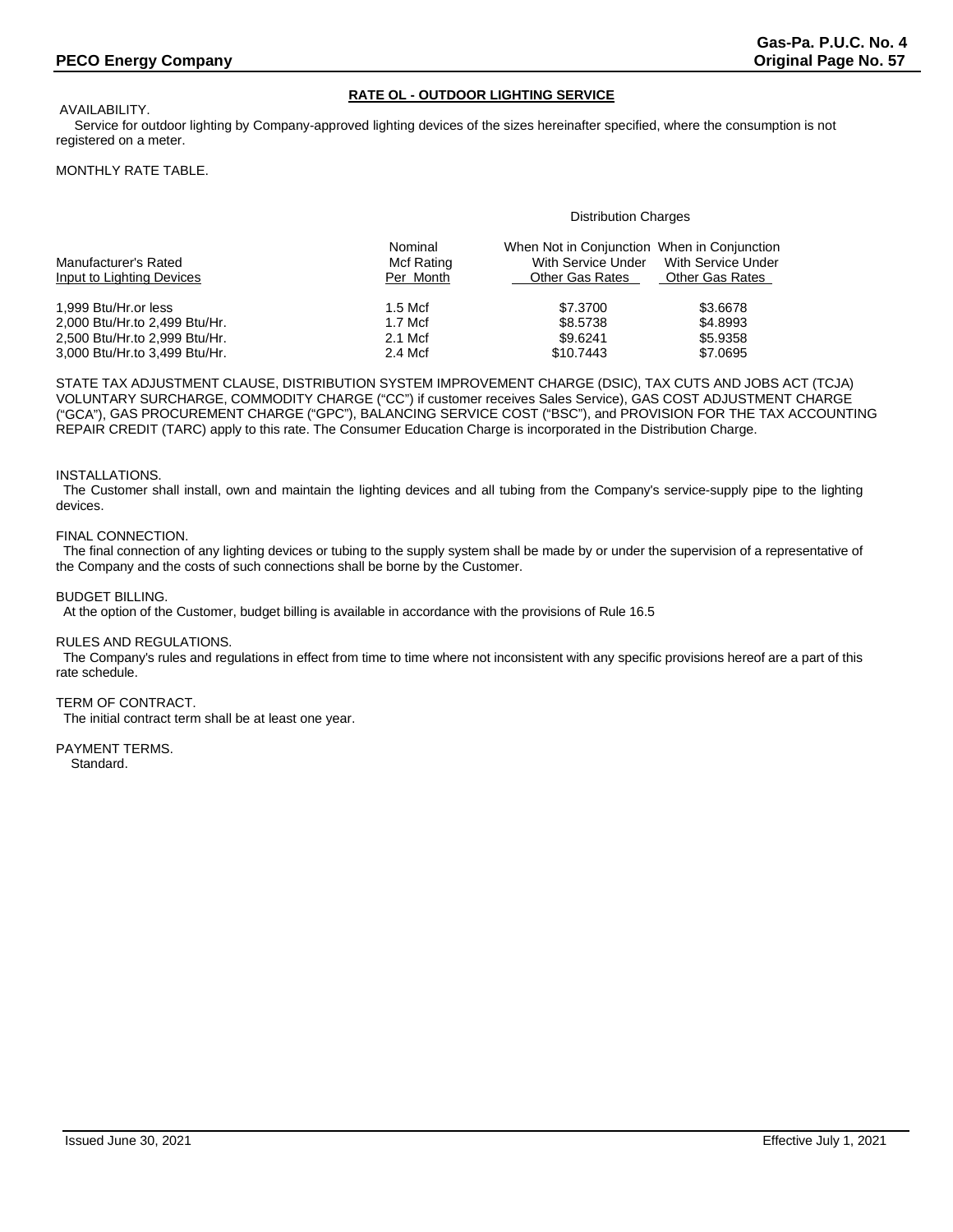## RATE OL - OUTDOOR LIGHTING SERVICE

AVAILABILITY.

Service for outdoor lighting by Company-approved lighting devices of the sizes hereinafter specified, where the consumption is not registered on a meter.

MONTHLY RATE TABLE.

| | | Distribution Charges | |
|---|---|---|---|
| Manufacturer's Rated Input to Lighting Devices | Nominal Mcf Rating Per Month | When Not in Conjunction With Service Under Other Gas Rates | When in Conjunction With Service Under Other Gas Rates |
| 1,999 Btu/Hr.or less | 1.5 Mcf | $7.3700 | $3.6678 |
| 2,000 Btu/Hr.to 2,499 Btu/Hr. | 1.7 Mcf | $8.5738 | $4.8993 |
| 2,500 Btu/Hr.to 2,999 Btu/Hr. | 2.1 Mcf | $9.6241 | $5.9358 |
| 3,000 Btu/Hr.to 3,499 Btu/Hr. | 2.4 Mcf | $10.7443 | $7.0695 |

STATE TAX ADJUSTMENT CLAUSE, DISTRIBUTION SYSTEM IMPROVEMENT CHARGE (DSIC), TAX CUTS AND JOBS ACT (TCJA) VOLUNTARY SURCHARGE, COMMODITY CHARGE ("CC") if customer receives Sales Service), GAS COST ADJUSTMENT CHARGE ("GCA"), GAS PROCUREMENT CHARGE ("GPC"), BALANCING SERVICE COST ("BSC"), and PROVISION FOR THE TAX ACCOUNTING REPAIR CREDIT (TARC) apply to this rate. The Consumer Education Charge is incorporated in the Distribution Charge.

INSTALLATIONS.

The Customer shall install, own and maintain the lighting devices and all tubing from the Company's service-supply pipe to the lighting devices.

FINAL CONNECTION.

The final connection of any lighting devices or tubing to the supply system shall be made by or under the supervision of a representative of the Company and the costs of such connections shall be borne by the Customer.

BUDGET BILLING.

At the option of the Customer, budget billing is available in accordance with the provisions of Rule 16.5

RULES AND REGULATIONS.

The Company's rules and regulations in effect from time to time where not inconsistent with any specific provisions hereof are a part of this rate schedule.

TERM OF CONTRACT.

The initial contract term shall be at least one year.

PAYMENT TERMS.

Standard.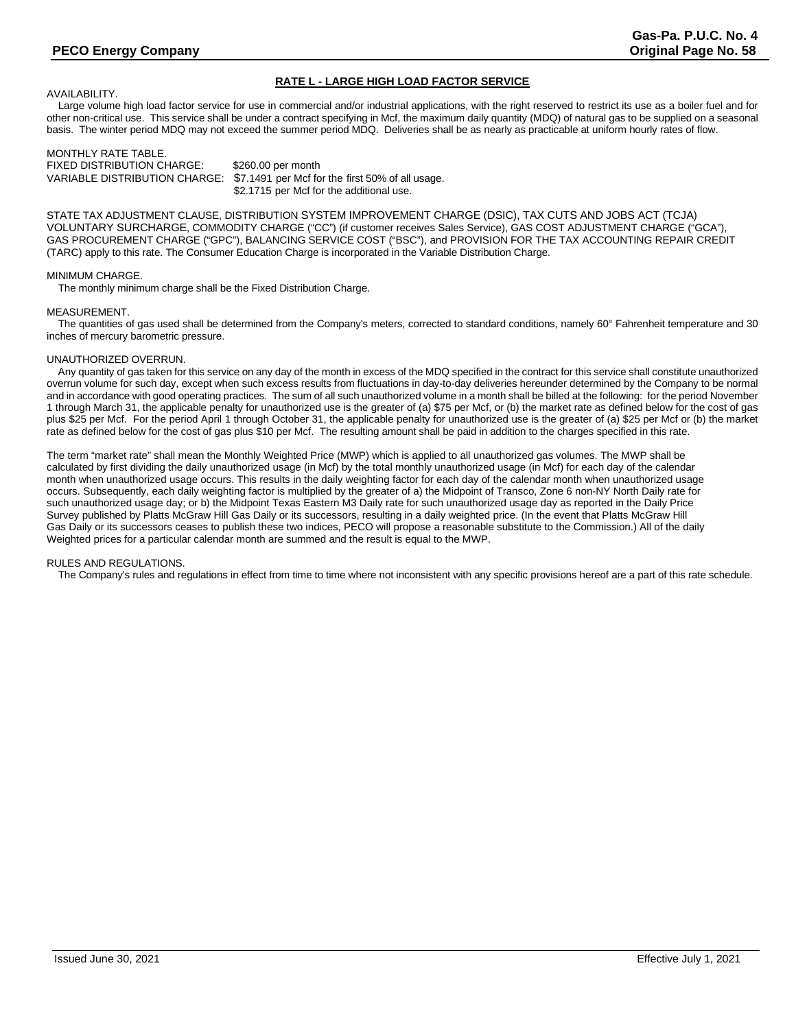## RATE L - LARGE HIGH LOAD FACTOR SERVICE

AVAILABILITY.

Large volume high load factor service for use in commercial and/or industrial applications, with the right reserved to restrict its use as a boiler fuel and for other non-critical use. This service shall be under a contract specifying in Mcf, the maximum daily quantity (MDQ) of natural gas to be supplied on a seasonal basis. The winter period MDQ may not exceed the summer period MDQ. Deliveries shall be as nearly as practicable at uniform hourly rates of flow.

MONTHLY RATE TABLE.

FIXED DISTRIBUTION CHARGE: $260.00 per month

VARIABLE DISTRIBUTION CHARGE: $7.1491 per Mcf for the first 50% of all usage.
$2.1715 per Mcf for the additional use.

STATE TAX ADJUSTMENT CLAUSE, DISTRIBUTION SYSTEM IMPROVEMENT CHARGE (DSIC), TAX CUTS AND JOBS ACT (TCJA) VOLUNTARY SURCHARGE, COMMODITY CHARGE ("CC") (if customer receives Sales Service), GAS COST ADJUSTMENT CHARGE ("GCA"), GAS PROCUREMENT CHARGE ("GPC"), BALANCING SERVICE COST ("BSC"), and PROVISION FOR THE TAX ACCOUNTING REPAIR CREDIT (TARC) apply to this rate. The Consumer Education Charge is incorporated in the Variable Distribution Charge.

MINIMUM CHARGE.

The monthly minimum charge shall be the Fixed Distribution Charge.

MEASUREMENT.

The quantities of gas used shall be determined from the Company's meters, corrected to standard conditions, namely 60° Fahrenheit temperature and 30 inches of mercury barometric pressure.

UNAUTHORIZED OVERRUN.

Any quantity of gas taken for this service on any day of the month in excess of the MDQ specified in the contract for this service shall constitute unauthorized overrun volume for such day, except when such excess results from fluctuations in day-to-day deliveries hereunder determined by the Company to be normal and in accordance with good operating practices. The sum of all such unauthorized volume in a month shall be billed at the following: for the period November 1 through March 31, the applicable penalty for unauthorized use is the greater of (a) $75 per Mcf, or (b) the market rate as defined below for the cost of gas plus $25 per Mcf. For the period April 1 through October 31, the applicable penalty for unauthorized use is the greater of (a) $25 per Mcf or (b) the market rate as defined below for the cost of gas plus $10 per Mcf. The resulting amount shall be paid in addition to the charges specified in this rate.

The term "market rate" shall mean the Monthly Weighted Price (MWP) which is applied to all unauthorized gas volumes. The MWP shall be calculated by first dividing the daily unauthorized usage (in Mcf) by the total monthly unauthorized usage (in Mcf) for each day of the calendar month when unauthorized usage occurs. This results in the daily weighting factor for each day of the calendar month when unauthorized usage occurs. Subsequently, each daily weighting factor is multiplied by the greater of a) the Midpoint of Transco, Zone 6 non-NY North Daily rate for such unauthorized usage day; or b) the Midpoint Texas Eastern M3 Daily rate for such unauthorized usage day as reported in the Daily Price Survey published by Platts McGraw Hill Gas Daily or its successors, resulting in a daily weighted price. (In the event that Platts McGraw Hill Gas Daily or its successors ceases to publish these two indices, PECO will propose a reasonable substitute to the Commission.) All of the daily Weighted prices for a particular calendar month are summed and the result is equal to the MWP.

RULES AND REGULATIONS.

The Company's rules and regulations in effect from time to time where not inconsistent with any specific provisions hereof are a part of this rate schedule.

Issued June 30, 2021 Effective July 1, 2021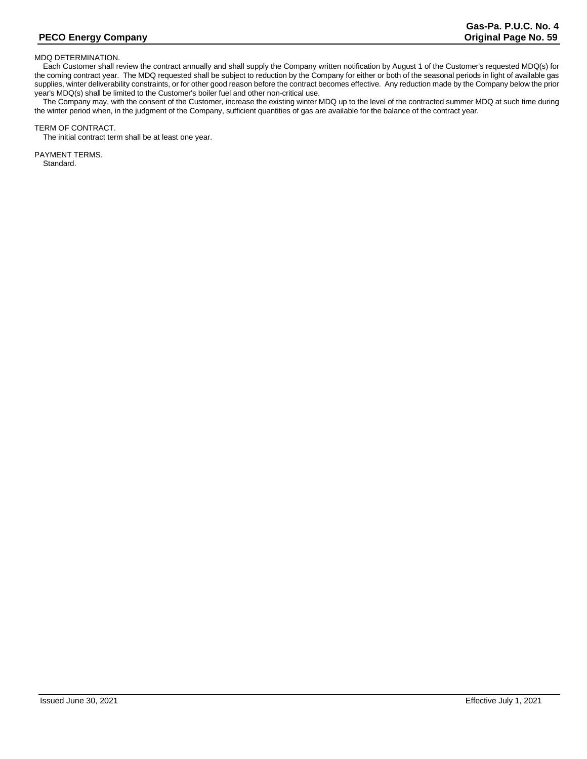MDQ DETERMINATION.

Each Customer shall review the contract annually and shall supply the Company written notification by August 1 of the Customer's requested MDQ(s) for the coming contract year. The MDQ requested shall be subject to reduction by the Company for either or both of the seasonal periods in light of available gas supplies, winter deliverability constraints, or for other good reason before the contract becomes effective. Any reduction made by the Company below the prior year's MDQ(s) shall be limited to the Customer's boiler fuel and other non-critical use.

The Company may, with the consent of the Customer, increase the existing winter MDQ up to the level of the contracted summer MDQ at such time during the winter period when, in the judgment of the Company, sufficient quantities of gas are available for the balance of the contract year.

TERM OF CONTRACT.

The initial contract term shall be at least one year.

PAYMENT TERMS.

Standard.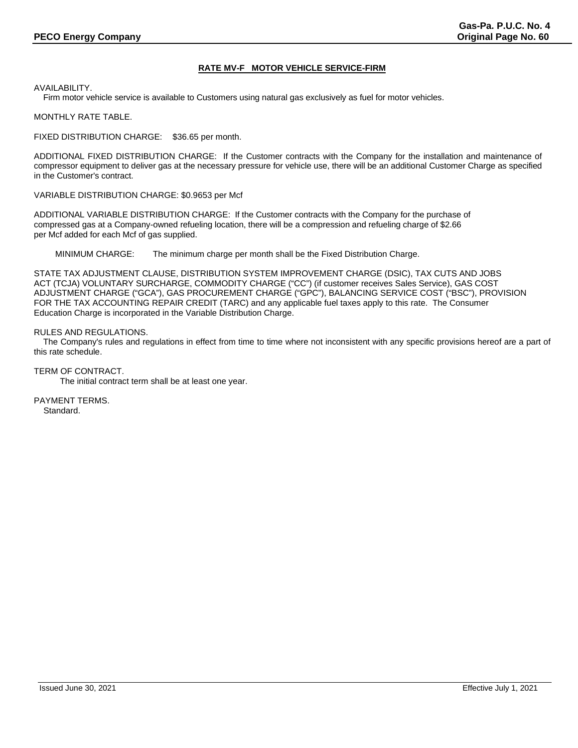## RATE MV-F MOTOR VEHICLE SERVICE-FIRM

AVAILABILITY.

Firm motor vehicle service is available to Customers using natural gas exclusively as fuel for motor vehicles.

MONTHLY RATE TABLE.

FIXED DISTRIBUTION CHARGE: $36.65 per month.

ADDITIONAL FIXED DISTRIBUTION CHARGE: If the Customer contracts with the Company for the installation and maintenance of compressor equipment to deliver gas at the necessary pressure for vehicle use, there will be an additional Customer Charge as specified in the Customer's contract.

VARIABLE DISTRIBUTION CHARGE: $0.9653 per Mcf

ADDITIONAL VARIABLE DISTRIBUTION CHARGE: If the Customer contracts with the Company for the purchase of compressed gas at a Company-owned refueling location, there will be a compression and refueling charge of $2.66 per Mcf added for each Mcf of gas supplied.

MINIMUM CHARGE: The minimum charge per month shall be the Fixed Distribution Charge.

STATE TAX ADJUSTMENT CLAUSE, DISTRIBUTION SYSTEM IMPROVEMENT CHARGE (DSIC), TAX CUTS AND JOBS ACT (TCJA) VOLUNTARY SURCHARGE, COMMODITY CHARGE ("CC") (if customer receives Sales Service), GAS COST ADJUSTMENT CHARGE ("GCA"), GAS PROCUREMENT CHARGE ("GPC"), BALANCING SERVICE COST ("BSC"), PROVISION FOR THE TAX ACCOUNTING REPAIR CREDIT (TARC) and any applicable fuel taxes apply to this rate. The Consumer Education Charge is incorporated in the Variable Distribution Charge.

RULES AND REGULATIONS.

The Company's rules and regulations in effect from time to time where not inconsistent with any specific provisions hereof are a part of this rate schedule.

TERM OF CONTRACT.

The initial contract term shall be at least one year.

PAYMENT TERMS.

Standard.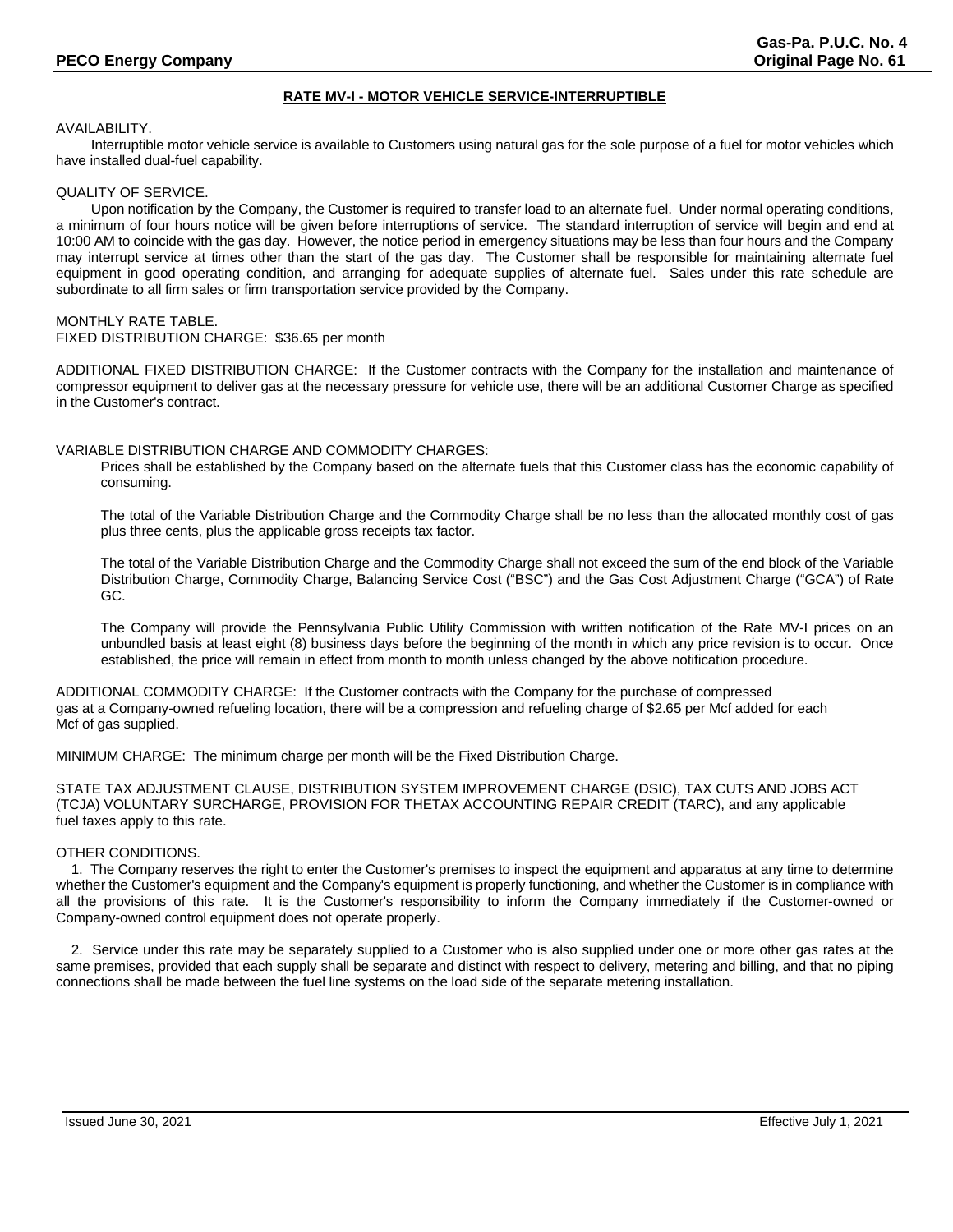## RATE MV-I - MOTOR VEHICLE SERVICE-INTERRUPTIBLE

AVAILABILITY.

Interruptible motor vehicle service is available to Customers using natural gas for the sole purpose of a fuel for motor vehicles which have installed dual-fuel capability.

QUALITY OF SERVICE.

Upon notification by the Company, the Customer is required to transfer load to an alternate fuel. Under normal operating conditions, a minimum of four hours notice will be given before interruptions of service. The standard interruption of service will begin and end at 10:00 AM to coincide with the gas day. However, the notice period in emergency situations may be less than four hours and the Company may interrupt service at times other than the start of the gas day. The Customer shall be responsible for maintaining alternate fuel equipment in good operating condition, and arranging for adequate supplies of alternate fuel. Sales under this rate schedule are subordinate to all firm sales or firm transportation service provided by the Company.

MONTHLY RATE TABLE.

FIXED DISTRIBUTION CHARGE: $36.65 per month

ADDITIONAL FIXED DISTRIBUTION CHARGE: If the Customer contracts with the Company for the installation and maintenance of compressor equipment to deliver gas at the necessary pressure for vehicle use, there will be an additional Customer Charge as specified in the Customer's contract.

VARIABLE DISTRIBUTION CHARGE AND COMMODITY CHARGES:

Prices shall be established by the Company based on the alternate fuels that this Customer class has the economic capability of consuming.

The total of the Variable Distribution Charge and the Commodity Charge shall be no less than the allocated monthly cost of gas plus three cents, plus the applicable gross receipts tax factor.

The total of the Variable Distribution Charge and the Commodity Charge shall not exceed the sum of the end block of the Variable Distribution Charge, Commodity Charge, Balancing Service Cost ("BSC") and the Gas Cost Adjustment Charge ("GCA") of Rate GC.

The Company will provide the Pennsylvania Public Utility Commission with written notification of the Rate MV-I prices on an unbundled basis at least eight (8) business days before the beginning of the month in which any price revision is to occur. Once established, the price will remain in effect from month to month unless changed by the above notification procedure.

ADDITIONAL COMMODITY CHARGE: If the Customer contracts with the Company for the purchase of compressed gas at a Company-owned refueling location, there will be a compression and refueling charge of $2.65 per Mcf added for each Mcf of gas supplied.

MINIMUM CHARGE: The minimum charge per month will be the Fixed Distribution Charge.

STATE TAX ADJUSTMENT CLAUSE, DISTRIBUTION SYSTEM IMPROVEMENT CHARGE (DSIC), TAX CUTS AND JOBS ACT (TCJA) VOLUNTARY SURCHARGE, PROVISION FOR THETAX ACCOUNTING REPAIR CREDIT (TARC), and any applicable fuel taxes apply to this rate.

OTHER CONDITIONS.

1. The Company reserves the right to enter the Customer's premises to inspect the equipment and apparatus at any time to determine whether the Customer's equipment and the Company's equipment is properly functioning, and whether the Customer is in compliance with all the provisions of this rate. It is the Customer's responsibility to inform the Company immediately if the Customer-owned or Company-owned control equipment does not operate properly.

2. Service under this rate may be separately supplied to a Customer who is also supplied under one or more other gas rates at the same premises, provided that each supply shall be separate and distinct with respect to delivery, metering and billing, and that no piping connections shall be made between the fuel line systems on the load side of the separate metering installation.

Issued June 30, 2021 Effective July 1, 2021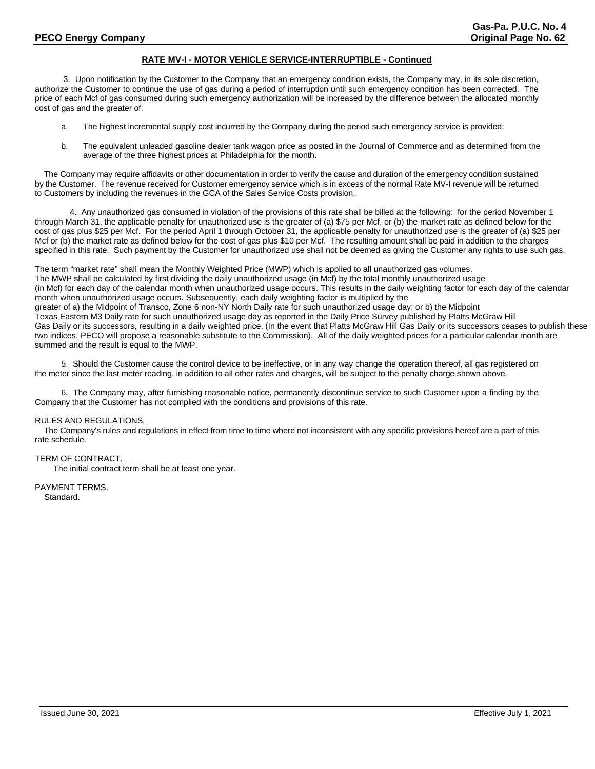## RATE MV-I - MOTOR VEHICLE SERVICE-INTERRUPTIBLE - Continued

3. Upon notification by the Customer to the Company that an emergency condition exists, the Company may, in its sole discretion, authorize the Customer to continue the use of gas during a period of interruption until such emergency condition has been corrected. The price of each Mcf of gas consumed during such emergency authorization will be increased by the difference between the allocated monthly cost of gas and the greater of:

a. The highest incremental supply cost incurred by the Company during the period such emergency service is provided;

b. The equivalent unleaded gasoline dealer tank wagon price as posted in the Journal of Commerce and as determined from the average of the three highest prices at Philadelphia for the month.

The Company may require affidavits or other documentation in order to verify the cause and duration of the emergency condition sustained by the Customer. The revenue received for Customer emergency service which is in excess of the normal Rate MV-I revenue will be returned to Customers by including the revenues in the GCA of the Sales Service Costs provision.

4. Any unauthorized gas consumed in violation of the provisions of this rate shall be billed at the following: for the period November 1 through March 31, the applicable penalty for unauthorized use is the greater of (a) $75 per Mcf, or (b) the market rate as defined below for the cost of gas plus $25 per Mcf. For the period April 1 through October 31, the applicable penalty for unauthorized use is the greater of (a) $25 per Mcf or (b) the market rate as defined below for the cost of gas plus $10 per Mcf. The resulting amount shall be paid in addition to the charges specified in this rate. Such payment by the Customer for unauthorized use shall not be deemed as giving the Customer any rights to use such gas.

The term "market rate" shall mean the Monthly Weighted Price (MWP) which is applied to all unauthorized gas volumes. The MWP shall be calculated by first dividing the daily unauthorized usage (in Mcf) by the total monthly unauthorized usage (in Mcf) for each day of the calendar month when unauthorized usage occurs. This results in the daily weighting factor for each day of the calendar month when unauthorized usage occurs. Subsequently, each daily weighting factor is multiplied by the greater of a) the Midpoint of Transco, Zone 6 non-NY North Daily rate for such unauthorized usage day; or b) the Midpoint Texas Eastern M3 Daily rate for such unauthorized usage day as reported in the Daily Price Survey published by Platts McGraw Hill Gas Daily or its successors, resulting in a daily weighted price. (In the event that Platts McGraw Hill Gas Daily or its successors ceases to publish these two indices, PECO will propose a reasonable substitute to the Commission). All of the daily weighted prices for a particular calendar month are summed and the result is equal to the MWP.

5. Should the Customer cause the control device to be ineffective, or in any way change the operation thereof, all gas registered on the meter since the last meter reading, in addition to all other rates and charges, will be subject to the penalty charge shown above.

6. The Company may, after furnishing reasonable notice, permanently discontinue service to such Customer upon a finding by the Company that the Customer has not complied with the conditions and provisions of this rate.

RULES AND REGULATIONS.

The Company's rules and regulations in effect from time to time where not inconsistent with any specific provisions hereof are a part of this rate schedule.

TERM OF CONTRACT.

The initial contract term shall be at least one year.

PAYMENT TERMS.

Standard.

Issued June 30, 2021 Effective July 1, 2021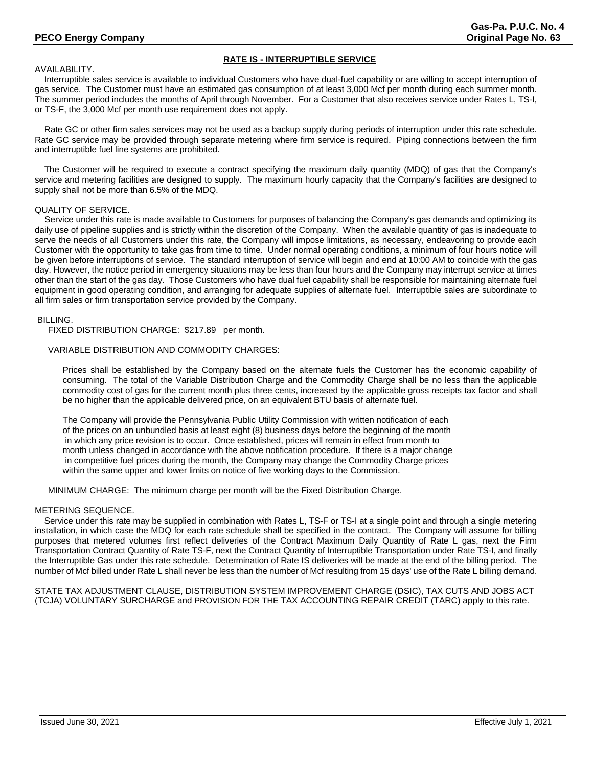## RATE IS - INTERRUPTIBLE SERVICE

AVAILABILITY.

Interruptible sales service is available to individual Customers who have dual-fuel capability or are willing to accept interruption of gas service. The Customer must have an estimated gas consumption of at least 3,000 Mcf per month during each summer month. The summer period includes the months of April through November. For a Customer that also receives service under Rates L, TS-I, or TS-F, the 3,000 Mcf per month use requirement does not apply.

Rate GC or other firm sales services may not be used as a backup supply during periods of interruption under this rate schedule. Rate GC service may be provided through separate metering where firm service is required. Piping connections between the firm and interruptible fuel line systems are prohibited.

The Customer will be required to execute a contract specifying the maximum daily quantity (MDQ) of gas that the Company's service and metering facilities are designed to supply. The maximum hourly capacity that the Company's facilities are designed to supply shall not be more than 6.5% of the MDQ.

QUALITY OF SERVICE.

Service under this rate is made available to Customers for purposes of balancing the Company's gas demands and optimizing its daily use of pipeline supplies and is strictly within the discretion of the Company. When the available quantity of gas is inadequate to serve the needs of all Customers under this rate, the Company will impose limitations, as necessary, endeavoring to provide each Customer with the opportunity to take gas from time to time. Under normal operating conditions, a minimum of four hours notice will be given before interruptions of service. The standard interruption of service will begin and end at 10:00 AM to coincide with the gas day. However, the notice period in emergency situations may be less than four hours and the Company may interrupt service at times other than the start of the gas day. Those Customers who have dual fuel capability shall be responsible for maintaining alternate fuel equipment in good operating condition, and arranging for adequate supplies of alternate fuel. Interruptible sales are subordinate to all firm sales or firm transportation service provided by the Company.

BILLING.

FIXED DISTRIBUTION CHARGE: $217.89 per month.

VARIABLE DISTRIBUTION AND COMMODITY CHARGES:

Prices shall be established by the Company based on the alternate fuels the Customer has the economic capability of consuming. The total of the Variable Distribution Charge and the Commodity Charge shall be no less than the applicable commodity cost of gas for the current month plus three cents, increased by the applicable gross receipts tax factor and shall be no higher than the applicable delivered price, on an equivalent BTU basis of alternate fuel.

The Company will provide the Pennsylvania Public Utility Commission with written notification of each of the prices on an unbundled basis at least eight (8) business days before the beginning of the month in which any price revision is to occur. Once established, prices will remain in effect from month to month unless changed in accordance with the above notification procedure. If there is a major change in competitive fuel prices during the month, the Company may change the Commodity Charge prices within the same upper and lower limits on notice of five working days to the Commission.

MINIMUM CHARGE: The minimum charge per month will be the Fixed Distribution Charge.

METERING SEQUENCE.

Service under this rate may be supplied in combination with Rates L, TS-F or TS-I at a single point and through a single metering installation, in which case the MDQ for each rate schedule shall be specified in the contract. The Company will assume for billing purposes that metered volumes first reflect deliveries of the Contract Maximum Daily Quantity of Rate L gas, next the Firm Transportation Contract Quantity of Rate TS-F, next the Contract Quantity of Interruptible Transportation under Rate TS-I, and finally the Interruptible Gas under this rate schedule. Determination of Rate IS deliveries will be made at the end of the billing period. The number of Mcf billed under Rate L shall never be less than the number of Mcf resulting from 15 days' use of the Rate L billing demand.

STATE TAX ADJUSTMENT CLAUSE, DISTRIBUTION SYSTEM IMPROVEMENT CHARGE (DSIC), TAX CUTS AND JOBS ACT (TCJA) VOLUNTARY SURCHARGE and PROVISION FOR THE TAX ACCOUNTING REPAIR CREDIT (TARC) apply to this rate.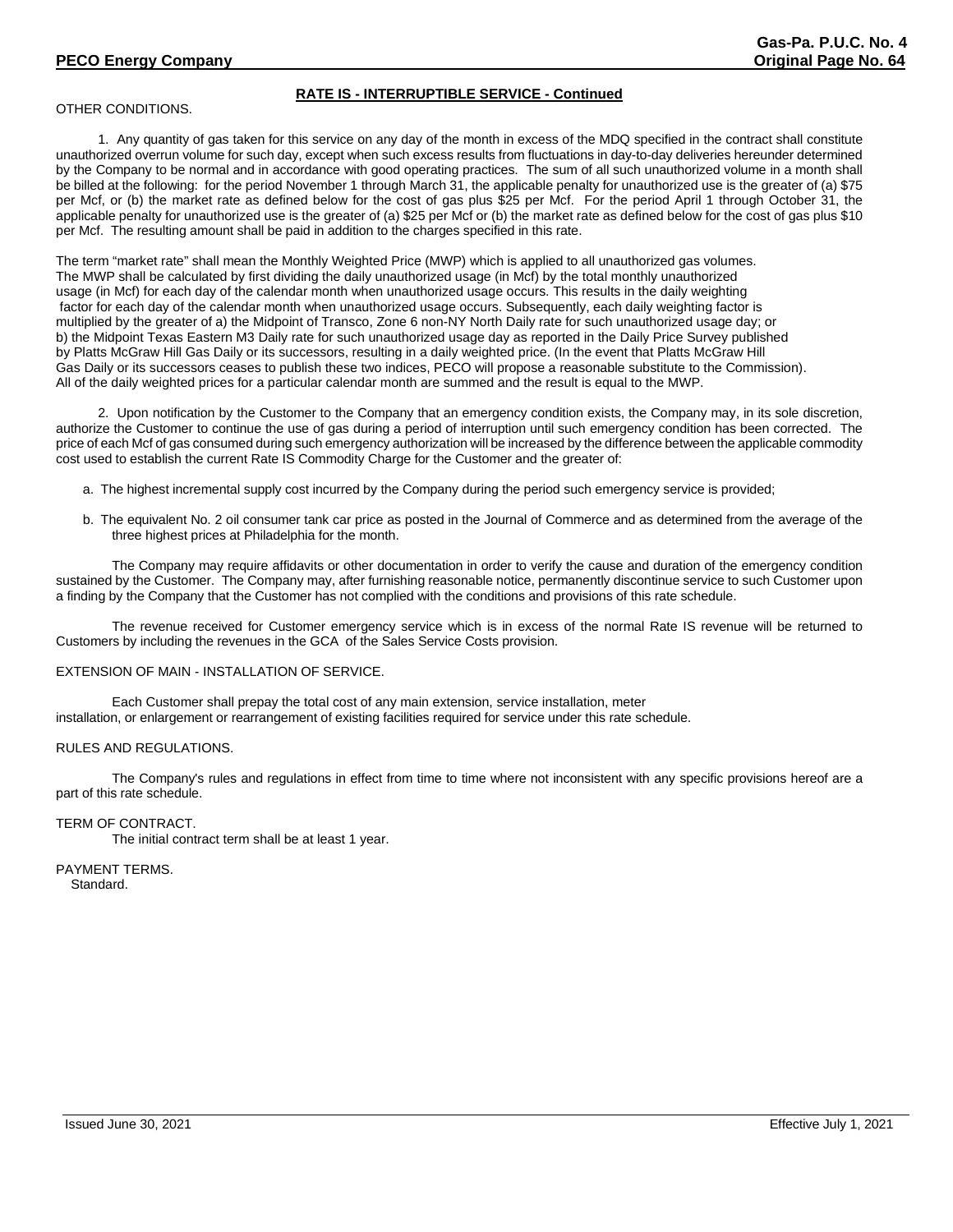## RATE IS - INTERRUPTIBLE SERVICE - Continued

OTHER CONDITIONS.

1. Any quantity of gas taken for this service on any day of the month in excess of the MDQ specified in the contract shall constitute unauthorized overrun volume for such day, except when such excess results from fluctuations in day-to-day deliveries hereunder determined by the Company to be normal and in accordance with good operating practices. The sum of all such unauthorized volume in a month shall be billed at the following: for the period November 1 through March 31, the applicable penalty for unauthorized use is the greater of (a) $75 per Mcf, or (b) the market rate as defined below for the cost of gas plus $25 per Mcf. For the period April 1 through October 31, the applicable penalty for unauthorized use is the greater of (a) $25 per Mcf or (b) the market rate as defined below for the cost of gas plus $10 per Mcf. The resulting amount shall be paid in addition to the charges specified in this rate.

The term "market rate" shall mean the Monthly Weighted Price (MWP) which is applied to all unauthorized gas volumes. The MWP shall be calculated by first dividing the daily unauthorized usage (in Mcf) by the total monthly unauthorized usage (in Mcf) for each day of the calendar month when unauthorized usage occurs. This results in the daily weighting factor for each day of the calendar month when unauthorized usage occurs. Subsequently, each daily weighting factor is multiplied by the greater of a) the Midpoint of Transco, Zone 6 non-NY North Daily rate for such unauthorized usage day; or b) the Midpoint Texas Eastern M3 Daily rate for such unauthorized usage day as reported in the Daily Price Survey published by Platts McGraw Hill Gas Daily or its successors, resulting in a daily weighted price. (In the event that Platts McGraw Hill Gas Daily or its successors ceases to publish these two indices, PECO will propose a reasonable substitute to the Commission). All of the daily weighted prices for a particular calendar month are summed and the result is equal to the MWP.

2. Upon notification by the Customer to the Company that an emergency condition exists, the Company may, in its sole discretion, authorize the Customer to continue the use of gas during a period of interruption until such emergency condition has been corrected. The price of each Mcf of gas consumed during such emergency authorization will be increased by the difference between the applicable commodity cost used to establish the current Rate IS Commodity Charge for the Customer and the greater of:

a. The highest incremental supply cost incurred by the Company during the period such emergency service is provided;

b. The equivalent No. 2 oil consumer tank car price as posted in the Journal of Commerce and as determined from the average of the three highest prices at Philadelphia for the month.

The Company may require affidavits or other documentation in order to verify the cause and duration of the emergency condition sustained by the Customer. The Company may, after furnishing reasonable notice, permanently discontinue service to such Customer upon a finding by the Company that the Customer has not complied with the conditions and provisions of this rate schedule.

The revenue received for Customer emergency service which is in excess of the normal Rate IS revenue will be returned to Customers by including the revenues in the GCA of the Sales Service Costs provision.

EXTENSION OF MAIN - INSTALLATION OF SERVICE.

Each Customer shall prepay the total cost of any main extension, service installation, meter installation, or enlargement or rearrangement of existing facilities required for service under this rate schedule.

RULES AND REGULATIONS.

The Company's rules and regulations in effect from time to time where not inconsistent with any specific provisions hereof are a part of this rate schedule.

TERM OF CONTRACT.

The initial contract term shall be at least 1 year.

PAYMENT TERMS.

Standard.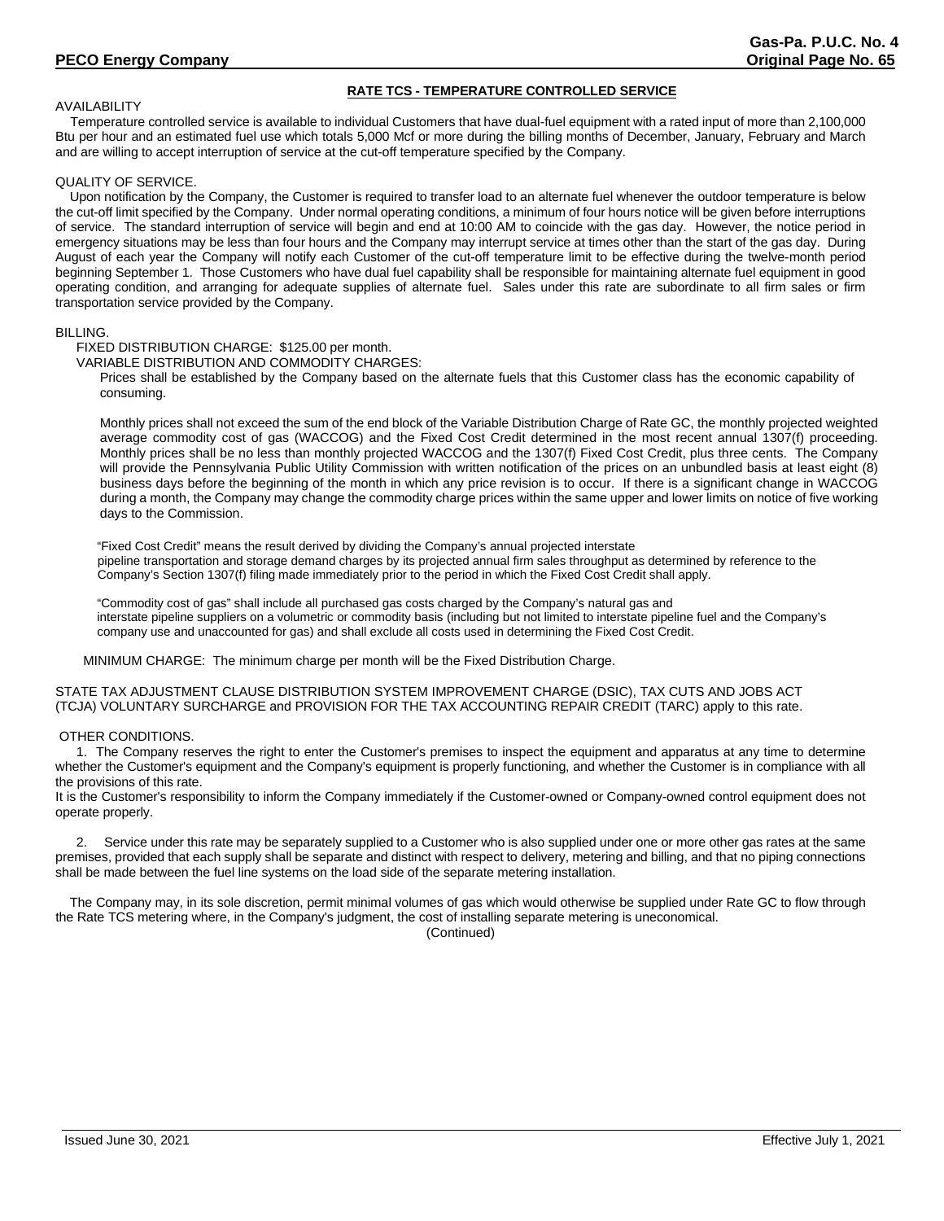## RATE TCS - TEMPERATURE CONTROLLED SERVICE

AVAILABILITY

Temperature controlled service is available to individual Customers that have dual-fuel equipment with a rated input of more than 2,100,000 Btu per hour and an estimated fuel use which totals 5,000 Mcf or more during the billing months of December, January, February and March and are willing to accept interruption of service at the cut-off temperature specified by the Company.

QUALITY OF SERVICE.

Upon notification by the Company, the Customer is required to transfer load to an alternate fuel whenever the outdoor temperature is below the cut-off limit specified by the Company. Under normal operating conditions, a minimum of four hours notice will be given before interruptions of service. The standard interruption of service will begin and end at 10:00 AM to coincide with the gas day. However, the notice period in emergency situations may be less than four hours and the Company may interrupt service at times other than the start of the gas day. During August of each year the Company will notify each Customer of the cut-off temperature limit to be effective during the twelve-month period beginning September 1. Those Customers who have dual fuel capability shall be responsible for maintaining alternate fuel equipment in good operating condition, and arranging for adequate supplies of alternate fuel. Sales under this rate are subordinate to all firm sales or firm transportation service provided by the Company.

BILLING.

FIXED DISTRIBUTION CHARGE: $125.00 per month.

VARIABLE DISTRIBUTION AND COMMODITY CHARGES:

Prices shall be established by the Company based on the alternate fuels that this Customer class has the economic capability of consuming.

Monthly prices shall not exceed the sum of the end block of the Variable Distribution Charge of Rate GC, the monthly projected weighted average commodity cost of gas (WACCOG) and the Fixed Cost Credit determined in the most recent annual 1307(f) proceeding. Monthly prices shall be no less than monthly projected WACCOG and the 1307(f) Fixed Cost Credit, plus three cents. The Company will provide the Pennsylvania Public Utility Commission with written notification of the prices on an unbundled basis at least eight (8) business days before the beginning of the month in which any price revision is to occur. If there is a significant change in WACCOG during a month, the Company may change the commodity charge prices within the same upper and lower limits on notice of five working days to the Commission.

"Fixed Cost Credit" means the result derived by dividing the Company's annual projected interstate pipeline transportation and storage demand charges by its projected annual firm sales throughput as determined by reference to the Company's Section 1307(f) filing made immediately prior to the period in which the Fixed Cost Credit shall apply.

"Commodity cost of gas" shall include all purchased gas costs charged by the Company's natural gas and interstate pipeline suppliers on a volumetric or commodity basis (including but not limited to interstate pipeline fuel and the Company's company use and unaccounted for gas) and shall exclude all costs used in determining the Fixed Cost Credit.

MINIMUM CHARGE: The minimum charge per month will be the Fixed Distribution Charge.

STATE TAX ADJUSTMENT CLAUSE DISTRIBUTION SYSTEM IMPROVEMENT CHARGE (DSIC), TAX CUTS AND JOBS ACT (TCJA) VOLUNTARY SURCHARGE and PROVISION FOR THE TAX ACCOUNTING REPAIR CREDIT (TARC) apply to this rate.

OTHER CONDITIONS.

1. The Company reserves the right to enter the Customer's premises to inspect the equipment and apparatus at any time to determine whether the Customer's equipment and the Company's equipment is properly functioning, and whether the Customer is in compliance with all the provisions of this rate.
It is the Customer's responsibility to inform the Company immediately if the Customer-owned or Company-owned control equipment does not operate properly.

2. Service under this rate may be separately supplied to a Customer who is also supplied under one or more other gas rates at the same premises, provided that each supply shall be separate and distinct with respect to delivery, metering and billing, and that no piping connections shall be made between the fuel line systems on the load side of the separate metering installation.

The Company may, in its sole discretion, permit minimal volumes of gas which would otherwise be supplied under Rate GC to flow through the Rate TCS metering where, in the Company's judgment, the cost of installing separate metering is uneconomical.

(Continued)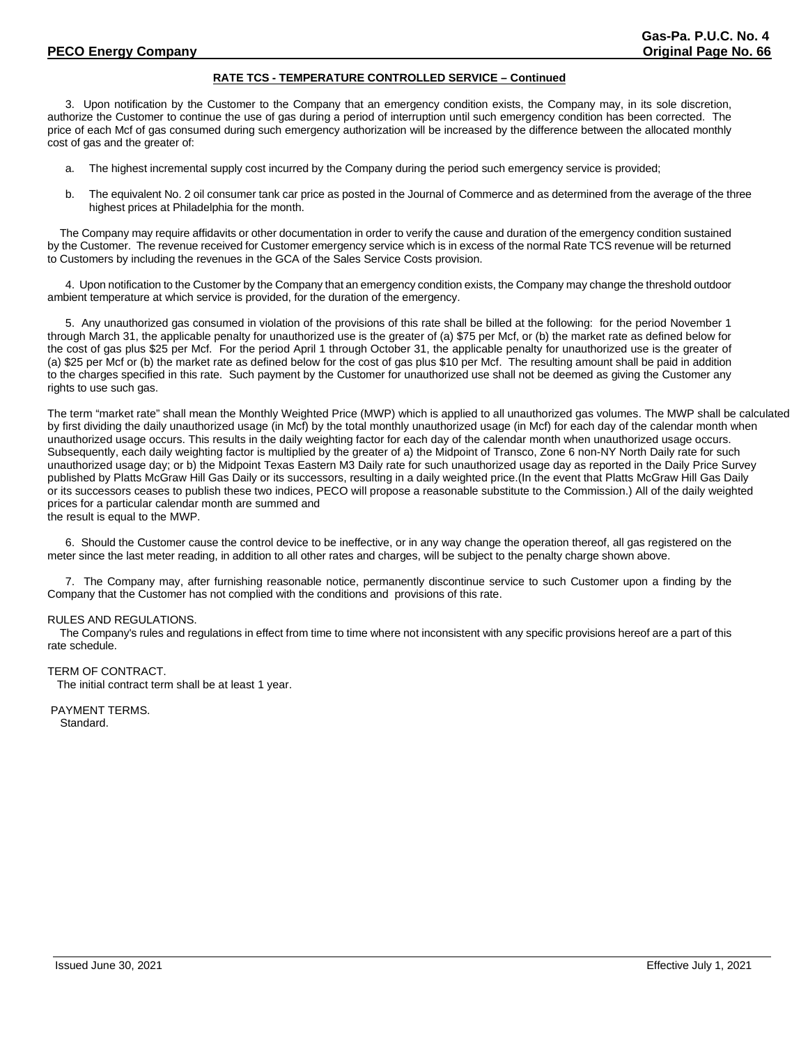## RATE TCS - TEMPERATURE CONTROLLED SERVICE – Continued

3. Upon notification by the Customer to the Company that an emergency condition exists, the Company may, in its sole discretion, authorize the Customer to continue the use of gas during a period of interruption until such emergency condition has been corrected. The price of each Mcf of gas consumed during such emergency authorization will be increased by the difference between the allocated monthly cost of gas and the greater of:

a. The highest incremental supply cost incurred by the Company during the period such emergency service is provided;

b. The equivalent No. 2 oil consumer tank car price as posted in the Journal of Commerce and as determined from the average of the three highest prices at Philadelphia for the month.

The Company may require affidavits or other documentation in order to verify the cause and duration of the emergency condition sustained by the Customer. The revenue received for Customer emergency service which is in excess of the normal Rate TCS revenue will be returned to Customers by including the revenues in the GCA of the Sales Service Costs provision.

4. Upon notification to the Customer by the Company that an emergency condition exists, the Company may change the threshold outdoor ambient temperature at which service is provided, for the duration of the emergency.

5. Any unauthorized gas consumed in violation of the provisions of this rate shall be billed at the following: for the period November 1 through March 31, the applicable penalty for unauthorized use is the greater of (a) $75 per Mcf, or (b) the market rate as defined below for the cost of gas plus $25 per Mcf. For the period April 1 through October 31, the applicable penalty for unauthorized use is the greater of (a) $25 per Mcf or (b) the market rate as defined below for the cost of gas plus $10 per Mcf. The resulting amount shall be paid in addition to the charges specified in this rate. Such payment by the Customer for unauthorized use shall not be deemed as giving the Customer any rights to use such gas.

The term "market rate" shall mean the Monthly Weighted Price (MWP) which is applied to all unauthorized gas volumes. The MWP shall be calculated by first dividing the daily unauthorized usage (in Mcf) by the total monthly unauthorized usage (in Mcf) for each day of the calendar month when unauthorized usage occurs. This results in the daily weighting factor for each day of the calendar month when unauthorized usage occurs. Subsequently, each daily weighting factor is multiplied by the greater of a) the Midpoint of Transco, Zone 6 non-NY North Daily rate for such unauthorized usage day; or b) the Midpoint Texas Eastern M3 Daily rate for such unauthorized usage day as reported in the Daily Price Survey published by Platts McGraw Hill Gas Daily or its successors, resulting in a daily weighted price.(In the event that Platts McGraw Hill Gas Daily or its successors ceases to publish these two indices, PECO will propose a reasonable substitute to the Commission.) All of the daily weighted prices for a particular calendar month are summed and the result is equal to the MWP.

6. Should the Customer cause the control device to be ineffective, or in any way change the operation thereof, all gas registered on the meter since the last meter reading, in addition to all other rates and charges, will be subject to the penalty charge shown above.

7. The Company may, after furnishing reasonable notice, permanently discontinue service to such Customer upon a finding by the Company that the Customer has not complied with the conditions and provisions of this rate.

RULES AND REGULATIONS.

The Company's rules and regulations in effect from time to time where not inconsistent with any specific provisions hereof are a part of this rate schedule.

TERM OF CONTRACT.

The initial contract term shall be at least 1 year.

PAYMENT TERMS.

Standard.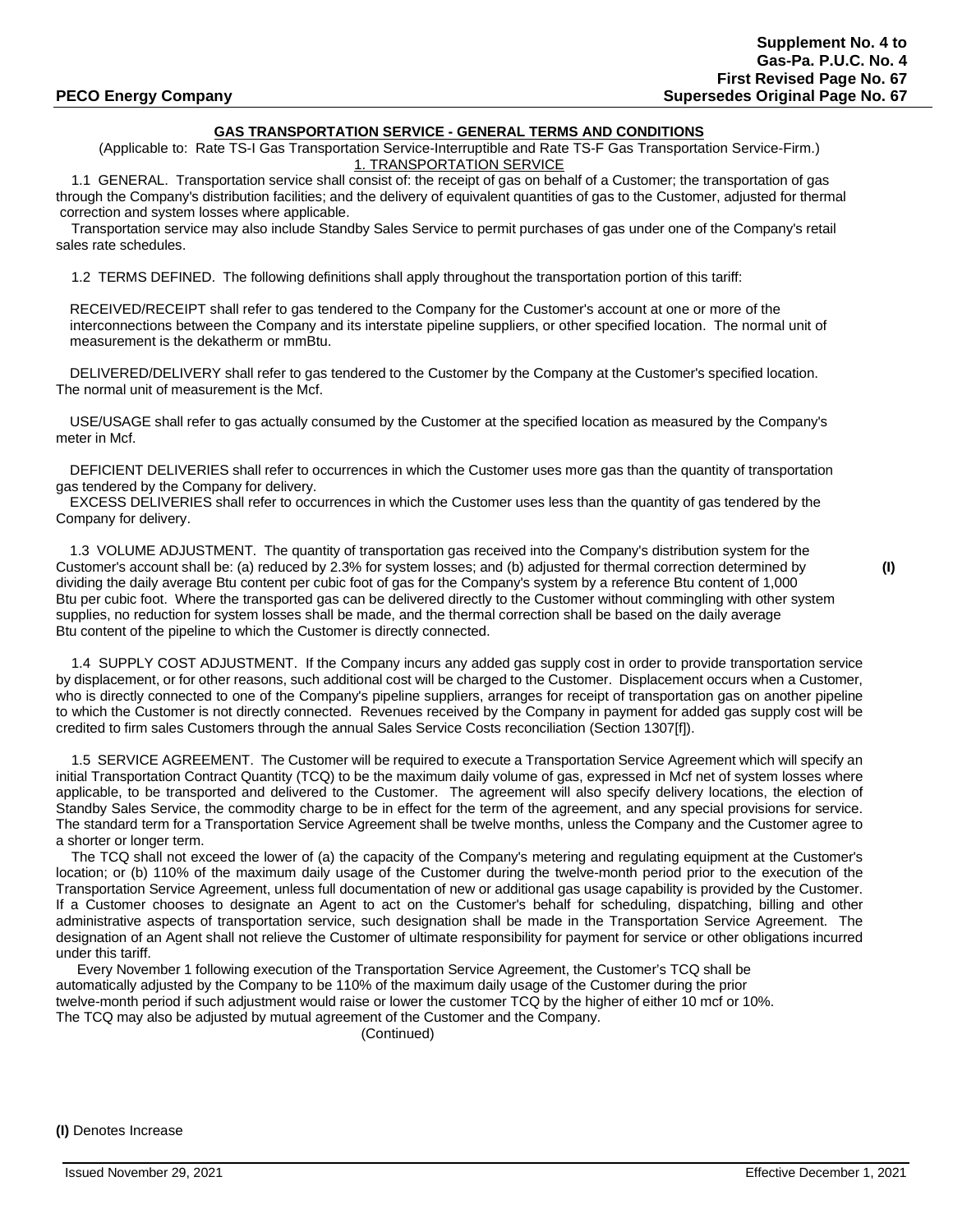# GAS TRANSPORTATION SERVICE - GENERAL TERMS AND CONDITIONS

(Applicable to: Rate TS-I Gas Transportation Service-Interruptible and Rate TS-F Gas Transportation Service-Firm.)

## 1. TRANSPORTATION SERVICE

1.1 GENERAL. Transportation service shall consist of: the receipt of gas on behalf of a Customer; the transportation of gas through the Company's distribution facilities; and the delivery of equivalent quantities of gas to the Customer, adjusted for thermal correction and system losses where applicable.

Transportation service may also include Standby Sales Service to permit purchases of gas under one of the Company's retail sales rate schedules.

1.2 TERMS DEFINED. The following definitions shall apply throughout the transportation portion of this tariff:

RECEIVED/RECEIPT shall refer to gas tendered to the Company for the Customer's account at one or more of the interconnections between the Company and its interstate pipeline suppliers, or other specified location. The normal unit of measurement is the dekatherm or mmBtu.

DELIVERED/DELIVERY shall refer to gas tendered to the Customer by the Company at the Customer's specified location. The normal unit of measurement is the Mcf.

USE/USAGE shall refer to gas actually consumed by the Customer at the specified location as measured by the Company's meter in Mcf.

DEFICIENT DELIVERIES shall refer to occurrences in which the Customer uses more gas than the quantity of transportation gas tendered by the Company for delivery.

EXCESS DELIVERIES shall refer to occurrences in which the Customer uses less than the quantity of gas tendered by the Company for delivery.

1.3 VOLUME ADJUSTMENT. The quantity of transportation gas received into the Company's distribution system for the Customer's account shall be: (a) reduced by 2.3% for system losses; and (b) adjusted for thermal correction determined by dividing the daily average Btu content per cubic foot of gas for the Company's system by a reference Btu content of 1,000 Btu per cubic foot. Where the transported gas can be delivered directly to the Customer without commingling with other system supplies, no reduction for system losses shall be made, and the thermal correction shall be based on the daily average Btu content of the pipeline to which the Customer is directly connected. **(I)**

1.4 SUPPLY COST ADJUSTMENT. If the Company incurs any added gas supply cost in order to provide transportation service by displacement, or for other reasons, such additional cost will be charged to the Customer. Displacement occurs when a Customer, who is directly connected to one of the Company's pipeline suppliers, arranges for receipt of transportation gas on another pipeline to which the Customer is not directly connected. Revenues received by the Company in payment for added gas supply cost will be credited to firm sales Customers through the annual Sales Service Costs reconciliation (Section 1307[f]).

1.5 SERVICE AGREEMENT. The Customer will be required to execute a Transportation Service Agreement which will specify an initial Transportation Contract Quantity (TCQ) to be the maximum daily volume of gas, expressed in Mcf net of system losses where applicable, to be transported and delivered to the Customer. The agreement will also specify delivery locations, the election of Standby Sales Service, the commodity charge to be in effect for the term of the agreement, and any special provisions for service. The standard term for a Transportation Service Agreement shall be twelve months, unless the Company and the Customer agree to a shorter or longer term.

The TCQ shall not exceed the lower of (a) the capacity of the Company's metering and regulating equipment at the Customer's location; or (b) 110% of the maximum daily usage of the Customer during the twelve-month period prior to the execution of the Transportation Service Agreement, unless full documentation of new or additional gas usage capability is provided by the Customer. If a Customer chooses to designate an Agent to act on the Customer's behalf for scheduling, dispatching, billing and other administrative aspects of transportation service, such designation shall be made in the Transportation Service Agreement. The designation of an Agent shall not relieve the Customer of ultimate responsibility for payment for service or other obligations incurred under this tariff.

Every November 1 following execution of the Transportation Service Agreement, the Customer's TCQ shall be automatically adjusted by the Company to be 110% of the maximum daily usage of the Customer during the prior twelve-month period if such adjustment would raise or lower the customer TCQ by the higher of either 10 mcf or 10%. The TCQ may also be adjusted by mutual agreement of the Customer and the Company.

(Continued)

**(I)** Denotes Increase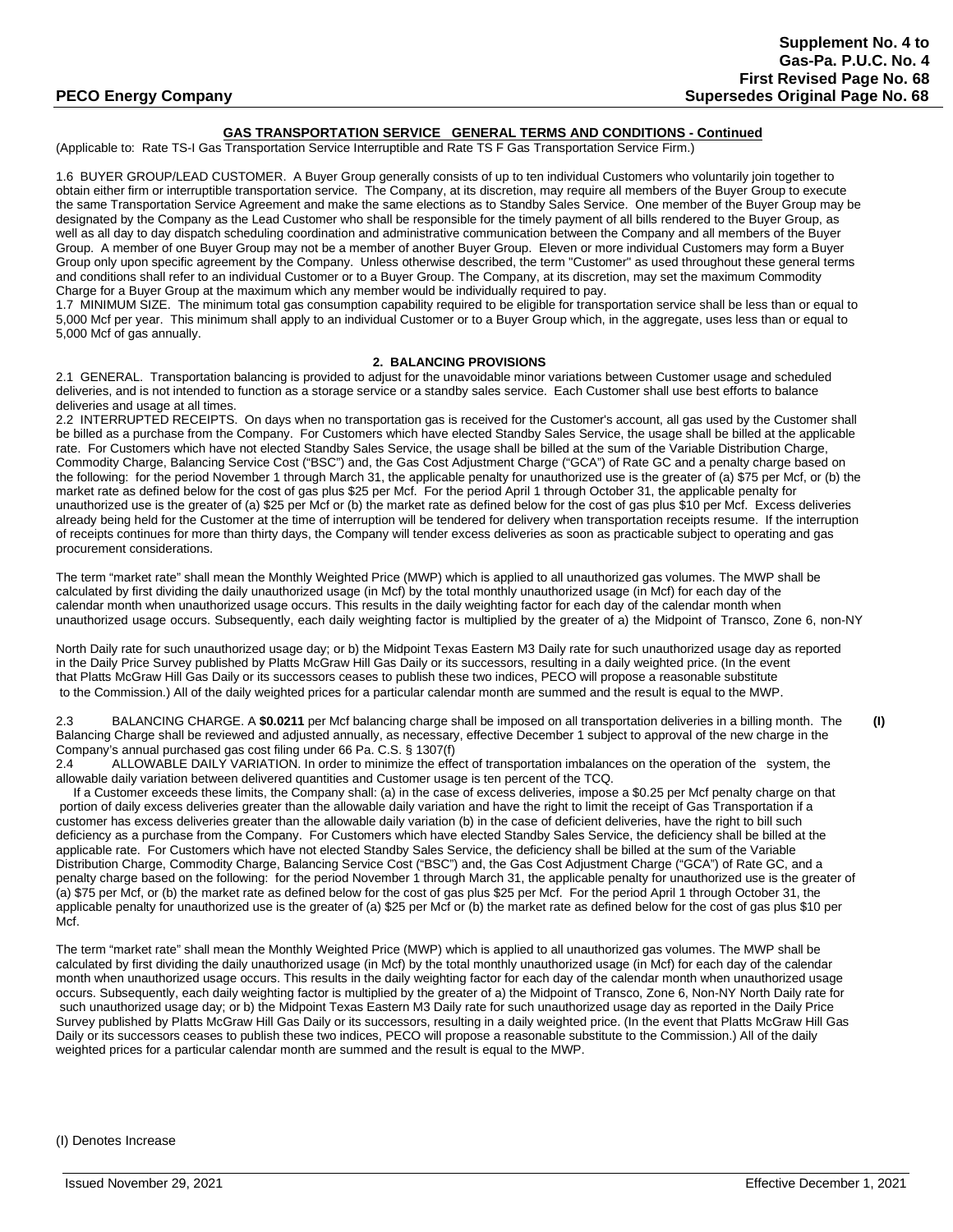**GAS TRANSPORTATION SERVICE GENERAL TERMS AND CONDITIONS - Continued**

(Applicable to: Rate TS-I Gas Transportation Service Interruptible and Rate TS F Gas Transportation Service Firm.)

1.6 BUYER GROUP/LEAD CUSTOMER. A Buyer Group generally consists of up to ten individual Customers who voluntarily join together to obtain either firm or interruptible transportation service. The Company, at its discretion, may require all members of the Buyer Group to execute the same Transportation Service Agreement and make the same elections as to Standby Sales Service. One member of the Buyer Group may be designated by the Company as the Lead Customer who shall be responsible for the timely payment of all bills rendered to the Buyer Group, as well as all day to day dispatch scheduling coordination and administrative communication between the Company and all members of the Buyer Group. A member of one Buyer Group may not be a member of another Buyer Group. Eleven or more individual Customers may form a Buyer Group only upon specific agreement by the Company. Unless otherwise described, the term "Customer" as used throughout these general terms and conditions shall refer to an individual Customer or to a Buyer Group. The Company, at its discretion, may set the maximum Commodity Charge for a Buyer Group at the maximum which any member would be individually required to pay.

1.7 MINIMUM SIZE. The minimum total gas consumption capability required to be eligible for transportation service shall be less than or equal to 5,000 Mcf per year. This minimum shall apply to an individual Customer or to a Buyer Group which, in the aggregate, uses less than or equal to 5,000 Mcf of gas annually.

**2. BALANCING PROVISIONS**

2.1 GENERAL. Transportation balancing is provided to adjust for the unavoidable minor variations between Customer usage and scheduled deliveries, and is not intended to function as a storage service or a standby sales service. Each Customer shall use best efforts to balance deliveries and usage at all times.

2.2 INTERRUPTED RECEIPTS. On days when no transportation gas is received for the Customer's account, all gas used by the Customer shall be billed as a purchase from the Company. For Customers which have elected Standby Sales Service, the usage shall be billed at the applicable rate. For Customers which have not elected Standby Sales Service, the usage shall be billed at the sum of the Variable Distribution Charge, Commodity Charge, Balancing Service Cost ("BSC") and, the Gas Cost Adjustment Charge ("GCA") of Rate GC and a penalty charge based on the following: for the period November 1 through March 31, the applicable penalty for unauthorized use is the greater of (a) $75 per Mcf, or (b) the market rate as defined below for the cost of gas plus $25 per Mcf. For the period April 1 through October 31, the applicable penalty for unauthorized use is the greater of (a) $25 per Mcf or (b) the market rate as defined below for the cost of gas plus $10 per Mcf. Excess deliveries already being held for the Customer at the time of interruption will be tendered for delivery when transportation receipts resume. If the interruption of receipts continues for more than thirty days, the Company will tender excess deliveries as soon as practicable subject to operating and gas procurement considerations.

The term "market rate" shall mean the Monthly Weighted Price (MWP) which is applied to all unauthorized gas volumes. The MWP shall be calculated by first dividing the daily unauthorized usage (in Mcf) by the total monthly unauthorized usage (in Mcf) for each day of the calendar month when unauthorized usage occurs. This results in the daily weighting factor for each day of the calendar month when unauthorized usage occurs. Subsequently, each daily weighting factor is multiplied by the greater of a) the Midpoint of Transco, Zone 6, non-NY North Daily rate for such unauthorized usage day; or b) the Midpoint Texas Eastern M3 Daily rate for such unauthorized usage day as reported in the Daily Price Survey published by Platts McGraw Hill Gas Daily or its successors, resulting in a daily weighted price. (In the event that Platts McGraw Hill Gas Daily or its successors ceases to publish these two indices, PECO will propose a reasonable substitute to the Commission.) All of the daily weighted prices for a particular calendar month are summed and the result is equal to the MWP.

2.3 BALANCING CHARGE. A **$0.0211** per Mcf balancing charge shall be imposed on all transportation deliveries in a billing month. The Balancing Charge shall be reviewed and adjusted annually, as necessary, effective December 1 subject to approval of the new charge in the Company's annual purchased gas cost filing under 66 Pa. C.S. § 1307(f) **(I)**

2.4 ALLOWABLE DAILY VARIATION. In order to minimize the effect of transportation imbalances on the operation of the system, the allowable daily variation between delivered quantities and Customer usage is ten percent of the TCQ.

If a Customer exceeds these limits, the Company shall: (a) in the case of excess deliveries, impose a $0.25 per Mcf penalty charge on that portion of daily excess deliveries greater than the allowable daily variation and have the right to limit the receipt of Gas Transportation if a customer has excess deliveries greater than the allowable daily variation (b) in the case of deficient deliveries, have the right to bill such deficiency as a purchase from the Company. For Customers which have elected Standby Sales Service, the deficiency shall be billed at the applicable rate. For Customers which have not elected Standby Sales Service, the deficiency shall be billed at the sum of the Variable Distribution Charge, Commodity Charge, Balancing Service Cost ("BSC") and, the Gas Cost Adjustment Charge ("GCA") of Rate GC, and a penalty charge based on the following: for the period November 1 through March 31, the applicable penalty for unauthorized use is the greater of (a) $75 per Mcf, or (b) the market rate as defined below for the cost of gas plus $25 per Mcf. For the period April 1 through October 31, the applicable penalty for unauthorized use is the greater of (a) $25 per Mcf or (b) the market rate as defined below for the cost of gas plus $10 per Mcf.

The term "market rate" shall mean the Monthly Weighted Price (MWP) which is applied to all unauthorized gas volumes. The MWP shall be calculated by first dividing the daily unauthorized usage (in Mcf) by the total monthly unauthorized usage (in Mcf) for each day of the calendar month when unauthorized usage occurs. This results in the daily weighting factor for each day of the calendar month when unauthorized usage occurs. Subsequently, each daily weighting factor is multiplied by the greater of a) the Midpoint of Transco, Zone 6, Non-NY North Daily rate for such unauthorized usage day; or b) the Midpoint Texas Eastern M3 Daily rate for such unauthorized usage day as reported in the Daily Price Survey published by Platts McGraw Hill Gas Daily or its successors, resulting in a daily weighted price. (In the event that Platts McGraw Hill Gas Daily or its successors ceases to publish these two indices, PECO will propose a reasonable substitute to the Commission.) All of the daily weighted prices for a particular calendar month are summed and the result is equal to the MWP.

(I) Denotes Increase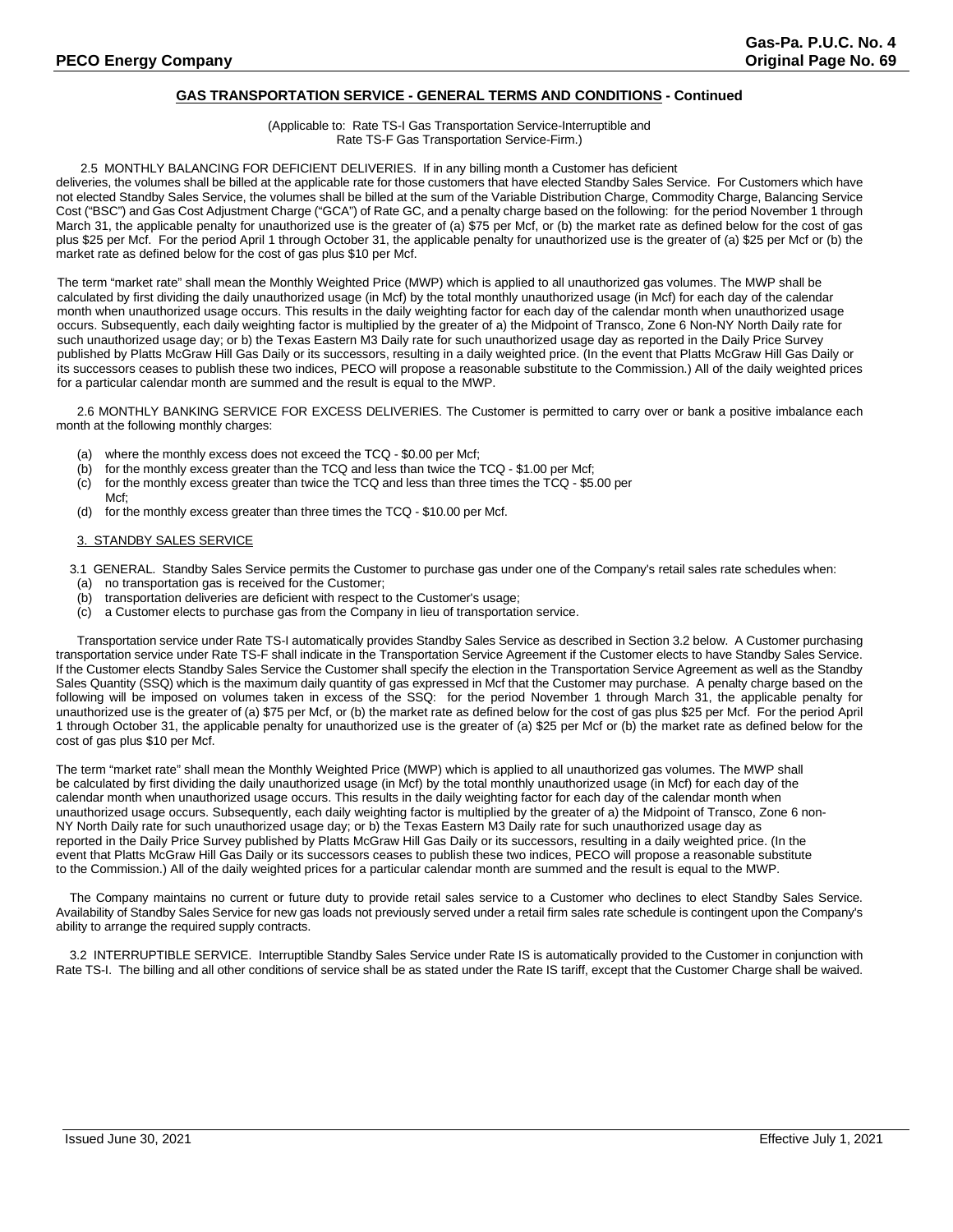## GAS TRANSPORTATION SERVICE - GENERAL TERMS AND CONDITIONS - Continued

(Applicable to: Rate TS-I Gas Transportation Service-Interruptible and Rate TS-F Gas Transportation Service-Firm.)

2.5 MONTHLY BALANCING FOR DEFICIENT DELIVERIES. If in any billing month a Customer has deficient deliveries, the volumes shall be billed at the applicable rate for those customers that have elected Standby Sales Service. For Customers which have not elected Standby Sales Service, the volumes shall be billed at the sum of the Variable Distribution Charge, Commodity Charge, Balancing Service Cost ("BSC") and Gas Cost Adjustment Charge ("GCA") of Rate GC, and a penalty charge based on the following: for the period November 1 through March 31, the applicable penalty for unauthorized use is the greater of (a) $75 per Mcf, or (b) the market rate as defined below for the cost of gas plus $25 per Mcf. For the period April 1 through October 31, the applicable penalty for unauthorized use is the greater of (a) $25 per Mcf or (b) the market rate as defined below for the cost of gas plus $10 per Mcf.

The term "market rate" shall mean the Monthly Weighted Price (MWP) which is applied to all unauthorized gas volumes. The MWP shall be calculated by first dividing the daily unauthorized usage (in Mcf) by the total monthly unauthorized usage (in Mcf) for each day of the calendar month when unauthorized usage occurs. This results in the daily weighting factor for each day of the calendar month when unauthorized usage occurs. Subsequently, each daily weighting factor is multiplied by the greater of a) the Midpoint of Transco, Zone 6 Non-NY North Daily rate for such unauthorized usage day; or b) the Texas Eastern M3 Daily rate for such unauthorized usage day as reported in the Daily Price Survey published by Platts McGraw Hill Gas Daily or its successors, resulting in a daily weighted price. (In the event that Platts McGraw Hill Gas Daily or its successors ceases to publish these two indices, PECO will propose a reasonable substitute to the Commission.) All of the daily weighted prices for a particular calendar month are summed and the result is equal to the MWP.

2.6 MONTHLY BANKING SERVICE FOR EXCESS DELIVERIES. The Customer is permitted to carry over or bank a positive imbalance each month at the following monthly charges:

(a) where the monthly excess does not exceed the TCQ - $0.00 per Mcf;
(b) for the monthly excess greater than the TCQ and less than twice the TCQ - $1.00 per Mcf;
(c) for the monthly excess greater than twice the TCQ and less than three times the TCQ - $5.00 per Mcf;
(d) for the monthly excess greater than three times the TCQ - $10.00 per Mcf.

### 3. STANDBY SALES SERVICE

3.1 GENERAL. Standby Sales Service permits the Customer to purchase gas under one of the Company's retail sales rate schedules when:
(a) no transportation gas is received for the Customer;
(b) transportation deliveries are deficient with respect to the Customer's usage;
(c) a Customer elects to purchase gas from the Company in lieu of transportation service.

Transportation service under Rate TS-I automatically provides Standby Sales Service as described in Section 3.2 below. A Customer purchasing transportation service under Rate TS-F shall indicate in the Transportation Service Agreement if the Customer elects to have Standby Sales Service. If the Customer elects Standby Sales Service the Customer shall specify the election in the Transportation Service Agreement as well as the Standby Sales Quantity (SSQ) which is the maximum daily quantity of gas expressed in Mcf that the Customer may purchase. A penalty charge based on the following will be imposed on volumes taken in excess of the SSQ: for the period November 1 through March 31, the applicable penalty for unauthorized use is the greater of (a) $75 per Mcf, or (b) the market rate as defined below for the cost of gas plus $25 per Mcf. For the period April 1 through October 31, the applicable penalty for unauthorized use is the greater of (a) $25 per Mcf or (b) the market rate as defined below for the cost of gas plus $10 per Mcf.

The term "market rate" shall mean the Monthly Weighted Price (MWP) which is applied to all unauthorized gas volumes. The MWP shall be calculated by first dividing the daily unauthorized usage (in Mcf) by the total monthly unauthorized usage (in Mcf) for each day of the calendar month when unauthorized usage occurs. This results in the daily weighting factor for each day of the calendar month when unauthorized usage occurs. Subsequently, each daily weighting factor is multiplied by the greater of a) the Midpoint of Transco, Zone 6 non-NY North Daily rate for such unauthorized usage day; or b) the Texas Eastern M3 Daily rate for such unauthorized usage day as reported in the Daily Price Survey published by Platts McGraw Hill Gas Daily or its successors, resulting in a daily weighted price. (In the event that Platts McGraw Hill Gas Daily or its successors ceases to publish these two indices, PECO will propose a reasonable substitute to the Commission.) All of the daily weighted prices for a particular calendar month are summed and the result is equal to the MWP.

The Company maintains no current or future duty to provide retail sales service to a Customer who declines to elect Standby Sales Service. Availability of Standby Sales Service for new gas loads not previously served under a retail firm sales rate schedule is contingent upon the Company's ability to arrange the required supply contracts.

3.2 INTERRUPTIBLE SERVICE. Interruptible Standby Sales Service under Rate IS is automatically provided to the Customer in conjunction with Rate TS-I. The billing and all other conditions of service shall be as stated under the Rate IS tariff, except that the Customer Charge shall be waived.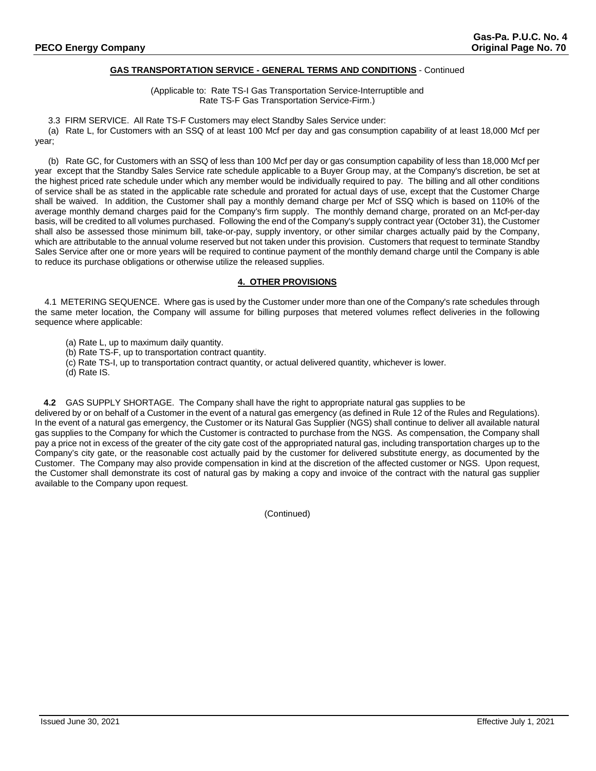## GAS TRANSPORTATION SERVICE - GENERAL TERMS AND CONDITIONS - Continued

(Applicable to: Rate TS-I Gas Transportation Service-Interruptible and Rate TS-F Gas Transportation Service-Firm.)

3.3 FIRM SERVICE. All Rate TS-F Customers may elect Standby Sales Service under:

(a) Rate L, for Customers with an SSQ of at least 100 Mcf per day and gas consumption capability of at least 18,000 Mcf per year;

(b) Rate GC, for Customers with an SSQ of less than 100 Mcf per day or gas consumption capability of less than 18,000 Mcf per year except that the Standby Sales Service rate schedule applicable to a Buyer Group may, at the Company's discretion, be set at the highest priced rate schedule under which any member would be individually required to pay. The billing and all other conditions of service shall be as stated in the applicable rate schedule and prorated for actual days of use, except that the Customer Charge shall be waived. In addition, the Customer shall pay a monthly demand charge per Mcf of SSQ which is based on 110% of the average monthly demand charges paid for the Company's firm supply. The monthly demand charge, prorated on an Mcf-per-day basis, will be credited to all volumes purchased. Following the end of the Company's supply contract year (October 31), the Customer shall also be assessed those minimum bill, take-or-pay, supply inventory, or other similar charges actually paid by the Company, which are attributable to the annual volume reserved but not taken under this provision. Customers that request to terminate Standby Sales Service after one or more years will be required to continue payment of the monthly demand charge until the Company is able to reduce its purchase obligations or otherwise utilize the released supplies.

### 4. OTHER PROVISIONS

4.1 METERING SEQUENCE. Where gas is used by the Customer under more than one of the Company's rate schedules through the same meter location, the Company will assume for billing purposes that metered volumes reflect deliveries in the following sequence where applicable:

(a) Rate L, up to maximum daily quantity.
(b) Rate TS-F, up to transportation contract quantity.
(c) Rate TS-I, up to transportation contract quantity, or actual delivered quantity, whichever is lower.
(d) Rate IS.

**4.2** GAS SUPPLY SHORTAGE. The Company shall have the right to appropriate natural gas supplies to be delivered by or on behalf of a Customer in the event of a natural gas emergency (as defined in Rule 12 of the Rules and Regulations). In the event of a natural gas emergency, the Customer or its Natural Gas Supplier (NGS) shall continue to deliver all available natural gas supplies to the Company for which the Customer is contracted to purchase from the NGS. As compensation, the Company shall pay a price not in excess of the greater of the city gate cost of the appropriated natural gas, including transportation charges up to the Company's city gate, or the reasonable cost actually paid by the customer for delivered substitute energy, as documented by the Customer. The Company may also provide compensation in kind at the discretion of the affected customer or NGS. Upon request, the Customer shall demonstrate its cost of natural gas by making a copy and invoice of the contract with the natural gas supplier available to the Company upon request.

(Continued)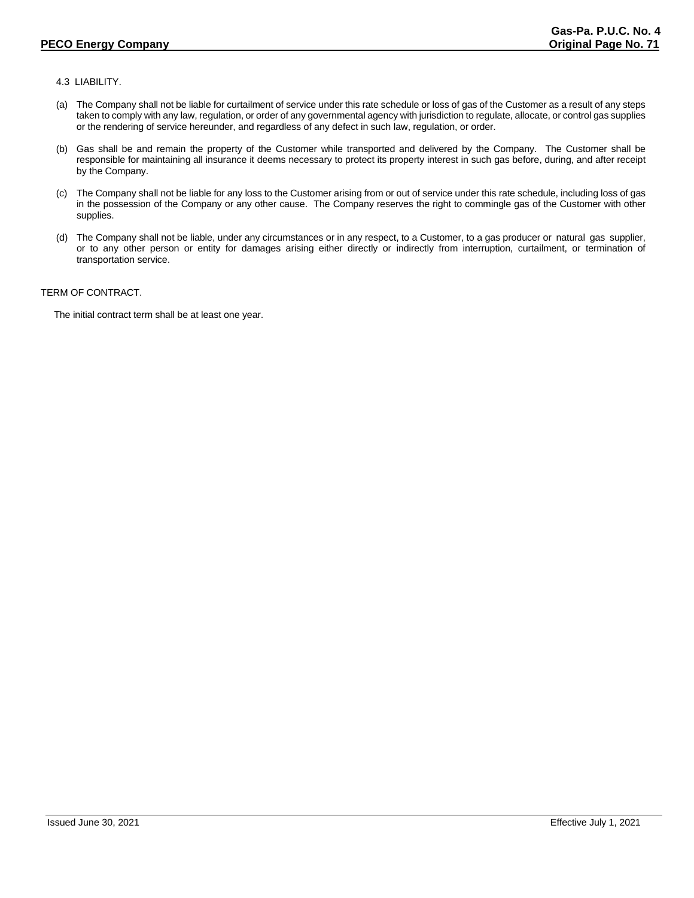4.3 LIABILITY.

(a) The Company shall not be liable for curtailment of service under this rate schedule or loss of gas of the Customer as a result of any steps taken to comply with any law, regulation, or order of any governmental agency with jurisdiction to regulate, allocate, or control gas supplies or the rendering of service hereunder, and regardless of any defect in such law, regulation, or order.

(b) Gas shall be and remain the property of the Customer while transported and delivered by the Company. The Customer shall be responsible for maintaining all insurance it deems necessary to protect its property interest in such gas before, during, and after receipt by the Company.

(c) The Company shall not be liable for any loss to the Customer arising from or out of service under this rate schedule, including loss of gas in the possession of the Company or any other cause. The Company reserves the right to commingle gas of the Customer with other supplies.

(d) The Company shall not be liable, under any circumstances or in any respect, to a Customer, to a gas producer or natural gas supplier, or to any other person or entity for damages arising either directly or indirectly from interruption, curtailment, or termination of transportation service.

TERM OF CONTRACT.

The initial contract term shall be at least one year.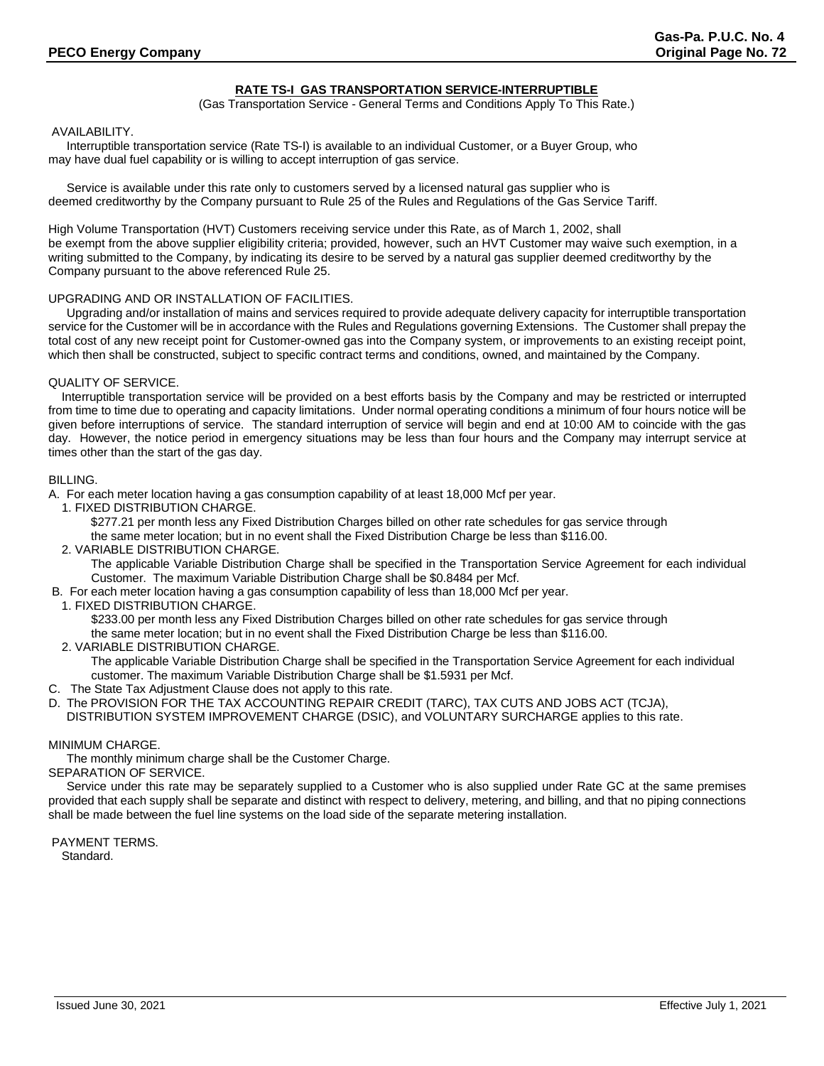# RATE TS-I GAS TRANSPORTATION SERVICE-INTERRUPTIBLE

(Gas Transportation Service - General Terms and Conditions Apply To This Rate.)

AVAILABILITY.

Interruptible transportation service (Rate TS-I) is available to an individual Customer, or a Buyer Group, who may have dual fuel capability or is willing to accept interruption of gas service.

Service is available under this rate only to customers served by a licensed natural gas supplier who is deemed creditworthy by the Company pursuant to Rule 25 of the Rules and Regulations of the Gas Service Tariff.

High Volume Transportation (HVT) Customers receiving service under this Rate, as of March 1, 2002, shall be exempt from the above supplier eligibility criteria; provided, however, such an HVT Customer may waive such exemption, in a writing submitted to the Company, by indicating its desire to be served by a natural gas supplier deemed creditworthy by the Company pursuant to the above referenced Rule 25.

UPGRADING AND OR INSTALLATION OF FACILITIES.

Upgrading and/or installation of mains and services required to provide adequate delivery capacity for interruptible transportation service for the Customer will be in accordance with the Rules and Regulations governing Extensions. The Customer shall prepay the total cost of any new receipt point for Customer-owned gas into the Company system, or improvements to an existing receipt point, which then shall be constructed, subject to specific contract terms and conditions, owned, and maintained by the Company.

QUALITY OF SERVICE.

Interruptible transportation service will be provided on a best efforts basis by the Company and may be restricted or interrupted from time to time due to operating and capacity limitations. Under normal operating conditions a minimum of four hours notice will be given before interruptions of service. The standard interruption of service will begin and end at 10:00 AM to coincide with the gas day. However, the notice period in emergency situations may be less than four hours and the Company may interrupt service at times other than the start of the gas day.

BILLING.

A. For each meter location having a gas consumption capability of at least 18,000 Mcf per year.
   1. FIXED DISTRIBUTION CHARGE.
      $277.21 per month less any Fixed Distribution Charges billed on other rate schedules for gas service through the same meter location; but in no event shall the Fixed Distribution Charge be less than $116.00.
   2. VARIABLE DISTRIBUTION CHARGE.
      The applicable Variable Distribution Charge shall be specified in the Transportation Service Agreement for each individual Customer. The maximum Variable Distribution Charge shall be $0.8484 per Mcf.

B. For each meter location having a gas consumption capability of less than 18,000 Mcf per year.
   1. FIXED DISTRIBUTION CHARGE.
      $233.00 per month less any Fixed Distribution Charges billed on other rate schedules for gas service through the same meter location; but in no event shall the Fixed Distribution Charge be less than $116.00.
   2. VARIABLE DISTRIBUTION CHARGE.
      The applicable Variable Distribution Charge shall be specified in the Transportation Service Agreement for each individual customer. The maximum Variable Distribution Charge shall be $1.5931 per Mcf.

C. The State Tax Adjustment Clause does not apply to this rate.

D. The PROVISION FOR THE TAX ACCOUNTING REPAIR CREDIT (TARC), TAX CUTS AND JOBS ACT (TCJA), DISTRIBUTION SYSTEM IMPROVEMENT CHARGE (DSIC), and VOLUNTARY SURCHARGE applies to this rate.

MINIMUM CHARGE.

The monthly minimum charge shall be the Customer Charge.

SEPARATION OF SERVICE.

Service under this rate may be separately supplied to a Customer who is also supplied under Rate GC at the same premises provided that each supply shall be separate and distinct with respect to delivery, metering, and billing, and that no piping connections shall be made between the fuel line systems on the load side of the separate metering installation.

PAYMENT TERMS.

Standard.

Issued June 30, 2021 — Effective July 1, 2021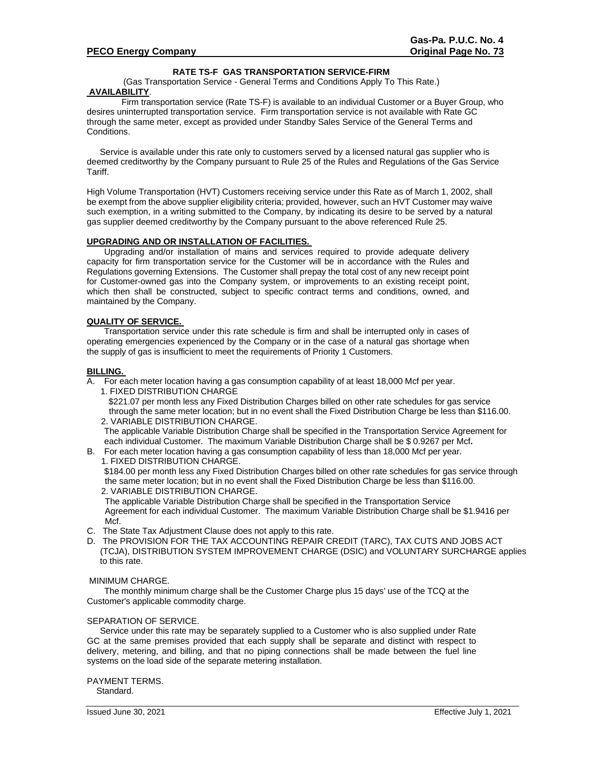**PECO Energy Company**

**Gas-Pa. P.U.C. No. 4**
**Original Page No. 73**

## RATE TS-F GAS TRANSPORTATION SERVICE-FIRM

(Gas Transportation Service - General Terms and Conditions Apply To This Rate.)

**AVAILABILITY**.

Firm transportation service (Rate TS-F) is available to an individual Customer or a Buyer Group, who desires uninterrupted transportation service. Firm transportation service is not available with Rate GC through the same meter, except as provided under Standby Sales Service of the General Terms and Conditions.

Service is available under this rate only to customers served by a licensed natural gas supplier who is deemed creditworthy by the Company pursuant to Rule 25 of the Rules and Regulations of the Gas Service Tariff.

High Volume Transportation (HVT) Customers receiving service under this Rate as of March 1, 2002, shall be exempt from the above supplier eligibility criteria; provided, however, such an HVT Customer may waive such exemption, in a writing submitted to the Company, by indicating its desire to be served by a natural gas supplier deemed creditworthy by the Company pursuant to the above referenced Rule 25.

**UPGRADING AND OR INSTALLATION OF FACILITIES.**

Upgrading and/or installation of mains and services required to provide adequate delivery capacity for firm transportation service for the Customer will be in accordance with the Rules and Regulations governing Extensions. The Customer shall prepay the total cost of any new receipt point for Customer-owned gas into the Company system, or improvements to an existing receipt point, which then shall be constructed, subject to specific contract terms and conditions, owned, and maintained by the Company.

**QUALITY OF SERVICE.**

Transportation service under this rate schedule is firm and shall be interrupted only in cases of operating emergencies experienced by the Company or in the case of a natural gas shortage when the supply of gas is insufficient to meet the requirements of Priority 1 Customers.

**BILLING.**

A. For each meter location having a gas consumption capability of at least 18,000 Mcf per year.
   1. FIXED DISTRIBUTION CHARGE
      $221.07 per month less any Fixed Distribution Charges billed on other rate schedules for gas service through the same meter location; but in no event shall the Fixed Distribution Charge be less than $116.00.
   2. VARIABLE DISTRIBUTION CHARGE.
      The applicable Variable Distribution Charge shall be specified in the Transportation Service Agreement for each individual Customer. The maximum Variable Distribution Charge shall be $ 0.9267 per Mcf**.**
B. For each meter location having a gas consumption capability of less than 18,000 Mcf per year.
   1. FIXED DISTRIBUTION CHARGE.
      $184.00 per month less any Fixed Distribution Charges billed on other rate schedules for gas service through the same meter location; but in no event shall the Fixed Distribution Charge be less than $116.00.
   2. VARIABLE DISTRIBUTION CHARGE.
      The applicable Variable Distribution Charge shall be specified in the Transportation Service Agreement for each individual Customer. The maximum Variable Distribution Charge shall be $1.9416 per Mcf.
C. The State Tax Adjustment Clause does not apply to this rate.
D. The PROVISION FOR THE TAX ACCOUNTING REPAIR CREDIT (TARC), TAX CUTS AND JOBS ACT (TCJA), DISTRIBUTION SYSTEM IMPROVEMENT CHARGE (DSIC) and VOLUNTARY SURCHARGE applies to this rate.

MINIMUM CHARGE.

The monthly minimum charge shall be the Customer Charge plus 15 days' use of the TCQ at the Customer's applicable commodity charge.

SEPARATION OF SERVICE.

Service under this rate may be separately supplied to a Customer who is also supplied under Rate GC at the same premises provided that each supply shall be separate and distinct with respect to delivery, metering, and billing, and that no piping connections shall be made between the fuel line systems on the load side of the separate metering installation.

PAYMENT TERMS.
Standard.

Issued June 30, 2021 Effective July 1, 2021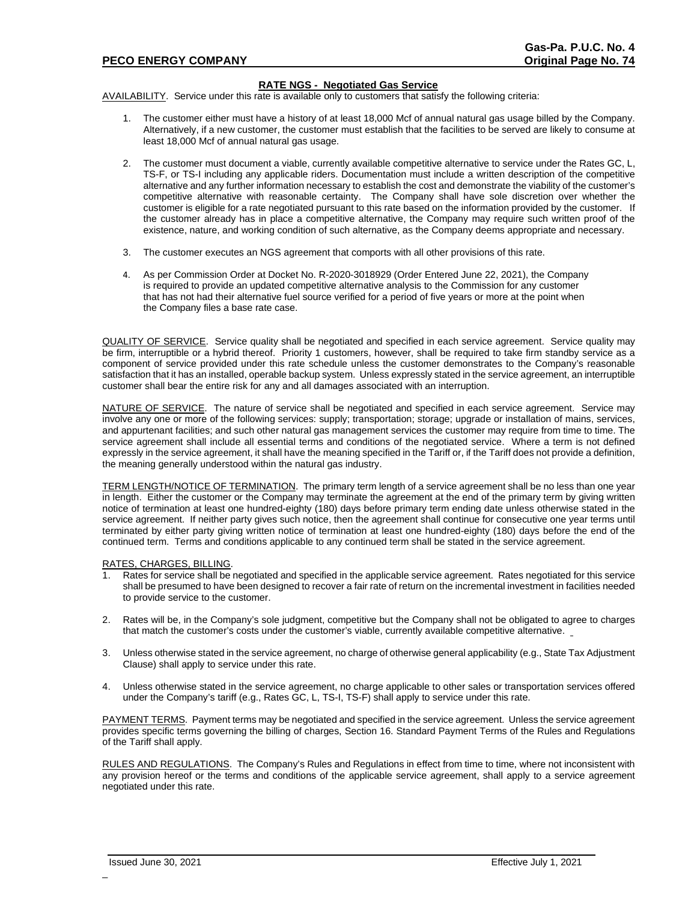## RATE NGS - Negotiated Gas Service

AVAILABILITY. Service under this rate is available only to customers that satisfy the following criteria:

1. The customer either must have a history of at least 18,000 Mcf of annual natural gas usage billed by the Company. Alternatively, if a new customer, the customer must establish that the facilities to be served are likely to consume at least 18,000 Mcf of annual natural gas usage.

2. The customer must document a viable, currently available competitive alternative to service under the Rates GC, L, TS-F, or TS-I including any applicable riders. Documentation must include a written description of the competitive alternative and any further information necessary to establish the cost and demonstrate the viability of the customer's competitive alternative with reasonable certainty. The Company shall have sole discretion over whether the customer is eligible for a rate negotiated pursuant to this rate based on the information provided by the customer. If the customer already has in place a competitive alternative, the Company may require such written proof of the existence, nature, and working condition of such alternative, as the Company deems appropriate and necessary.

3. The customer executes an NGS agreement that comports with all other provisions of this rate.

4. As per Commission Order at Docket No. R-2020-3018929 (Order Entered June 22, 2021), the Company is required to provide an updated competitive alternative analysis to the Commission for any customer that has not had their alternative fuel source verified for a period of five years or more at the point when the Company files a base rate case.

QUALITY OF SERVICE. Service quality shall be negotiated and specified in each service agreement. Service quality may be firm, interruptible or a hybrid thereof. Priority 1 customers, however, shall be required to take firm standby service as a component of service provided under this rate schedule unless the customer demonstrates to the Company's reasonable satisfaction that it has an installed, operable backup system. Unless expressly stated in the service agreement, an interruptible customer shall bear the entire risk for any and all damages associated with an interruption.

NATURE OF SERVICE. The nature of service shall be negotiated and specified in each service agreement. Service may involve any one or more of the following services: supply; transportation; storage; upgrade or installation of mains, services, and appurtenant facilities; and such other natural gas management services the customer may require from time to time. The service agreement shall include all essential terms and conditions of the negotiated service. Where a term is not defined expressly in the service agreement, it shall have the meaning specified in the Tariff or, if the Tariff does not provide a definition, the meaning generally understood within the natural gas industry.

TERM LENGTH/NOTICE OF TERMINATION. The primary term length of a service agreement shall be no less than one year in length. Either the customer or the Company may terminate the agreement at the end of the primary term by giving written notice of termination at least one hundred-eighty (180) days before primary term ending date unless otherwise stated in the service agreement. If neither party gives such notice, then the agreement shall continue for consecutive one year terms until terminated by either party giving written notice of termination at least one hundred-eighty (180) days before the end of the continued term. Terms and conditions applicable to any continued term shall be stated in the service agreement.

RATES, CHARGES, BILLING.

1. Rates for service shall be negotiated and specified in the applicable service agreement. Rates negotiated for this service shall be presumed to have been designed to recover a fair rate of return on the incremental investment in facilities needed to provide service to the customer.

2. Rates will be, in the Company's sole judgment, competitive but the Company shall not be obligated to agree to charges that match the customer's costs under the customer's viable, currently available competitive alternative.

3. Unless otherwise stated in the service agreement, no charge of otherwise general applicability (e.g., State Tax Adjustment Clause) shall apply to service under this rate.

4. Unless otherwise stated in the service agreement, no charge applicable to other sales or transportation services offered under the Company's tariff (e.g., Rates GC, L, TS-I, TS-F) shall apply to service under this rate.

PAYMENT TERMS. Payment terms may be negotiated and specified in the service agreement. Unless the service agreement provides specific terms governing the billing of charges, Section 16. Standard Payment Terms of the Rules and Regulations of the Tariff shall apply.

RULES AND REGULATIONS. The Company's Rules and Regulations in effect from time to time, where not inconsistent with any provision hereof or the terms and conditions of the applicable service agreement, shall apply to a service agreement negotiated under this rate.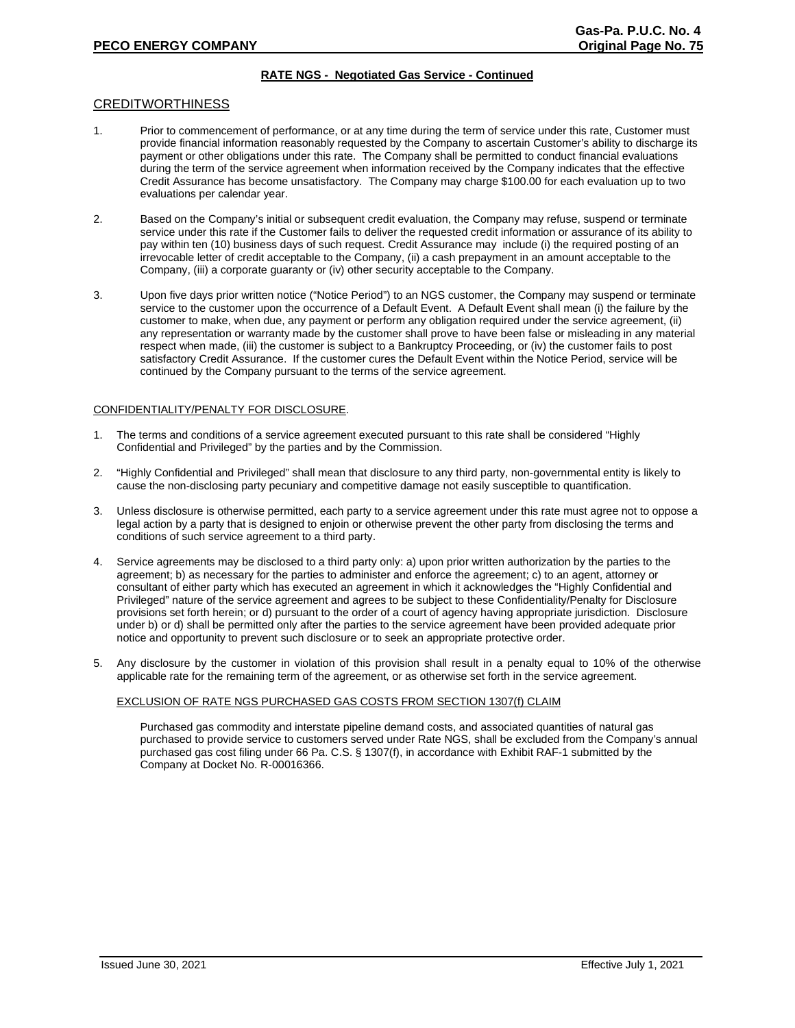## RATE NGS - Negotiated Gas Service - Continued

### CREDITWORTHINESS

1. Prior to commencement of performance, or at any time during the term of service under this rate, Customer must provide financial information reasonably requested by the Company to ascertain Customer's ability to discharge its payment or other obligations under this rate. The Company shall be permitted to conduct financial evaluations during the term of the service agreement when information received by the Company indicates that the effective Credit Assurance has become unsatisfactory. The Company may charge $100.00 for each evaluation up to two evaluations per calendar year.

2. Based on the Company's initial or subsequent credit evaluation, the Company may refuse, suspend or terminate service under this rate if the Customer fails to deliver the requested credit information or assurance of its ability to pay within ten (10) business days of such request. Credit Assurance may include (i) the required posting of an irrevocable letter of credit acceptable to the Company, (ii) a cash prepayment in an amount acceptable to the Company, (iii) a corporate guaranty or (iv) other security acceptable to the Company.

3. Upon five days prior written notice ("Notice Period") to an NGS customer, the Company may suspend or terminate service to the customer upon the occurrence of a Default Event. A Default Event shall mean (i) the failure by the customer to make, when due, any payment or perform any obligation required under the service agreement, (ii) any representation or warranty made by the customer shall prove to have been false or misleading in any material respect when made, (iii) the customer is subject to a Bankruptcy Proceeding, or (iv) the customer fails to post satisfactory Credit Assurance. If the customer cures the Default Event within the Notice Period, service will be continued by the Company pursuant to the terms of the service agreement.

### CONFIDENTIALITY/PENALTY FOR DISCLOSURE.

1. The terms and conditions of a service agreement executed pursuant to this rate shall be considered "Highly Confidential and Privileged" by the parties and by the Commission.

2. "Highly Confidential and Privileged" shall mean that disclosure to any third party, non-governmental entity is likely to cause the non-disclosing party pecuniary and competitive damage not easily susceptible to quantification.

3. Unless disclosure is otherwise permitted, each party to a service agreement under this rate must agree not to oppose a legal action by a party that is designed to enjoin or otherwise prevent the other party from disclosing the terms and conditions of such service agreement to a third party.

4. Service agreements may be disclosed to a third party only: a) upon prior written authorization by the parties to the agreement; b) as necessary for the parties to administer and enforce the agreement; c) to an agent, attorney or consultant of either party which has executed an agreement in which it acknowledges the "Highly Confidential and Privileged" nature of the service agreement and agrees to be subject to these Confidentiality/Penalty for Disclosure provisions set forth herein; or d) pursuant to the order of a court of agency having appropriate jurisdiction. Disclosure under b) or d) shall be permitted only after the parties to the service agreement have been provided adequate prior notice and opportunity to prevent such disclosure or to seek an appropriate protective order.

5. Any disclosure by the customer in violation of this provision shall result in a penalty equal to 10% of the otherwise applicable rate for the remaining term of the agreement, or as otherwise set forth in the service agreement.

#### EXCLUSION OF RATE NGS PURCHASED GAS COSTS FROM SECTION 1307(f) CLAIM

Purchased gas commodity and interstate pipeline demand costs, and associated quantities of natural gas purchased to provide service to customers served under Rate NGS, shall be excluded from the Company's annual purchased gas cost filing under 66 Pa. C.S. § 1307(f), in accordance with Exhibit RAF-1 submitted by the Company at Docket No. R-00016366.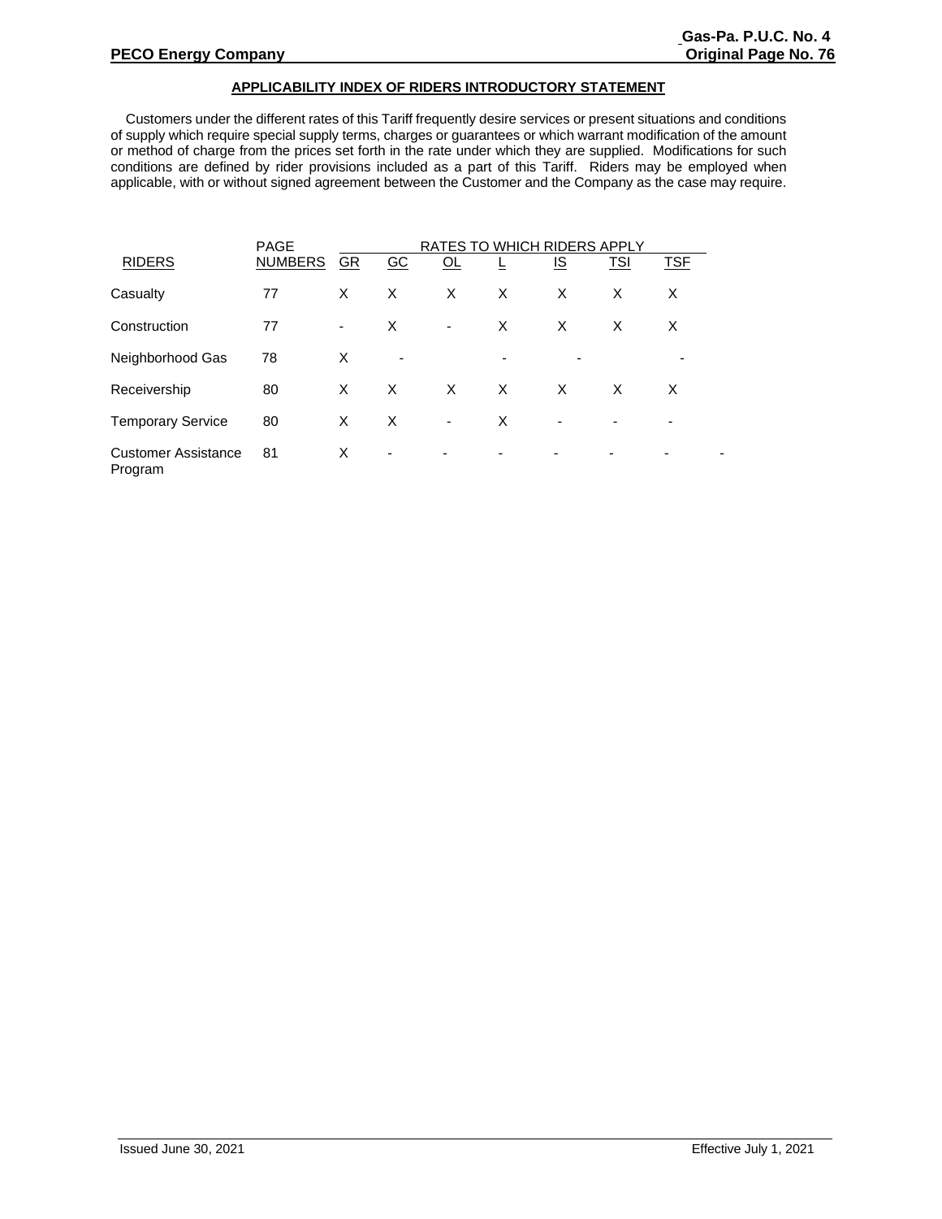## APPLICABILITY INDEX OF RIDERS INTRODUCTORY STATEMENT

Customers under the different rates of this Tariff frequently desire services or present situations and conditions of supply which require special supply terms, charges or guarantees or which warrant modification of the amount or method of charge from the prices set forth in the rate under which they are supplied. Modifications for such conditions are defined by rider provisions included as a part of this Tariff. Riders may be employed when applicable, with or without signed agreement between the Customer and the Company as the case may require.

| RIDERS | PAGE NUMBERS | RATES TO WHICH RIDERS APPLY | | | | | | |
|---|---|---|---|---|---|---|---|---|
| | | GR | GC | OL | L | IS | TSI | TSF |
| Casualty | 77 | X | X | X | X | X | X | X |
| Construction | 77 | - | X | - | X | X | X | X |
| Neighborhood Gas | 78 | X | - | | - | - | | - |
| Receivership | 80 | X | X | X | X | X | X | X |
| Temporary Service | 80 | X | X | - | X | - | - | - |
| Customer Assistance Program | 81 | X | - | - | - | - | - | - |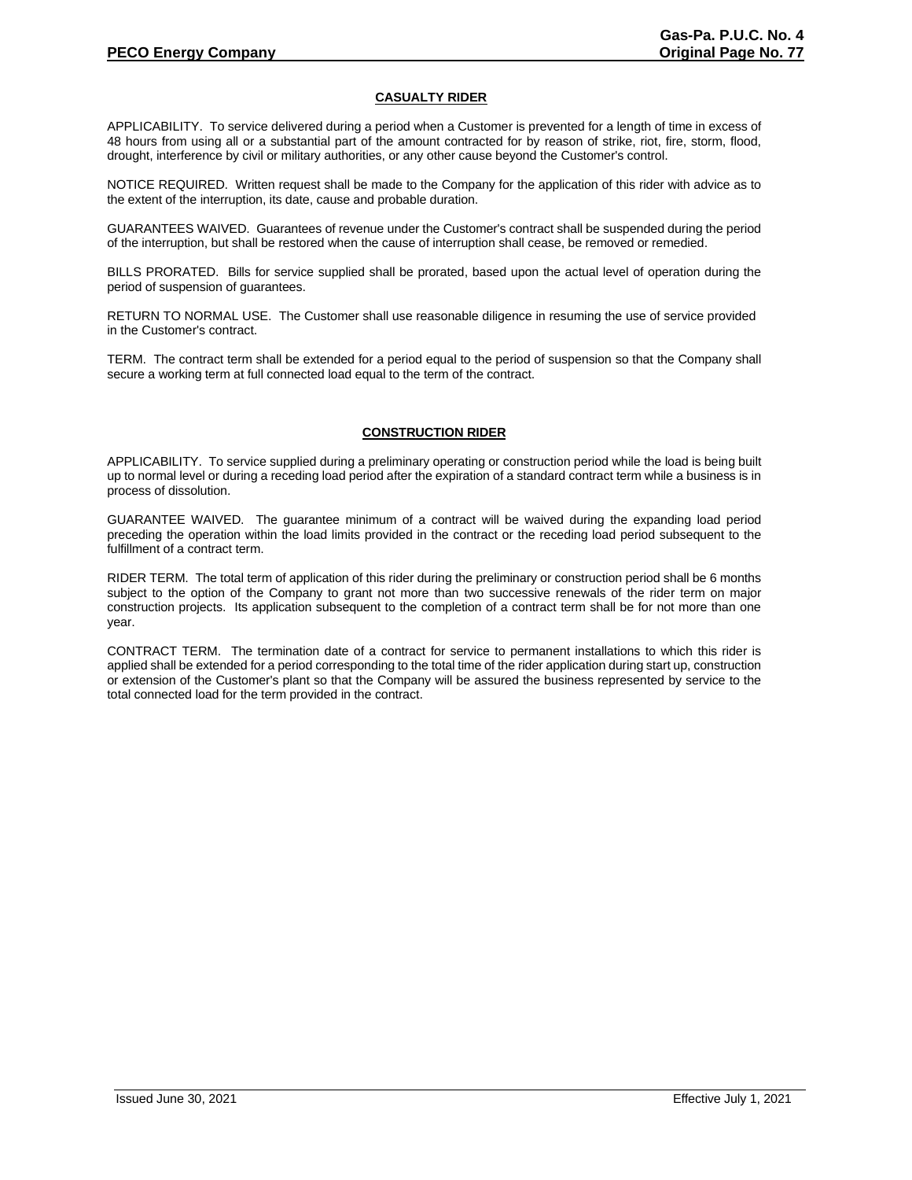## CASUALTY RIDER

APPLICABILITY. To service delivered during a period when a Customer is prevented for a length of time in excess of 48 hours from using all or a substantial part of the amount contracted for by reason of strike, riot, fire, storm, flood, drought, interference by civil or military authorities, or any other cause beyond the Customer's control.

NOTICE REQUIRED. Written request shall be made to the Company for the application of this rider with advice as to the extent of the interruption, its date, cause and probable duration.

GUARANTEES WAIVED. Guarantees of revenue under the Customer's contract shall be suspended during the period of the interruption, but shall be restored when the cause of interruption shall cease, be removed or remedied.

BILLS PRORATED. Bills for service supplied shall be prorated, based upon the actual level of operation during the period of suspension of guarantees.

RETURN TO NORMAL USE. The Customer shall use reasonable diligence in resuming the use of service provided in the Customer's contract.

TERM. The contract term shall be extended for a period equal to the period of suspension so that the Company shall secure a working term at full connected load equal to the term of the contract.

## CONSTRUCTION RIDER

APPLICABILITY. To service supplied during a preliminary operating or construction period while the load is being built up to normal level or during a receding load period after the expiration of a standard contract term while a business is in process of dissolution.

GUARANTEE WAIVED. The guarantee minimum of a contract will be waived during the expanding load period preceding the operation within the load limits provided in the contract or the receding load period subsequent to the fulfillment of a contract term.

RIDER TERM. The total term of application of this rider during the preliminary or construction period shall be 6 months subject to the option of the Company to grant not more than two successive renewals of the rider term on major construction projects. Its application subsequent to the completion of a contract term shall be for not more than one year.

CONTRACT TERM. The termination date of a contract for service to permanent installations to which this rider is applied shall be extended for a period corresponding to the total time of the rider application during start up, construction or extension of the Customer's plant so that the Company will be assured the business represented by service to the total connected load for the term provided in the contract.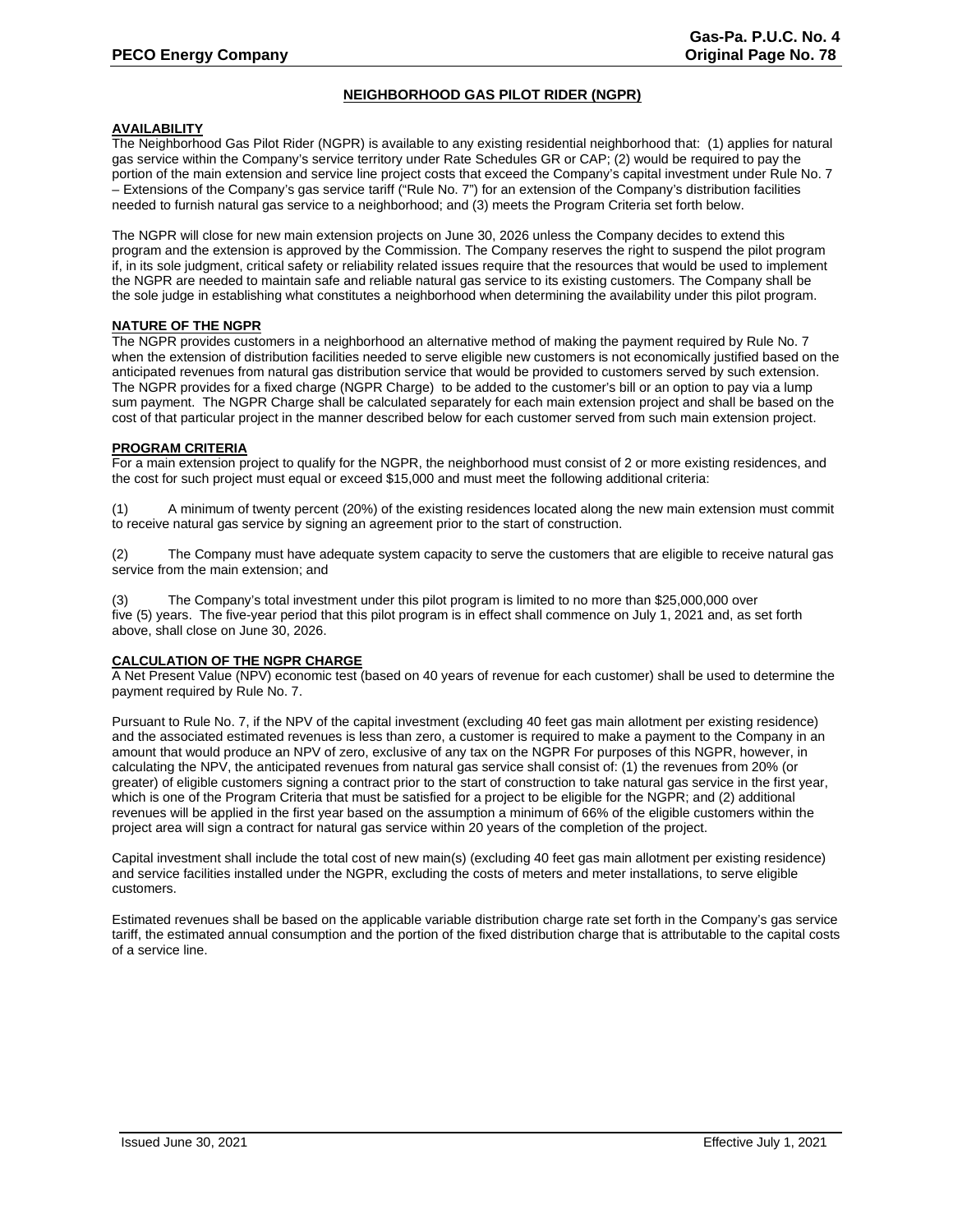# NEIGHBORHOOD GAS PILOT RIDER (NGPR)

## AVAILABILITY

The Neighborhood Gas Pilot Rider (NGPR) is available to any existing residential neighborhood that: (1) applies for natural gas service within the Company's service territory under Rate Schedules GR or CAP; (2) would be required to pay the portion of the main extension and service line project costs that exceed the Company's capital investment under Rule No. 7 – Extensions of the Company's gas service tariff ("Rule No. 7") for an extension of the Company's distribution facilities needed to furnish natural gas service to a neighborhood; and (3) meets the Program Criteria set forth below.

The NGPR will close for new main extension projects on June 30, 2026 unless the Company decides to extend this program and the extension is approved by the Commission. The Company reserves the right to suspend the pilot program if, in its sole judgment, critical safety or reliability related issues require that the resources that would be used to implement the NGPR are needed to maintain safe and reliable natural gas service to its existing customers. The Company shall be the sole judge in establishing what constitutes a neighborhood when determining the availability under this pilot program.

## NATURE OF THE NGPR

The NGPR provides customers in a neighborhood an alternative method of making the payment required by Rule No. 7 when the extension of distribution facilities needed to serve eligible new customers is not economically justified based on the anticipated revenues from natural gas distribution service that would be provided to customers served by such extension. The NGPR provides for a fixed charge (NGPR Charge) to be added to the customer's bill or an option to pay via a lump sum payment. The NGPR Charge shall be calculated separately for each main extension project and shall be based on the cost of that particular project in the manner described below for each customer served from such main extension project.

## PROGRAM CRITERIA

For a main extension project to qualify for the NGPR, the neighborhood must consist of 2 or more existing residences, and the cost for such project must equal or exceed $15,000 and must meet the following additional criteria:

(1) A minimum of twenty percent (20%) of the existing residences located along the new main extension must commit to receive natural gas service by signing an agreement prior to the start of construction.

(2) The Company must have adequate system capacity to serve the customers that are eligible to receive natural gas service from the main extension; and

(3) The Company's total investment under this pilot program is limited to no more than $25,000,000 over five (5) years. The five-year period that this pilot program is in effect shall commence on July 1, 2021 and, as set forth above, shall close on June 30, 2026.

## CALCULATION OF THE NGPR CHARGE

A Net Present Value (NPV) economic test (based on 40 years of revenue for each customer) shall be used to determine the payment required by Rule No. 7.

Pursuant to Rule No. 7, if the NPV of the capital investment (excluding 40 feet gas main allotment per existing residence) and the associated estimated revenues is less than zero, a customer is required to make a payment to the Company in an amount that would produce an NPV of zero, exclusive of any tax on the NGPR For purposes of this NGPR, however, in calculating the NPV, the anticipated revenues from natural gas service shall consist of: (1) the revenues from 20% (or greater) of eligible customers signing a contract prior to the start of construction to take natural gas service in the first year, which is one of the Program Criteria that must be satisfied for a project to be eligible for the NGPR; and (2) additional revenues will be applied in the first year based on the assumption a minimum of 66% of the eligible customers within the project area will sign a contract for natural gas service within 20 years of the completion of the project.

Capital investment shall include the total cost of new main(s) (excluding 40 feet gas main allotment per existing residence) and service facilities installed under the NGPR, excluding the costs of meters and meter installations, to serve eligible customers.

Estimated revenues shall be based on the applicable variable distribution charge rate set forth in the Company's gas service tariff, the estimated annual consumption and the portion of the fixed distribution charge that is attributable to the capital costs of a service line.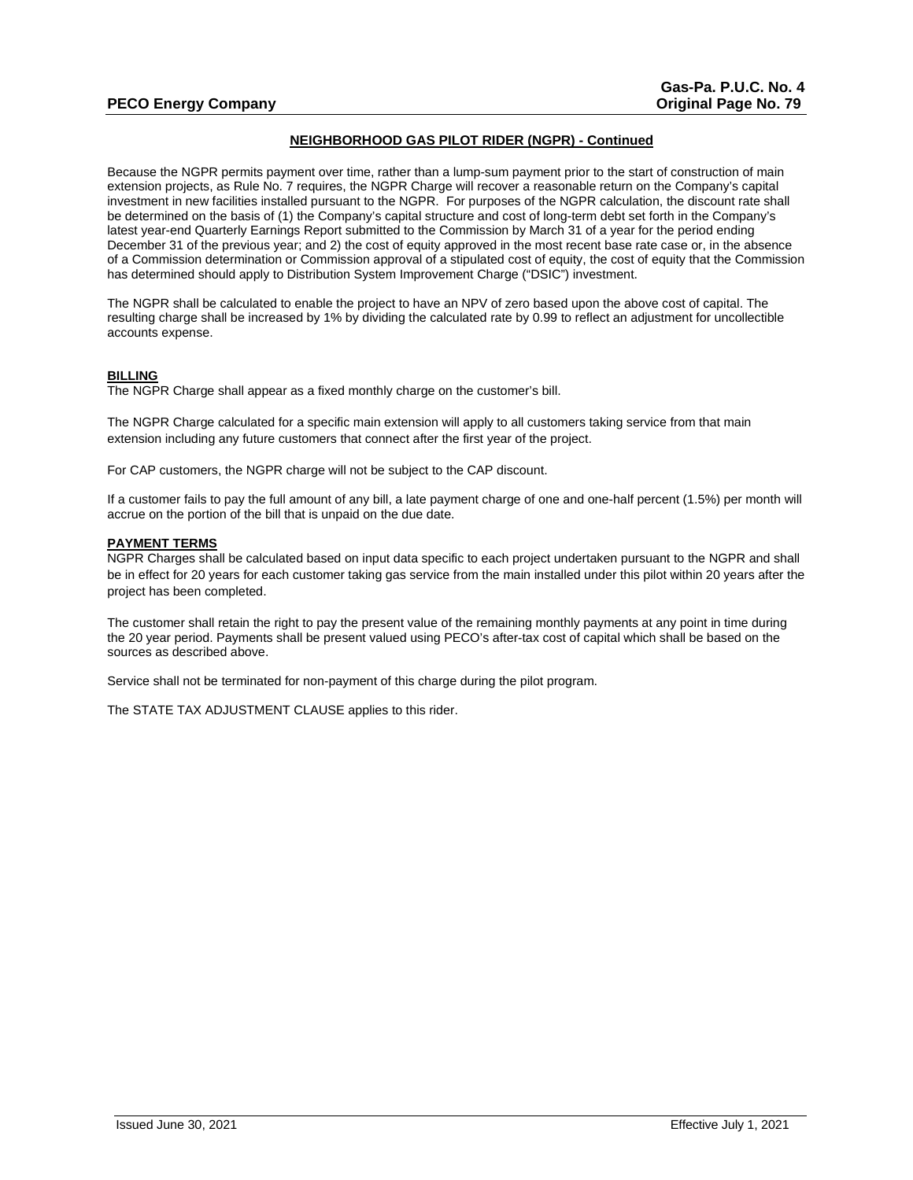## NEIGHBORHOOD GAS PILOT RIDER (NGPR) - Continued

Because the NGPR permits payment over time, rather than a lump-sum payment prior to the start of construction of main extension projects, as Rule No. 7 requires, the NGPR Charge will recover a reasonable return on the Company's capital investment in new facilities installed pursuant to the NGPR. For purposes of the NGPR calculation, the discount rate shall be determined on the basis of (1) the Company's capital structure and cost of long-term debt set forth in the Company's latest year-end Quarterly Earnings Report submitted to the Commission by March 31 of a year for the period ending December 31 of the previous year; and 2) the cost of equity approved in the most recent base rate case or, in the absence of a Commission determination or Commission approval of a stipulated cost of equity, the cost of equity that the Commission has determined should apply to Distribution System Improvement Charge ("DSIC") investment.

The NGPR shall be calculated to enable the project to have an NPV of zero based upon the above cost of capital. The resulting charge shall be increased by 1% by dividing the calculated rate by 0.99 to reflect an adjustment for uncollectible accounts expense.

**BILLING**

The NGPR Charge shall appear as a fixed monthly charge on the customer's bill.

The NGPR Charge calculated for a specific main extension will apply to all customers taking service from that main extension including any future customers that connect after the first year of the project.

For CAP customers, the NGPR charge will not be subject to the CAP discount.

If a customer fails to pay the full amount of any bill, a late payment charge of one and one-half percent (1.5%) per month will accrue on the portion of the bill that is unpaid on the due date.

**PAYMENT TERMS**

NGPR Charges shall be calculated based on input data specific to each project undertaken pursuant to the NGPR and shall be in effect for 20 years for each customer taking gas service from the main installed under this pilot within 20 years after the project has been completed.

The customer shall retain the right to pay the present value of the remaining monthly payments at any point in time during the 20 year period. Payments shall be present valued using PECO's after-tax cost of capital which shall be based on the sources as described above.

Service shall not be terminated for non-payment of this charge during the pilot program.

The STATE TAX ADJUSTMENT CLAUSE applies to this rider.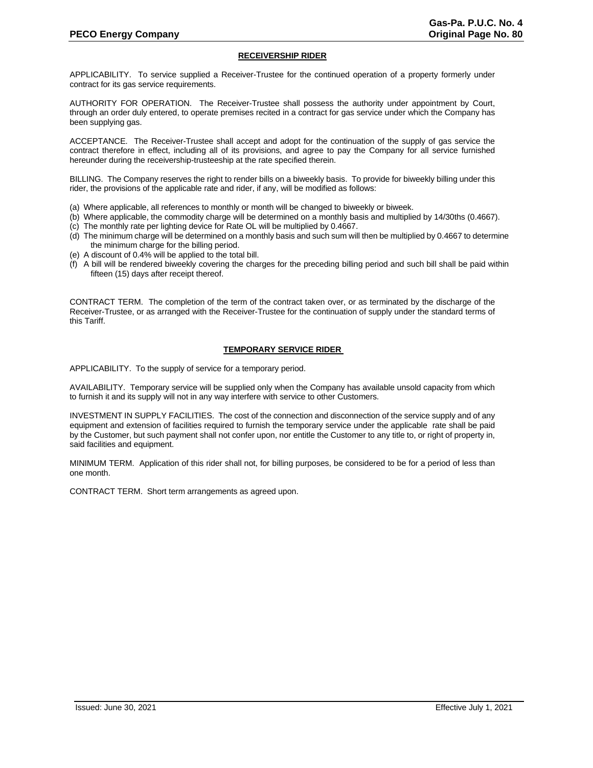## RECEIVERSHIP RIDER

APPLICABILITY. To service supplied a Receiver-Trustee for the continued operation of a property formerly under contract for its gas service requirements.

AUTHORITY FOR OPERATION. The Receiver-Trustee shall possess the authority under appointment by Court, through an order duly entered, to operate premises recited in a contract for gas service under which the Company has been supplying gas.

ACCEPTANCE. The Receiver-Trustee shall accept and adopt for the continuation of the supply of gas service the contract therefore in effect, including all of its provisions, and agree to pay the Company for all service furnished hereunder during the receivership-trusteeship at the rate specified therein.

BILLING. The Company reserves the right to render bills on a biweekly basis. To provide for biweekly billing under this rider, the provisions of the applicable rate and rider, if any, will be modified as follows:

(a) Where applicable, all references to monthly or month will be changed to biweekly or biweek.
(b) Where applicable, the commodity charge will be determined on a monthly basis and multiplied by 14/30ths (0.4667).
(c) The monthly rate per lighting device for Rate OL will be multiplied by 0.4667.
(d) The minimum charge will be determined on a monthly basis and such sum will then be multiplied by 0.4667 to determine the minimum charge for the billing period.
(e) A discount of 0.4% will be applied to the total bill.
(f) A bill will be rendered biweekly covering the charges for the preceding billing period and such bill shall be paid within fifteen (15) days after receipt thereof.

CONTRACT TERM. The completion of the term of the contract taken over, or as terminated by the discharge of the Receiver-Trustee, or as arranged with the Receiver-Trustee for the continuation of supply under the standard terms of this Tariff.

## TEMPORARY SERVICE RIDER

APPLICABILITY. To the supply of service for a temporary period.

AVAILABILITY. Temporary service will be supplied only when the Company has available unsold capacity from which to furnish it and its supply will not in any way interfere with service to other Customers.

INVESTMENT IN SUPPLY FACILITIES. The cost of the connection and disconnection of the service supply and of any equipment and extension of facilities required to furnish the temporary service under the applicable rate shall be paid by the Customer, but such payment shall not confer upon, nor entitle the Customer to any title to, or right of property in, said facilities and equipment.

MINIMUM TERM. Application of this rider shall not, for billing purposes, be considered to be for a period of less than one month.

CONTRACT TERM. Short term arrangements as agreed upon.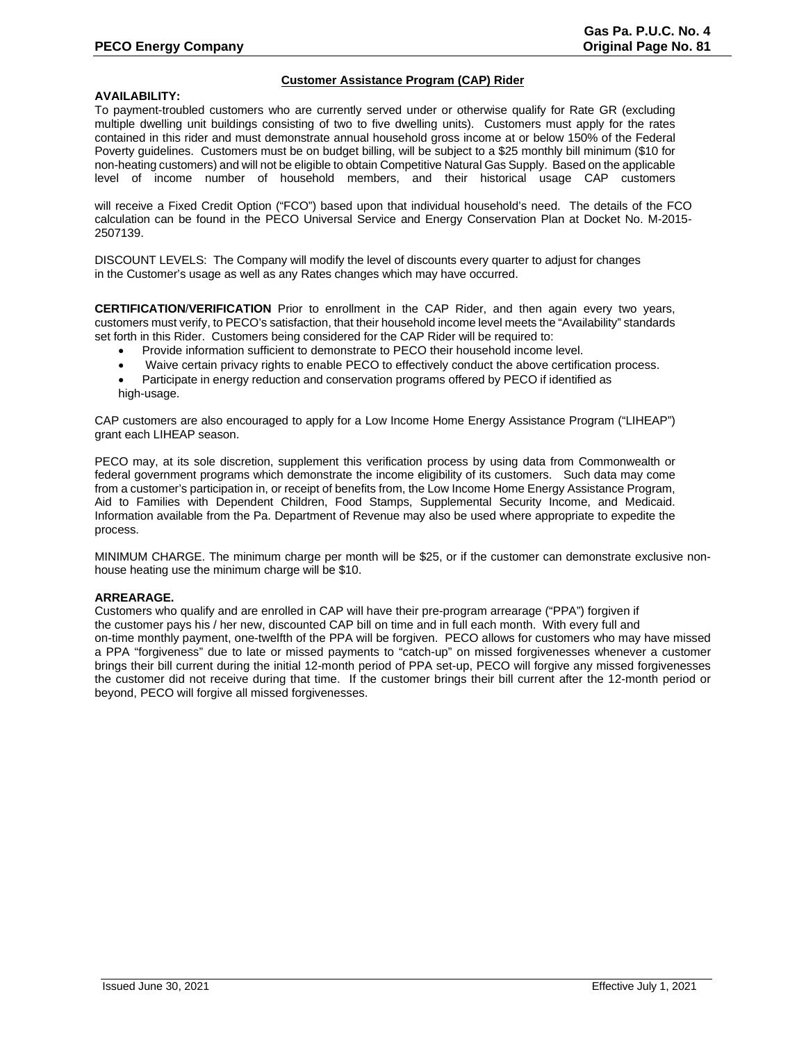## Customer Assistance Program (CAP) Rider

**AVAILABILITY:**

To payment-troubled customers who are currently served under or otherwise qualify for Rate GR (excluding multiple dwelling unit buildings consisting of two to five dwelling units). Customers must apply for the rates contained in this rider and must demonstrate annual household gross income at or below 150% of the Federal Poverty guidelines. Customers must be on budget billing, will be subject to a $25 monthly bill minimum ($10 for non-heating customers) and will not be eligible to obtain Competitive Natural Gas Supply. Based on the applicable level of income number of household members, and their historical usage CAP customers

will receive a Fixed Credit Option ("FCO") based upon that individual household's need. The details of the FCO calculation can be found in the PECO Universal Service and Energy Conservation Plan at Docket No. M-2015-2507139.

DISCOUNT LEVELS: The Company will modify the level of discounts every quarter to adjust for changes in the Customer's usage as well as any Rates changes which may have occurred.

**CERTIFICATION/VERIFICATION** Prior to enrollment in the CAP Rider, and then again every two years, customers must verify, to PECO's satisfaction, that their household income level meets the "Availability" standards set forth in this Rider. Customers being considered for the CAP Rider will be required to:

- Provide information sufficient to demonstrate to PECO their household income level.
- Waive certain privacy rights to enable PECO to effectively conduct the above certification process.
- Participate in energy reduction and conservation programs offered by PECO if identified as high-usage.

CAP customers are also encouraged to apply for a Low Income Home Energy Assistance Program ("LIHEAP") grant each LIHEAP season.

PECO may, at its sole discretion, supplement this verification process by using data from Commonwealth or federal government programs which demonstrate the income eligibility of its customers. Such data may come from a customer's participation in, or receipt of benefits from, the Low Income Home Energy Assistance Program, Aid to Families with Dependent Children, Food Stamps, Supplemental Security Income, and Medicaid. Information available from the Pa. Department of Revenue may also be used where appropriate to expedite the process.

MINIMUM CHARGE. The minimum charge per month will be $25, or if the customer can demonstrate exclusive non-house heating use the minimum charge will be $10.

**ARREARAGE.**

Customers who qualify and are enrolled in CAP will have their pre-program arrearage ("PPA") forgiven if the customer pays his / her new, discounted CAP bill on time and in full each month. With every full and on-time monthly payment, one-twelfth of the PPA will be forgiven. PECO allows for customers who may have missed a PPA "forgiveness" due to late or missed payments to "catch-up" on missed forgivenesses whenever a customer brings their bill current during the initial 12-month period of PPA set-up, PECO will forgive any missed forgivenesses the customer did not receive during that time. If the customer brings their bill current after the 12-month period or beyond, PECO will forgive all missed forgivenesses.